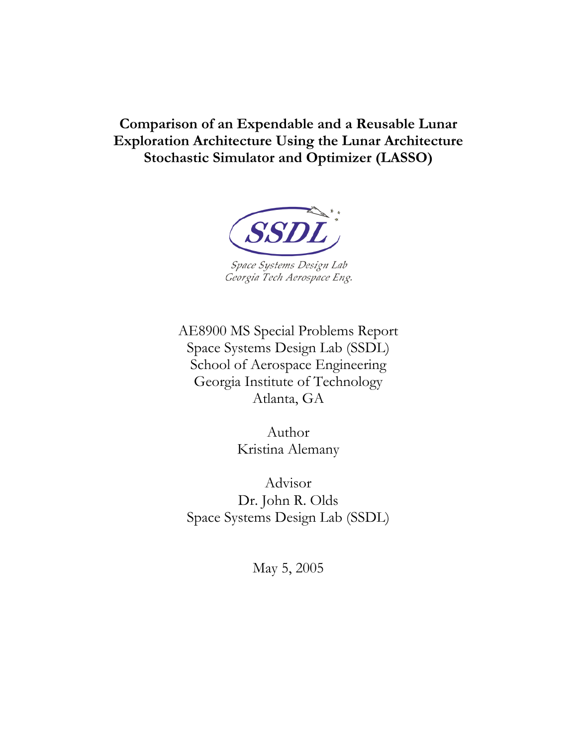# Comparison of an Expendable and a Reusable Lunar Exploration Architecture Using the Lunar Architecture Stochastic Simulator and Optimizer (LASSO)

SSDL

*Space Systems Design Lab*
*Georgia Tech Aerospace Eng.*

AE8900 MS Special Problems Report
Space Systems Design Lab (SSDL)
School of Aerospace Engineering
Georgia Institute of Technology
Atlanta, GA

Author
Kristina Alemany

Advisor
Dr. John R. Olds
Space Systems Design Lab (SSDL)

May 5, 2005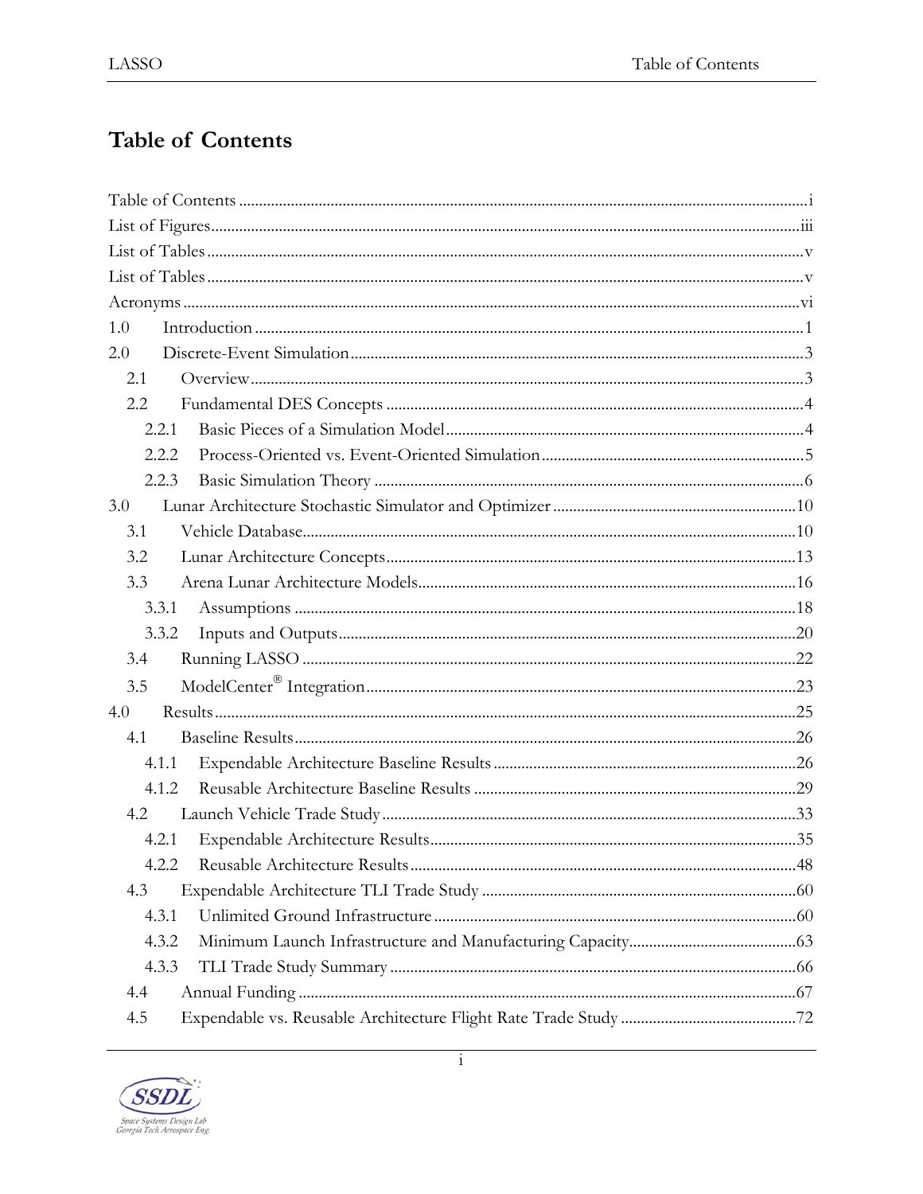# Table of Contents

Table of Contents .......... i
List of Figures .......... iii
List of Tables .......... v
List of Tables .......... v
Acronyms .......... vi
1.0 Introduction .......... 1
2.0 Discrete-Event Simulation .......... 3
  2.1 Overview .......... 3
  2.2 Fundamental DES Concepts .......... 4
    2.2.1 Basic Pieces of a Simulation Model .......... 4
    2.2.2 Process-Oriented vs. Event-Oriented Simulation .......... 5
    2.2.3 Basic Simulation Theory .......... 6
3.0 Lunar Architecture Stochastic Simulator and Optimizer .......... 10
  3.1 Vehicle Database .......... 10
  3.2 Lunar Architecture Concepts .......... 13
  3.3 Arena Lunar Architecture Models .......... 16
    3.3.1 Assumptions .......... 18
    3.3.2 Inputs and Outputs .......... 20
  3.4 Running LASSO .......... 22
  3.5 ModelCenter® Integration .......... 23
4.0 Results .......... 25
  4.1 Baseline Results .......... 26
    4.1.1 Expendable Architecture Baseline Results .......... 26
    4.1.2 Reusable Architecture Baseline Results .......... 29
  4.2 Launch Vehicle Trade Study .......... 33
    4.2.1 Expendable Architecture Results .......... 35
    4.2.2 Reusable Architecture Results .......... 48
  4.3 Expendable Architecture TLI Trade Study .......... 60
    4.3.1 Unlimited Ground Infrastructure .......... 60
    4.3.2 Minimum Launch Infrastructure and Manufacturing Capacity .......... 63
    4.3.3 TLI Trade Study Summary .......... 66
  4.4 Annual Funding .......... 67
  4.5 Expendable vs. Reusable Architecture Flight Rate Trade Study .......... 72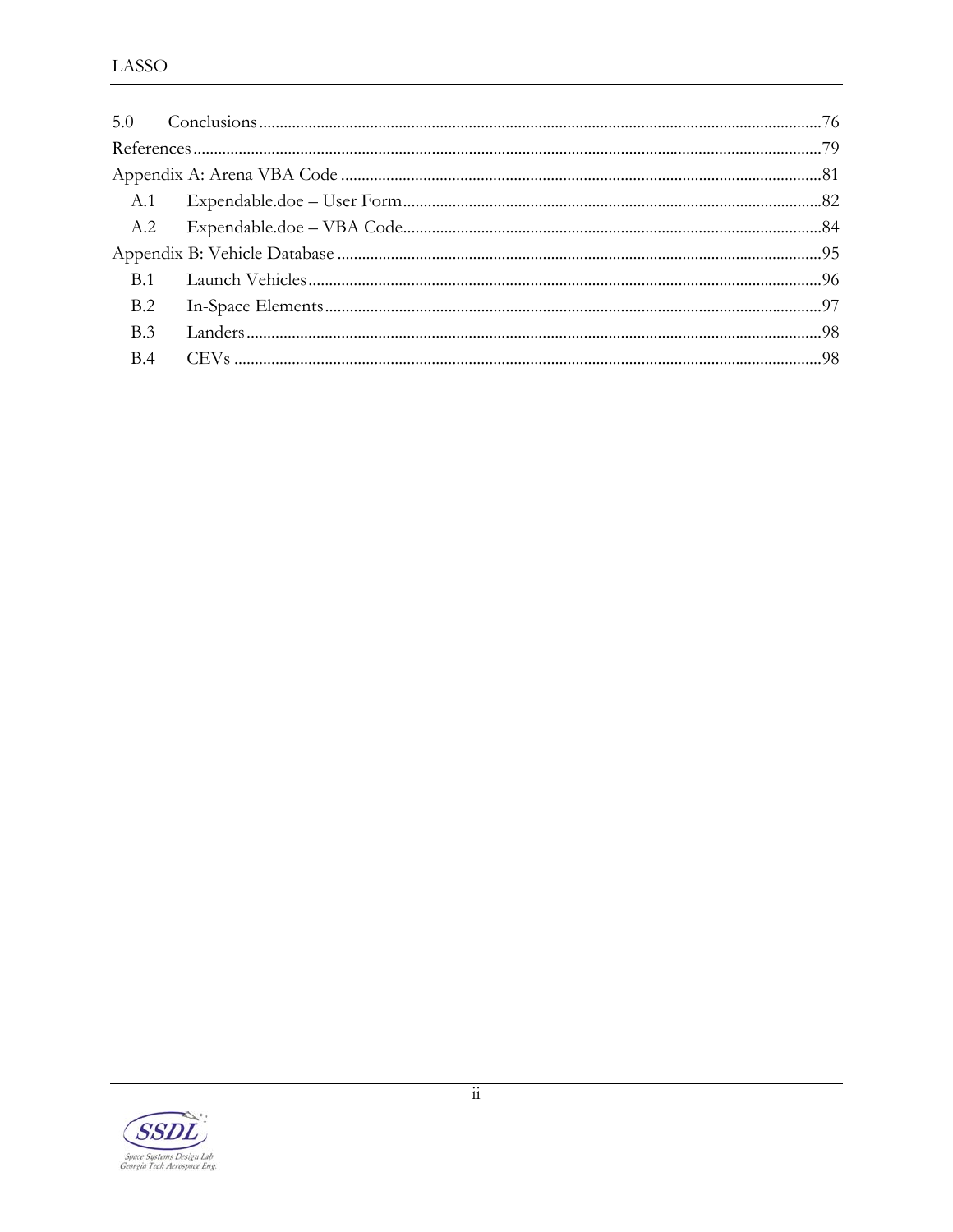5.0 Conclusions ......................................................................................................................... 76

References ..................................................................................................................................... 79

Appendix A: Arena VBA Code ................................................................................................... 81

- A.1 Expendable.doe – User Form ............................................................................................ 82
- A.2 Expendable.doe – VBA Code ............................................................................................ 84

Appendix B: Vehicle Database ................................................................................................... 95

- B.1 Launch Vehicles ................................................................................................................. 96
- B.2 In-Space Elements .............................................................................................................. 97
- B.3 Landers ................................................................................................................................ 98
- B.4 CEVs .................................................................................................................................... 98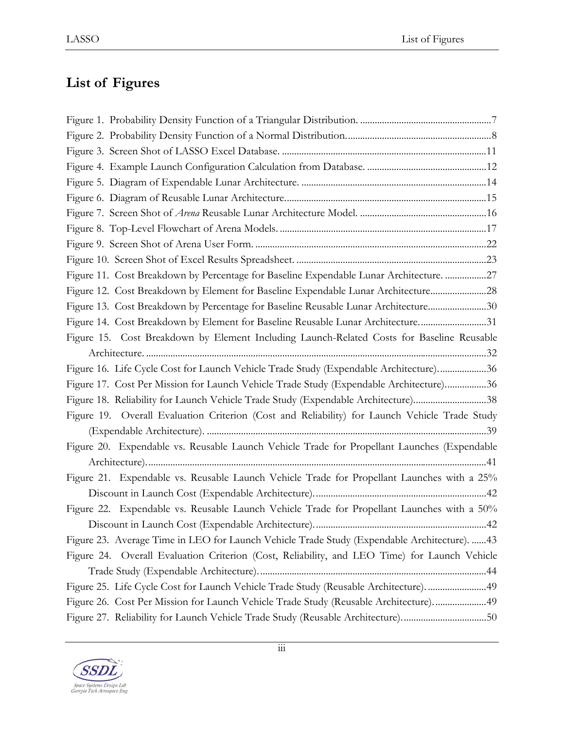# List of Figures

Figure 1. Probability Density Function of a Triangular Distribution. ......................................................7
Figure 2. Probability Density Function of a Normal Distribution. ..........................................................8
Figure 3. Screen Shot of LASSO Excel Database. ...................................................................................11
Figure 4. Example Launch Configuration Calculation from Database. .................................................12
Figure 5. Diagram of Expendable Lunar Architecture. ...........................................................................14
Figure 6. Diagram of Reusable Lunar Architecture..................................................................................15
Figure 7. Screen Shot of *Arena* Reusable Lunar Architecture Model. ....................................................16
Figure 8. Top-Level Flowchart of Arena Models. ....................................................................................17
Figure 9. Screen Shot of Arena User Form. ..............................................................................................22
Figure 10. Screen Shot of Excel Results Spreadsheet. .............................................................................23
Figure 11. Cost Breakdown by Percentage for Baseline Expendable Lunar Architecture. .................27
Figure 12. Cost Breakdown by Element for Baseline Expendable Lunar Architecture.......................28
Figure 13. Cost Breakdown by Percentage for Baseline Reusable Lunar Architecture........................30
Figure 14. Cost Breakdown by Element for Baseline Reusable Lunar Architecture. ...........................31
Figure 15. Cost Breakdown by Element Including Launch-Related Costs for Baseline Reusable Architecture. ..........................................................................................................................................32
Figure 16. Life Cycle Cost for Launch Vehicle Trade Study (Expendable Architecture). ...................36
Figure 17. Cost Per Mission for Launch Vehicle Trade Study (Expendable Architecture).................36
Figure 18. Reliability for Launch Vehicle Trade Study (Expendable Architecture)..............................38
Figure 19. Overall Evaluation Criterion (Cost and Reliability) for Launch Vehicle Trade Study (Expendable Architecture). .................................................................................................................39
Figure 20. Expendable vs. Reusable Launch Vehicle Trade for Propellant Launches (Expendable Architecture). .........................................................................................................................................41
Figure 21. Expendable vs. Reusable Launch Vehicle Trade for Propellant Launches with a 25% Discount in Launch Cost (Expendable Architecture). ......................................................................42
Figure 22. Expendable vs. Reusable Launch Vehicle Trade for Propellant Launches with a 50% Discount in Launch Cost (Expendable Architecture). ......................................................................42
Figure 23. Average Time in LEO for Launch Vehicle Trade Study (Expendable Architecture). ......43
Figure 24. Overall Evaluation Criterion (Cost, Reliability, and LEO Time) for Launch Vehicle Trade Study (Expendable Architecture). ............................................................................................44
Figure 25. Life Cycle Cost for Launch Vehicle Trade Study (Reusable Architecture). ........................49
Figure 26. Cost Per Mission for Launch Vehicle Trade Study (Reusable Architecture). .....................49
Figure 27. Reliability for Launch Vehicle Trade Study (Reusable Architecture). ..................................50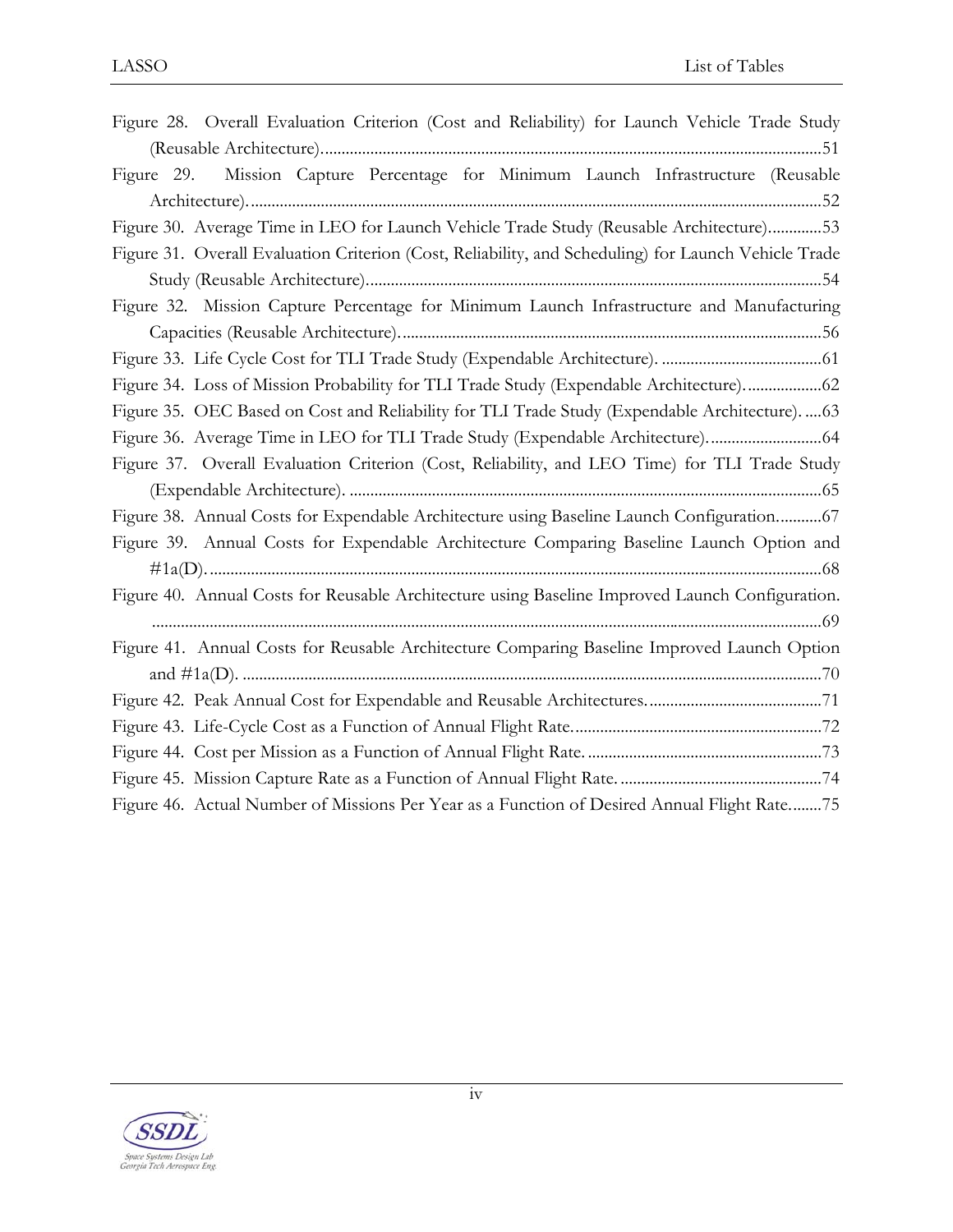Figure 28. Overall Evaluation Criterion (Cost and Reliability) for Launch Vehicle Trade Study (Reusable Architecture)........................................................................................................................51

Figure 29. Mission Capture Percentage for Minimum Launch Infrastructure (Reusable Architecture)..........................................................................................................................................52

Figure 30. Average Time in LEO for Launch Vehicle Trade Study (Reusable Architecture).............53

Figure 31. Overall Evaluation Criterion (Cost, Reliability, and Scheduling) for Launch Vehicle Trade Study (Reusable Architecture).............................................................................................................54

Figure 32. Mission Capture Percentage for Minimum Launch Infrastructure and Manufacturing Capacities (Reusable Architecture)......................................................................................................56

Figure 33. Life Cycle Cost for TLI Trade Study (Expendable Architecture). .......................................61

Figure 34. Loss of Mission Probability for TLI Trade Study (Expendable Architecture)...................62

Figure 35. OEC Based on Cost and Reliability for TLI Trade Study (Expendable Architecture). ....63

Figure 36. Average Time in LEO for TLI Trade Study (Expendable Architecture)............................64

Figure 37. Overall Evaluation Criterion (Cost, Reliability, and LEO Time) for TLI Trade Study (Expendable Architecture). ..................................................................................................................65

Figure 38. Annual Costs for Expendable Architecture using Baseline Launch Configuration...........67

Figure 39. Annual Costs for Expendable Architecture Comparing Baseline Launch Option and #1a(D)....................................................................................................................................................68

Figure 40. Annual Costs for Reusable Architecture using Baseline Improved Launch Configuration. .................................................................................................................................................................69

Figure 41. Annual Costs for Reusable Architecture Comparing Baseline Improved Launch Option and #1a(D). ...........................................................................................................................................70

Figure 42. Peak Annual Cost for Expendable and Reusable Architectures...........................................71

Figure 43. Life-Cycle Cost as a Function of Annual Flight Rate............................................................72

Figure 44. Cost per Mission as a Function of Annual Flight Rate. .........................................................73

Figure 45. Mission Capture Rate as a Function of Annual Flight Rate. .................................................74

Figure 46. Actual Number of Missions Per Year as a Function of Desired Annual Flight Rate........75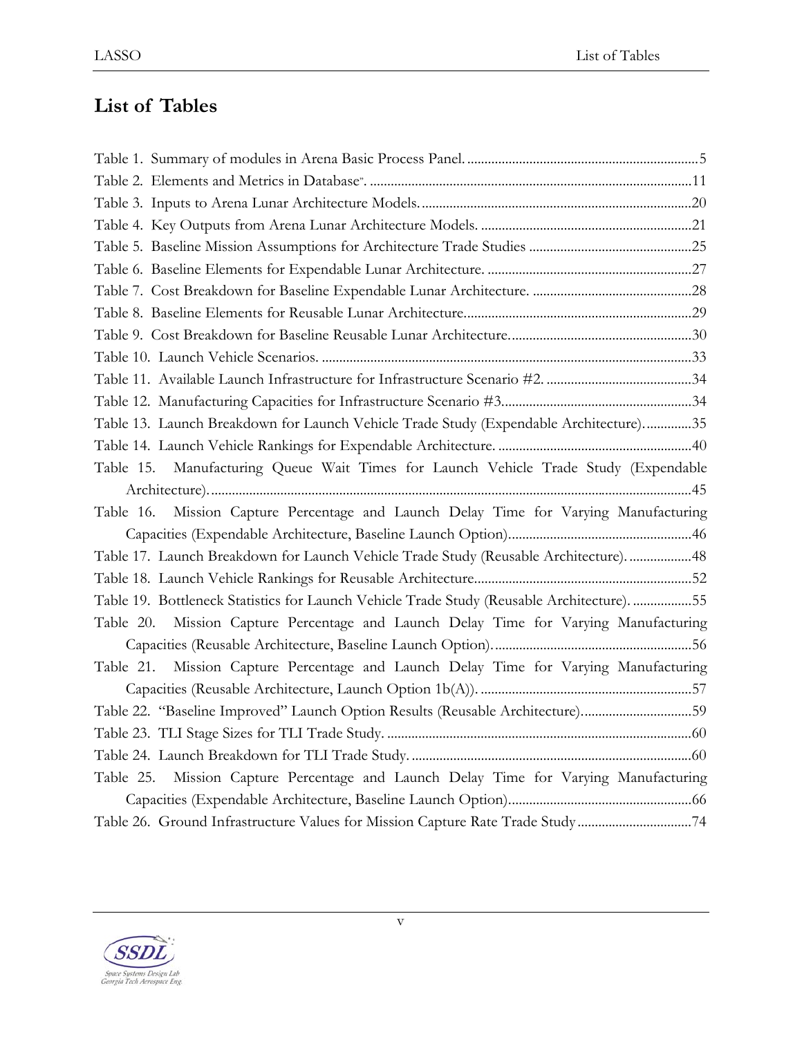## List of Tables

Table 1. Summary of modules in Arena Basic Process Panel. .....5
Table 2. Elements and Metrics in Database". .....11
Table 3. Inputs to Arena Lunar Architecture Models. .....20
Table 4. Key Outputs from Arena Lunar Architecture Models. .....21
Table 5. Baseline Mission Assumptions for Architecture Trade Studies .....25
Table 6. Baseline Elements for Expendable Lunar Architecture. .....27
Table 7. Cost Breakdown for Baseline Expendable Lunar Architecture. .....28
Table 8. Baseline Elements for Reusable Lunar Architecture. .....29
Table 9. Cost Breakdown for Baseline Reusable Lunar Architecture. .....30
Table 10. Launch Vehicle Scenarios. .....33
Table 11. Available Launch Infrastructure for Infrastructure Scenario #2. .....34
Table 12. Manufacturing Capacities for Infrastructure Scenario #3. .....34
Table 13. Launch Breakdown for Launch Vehicle Trade Study (Expendable Architecture). .....35
Table 14. Launch Vehicle Rankings for Expendable Architecture. .....40
Table 15. Manufacturing Queue Wait Times for Launch Vehicle Trade Study (Expendable Architecture). .....45
Table 16. Mission Capture Percentage and Launch Delay Time for Varying Manufacturing Capacities (Expendable Architecture, Baseline Launch Option). .....46
Table 17. Launch Breakdown for Launch Vehicle Trade Study (Reusable Architecture). .....48
Table 18. Launch Vehicle Rankings for Reusable Architecture. .....52
Table 19. Bottleneck Statistics for Launch Vehicle Trade Study (Reusable Architecture). .....55
Table 20. Mission Capture Percentage and Launch Delay Time for Varying Manufacturing Capacities (Reusable Architecture, Baseline Launch Option). .....56
Table 21. Mission Capture Percentage and Launch Delay Time for Varying Manufacturing Capacities (Reusable Architecture, Launch Option 1b(A)). .....57
Table 22. "Baseline Improved" Launch Option Results (Reusable Architecture). .....59
Table 23. TLI Stage Sizes for TLI Trade Study. .....60
Table 24. Launch Breakdown for TLI Trade Study. .....60
Table 25. Mission Capture Percentage and Launch Delay Time for Varying Manufacturing Capacities (Expendable Architecture, Baseline Launch Option). .....66
Table 26. Ground Infrastructure Values for Mission Capture Rate Trade Study .....74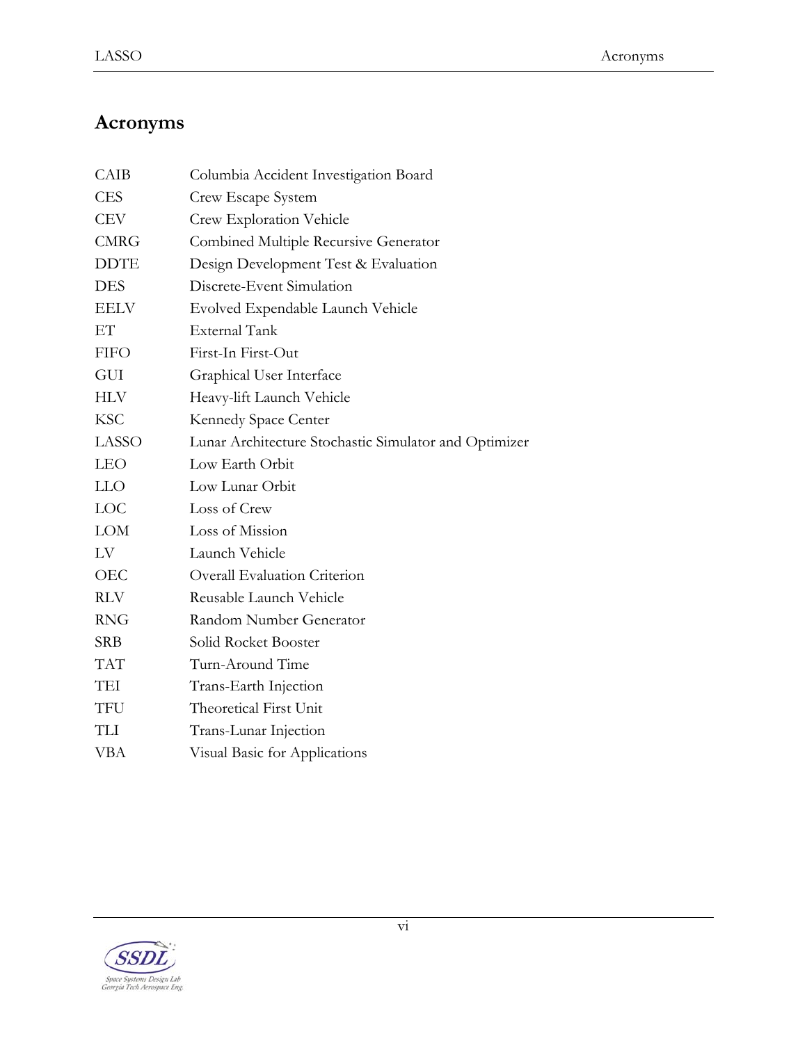# Acronyms

| | |
|---|---|
| CAIB | Columbia Accident Investigation Board |
| CES | Crew Escape System |
| CEV | Crew Exploration Vehicle |
| CMRG | Combined Multiple Recursive Generator |
| DDTE | Design Development Test & Evaluation |
| DES | Discrete-Event Simulation |
| EELV | Evolved Expendable Launch Vehicle |
| ET | External Tank |
| FIFO | First-In First-Out |
| GUI | Graphical User Interface |
| HLV | Heavy-lift Launch Vehicle |
| KSC | Kennedy Space Center |
| LASSO | Lunar Architecture Stochastic Simulator and Optimizer |
| LEO | Low Earth Orbit |
| LLO | Low Lunar Orbit |
| LOC | Loss of Crew |
| LOM | Loss of Mission |
| LV | Launch Vehicle |
| OEC | Overall Evaluation Criterion |
| RLV | Reusable Launch Vehicle |
| RNG | Random Number Generator |
| SRB | Solid Rocket Booster |
| TAT | Turn-Around Time |
| TEI | Trans-Earth Injection |
| TFU | Theoretical First Unit |
| TLI | Trans-Lunar Injection |
| VBA | Visual Basic for Applications |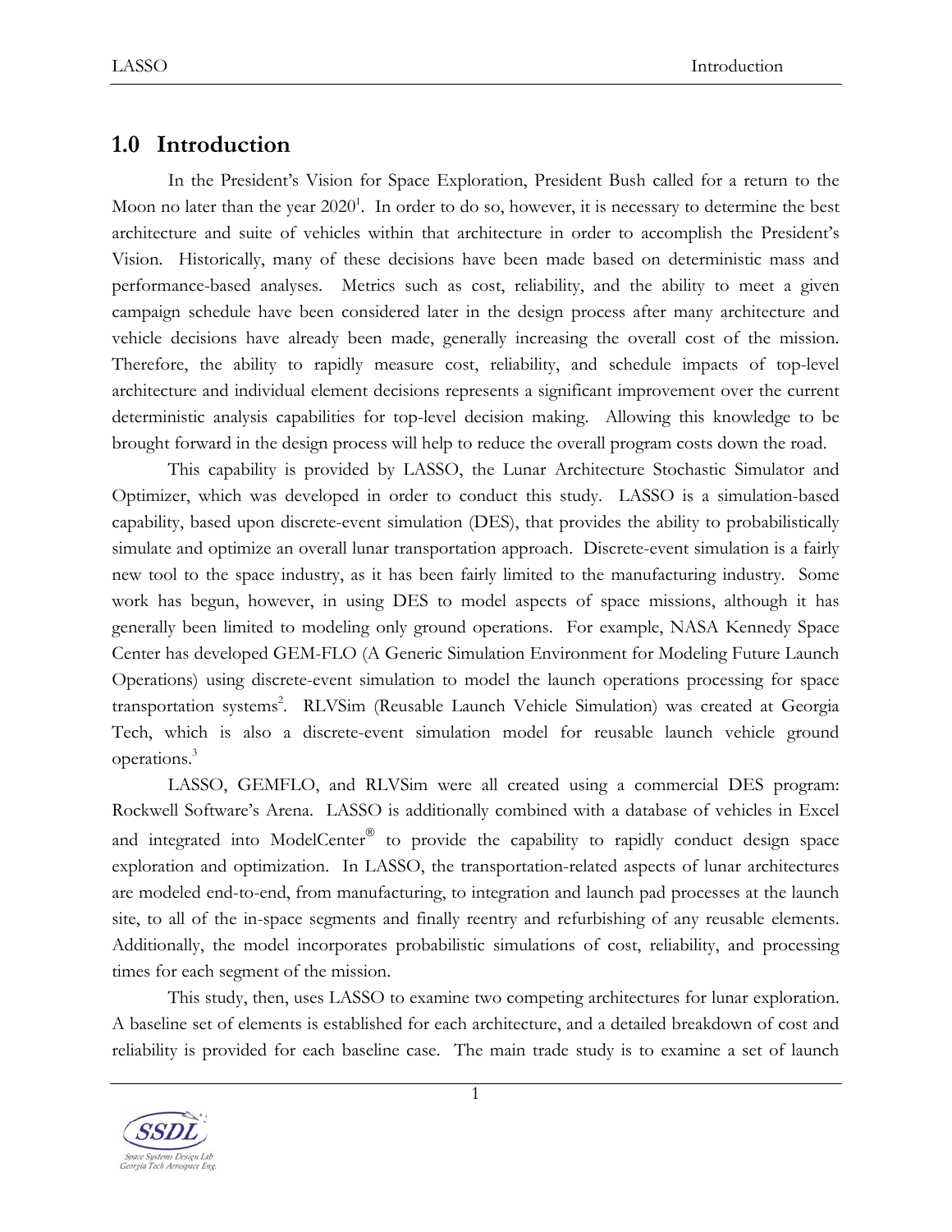# 1.0 Introduction

In the President's Vision for Space Exploration, President Bush called for a return to the Moon no later than the year 2020[1]. In order to do so, however, it is necessary to determine the best architecture and suite of vehicles within that architecture in order to accomplish the President's Vision. Historically, many of these decisions have been made based on deterministic mass and performance-based analyses. Metrics such as cost, reliability, and the ability to meet a given campaign schedule have been considered later in the design process after many architecture and vehicle decisions have already been made, generally increasing the overall cost of the mission. Therefore, the ability to rapidly measure cost, reliability, and schedule impacts of top-level architecture and individual element decisions represents a significant improvement over the current deterministic analysis capabilities for top-level decision making. Allowing this knowledge to be brought forward in the design process will help to reduce the overall program costs down the road.

This capability is provided by LASSO, the Lunar Architecture Stochastic Simulator and Optimizer, which was developed in order to conduct this study. LASSO is a simulation-based capability, based upon discrete-event simulation (DES), that provides the ability to probabilistically simulate and optimize an overall lunar transportation approach. Discrete-event simulation is a fairly new tool to the space industry, as it has been fairly limited to the manufacturing industry. Some work has begun, however, in using DES to model aspects of space missions, although it has generally been limited to modeling only ground operations. For example, NASA Kennedy Space Center has developed GEM-FLO (A Generic Simulation Environment for Modeling Future Launch Operations) using discrete-event simulation to model the launch operations processing for space transportation systems[2]. RLVSim (Reusable Launch Vehicle Simulation) was created at Georgia Tech, which is also a discrete-event simulation model for reusable launch vehicle ground operations.[3]

LASSO, GEMFLO, and RLVSim were all created using a commercial DES program: Rockwell Software's Arena. LASSO is additionally combined with a database of vehicles in Excel and integrated into ModelCenter® to provide the capability to rapidly conduct design space exploration and optimization. In LASSO, the transportation-related aspects of lunar architectures are modeled end-to-end, from manufacturing, to integration and launch pad processes at the launch site, to all of the in-space segments and finally reentry and refurbishing of any reusable elements. Additionally, the model incorporates probabilistic simulations of cost, reliability, and processing times for each segment of the mission.

This study, then, uses LASSO to examine two competing architectures for lunar exploration. A baseline set of elements is established for each architecture, and a detailed breakdown of cost and reliability is provided for each baseline case. The main trade study is to examine a set of launch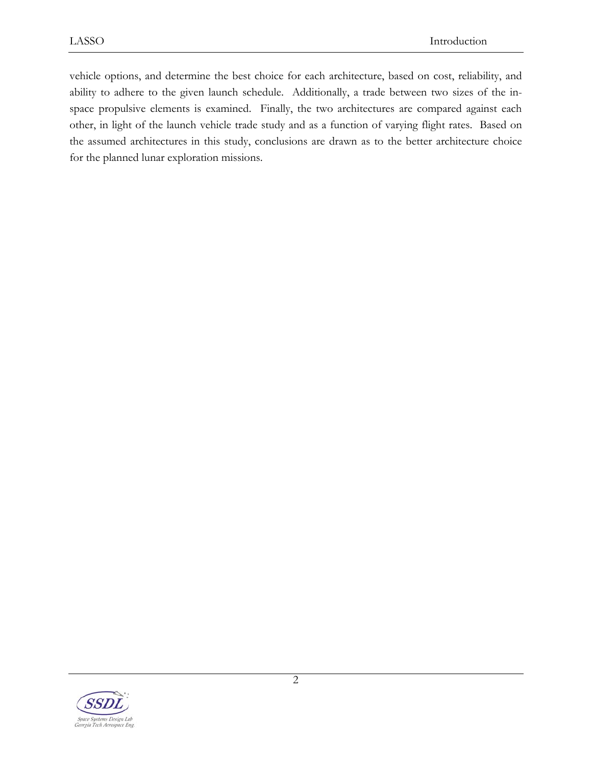vehicle options, and determine the best choice for each architecture, based on cost, reliability, and ability to adhere to the given launch schedule. Additionally, a trade between two sizes of the in-space propulsive elements is examined. Finally, the two architectures are compared against each other, in light of the launch vehicle trade study and as a function of varying flight rates. Based on the assumed architectures in this study, conclusions are drawn as to the better architecture choice for the planned lunar exploration missions.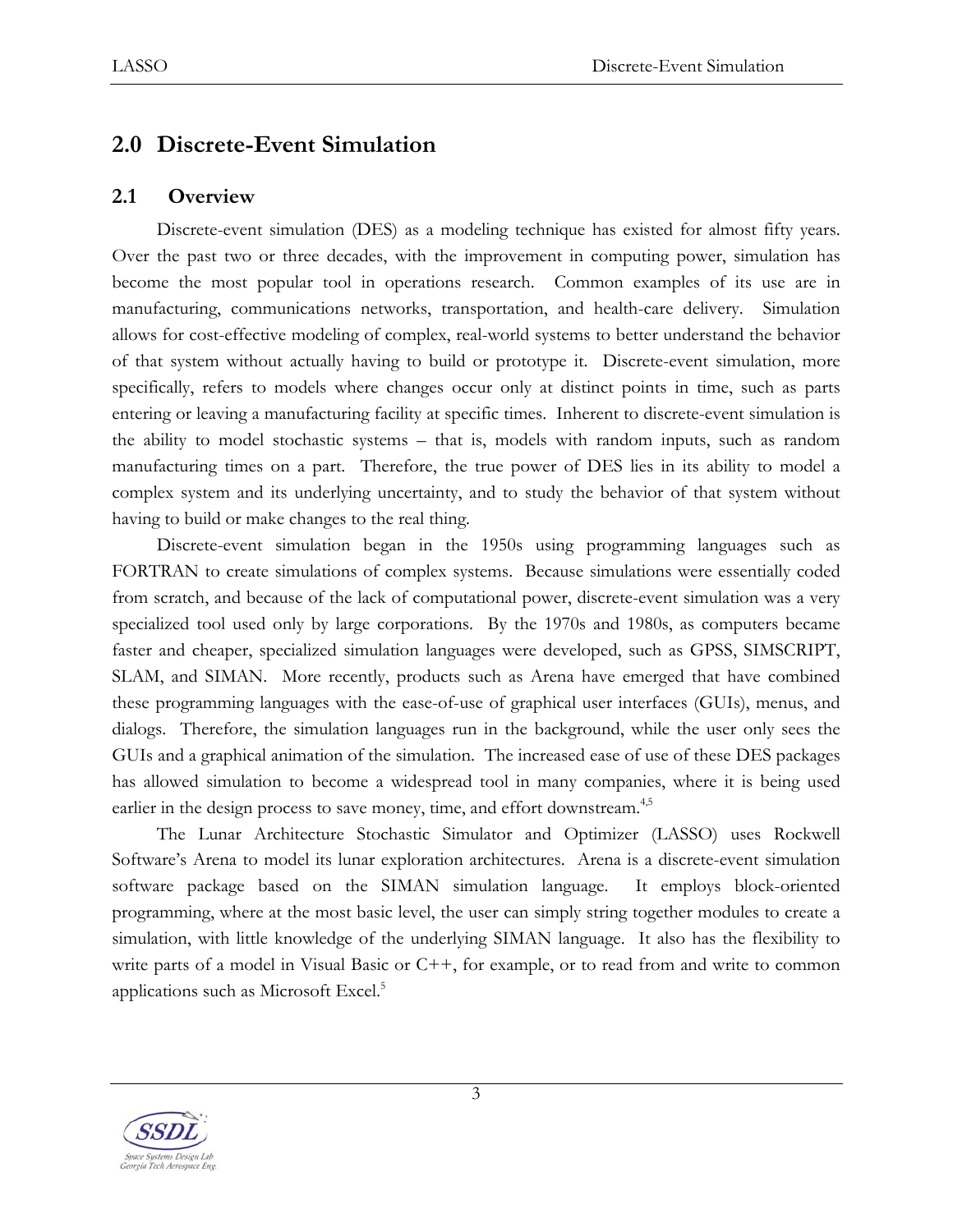# 2.0 Discrete-Event Simulation

## 2.1 Overview

Discrete-event simulation (DES) as a modeling technique has existed for almost fifty years. Over the past two or three decades, with the improvement in computing power, simulation has become the most popular tool in operations research. Common examples of its use are in manufacturing, communications networks, transportation, and health-care delivery. Simulation allows for cost-effective modeling of complex, real-world systems to better understand the behavior of that system without actually having to build or prototype it. Discrete-event simulation, more specifically, refers to models where changes occur only at distinct points in time, such as parts entering or leaving a manufacturing facility at specific times. Inherent to discrete-event simulation is the ability to model stochastic systems – that is, models with random inputs, such as random manufacturing times on a part. Therefore, the true power of DES lies in its ability to model a complex system and its underlying uncertainty, and to study the behavior of that system without having to build or make changes to the real thing.

Discrete-event simulation began in the 1950s using programming languages such as FORTRAN to create simulations of complex systems. Because simulations were essentially coded from scratch, and because of the lack of computational power, discrete-event simulation was a very specialized tool used only by large corporations. By the 1970s and 1980s, as computers became faster and cheaper, specialized simulation languages were developed, such as GPSS, SIMSCRIPT, SLAM, and SIMAN. More recently, products such as Arena have emerged that have combined these programming languages with the ease-of-use of graphical user interfaces (GUIs), menus, and dialogs. Therefore, the simulation languages run in the background, while the user only sees the GUIs and a graphical animation of the simulation. The increased ease of use of these DES packages has allowed simulation to become a widespread tool in many companies, where it is being used earlier in the design process to save money, time, and effort downstream.[4,5]

The Lunar Architecture Stochastic Simulator and Optimizer (LASSO) uses Rockwell Software's Arena to model its lunar exploration architectures. Arena is a discrete-event simulation software package based on the SIMAN simulation language. It employs block-oriented programming, where at the most basic level, the user can simply string together modules to create a simulation, with little knowledge of the underlying SIMAN language. It also has the flexibility to write parts of a model in Visual Basic or C++, for example, or to read from and write to common applications such as Microsoft Excel.[5]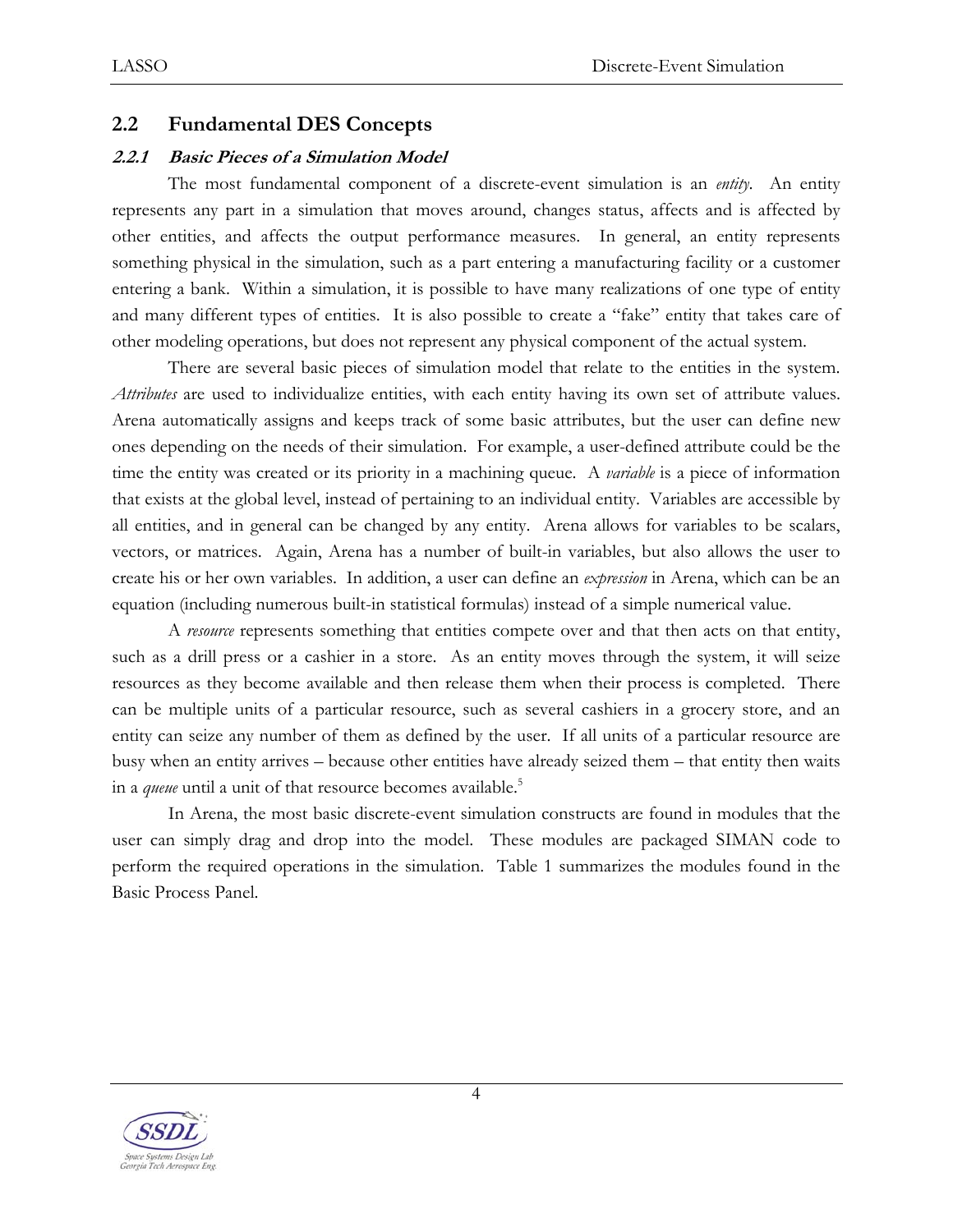## 2.2 Fundamental DES Concepts

### 2.2.1 *Basic Pieces of a Simulation Model*

The most fundamental component of a discrete-event simulation is an *entity*. An entity represents any part in a simulation that moves around, changes status, affects and is affected by other entities, and affects the output performance measures. In general, an entity represents something physical in the simulation, such as a part entering a manufacturing facility or a customer entering a bank. Within a simulation, it is possible to have many realizations of one type of entity and many different types of entities. It is also possible to create a "fake" entity that takes care of other modeling operations, but does not represent any physical component of the actual system.

There are several basic pieces of simulation model that relate to the entities in the system. *Attributes* are used to individualize entities, with each entity having its own set of attribute values. Arena automatically assigns and keeps track of some basic attributes, but the user can define new ones depending on the needs of their simulation. For example, a user-defined attribute could be the time the entity was created or its priority in a machining queue. A *variable* is a piece of information that exists at the global level, instead of pertaining to an individual entity. Variables are accessible by all entities, and in general can be changed by any entity. Arena allows for variables to be scalars, vectors, or matrices. Again, Arena has a number of built-in variables, but also allows the user to create his or her own variables. In addition, a user can define an *expression* in Arena, which can be an equation (including numerous built-in statistical formulas) instead of a simple numerical value.

A *resource* represents something that entities compete over and that then acts on that entity, such as a drill press or a cashier in a store. As an entity moves through the system, it will seize resources as they become available and then release them when their process is completed. There can be multiple units of a particular resource, such as several cashiers in a grocery store, and an entity can seize any number of them as defined by the user. If all units of a particular resource are busy when an entity arrives – because other entities have already seized them – that entity then waits in a *queue* until a unit of that resource becomes available.[5]

In Arena, the most basic discrete-event simulation constructs are found in modules that the user can simply drag and drop into the model. These modules are packaged SIMAN code to perform the required operations in the simulation. Table 1 summarizes the modules found in the Basic Process Panel.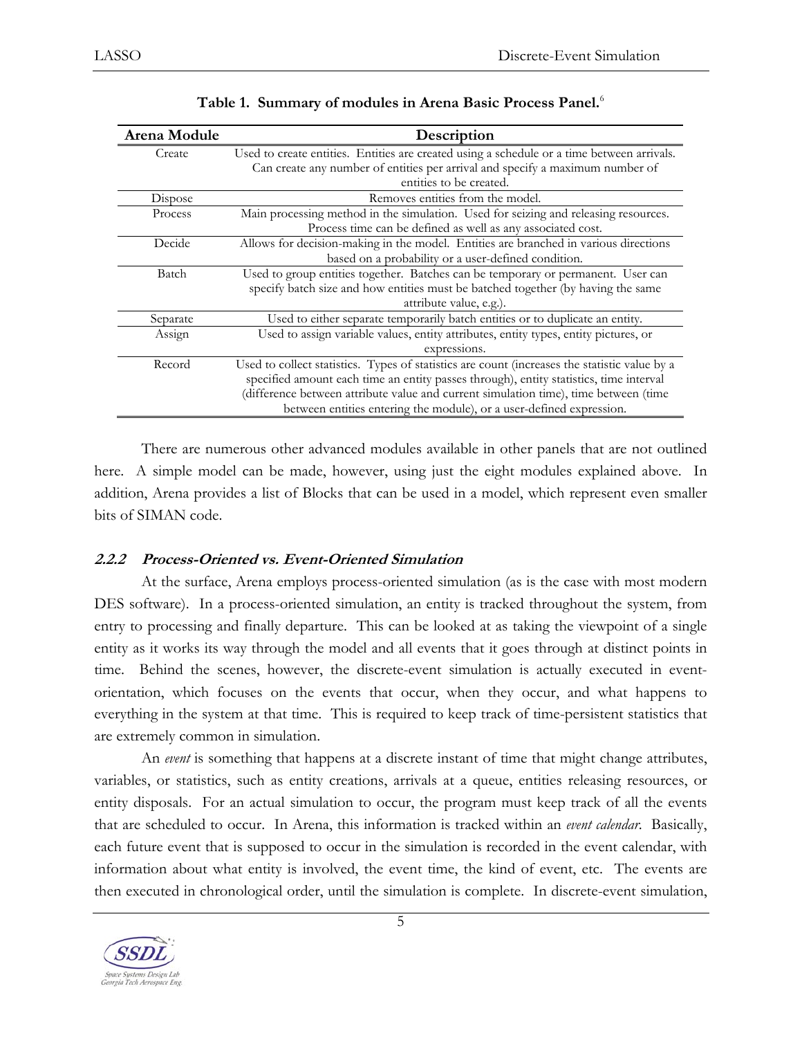**Table 1. Summary of modules in Arena Basic Process Panel.**[6]

| Arena Module | Description |
|---|---|
| Create | Used to create entities. Entities are created using a schedule or a time between arrivals. Can create any number of entities per arrival and specify a maximum number of entities to be created. |
| Dispose | Removes entities from the model. |
| Process | Main processing method in the simulation. Used for seizing and releasing resources. Process time can be defined as well as any associated cost. |
| Decide | Allows for decision-making in the model. Entities are branched in various directions based on a probability or a user-defined condition. |
| Batch | Used to group entities together. Batches can be temporary or permanent. User can specify batch size and how entities must be batched together (by having the same attribute value, e.g.). |
| Separate | Used to either separate temporarily batch entities or to duplicate an entity. |
| Assign | Used to assign variable values, entity attributes, entity types, entity pictures, or expressions. |
| Record | Used to collect statistics. Types of statistics are count (increases the statistic value by a specified amount each time an entity passes through), entity statistics, time interval (difference between attribute value and current simulation time), time between (time between entities entering the module), or a user-defined expression. |

There are numerous other advanced modules available in other panels that are not outlined here. A simple model can be made, however, using just the eight modules explained above. In addition, Arena provides a list of Blocks that can be used in a model, which represent even smaller bits of SIMAN code.

#### *2.2.2 Process-Oriented vs. Event-Oriented Simulation*

At the surface, Arena employs process-oriented simulation (as is the case with most modern DES software). In a process-oriented simulation, an entity is tracked throughout the system, from entry to processing and finally departure. This can be looked at as taking the viewpoint of a single entity as it works its way through the model and all events that it goes through at distinct points in time. Behind the scenes, however, the discrete-event simulation is actually executed in event-orientation, which focuses on the events that occur, when they occur, and what happens to everything in the system at that time. This is required to keep track of time-persistent statistics that are extremely common in simulation.

An *event* is something that happens at a discrete instant of time that might change attributes, variables, or statistics, such as entity creations, arrivals at a queue, entities releasing resources, or entity disposals. For an actual simulation to occur, the program must keep track of all the events that are scheduled to occur. In Arena, this information is tracked within an *event calendar*. Basically, each future event that is supposed to occur in the simulation is recorded in the event calendar, with information about what entity is involved, the event time, the kind of event, etc. The events are then executed in chronological order, until the simulation is complete. In discrete-event simulation,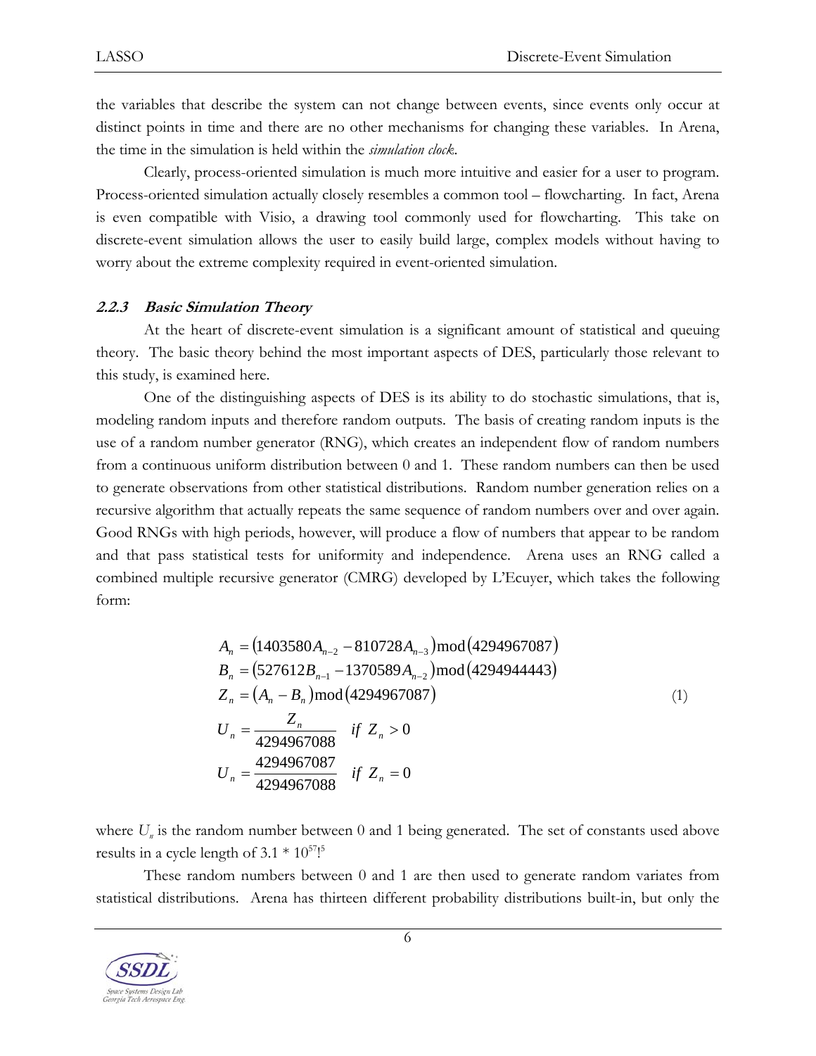the variables that describe the system can not change between events, since events only occur at distinct points in time and there are no other mechanisms for changing these variables. In Arena, the time in the simulation is held within the *simulation clock*.

Clearly, process-oriented simulation is much more intuitive and easier for a user to program. Process-oriented simulation actually closely resembles a common tool – flowcharting. In fact, Arena is even compatible with Visio, a drawing tool commonly used for flowcharting. This take on discrete-event simulation allows the user to easily build large, complex models without having to worry about the extreme complexity required in event-oriented simulation.

### *2.2.3 Basic Simulation Theory*

At the heart of discrete-event simulation is a significant amount of statistical and queuing theory. The basic theory behind the most important aspects of DES, particularly those relevant to this study, is examined here.

One of the distinguishing aspects of DES is its ability to do stochastic simulations, that is, modeling random inputs and therefore random outputs. The basis of creating random inputs is the use of a random number generator (RNG), which creates an independent flow of random numbers from a continuous uniform distribution between 0 and 1. These random numbers can then be used to generate observations from other statistical distributions. Random number generation relies on a recursive algorithm that actually repeats the same sequence of random numbers over and over again. Good RNGs with high periods, however, will produce a flow of numbers that appear to be random and that pass statistical tests for uniformity and independence. Arena uses an RNG called a combined multiple recursive generator (CMRG) developed by L'Ecuyer, which takes the following form:

$$
\begin{aligned}
A_n &= (1403580A_{n-2} - 810728A_{n-3}) \bmod (4294967087) \\
B_n &= (527612B_{n-1} - 1370589A_{n-2}) \bmod (4294944443) \\
Z_n &= (A_n - B_n) \bmod (4294967087) \\
U_n &= \frac{Z_n}{4294967088} \quad if \ Z_n > 0 \\
U_n &= \frac{4294967087}{4294967088} \quad if \ Z_n = 0
\end{aligned}
\tag{1}
$$

where $U_n$ is the random number between 0 and 1 being generated. The set of constants used above results in a cycle length of $3.1 * 10^{57}$![5]

These random numbers between 0 and 1 are then used to generate random variates from statistical distributions. Arena has thirteen different probability distributions built-in, but only the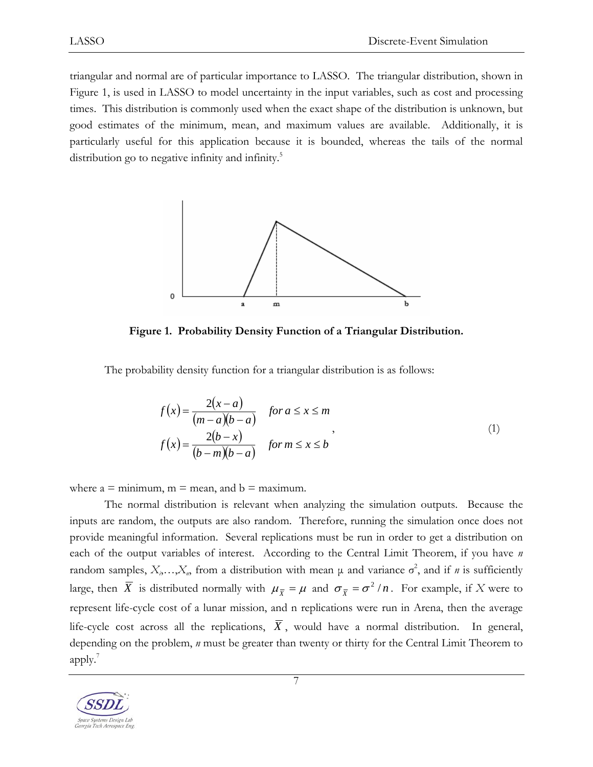triangular and normal are of particular importance to LASSO. The triangular distribution, shown in Figure 1, is used in LASSO to model uncertainty in the input variables, such as cost and processing times. This distribution is commonly used when the exact shape of the distribution is unknown, but good estimates of the minimum, mean, and maximum values are available. Additionally, it is particularly useful for this application because it is bounded, whereas the tails of the normal distribution go to negative infinity and infinity.[5]

**Figure 1. Probability Density Function of a Triangular Distribution.**

The probability density function for a triangular distribution is as follows:

$$
\begin{aligned}
f(x) &= \frac{2(x-a)}{(m-a)(b-a)} \quad \text{for } a \le x \le m \\
f(x) &= \frac{2(b-x)}{(b-m)(b-a)} \quad \text{for } m \le x \le b
\end{aligned}, \tag{1}
$$

where a = minimum, m = mean, and b = maximum.

The normal distribution is relevant when analyzing the simulation outputs. Because the inputs are random, the outputs are also random. Therefore, running the simulation once does not provide meaningful information. Several replications must be run in order to get a distribution on each of the output variables of interest. According to the Central Limit Theorem, if you have $n$ random samples, $X_i,\ldots,X_n$, from a distribution with mean $\mu$ and variance $\sigma^2$, and if $n$ is sufficiently large, then $\overline{X}$ is distributed normally with $\mu_{\overline{X}} = \mu$ and $\sigma_{\overline{X}} = \sigma^2 / n$. For example, if $X$ were to represent life-cycle cost of a lunar mission, and n replications were run in Arena, then the average life-cycle cost across all the replications, $\overline{X}$, would have a normal distribution. In general, depending on the problem, $n$ must be greater than twenty or thirty for the Central Limit Theorem to apply.[7]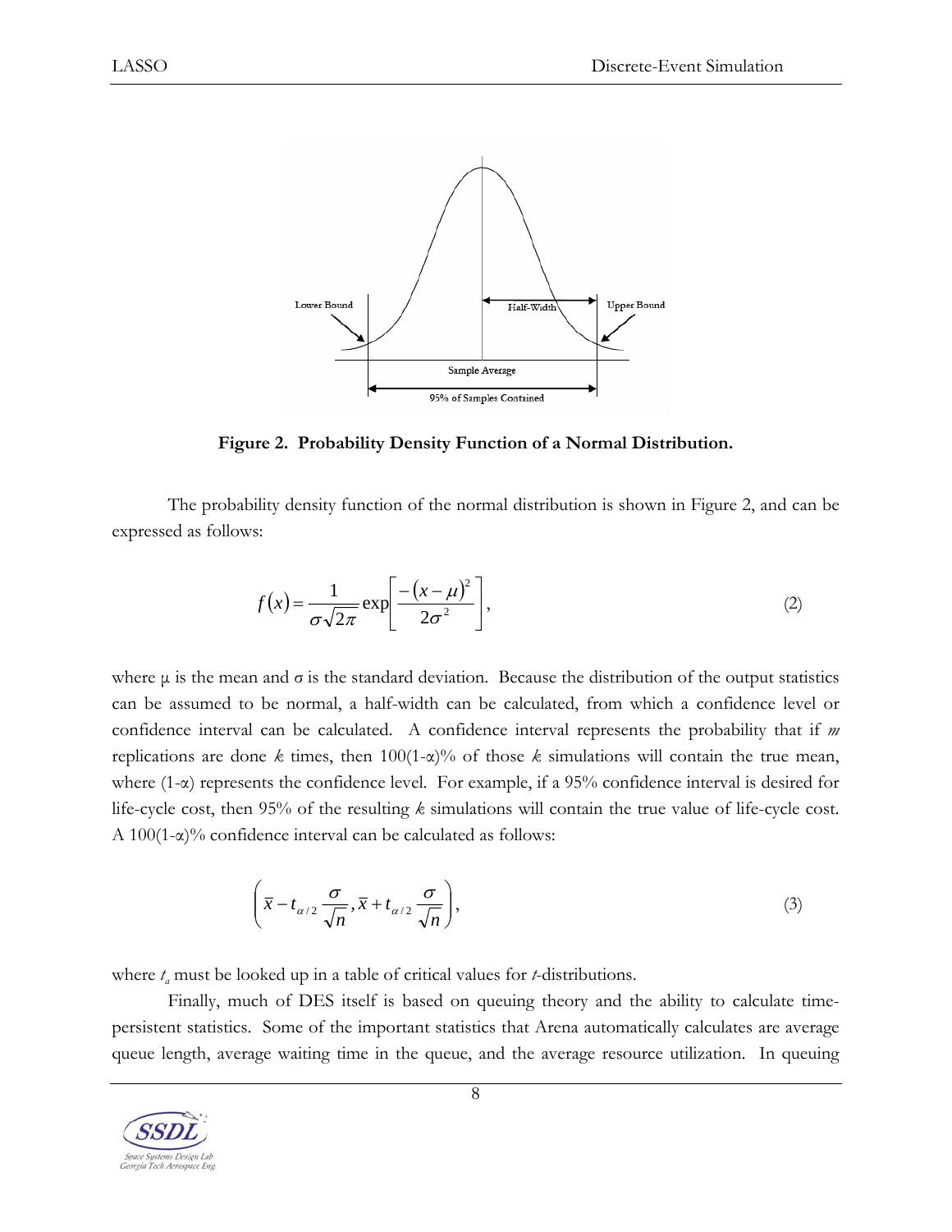**Figure 2. Probability Density Function of a Normal Distribution.**

The probability density function of the normal distribution is shown in Figure 2, and can be expressed as follows:

$$f(x) = \frac{1}{\sigma\sqrt{2\pi}} \exp\left[\frac{-(x-\mu)^2}{2\sigma^2}\right], \tag{2}$$

where $\mu$ is the mean and $\sigma$ is the standard deviation. Because the distribution of the output statistics can be assumed to be normal, a half-width can be calculated, from which a confidence level or confidence interval can be calculated. A confidence interval represents the probability that if *m* replications are done *k* times, then $100(1-\alpha)\%$ of those *k* simulations will contain the true mean, where $(1-\alpha)$ represents the confidence level. For example, if a 95% confidence interval is desired for life-cycle cost, then 95% of the resulting *k* simulations will contain the true value of life-cycle cost. A $100(1-\alpha)\%$ confidence interval can be calculated as follows:

$$\left(\bar{x} - t_{\alpha/2}\frac{\sigma}{\sqrt{n}}, \bar{x} + t_{\alpha/2}\frac{\sigma}{\sqrt{n}}\right), \tag{3}$$

where $t_a$ must be looked up in a table of critical values for *t*-distributions.

Finally, much of DES itself is based on queuing theory and the ability to calculate time-persistent statistics. Some of the important statistics that Arena automatically calculates are average queue length, average waiting time in the queue, and the average resource utilization. In queuing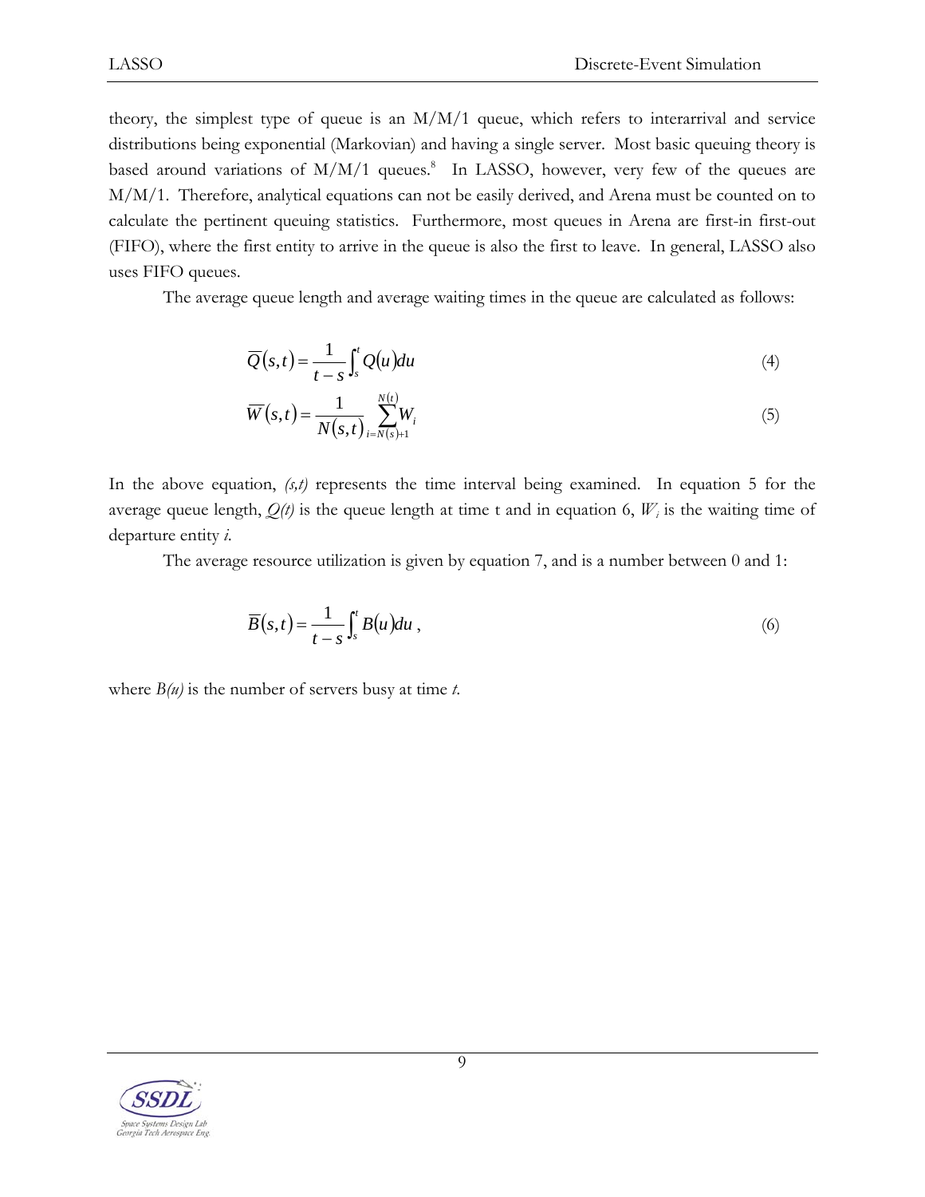theory, the simplest type of queue is an M/M/1 queue, which refers to interarrival and service distributions being exponential (Markovian) and having a single server. Most basic queuing theory is based around variations of M/M/1 queues.[8] In LASSO, however, very few of the queues are M/M/1. Therefore, analytical equations can not be easily derived, and Arena must be counted on to calculate the pertinent queuing statistics. Furthermore, most queues in Arena are first-in first-out (FIFO), where the first entity to arrive in the queue is also the first to leave. In general, LASSO also uses FIFO queues.

The average queue length and average waiting times in the queue are calculated as follows:

$$\overline{Q}(s,t) = \frac{1}{t-s}\int_{s}^{t} Q(u)du \tag{4}$$

$$\overline{W}(s,t) = \frac{1}{N(s,t)}\sum_{i=N(s)+1}^{N(t)} W_i \tag{5}$$

In the above equation, *(s,t)* represents the time interval being examined. In equation 5 for the average queue length, *Q(t)* is the queue length at time t and in equation 6, $W_i$ is the waiting time of departure entity *i*.

The average resource utilization is given by equation 7, and is a number between 0 and 1:

$$\overline{B}(s,t) = \frac{1}{t-s}\int_{s}^{t} B(u)du \,, \tag{6}$$

where *B(u)* is the number of servers busy at time *t*.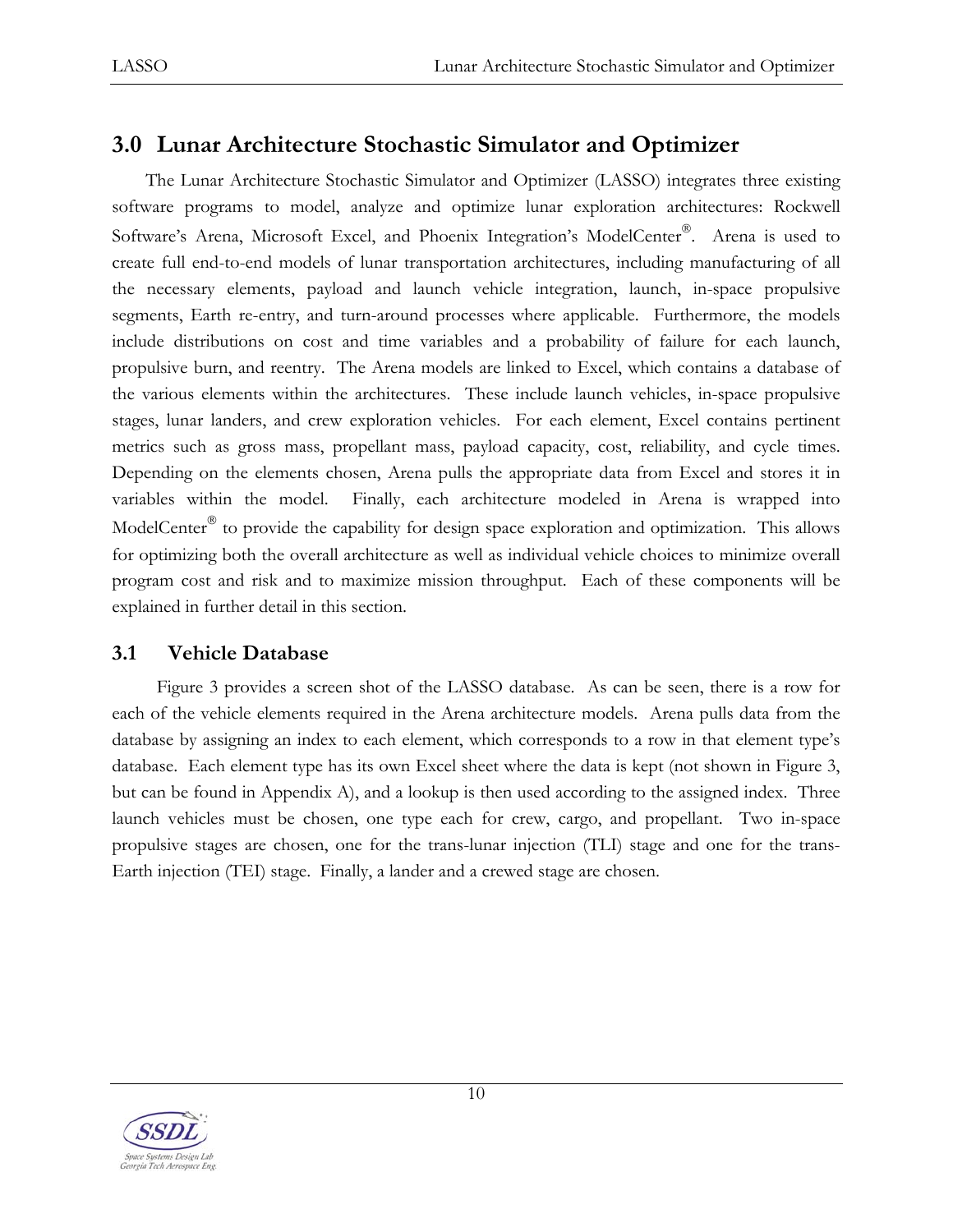## 3.0 Lunar Architecture Stochastic Simulator and Optimizer

The Lunar Architecture Stochastic Simulator and Optimizer (LASSO) integrates three existing software programs to model, analyze and optimize lunar exploration architectures: Rockwell Software's Arena, Microsoft Excel, and Phoenix Integration's ModelCenter®. Arena is used to create full end-to-end models of lunar transportation architectures, including manufacturing of all the necessary elements, payload and launch vehicle integration, launch, in-space propulsive segments, Earth re-entry, and turn-around processes where applicable. Furthermore, the models include distributions on cost and time variables and a probability of failure for each launch, propulsive burn, and reentry. The Arena models are linked to Excel, which contains a database of the various elements within the architectures. These include launch vehicles, in-space propulsive stages, lunar landers, and crew exploration vehicles. For each element, Excel contains pertinent metrics such as gross mass, propellant mass, payload capacity, cost, reliability, and cycle times. Depending on the elements chosen, Arena pulls the appropriate data from Excel and stores it in variables within the model. Finally, each architecture modeled in Arena is wrapped into ModelCenter® to provide the capability for design space exploration and optimization. This allows for optimizing both the overall architecture as well as individual vehicle choices to minimize overall program cost and risk and to maximize mission throughput. Each of these components will be explained in further detail in this section.

### 3.1 Vehicle Database

Figure 3 provides a screen shot of the LASSO database. As can be seen, there is a row for each of the vehicle elements required in the Arena architecture models. Arena pulls data from the database by assigning an index to each element, which corresponds to a row in that element type's database. Each element type has its own Excel sheet where the data is kept (not shown in Figure 3, but can be found in Appendix A), and a lookup is then used according to the assigned index. Three launch vehicles must be chosen, one type each for crew, cargo, and propellant. Two in-space propulsive stages are chosen, one for the trans-lunar injection (TLI) stage and one for the trans-Earth injection (TEI) stage. Finally, a lander and a crewed stage are chosen.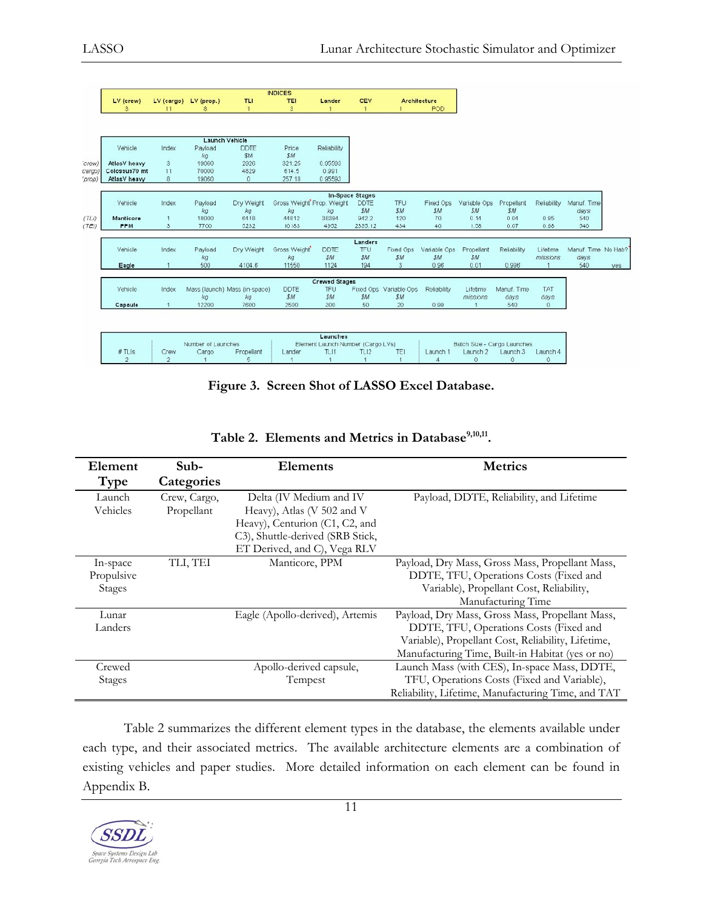| INDICES | | | | | | | | |
|---|---|---|---|---|---|---|---|---|
| LV (crew) | LV (cargo) | LV (prop.) | TLI | TEI | Lander | CEV | Architecture | |
| 3 | 11 | 8 | 1 | 3 | 1 | 1 | 1 | POD |

| | Launch Vehicle | | | | | |
|---|---|---|---|---|---|---|
| | Vehicle | Index | Payload | DDTE | Price | Reliability |
| | | | kg | $M | $M | |
| (crew) | AtlasV heavy | 3 | 19060 | 2926 | 321.25 | 0.95593 |
| (cargo) | Colossus70 mt | 11 | 70000 | 4829 | 614.5 | 0.991 |
| (prop) | AtlasV heavy | 8 | 19060 | 0 | 257.18 | 0.95593 |

| | In-Space Stages | | | | | | | | | | | | |
|---|---|---|---|---|---|---|---|---|---|---|---|---|---|
| | Vehicle | Index | Payload | Dry Weight | Gross Weight | Prop. Weight | DDTE | TFU | Fixed Ops | Variable Ops | Propellant | Reliability | Manuf. Time |
| | | | kg | kg | kg | kg | $M | $M | $M | $M | $M | | days |
| (TLI) | Manticore | 1 | 18000 | 6418 | 44812 | 38394 | 942.2 | 120 | 70 | 0.14 | 0.04 | 0.95 | 540 |
| (TEI) | PPM | 3 | 7700 | 3232 | 10183 | 4952 | 2333.12 | 434 | 40 | 1.36 | 0.07 | 0.96 | 540 |

| Landers | | | | | | | | | | | | | | |
|---|---|---|---|---|---|---|---|---|---|---|---|---|---|---|
| Vehicle | Index | Payload | Dry Weight | Gross Weight | DDTE | TFU | Fixed Ops | Variable Ops | Propellant | Reliability | Lifetime | Manuf. Time | No Hab? |
| | | kg | | kg | $M | $M | $M | $M | $M | | missions | days | |
| Eagle | 1 | 500 | 4104.6 | 11550 | 1124 | 194 | 3 | 0.96 | 0.01 | 0.996 | 1 | 540 | yes |

| Crewed Stages | | | | | | | | | | | |
|---|---|---|---|---|---|---|---|---|---|---|---|
| Vehicle | Index | Mass (launch) | Mass (in-space) | DDTE | TFU | Fixed Ops | Variable Ops | Reliability | Lifetime | Manuf. Time | TAT |
| | | kg | kg | $M | $M | $M | $M | | missions | days | days |
| Capsule | 1 | 12200 | 7600 | 2500 | 300 | 50 | 20 | 0.99 | 1 | 540 | 0 |

| Launches | | | | | | | | | | | | |
|---|---|---|---|---|---|---|---|---|---|---|---|---|
| | Number of Launches | | | Element Launch Number (Cargo LVs) | | | | Batch Size - Cargo Launches | | | |
| # TLIs | Crew | Cargo | Propellant | Lander | TLI1 | TLI2 | TEI | Launch 1 | Launch 2 | Launch 3 | Launch 4 |
| 2 | 2 | 1 | 5 | 1 | 1 | 1 | 1 | 4 | 0 | 0 | 0 |

**Figure 3. Screen Shot of LASSO Excel Database.**

**Table 2. Elements and Metrics in Database[9,10,11].**

| Element Type | Sub-Categories | Elements | Metrics |
|---|---|---|---|
| Launch Vehicles | Crew, Cargo, Propellant | Delta (IV Medium and IV Heavy), Atlas (V 502 and V Heavy), Centurion (C1, C2, and C3), Shuttle-derived (SRB Stick, ET Derived, and C), Vega RLV | Payload, DDTE, Reliability, and Lifetime |
| In-space Propulsive Stages | TLI, TEI | Manticore, PPM | Payload, Dry Mass, Gross Mass, Propellant Mass, DDTE, TFU, Operations Costs (Fixed and Variable), Propellant Cost, Reliability, Manufacturing Time |
| Lunar Landers | | Eagle (Apollo-derived), Artemis | Payload, Dry Mass, Gross Mass, Propellant Mass, DDTE, TFU, Operations Costs (Fixed and Variable), Propellant Cost, Reliability, Lifetime, Manufacturing Time, Built-in Habitat (yes or no) |
| Crewed Stages | | Apollo-derived capsule, Tempest | Launch Mass (with CES), In-space Mass, DDTE, TFU, Operations Costs (Fixed and Variable), Reliability, Lifetime, Manufacturing Time, and TAT |

Table 2 summarizes the different element types in the database, the elements available under each type, and their associated metrics. The available architecture elements are a combination of existing vehicles and paper studies. More detailed information on each element can be found in Appendix B.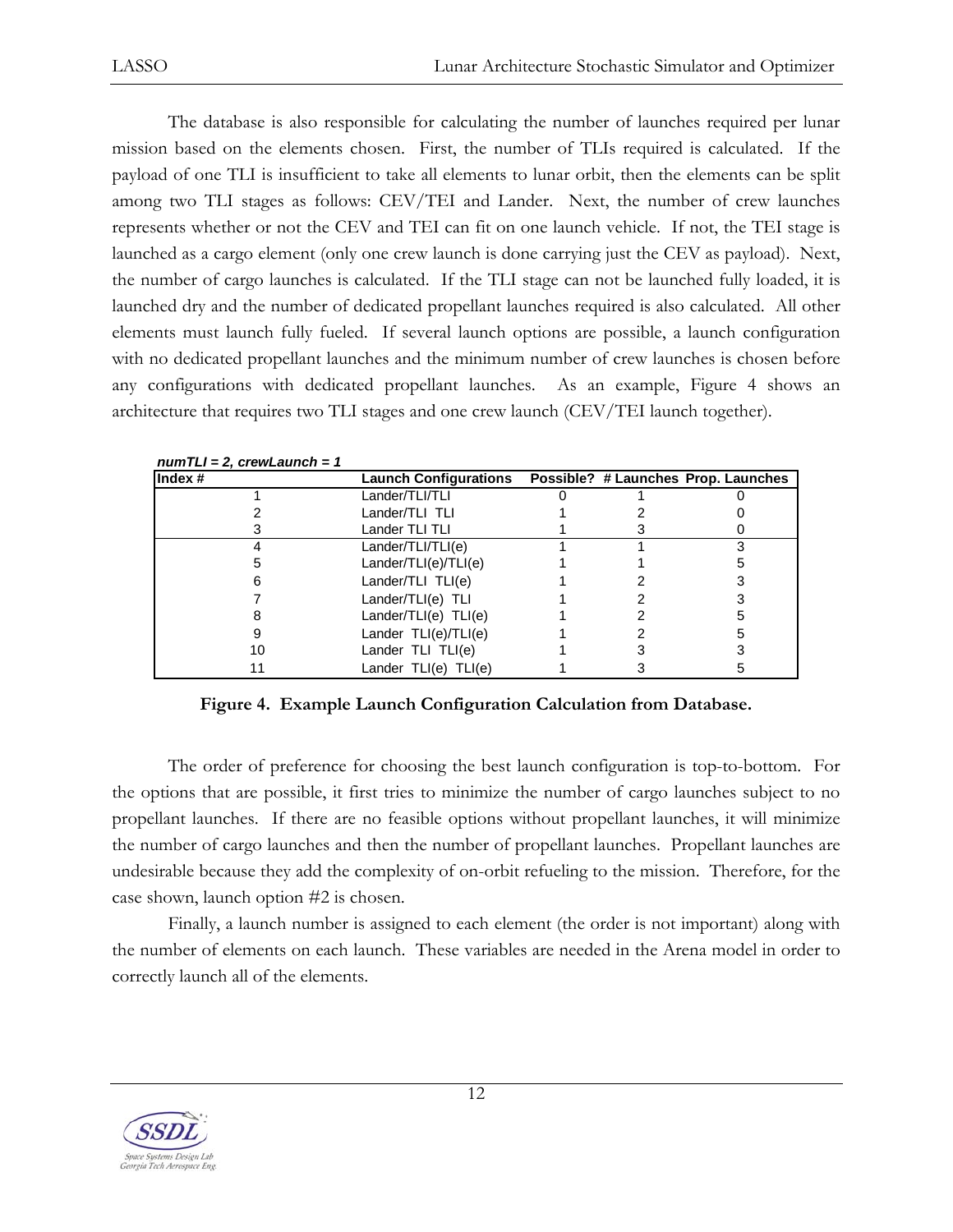The database is also responsible for calculating the number of launches required per lunar mission based on the elements chosen. First, the number of TLIs required is calculated. If the payload of one TLI is insufficient to take all elements to lunar orbit, then the elements can be split among two TLI stages as follows: CEV/TEI and Lander. Next, the number of crew launches represents whether or not the CEV and TEI can fit on one launch vehicle. If not, the TEI stage is launched as a cargo element (only one crew launch is done carrying just the CEV as payload). Next, the number of cargo launches is calculated. If the TLI stage can not be launched fully loaded, it is launched dry and the number of dedicated propellant launches required is also calculated. All other elements must launch fully fueled. If several launch options are possible, a launch configuration with no dedicated propellant launches and the minimum number of crew launches is chosen before any configurations with dedicated propellant launches. As an example, Figure 4 shows an architecture that requires two TLI stages and one crew launch (CEV/TEI launch together).

***numTLI = 2, crewLaunch = 1***

| Index # | Launch Configurations | Possible? | # Launches | Prop. Launches |
|---|---|---|---|---|
| 1 | Lander/TLI/TLI | 0 | 1 | 0 |
| 2 | Lander/TLI TLI | 1 | 2 | 0 |
| 3 | Lander TLI TLI | 1 | 3 | 0 |
| 4 | Lander/TLI/TLI(e) | 1 | 1 | 3 |
| 5 | Lander/TLI(e)/TLI(e) | 1 | 1 | 5 |
| 6 | Lander/TLI TLI(e) | 1 | 2 | 3 |
| 7 | Lander/TLI(e) TLI | 1 | 2 | 3 |
| 8 | Lander/TLI(e) TLI(e) | 1 | 2 | 5 |
| 9 | Lander TLI(e)/TLI(e) | 1 | 2 | 5 |
| 10 | Lander TLI TLI(e) | 1 | 3 | 3 |
| 11 | Lander TLI(e) TLI(e) | 1 | 3 | 5 |

**Figure 4. Example Launch Configuration Calculation from Database.**

The order of preference for choosing the best launch configuration is top-to-bottom. For the options that are possible, it first tries to minimize the number of cargo launches subject to no propellant launches. If there are no feasible options without propellant launches, it will minimize the number of cargo launches and then the number of propellant launches. Propellant launches are undesirable because they add the complexity of on-orbit refueling to the mission. Therefore, for the case shown, launch option #2 is chosen.

Finally, a launch number is assigned to each element (the order is not important) along with the number of elements on each launch. These variables are needed in the Arena model in order to correctly launch all of the elements.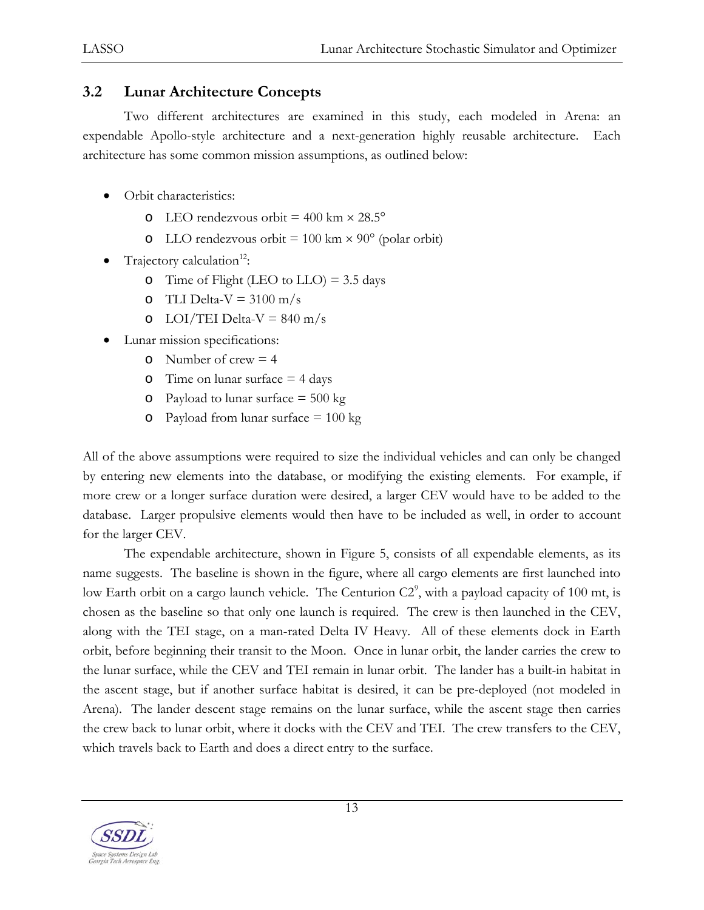## 3.2 Lunar Architecture Concepts

Two different architectures are examined in this study, each modeled in Arena: an expendable Apollo-style architecture and a next-generation highly reusable architecture. Each architecture has some common mission assumptions, as outlined below:

- Orbit characteristics:
  - LEO rendezvous orbit = 400 km × 28.5°
  - LLO rendezvous orbit = 100 km × 90° (polar orbit)
- Trajectory calculation[12]:
  - Time of Flight (LEO to LLO) = 3.5 days
  - TLI Delta-V = 3100 m/s
  - LOI/TEI Delta-V = 840 m/s
- Lunar mission specifications:
  - Number of crew = 4
  - Time on lunar surface = 4 days
  - Payload to lunar surface = 500 kg
  - Payload from lunar surface = 100 kg

All of the above assumptions were required to size the individual vehicles and can only be changed by entering new elements into the database, or modifying the existing elements. For example, if more crew or a longer surface duration were desired, a larger CEV would have to be added to the database. Larger propulsive elements would then have to be included as well, in order to account for the larger CEV.

The expendable architecture, shown in Figure 5, consists of all expendable elements, as its name suggests. The baseline is shown in the figure, where all cargo elements are first launched into low Earth orbit on a cargo launch vehicle. The Centurion C2[9], with a payload capacity of 100 mt, is chosen as the baseline so that only one launch is required. The crew is then launched in the CEV, along with the TEI stage, on a man-rated Delta IV Heavy. All of these elements dock in Earth orbit, before beginning their transit to the Moon. Once in lunar orbit, the lander carries the crew to the lunar surface, while the CEV and TEI remain in lunar orbit. The lander has a built-in habitat in the ascent stage, but if another surface habitat is desired, it can be pre-deployed (not modeled in Arena). The lander descent stage remains on the lunar surface, while the ascent stage then carries the crew back to lunar orbit, where it docks with the CEV and TEI. The crew transfers to the CEV, which travels back to Earth and does a direct entry to the surface.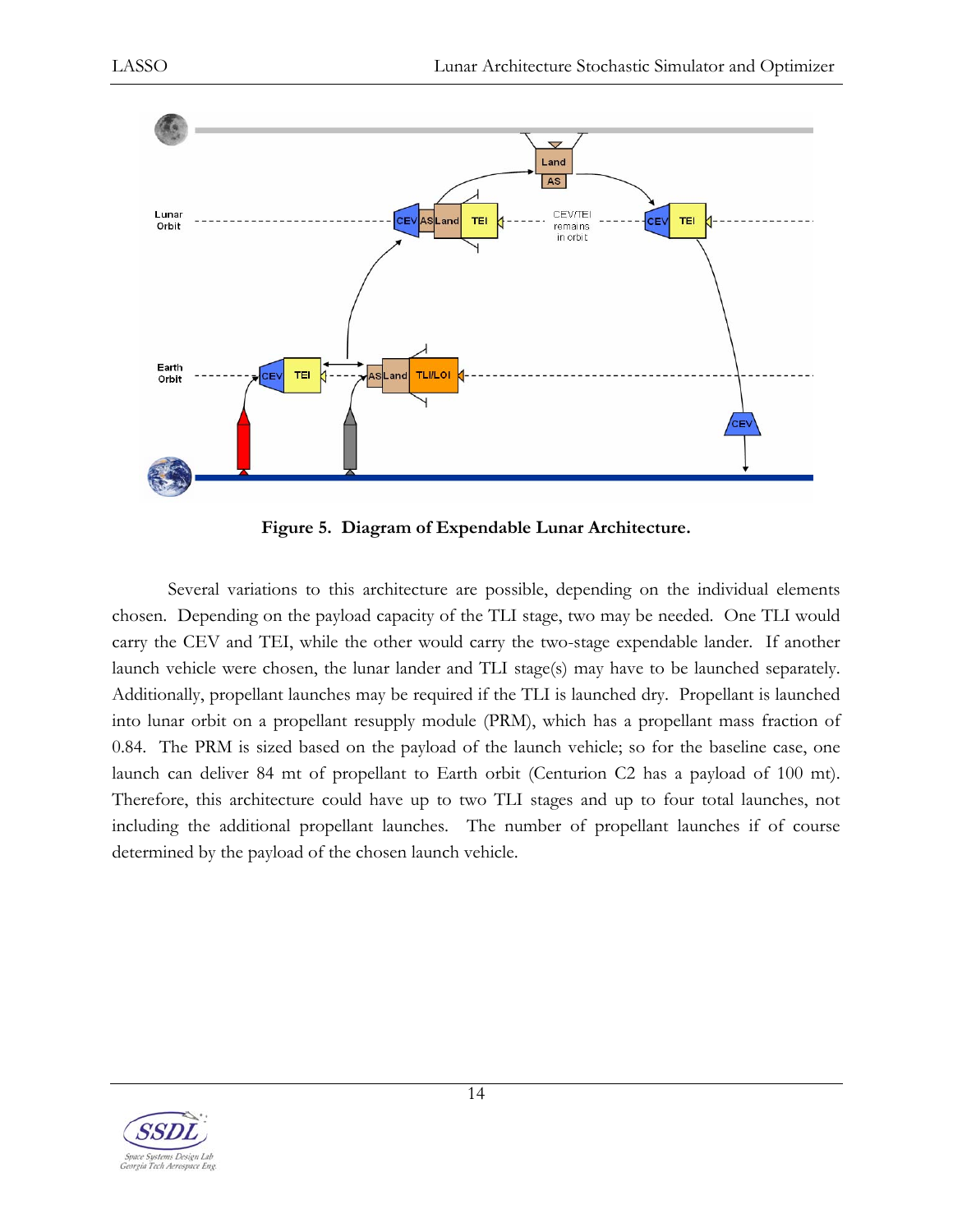**Figure 5. Diagram of Expendable Lunar Architecture.**

Several variations to this architecture are possible, depending on the individual elements chosen. Depending on the payload capacity of the TLI stage, two may be needed. One TLI would carry the CEV and TEI, while the other would carry the two-stage expendable lander. If another launch vehicle were chosen, the lunar lander and TLI stage(s) may have to be launched separately. Additionally, propellant launches may be required if the TLI is launched dry. Propellant is launched into lunar orbit on a propellant resupply module (PRM), which has a propellant mass fraction of 0.84. The PRM is sized based on the payload of the launch vehicle; so for the baseline case, one launch can deliver 84 mt of propellant to Earth orbit (Centurion C2 has a payload of 100 mt). Therefore, this architecture could have up to two TLI stages and up to four total launches, not including the additional propellant launches. The number of propellant launches if of course determined by the payload of the chosen launch vehicle.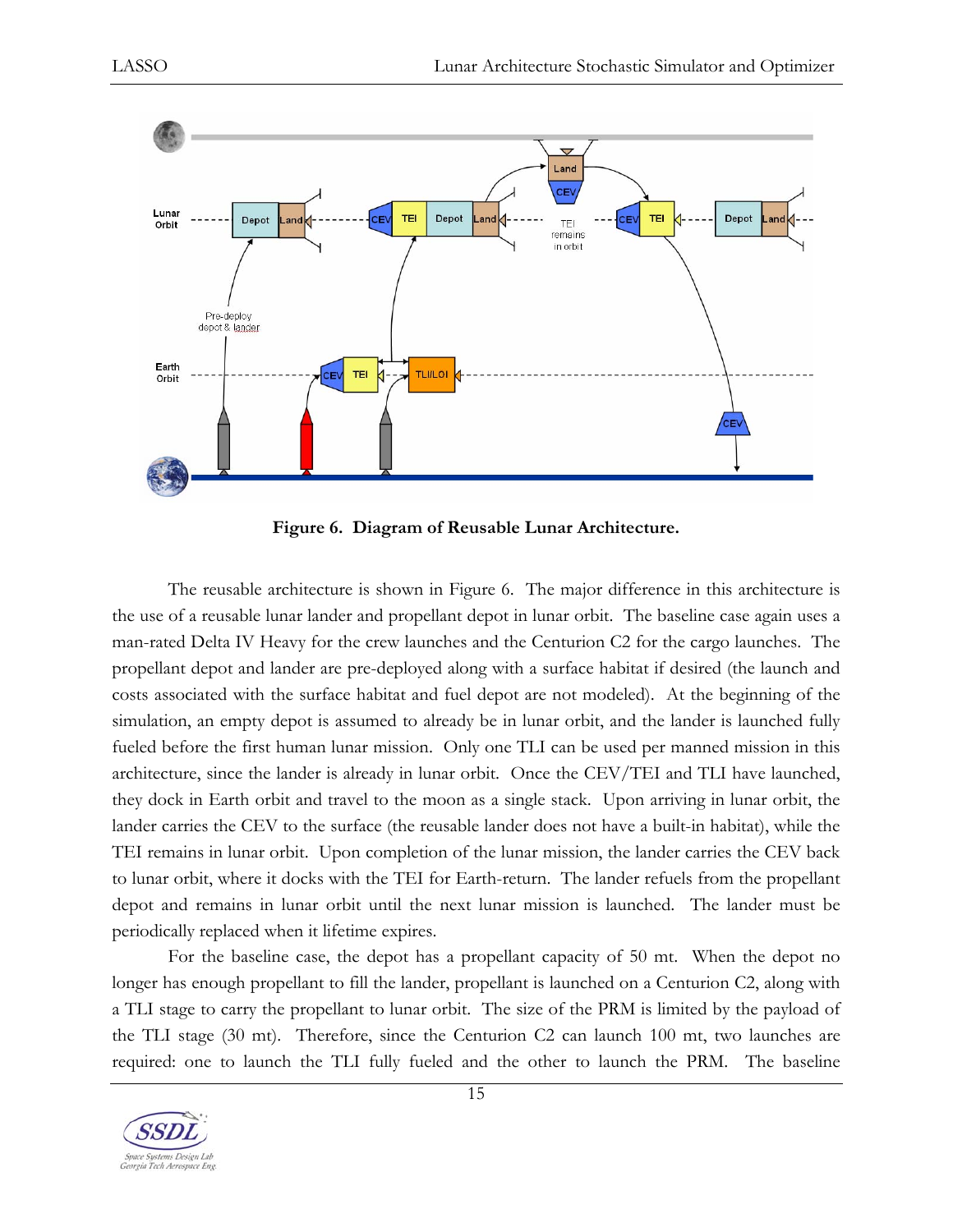**Figure 6. Diagram of Reusable Lunar Architecture.**

The reusable architecture is shown in Figure 6. The major difference in this architecture is the use of a reusable lunar lander and propellant depot in lunar orbit. The baseline case again uses a man-rated Delta IV Heavy for the crew launches and the Centurion C2 for the cargo launches. The propellant depot and lander are pre-deployed along with a surface habitat if desired (the launch and costs associated with the surface habitat and fuel depot are not modeled). At the beginning of the simulation, an empty depot is assumed to already be in lunar orbit, and the lander is launched fully fueled before the first human lunar mission. Only one TLI can be used per manned mission in this architecture, since the lander is already in lunar orbit. Once the CEV/TEI and TLI have launched, they dock in Earth orbit and travel to the moon as a single stack. Upon arriving in lunar orbit, the lander carries the CEV to the surface (the reusable lander does not have a built-in habitat), while the TEI remains in lunar orbit. Upon completion of the lunar mission, the lander carries the CEV back to lunar orbit, where it docks with the TEI for Earth-return. The lander refuels from the propellant depot and remains in lunar orbit until the next lunar mission is launched. The lander must be periodically replaced when it lifetime expires.

For the baseline case, the depot has a propellant capacity of 50 mt. When the depot no longer has enough propellant to fill the lander, propellant is launched on a Centurion C2, along with a TLI stage to carry the propellant to lunar orbit. The size of the PRM is limited by the payload of the TLI stage (30 mt). Therefore, since the Centurion C2 can launch 100 mt, two launches are required: one to launch the TLI fully fueled and the other to launch the PRM. The baseline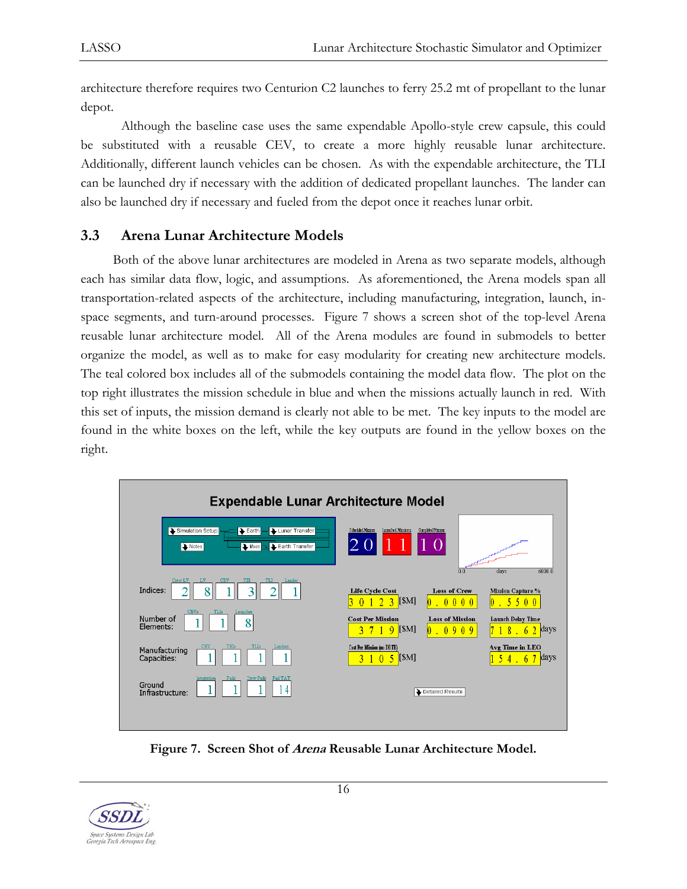architecture therefore requires two Centurion C2 launches to ferry 25.2 mt of propellant to the lunar depot.

Although the baseline case uses the same expendable Apollo-style crew capsule, this could be substituted with a reusable CEV, to create a more highly reusable lunar architecture. Additionally, different launch vehicles can be chosen. As with the expendable architecture, the TLI can be launched dry if necessary with the addition of dedicated propellant launches. The lander can also be launched dry if necessary and fueled from the depot once it reaches lunar orbit.

## 3.3 Arena Lunar Architecture Models

Both of the above lunar architectures are modeled in Arena as two separate models, although each has similar data flow, logic, and assumptions. As aforementioned, the Arena models span all transportation-related aspects of the architecture, including manufacturing, integration, launch, in-space segments, and turn-around processes. Figure 7 shows a screen shot of the top-level Arena reusable lunar architecture model. All of the Arena modules are found in submodels to better organize the model, as well as to make for easy modularity for creating new architecture models. The teal colored box includes all of the submodels containing the model data flow. The plot on the top right illustrates the mission schedule in blue and when the missions actually launch in red. With this set of inputs, the mission demand is clearly not able to be met. The key inputs to the model are found in the white boxes on the left, while the key outputs are found in the yellow boxes on the right.

**Figure 7. Screen Shot of *Arena* Reusable Lunar Architecture Model.**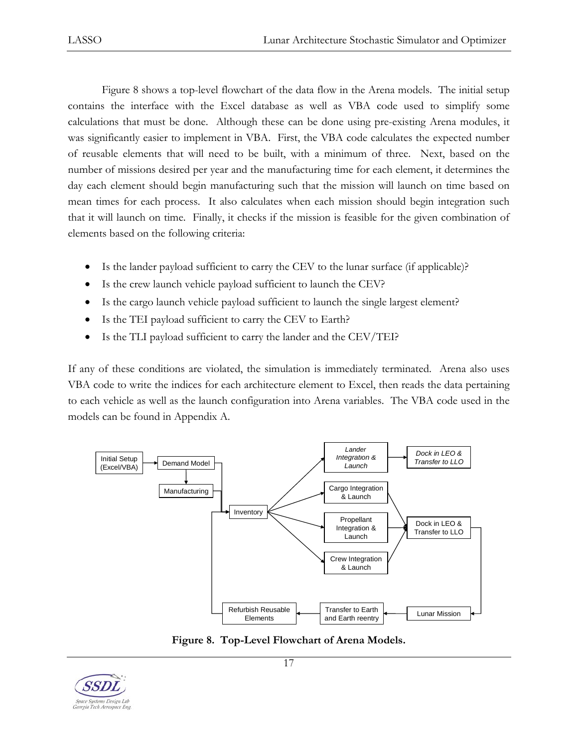Figure 8 shows a top-level flowchart of the data flow in the Arena models. The initial setup contains the interface with the Excel database as well as VBA code used to simplify some calculations that must be done. Although these can be done using pre-existing Arena modules, it was significantly easier to implement in VBA. First, the VBA code calculates the expected number of reusable elements that will need to be built, with a minimum of three. Next, based on the number of missions desired per year and the manufacturing time for each element, it determines the day each element should begin manufacturing such that the mission will launch on time based on mean times for each process. It also calculates when each mission should begin integration such that it will launch on time. Finally, it checks if the mission is feasible for the given combination of elements based on the following criteria:

- Is the lander payload sufficient to carry the CEV to the lunar surface (if applicable)?
- Is the crew launch vehicle payload sufficient to launch the CEV?
- Is the cargo launch vehicle payload sufficient to launch the single largest element?
- Is the TEI payload sufficient to carry the CEV to Earth?
- Is the TLI payload sufficient to carry the lander and the CEV/TEI?

If any of these conditions are violated, the simulation is immediately terminated. Arena also uses VBA code to write the indices for each architecture element to Excel, then reads the data pertaining to each vehicle as well as the launch configuration into Arena variables. The VBA code used in the models can be found in Appendix A.

**Figure 8. Top-Level Flowchart of Arena Models.**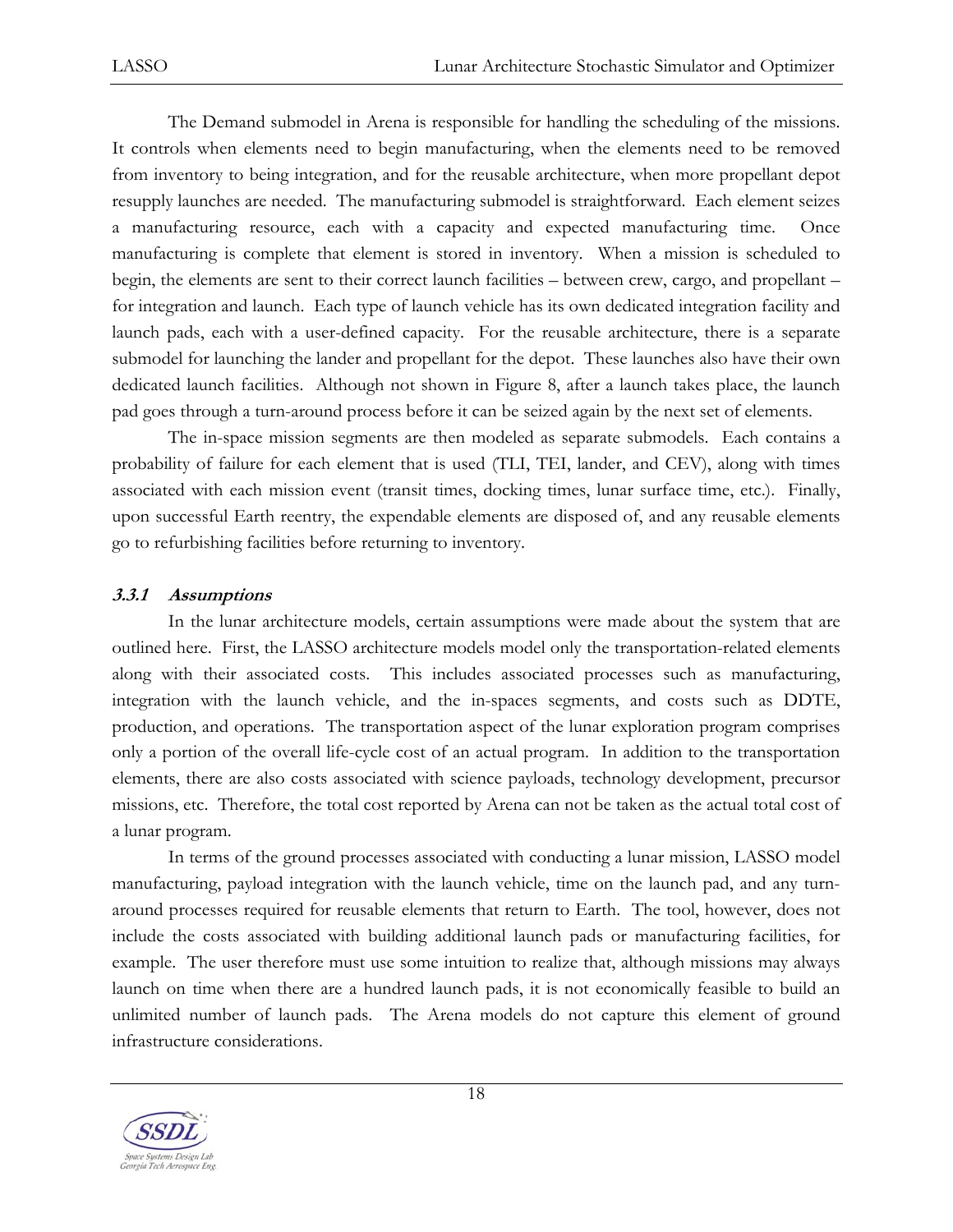The Demand submodel in Arena is responsible for handling the scheduling of the missions. It controls when elements need to begin manufacturing, when the elements need to be removed from inventory to being integration, and for the reusable architecture, when more propellant depot resupply launches are needed. The manufacturing submodel is straightforward. Each element seizes a manufacturing resource, each with a capacity and expected manufacturing time. Once manufacturing is complete that element is stored in inventory. When a mission is scheduled to begin, the elements are sent to their correct launch facilities – between crew, cargo, and propellant – for integration and launch. Each type of launch vehicle has its own dedicated integration facility and launch pads, each with a user-defined capacity. For the reusable architecture, there is a separate submodel for launching the lander and propellant for the depot. These launches also have their own dedicated launch facilities. Although not shown in Figure 8, after a launch takes place, the launch pad goes through a turn-around process before it can be seized again by the next set of elements.

The in-space mission segments are then modeled as separate submodels. Each contains a probability of failure for each element that is used (TLI, TEI, lander, and CEV), along with times associated with each mission event (transit times, docking times, lunar surface time, etc.). Finally, upon successful Earth reentry, the expendable elements are disposed of, and any reusable elements go to refurbishing facilities before returning to inventory.

### *3.3.1 Assumptions*

In the lunar architecture models, certain assumptions were made about the system that are outlined here. First, the LASSO architecture models model only the transportation-related elements along with their associated costs. This includes associated processes such as manufacturing, integration with the launch vehicle, and the in-spaces segments, and costs such as DDTE, production, and operations. The transportation aspect of the lunar exploration program comprises only a portion of the overall life-cycle cost of an actual program. In addition to the transportation elements, there are also costs associated with science payloads, technology development, precursor missions, etc. Therefore, the total cost reported by Arena can not be taken as the actual total cost of a lunar program.

In terms of the ground processes associated with conducting a lunar mission, LASSO model manufacturing, payload integration with the launch vehicle, time on the launch pad, and any turn-around processes required for reusable elements that return to Earth. The tool, however, does not include the costs associated with building additional launch pads or manufacturing facilities, for example. The user therefore must use some intuition to realize that, although missions may always launch on time when there are a hundred launch pads, it is not economically feasible to build an unlimited number of launch pads. The Arena models do not capture this element of ground infrastructure considerations.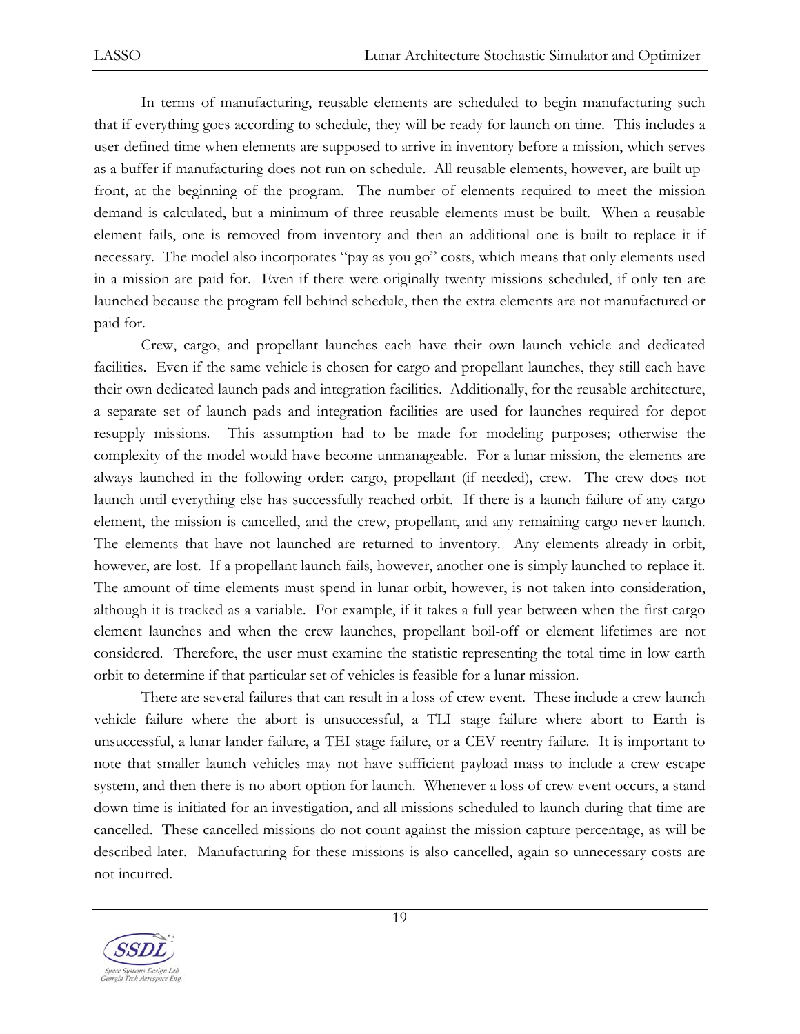In terms of manufacturing, reusable elements are scheduled to begin manufacturing such that if everything goes according to schedule, they will be ready for launch on time. This includes a user-defined time when elements are supposed to arrive in inventory before a mission, which serves as a buffer if manufacturing does not run on schedule. All reusable elements, however, are built up-front, at the beginning of the program. The number of elements required to meet the mission demand is calculated, but a minimum of three reusable elements must be built. When a reusable element fails, one is removed from inventory and then an additional one is built to replace it if necessary. The model also incorporates "pay as you go" costs, which means that only elements used in a mission are paid for. Even if there were originally twenty missions scheduled, if only ten are launched because the program fell behind schedule, then the extra elements are not manufactured or paid for.

Crew, cargo, and propellant launches each have their own launch vehicle and dedicated facilities. Even if the same vehicle is chosen for cargo and propellant launches, they still each have their own dedicated launch pads and integration facilities. Additionally, for the reusable architecture, a separate set of launch pads and integration facilities are used for launches required for depot resupply missions. This assumption had to be made for modeling purposes; otherwise the complexity of the model would have become unmanageable. For a lunar mission, the elements are always launched in the following order: cargo, propellant (if needed), crew. The crew does not launch until everything else has successfully reached orbit. If there is a launch failure of any cargo element, the mission is cancelled, and the crew, propellant, and any remaining cargo never launch. The elements that have not launched are returned to inventory. Any elements already in orbit, however, are lost. If a propellant launch fails, however, another one is simply launched to replace it. The amount of time elements must spend in lunar orbit, however, is not taken into consideration, although it is tracked as a variable. For example, if it takes a full year between when the first cargo element launches and when the crew launches, propellant boil-off or element lifetimes are not considered. Therefore, the user must examine the statistic representing the total time in low earth orbit to determine if that particular set of vehicles is feasible for a lunar mission.

There are several failures that can result in a loss of crew event. These include a crew launch vehicle failure where the abort is unsuccessful, a TLI stage failure where abort to Earth is unsuccessful, a lunar lander failure, a TEI stage failure, or a CEV reentry failure. It is important to note that smaller launch vehicles may not have sufficient payload mass to include a crew escape system, and then there is no abort option for launch. Whenever a loss of crew event occurs, a stand down time is initiated for an investigation, and all missions scheduled to launch during that time are cancelled. These cancelled missions do not count against the mission capture percentage, as will be described later. Manufacturing for these missions is also cancelled, again so unnecessary costs are not incurred.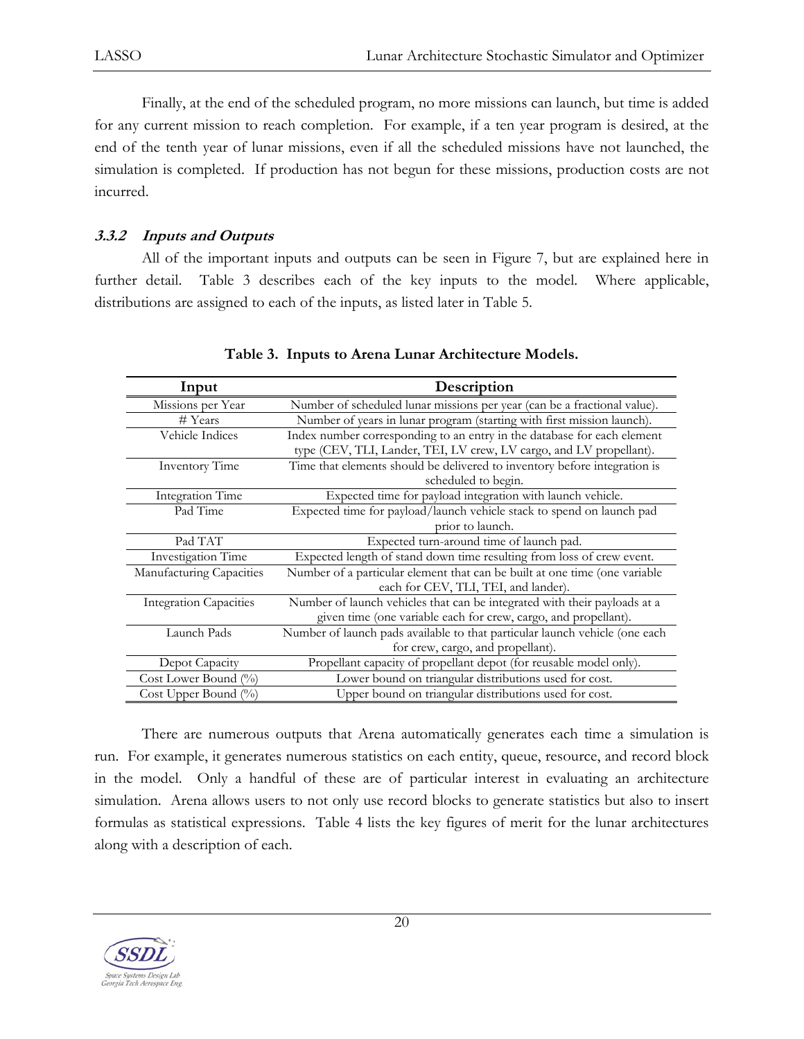Finally, at the end of the scheduled program, no more missions can launch, but time is added for any current mission to reach completion. For example, if a ten year program is desired, at the end of the tenth year of lunar missions, even if all the scheduled missions have not launched, the simulation is completed. If production has not begun for these missions, production costs are not incurred.

### *3.3.2 Inputs and Outputs*

All of the important inputs and outputs can be seen in Figure 7, but are explained here in further detail. Table 3 describes each of the key inputs to the model. Where applicable, distributions are assigned to each of the inputs, as listed later in Table 5.

**Table 3. Inputs to Arena Lunar Architecture Models.**

| Input | Description |
| --- | --- |
| Missions per Year | Number of scheduled lunar missions per year (can be a fractional value). |
| # Years | Number of years in lunar program (starting with first mission launch). |
| Vehicle Indices | Index number corresponding to an entry in the database for each element type (CEV, TLI, Lander, TEI, LV crew, LV cargo, and LV propellant). |
| Inventory Time | Time that elements should be delivered to inventory before integration is scheduled to begin. |
| Integration Time | Expected time for payload integration with launch vehicle. |
| Pad Time | Expected time for payload/launch vehicle stack to spend on launch pad prior to launch. |
| Pad TAT | Expected turn-around time of launch pad. |
| Investigation Time | Expected length of stand down time resulting from loss of crew event. |
| Manufacturing Capacities | Number of a particular element that can be built at one time (one variable each for CEV, TLI, TEI, and lander). |
| Integration Capacities | Number of launch vehicles that can be integrated with their payloads at a given time (one variable each for crew, cargo, and propellant). |
| Launch Pads | Number of launch pads available to that particular launch vehicle (one each for crew, cargo, and propellant). |
| Depot Capacity | Propellant capacity of propellant depot (for reusable model only). |
| Cost Lower Bound (%) | Lower bound on triangular distributions used for cost. |
| Cost Upper Bound (%) | Upper bound on triangular distributions used for cost. |

There are numerous outputs that Arena automatically generates each time a simulation is run. For example, it generates numerous statistics on each entity, queue, resource, and record block in the model. Only a handful of these are of particular interest in evaluating an architecture simulation. Arena allows users to not only use record blocks to generate statistics but also to insert formulas as statistical expressions. Table 4 lists the key figures of merit for the lunar architectures along with a description of each.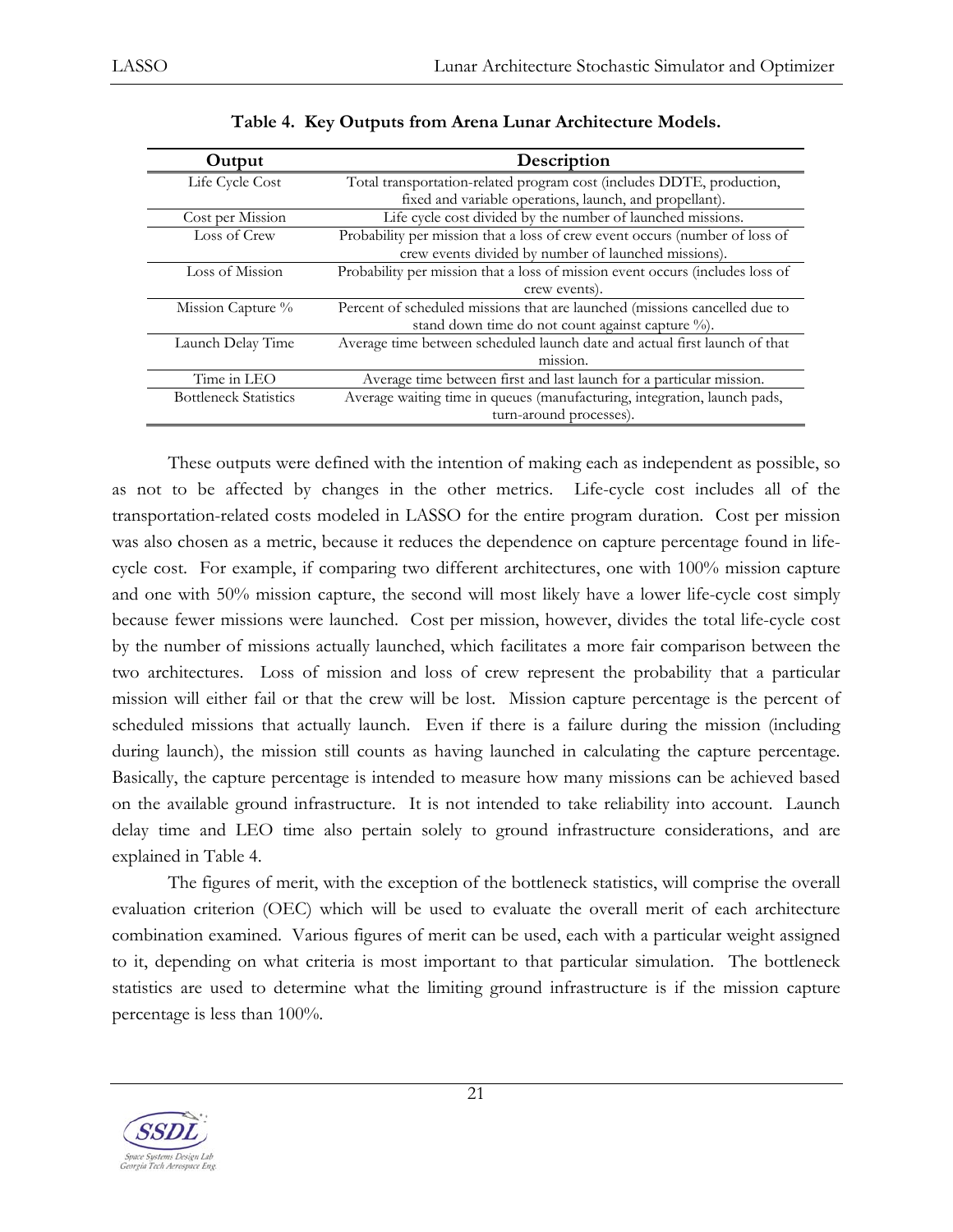**Table 4. Key Outputs from Arena Lunar Architecture Models.**

| Output | Description |
|---|---|
| Life Cycle Cost | Total transportation-related program cost (includes DDTE, production, fixed and variable operations, launch, and propellant). |
| Cost per Mission | Life cycle cost divided by the number of launched missions. |
| Loss of Crew | Probability per mission that a loss of crew event occurs (number of loss of crew events divided by number of launched missions). |
| Loss of Mission | Probability per mission that a loss of mission event occurs (includes loss of crew events). |
| Mission Capture % | Percent of scheduled missions that are launched (missions cancelled due to stand down time do not count against capture %). |
| Launch Delay Time | Average time between scheduled launch date and actual first launch of that mission. |
| Time in LEO | Average time between first and last launch for a particular mission. |
| Bottleneck Statistics | Average waiting time in queues (manufacturing, integration, launch pads, turn-around processes). |

These outputs were defined with the intention of making each as independent as possible, so as not to be affected by changes in the other metrics. Life-cycle cost includes all of the transportation-related costs modeled in LASSO for the entire program duration. Cost per mission was also chosen as a metric, because it reduces the dependence on capture percentage found in life-cycle cost. For example, if comparing two different architectures, one with 100% mission capture and one with 50% mission capture, the second will most likely have a lower life-cycle cost simply because fewer missions were launched. Cost per mission, however, divides the total life-cycle cost by the number of missions actually launched, which facilitates a more fair comparison between the two architectures. Loss of mission and loss of crew represent the probability that a particular mission will either fail or that the crew will be lost. Mission capture percentage is the percent of scheduled missions that actually launch. Even if there is a failure during the mission (including during launch), the mission still counts as having launched in calculating the capture percentage. Basically, the capture percentage is intended to measure how many missions can be achieved based on the available ground infrastructure. It is not intended to take reliability into account. Launch delay time and LEO time also pertain solely to ground infrastructure considerations, and are explained in Table 4.

The figures of merit, with the exception of the bottleneck statistics, will comprise the overall evaluation criterion (OEC) which will be used to evaluate the overall merit of each architecture combination examined. Various figures of merit can be used, each with a particular weight assigned to it, depending on what criteria is most important to that particular simulation. The bottleneck statistics are used to determine what the limiting ground infrastructure is if the mission capture percentage is less than 100%.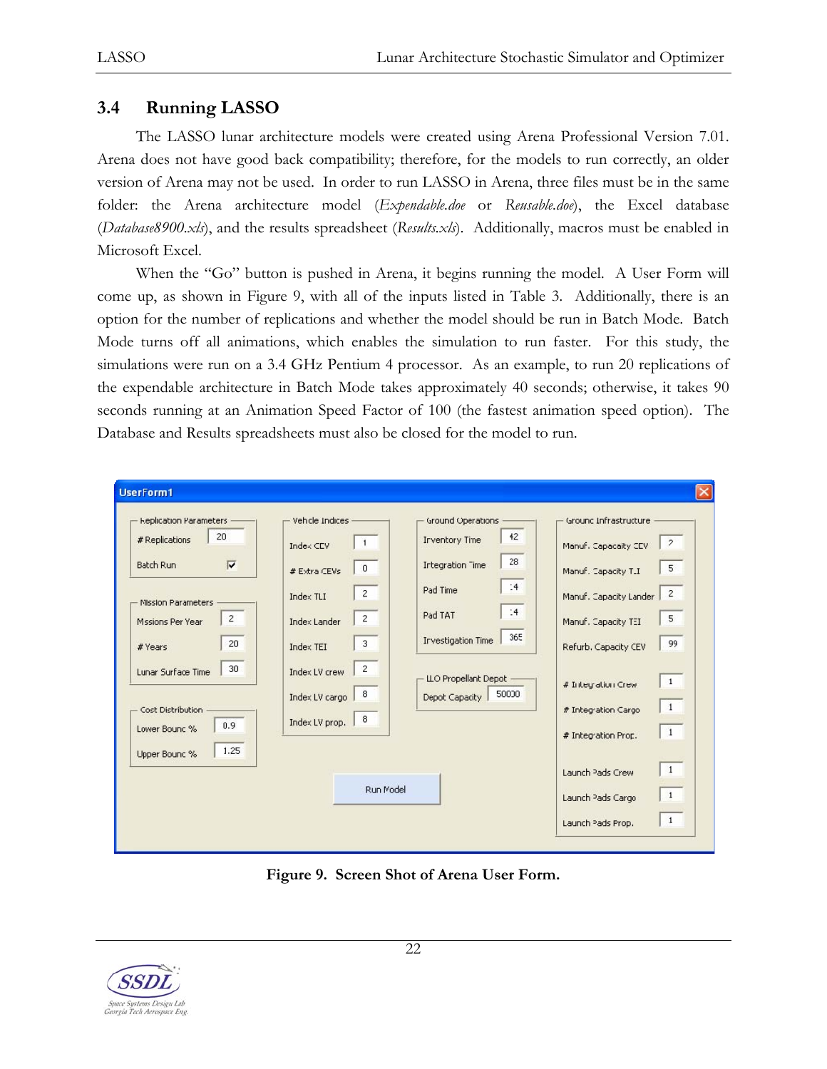## 3.4 Running LASSO

The LASSO lunar architecture models were created using Arena Professional Version 7.01. Arena does not have good back compatibility; therefore, for the models to run correctly, an older version of Arena may not be used. In order to run LASSO in Arena, three files must be in the same folder: the Arena architecture model (*Expendable.doe* or *Reusable.doe*), the Excel database (*Database8900.xls*), and the results spreadsheet (*Results.xls*). Additionally, macros must be enabled in Microsoft Excel.

When the "Go" button is pushed in Arena, it begins running the model. A User Form will come up, as shown in Figure 9, with all of the inputs listed in Table 3. Additionally, there is an option for the number of replications and whether the model should be run in Batch Mode. Batch Mode turns off all animations, which enables the simulation to run faster. For this study, the simulations were run on a 3.4 GHz Pentium 4 processor. As an example, to run 20 replications of the expendable architecture in Batch Mode takes approximately 40 seconds; otherwise, it takes 90 seconds running at an Animation Speed Factor of 100 (the fastest animation speed option). The Database and Results spreadsheets must also be closed for the model to run.

**Figure 9. Screen Shot of Arena User Form.**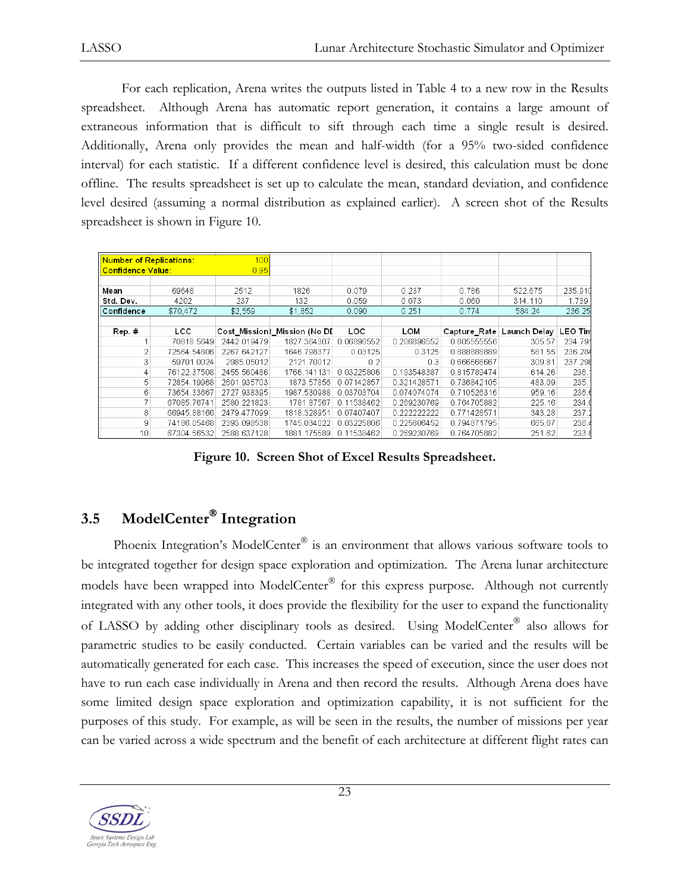For each replication, Arena writes the outputs listed in Table 4 to a new row in the Results spreadsheet. Although Arena has automatic report generation, it contains a large amount of extraneous information that is difficult to sift through each time a single result is desired. Additionally, Arena only provides the mean and half-width (for a 95% two-sided confidence interval) for each statistic. If a different confidence level is desired, this calculation must be done offline. The results spreadsheet is set up to calculate the mean, standard deviation, and confidence level desired (assuming a normal distribution as explained earlier). A screen shot of the Results spreadsheet is shown in Figure 10.

| Number of Replications: | | 100 | | | | | | |
|---|---|---|---|---|---|---|---|---|
| Confidence Value: | | 0.95 | | | | | | |
| | | | | | | | | |
| Mean | 69648 | 2512 | 1826 | 0.079 | 0.237 | 0.786 | 522.675 | 235.910 |
| Std. Dev. | 4202 | 237 | 132 | 0.059 | 0.073 | 0.060 | 314.110 | 1.739 |
| Confidence | $70,472 | $2,559 | $1,852 | 0.090 | 0.251 | 0.774 | 584.24 | 236.25 |
| | | | | | | | | |
| Rep. # | LCC | Cost_Mission | Mission (No DD | LOC | LOM | Capture_Rate | Launch Delay | LEO Time |
| 1 | 70818.5649 | 2442.019479 | 1827.364307 | 0.06896552 | 0.206896552 | 0.805555556 | 305.57 | 234.791 |
| 2 | 72564.54806 | 2267.642127 | 1646.798377 | 0.03125 | 0.3125 | 0.888888889 | 581.55 | 236.284 |
| 3 | 59701.0024 | 2985.05012 | 2121.70012 | 0.2 | 0.3 | 0.666666667 | 309.81 | 237.298 |
| 4 | 76122.37508 | 2455.560486 | 1766.141131 | 0.03225806 | 0.193548387 | 0.815789474 | 614.26 | 236.1 |
| 5 | 72854.19968 | 2601.935703 | 1873.57856 | 0.07142857 | 0.321428571 | 0.736842105 | 483.09 | 235.1 |
| 6 | 73654.33667 | 2727.938395 | 1987.530988 | 0.03703704 | 0.074074074 | 0.710526316 | 959.16 | 236.6 |
| 7 | 67085.76741 | 2580.221823 | 1781.87567 | 0.11538462 | 0.269230769 | 0.764705882 | 225.16 | 234.0 |
| 8 | 66945.88166 | 2479.477099 | 1818.328951 | 0.07407407 | 0.222222222 | 0.771428571 | 343.28 | 237.2 |
| 9 | 74186.05468 | 2393.098538 | 1745.034022 | 0.03225806 | 0.225806452 | 0.794871795 | 665.67 | 236.4 |
| 10 | 67304.56532 | 2588.637128 | 1881.175589 | 0.11538462 | 0.269230769 | 0.764705882 | 251.62 | 233.8 |

**Figure 10. Screen Shot of Excel Results Spreadsheet.**

## 3.5 ModelCenter® Integration

Phoenix Integration's ModelCenter® is an environment that allows various software tools to be integrated together for design space exploration and optimization. The Arena lunar architecture models have been wrapped into ModelCenter® for this express purpose. Although not currently integrated with any other tools, it does provide the flexibility for the user to expand the functionality of LASSO by adding other disciplinary tools as desired. Using ModelCenter® also allows for parametric studies to be easily conducted. Certain variables can be varied and the results will be automatically generated for each case. This increases the speed of execution, since the user does not have to run each case individually in Arena and then record the results. Although Arena does have some limited design space exploration and optimization capability, it is not sufficient for the purposes of this study. For example, as will be seen in the results, the number of missions per year can be varied across a wide spectrum and the benefit of each architecture at different flight rates can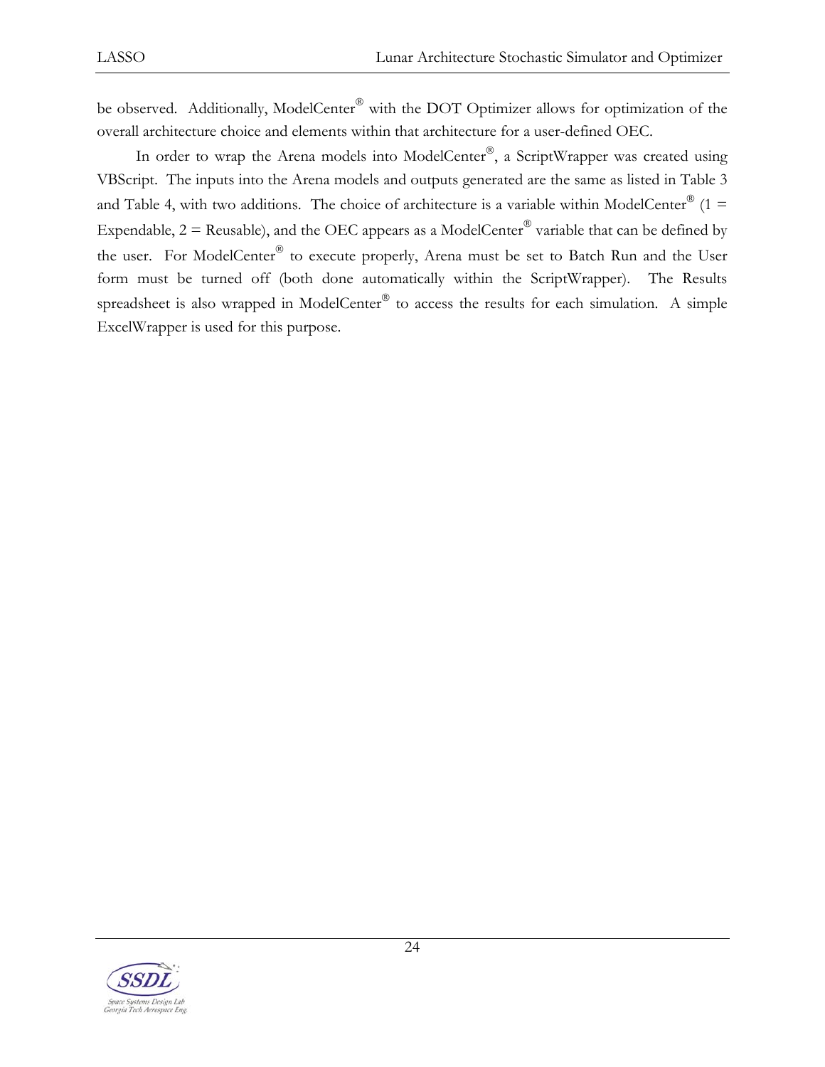be observed. Additionally, ModelCenter® with the DOT Optimizer allows for optimization of the overall architecture choice and elements within that architecture for a user-defined OEC.

In order to wrap the Arena models into ModelCenter®, a ScriptWrapper was created using VBScript. The inputs into the Arena models and outputs generated are the same as listed in Table 3 and Table 4, with two additions. The choice of architecture is a variable within ModelCenter® (1 = Expendable, 2 = Reusable), and the OEC appears as a ModelCenter® variable that can be defined by the user. For ModelCenter® to execute properly, Arena must be set to Batch Run and the User form must be turned off (both done automatically within the ScriptWrapper). The Results spreadsheet is also wrapped in ModelCenter® to access the results for each simulation. A simple ExcelWrapper is used for this purpose.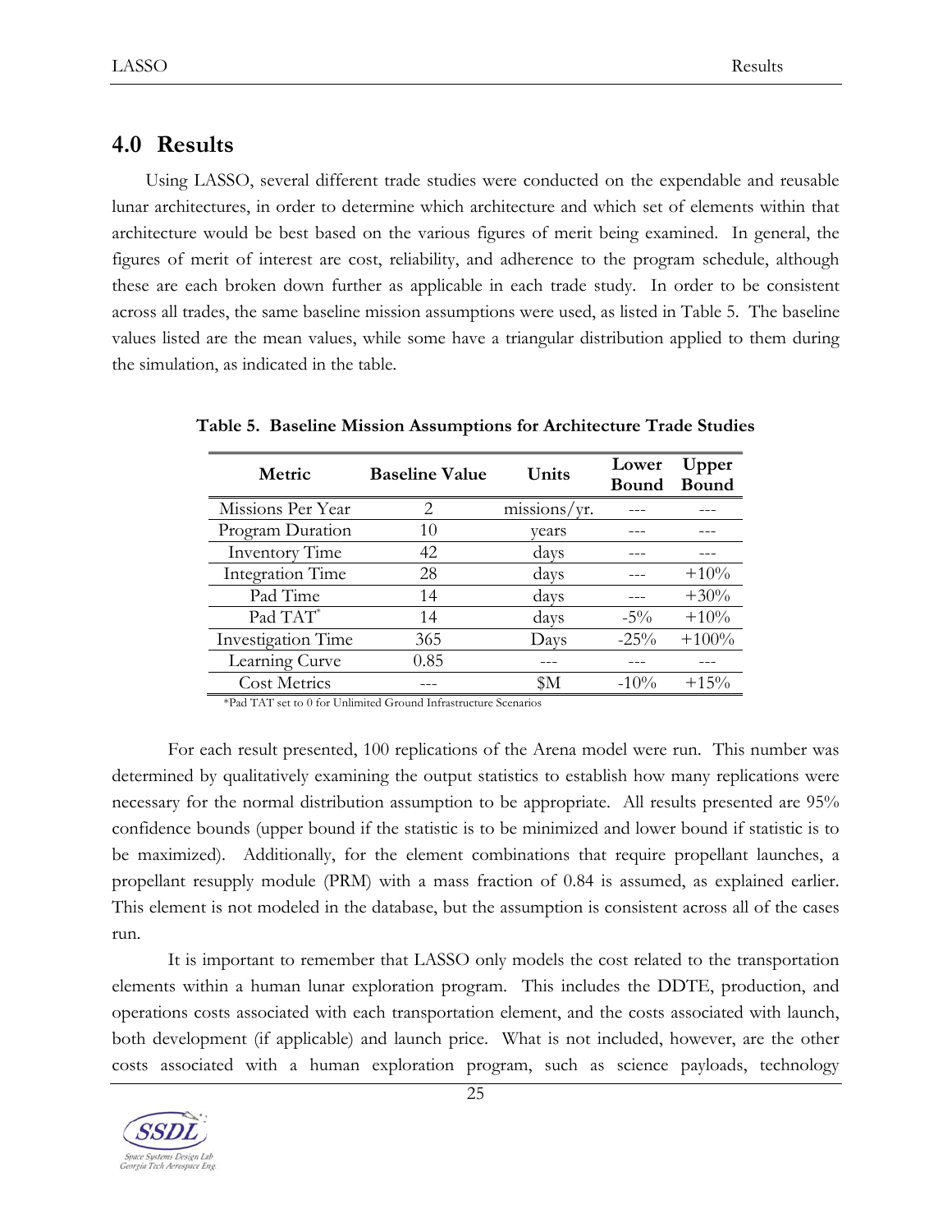## 4.0 Results

Using LASSO, several different trade studies were conducted on the expendable and reusable lunar architectures, in order to determine which architecture and which set of elements within that architecture would be best based on the various figures of merit being examined. In general, the figures of merit of interest are cost, reliability, and adherence to the program schedule, although these are each broken down further as applicable in each trade study. In order to be consistent across all trades, the same baseline mission assumptions were used, as listed in Table 5. The baseline values listed are the mean values, while some have a triangular distribution applied to them during the simulation, as indicated in the table.

**Table 5. Baseline Mission Assumptions for Architecture Trade Studies**

| Metric | Baseline Value | Units | Lower Bound | Upper Bound |
|---|---|---|---|---|
| Missions Per Year | 2 | missions/yr. | --- | --- |
| Program Duration | 10 | years | --- | --- |
| Inventory Time | 42 | days | --- | --- |
| Integration Time | 28 | days | --- | +10% |
| Pad Time | 14 | days | --- | +30% |
| Pad TAT* | 14 | days | -5% | +10% |
| Investigation Time | 365 | Days | -25% | +100% |
| Learning Curve | 0.85 | --- | --- | --- |
| Cost Metrics | --- | $M | -10% | +15% |

*Pad TAT set to 0 for Unlimited Ground Infrastructure Scenarios

For each result presented, 100 replications of the Arena model were run. This number was determined by qualitatively examining the output statistics to establish how many replications were necessary for the normal distribution assumption to be appropriate. All results presented are 95% confidence bounds (upper bound if the statistic is to be minimized and lower bound if statistic is to be maximized). Additionally, for the element combinations that require propellant launches, a propellant resupply module (PRM) with a mass fraction of 0.84 is assumed, as explained earlier. This element is not modeled in the database, but the assumption is consistent across all of the cases run.

It is important to remember that LASSO only models the cost related to the transportation elements within a human lunar exploration program. This includes the DDTE, production, and operations costs associated with each transportation element, and the costs associated with launch, both development (if applicable) and launch price. What is not included, however, are the other costs associated with a human exploration program, such as science payloads, technology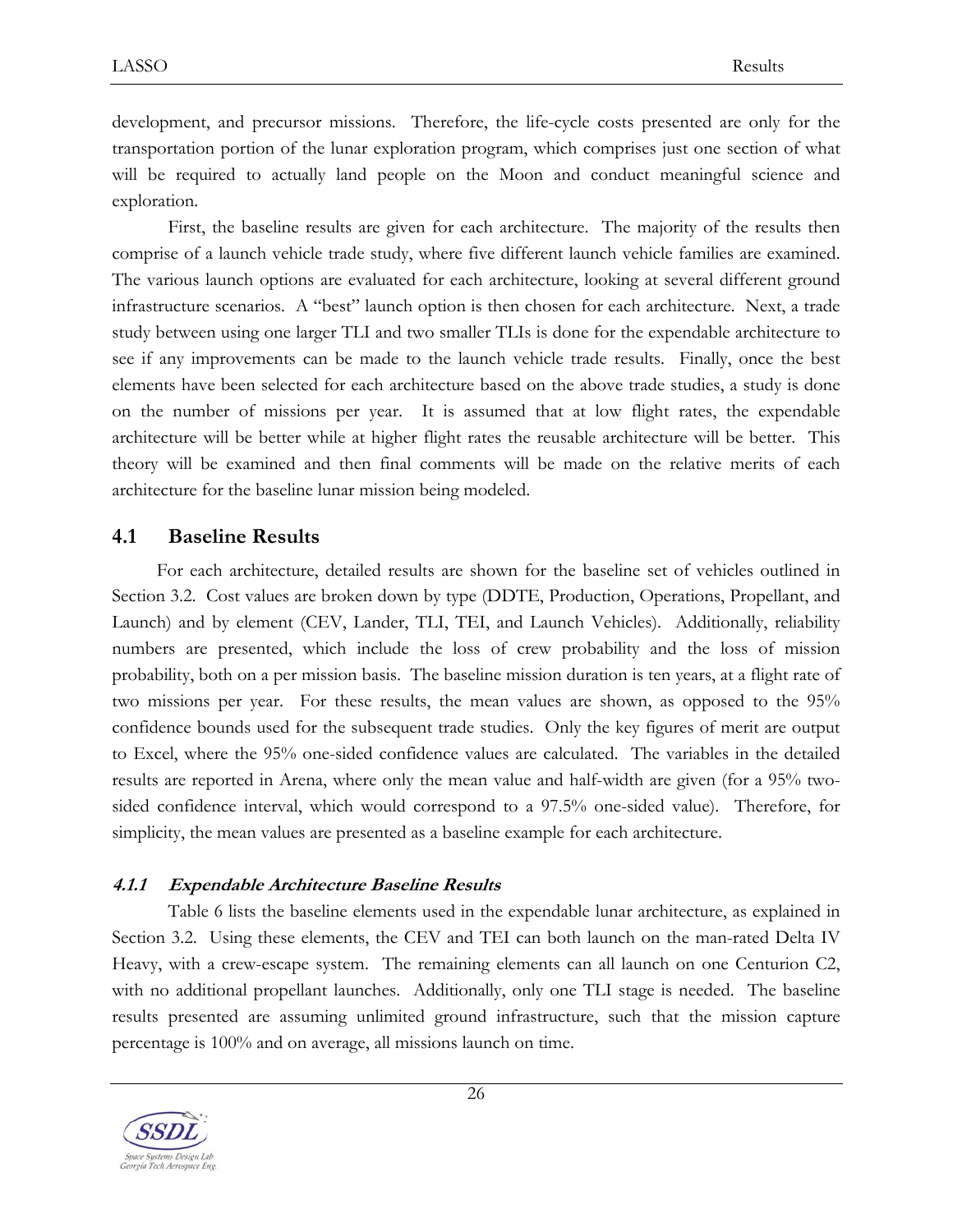development, and precursor missions. Therefore, the life-cycle costs presented are only for the transportation portion of the lunar exploration program, which comprises just one section of what will be required to actually land people on the Moon and conduct meaningful science and exploration.

First, the baseline results are given for each architecture. The majority of the results then comprise of a launch vehicle trade study, where five different launch vehicle families are examined. The various launch options are evaluated for each architecture, looking at several different ground infrastructure scenarios. A "best" launch option is then chosen for each architecture. Next, a trade study between using one larger TLI and two smaller TLIs is done for the expendable architecture to see if any improvements can be made to the launch vehicle trade results. Finally, once the best elements have been selected for each architecture based on the above trade studies, a study is done on the number of missions per year. It is assumed that at low flight rates, the expendable architecture will be better while at higher flight rates the reusable architecture will be better. This theory will be examined and then final comments will be made on the relative merits of each architecture for the baseline lunar mission being modeled.

## 4.1 Baseline Results

For each architecture, detailed results are shown for the baseline set of vehicles outlined in Section 3.2. Cost values are broken down by type (DDTE, Production, Operations, Propellant, and Launch) and by element (CEV, Lander, TLI, TEI, and Launch Vehicles). Additionally, reliability numbers are presented, which include the loss of crew probability and the loss of mission probability, both on a per mission basis. The baseline mission duration is ten years, at a flight rate of two missions per year. For these results, the mean values are shown, as opposed to the 95% confidence bounds used for the subsequent trade studies. Only the key figures of merit are output to Excel, where the 95% one-sided confidence values are calculated. The variables in the detailed results are reported in Arena, where only the mean value and half-width are given (for a 95% two-sided confidence interval, which would correspond to a 97.5% one-sided value). Therefore, for simplicity, the mean values are presented as a baseline example for each architecture.

### *4.1.1 Expendable Architecture Baseline Results*

Table 6 lists the baseline elements used in the expendable lunar architecture, as explained in Section 3.2. Using these elements, the CEV and TEI can both launch on the man-rated Delta IV Heavy, with a crew-escape system. The remaining elements can all launch on one Centurion C2, with no additional propellant launches. Additionally, only one TLI stage is needed. The baseline results presented are assuming unlimited ground infrastructure, such that the mission capture percentage is 100% and on average, all missions launch on time.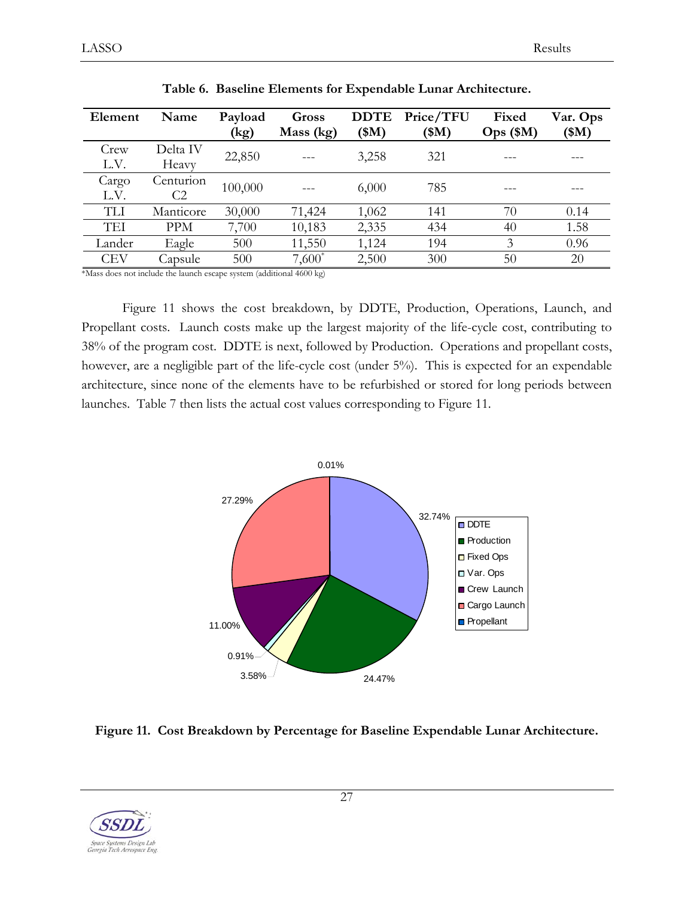**Table 6. Baseline Elements for Expendable Lunar Architecture.**

| Element | Name | Payload (kg) | Gross Mass (kg) | DDTE ($M) | Price/TFU ($M) | Fixed Ops ($M) | Var. Ops ($M) |
|---|---|---|---|---|---|---|---|
| Crew L.V. | Delta IV Heavy | 22,850 | --- | 3,258 | 321 | --- | --- |
| Cargo L.V. | Centurion C2 | 100,000 | --- | 6,000 | 785 | --- | --- |
| TLI | Manticore | 30,000 | 71,424 | 1,062 | 141 | 70 | 0.14 |
| TEI | PPM | 7,700 | 10,183 | 2,335 | 434 | 40 | 1.58 |
| Lander | Eagle | 500 | 11,550 | 1,124 | 194 | 3 | 0.96 |
| CEV | Capsule | 500 | 7,600* | 2,500 | 300 | 50 | 20 |

*Mass does not include the launch escape system (additional 4600 kg)

Figure 11 shows the cost breakdown, by DDTE, Production, Operations, Launch, and Propellant costs. Launch costs make up the largest majority of the life-cycle cost, contributing to 38% of the program cost. DDTE is next, followed by Production. Operations and propellant costs, however, are a negligible part of the life-cycle cost (under 5%). This is expected for an expendable architecture, since none of the elements have to be refurbished or stored for long periods between launches. Table 7 then lists the actual cost values corresponding to Figure 11.

**Figure 11. Cost Breakdown by Percentage for Baseline Expendable Lunar Architecture.**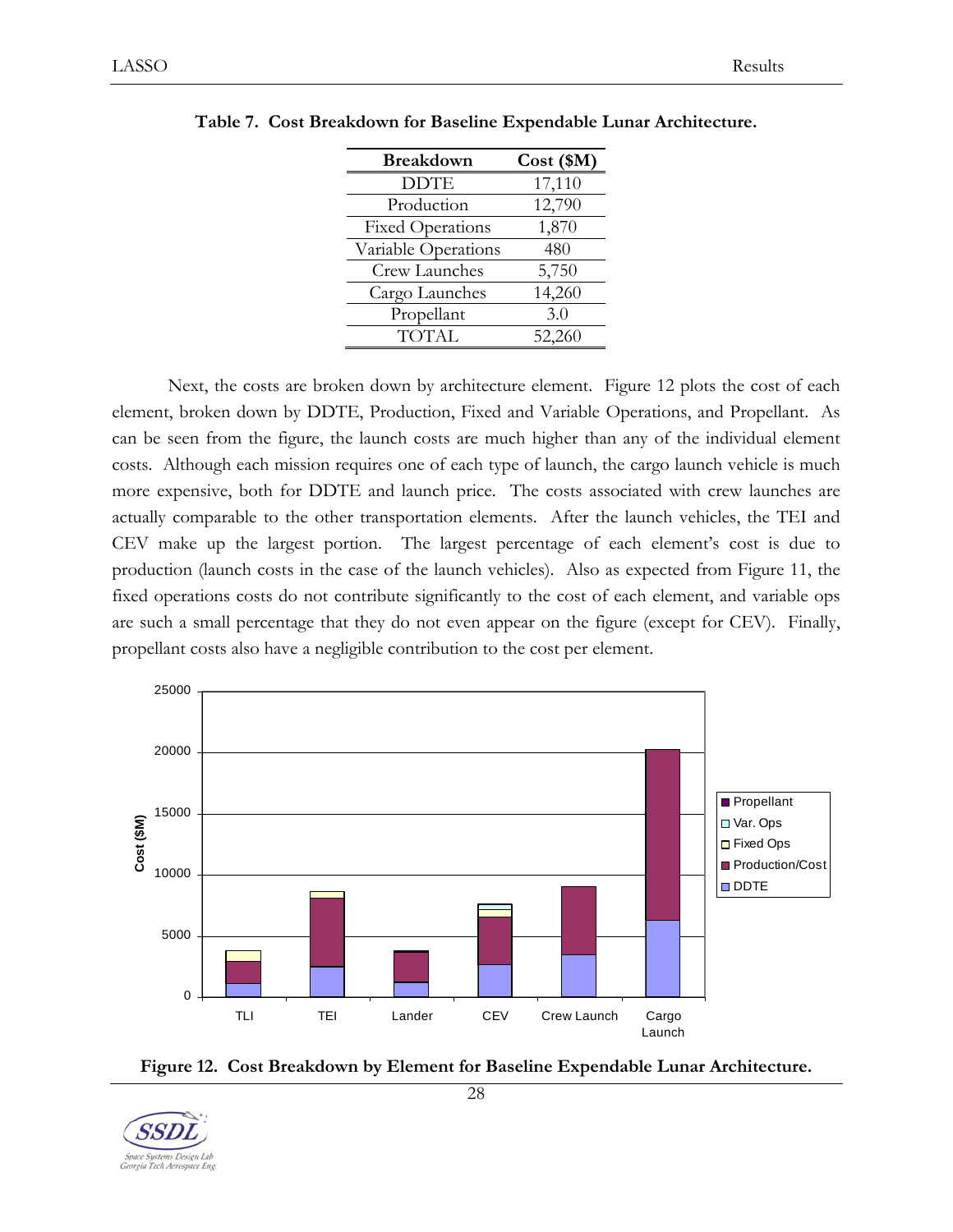**Table 7. Cost Breakdown for Baseline Expendable Lunar Architecture.**

| Breakdown | Cost ($M) |
|---|---|
| DDTE | 17,110 |
| Production | 12,790 |
| Fixed Operations | 1,870 |
| Variable Operations | 480 |
| Crew Launches | 5,750 |
| Cargo Launches | 14,260 |
| Propellant | 3.0 |
| TOTAL | 52,260 |

Next, the costs are broken down by architecture element. Figure 12 plots the cost of each element, broken down by DDTE, Production, Fixed and Variable Operations, and Propellant. As can be seen from the figure, the launch costs are much higher than any of the individual element costs. Although each mission requires one of each type of launch, the cargo launch vehicle is much more expensive, both for DDTE and launch price. The costs associated with crew launches are actually comparable to the other transportation elements. After the launch vehicles, the TEI and CEV make up the largest portion. The largest percentage of each element's cost is due to production (launch costs in the case of the launch vehicles). Also as expected from Figure 11, the fixed operations costs do not contribute significantly to the cost of each element, and variable ops are such a small percentage that they do not even appear on the figure (except for CEV). Finally, propellant costs also have a negligible contribution to the cost per element.

**Figure 12. Cost Breakdown by Element for Baseline Expendable Lunar Architecture.**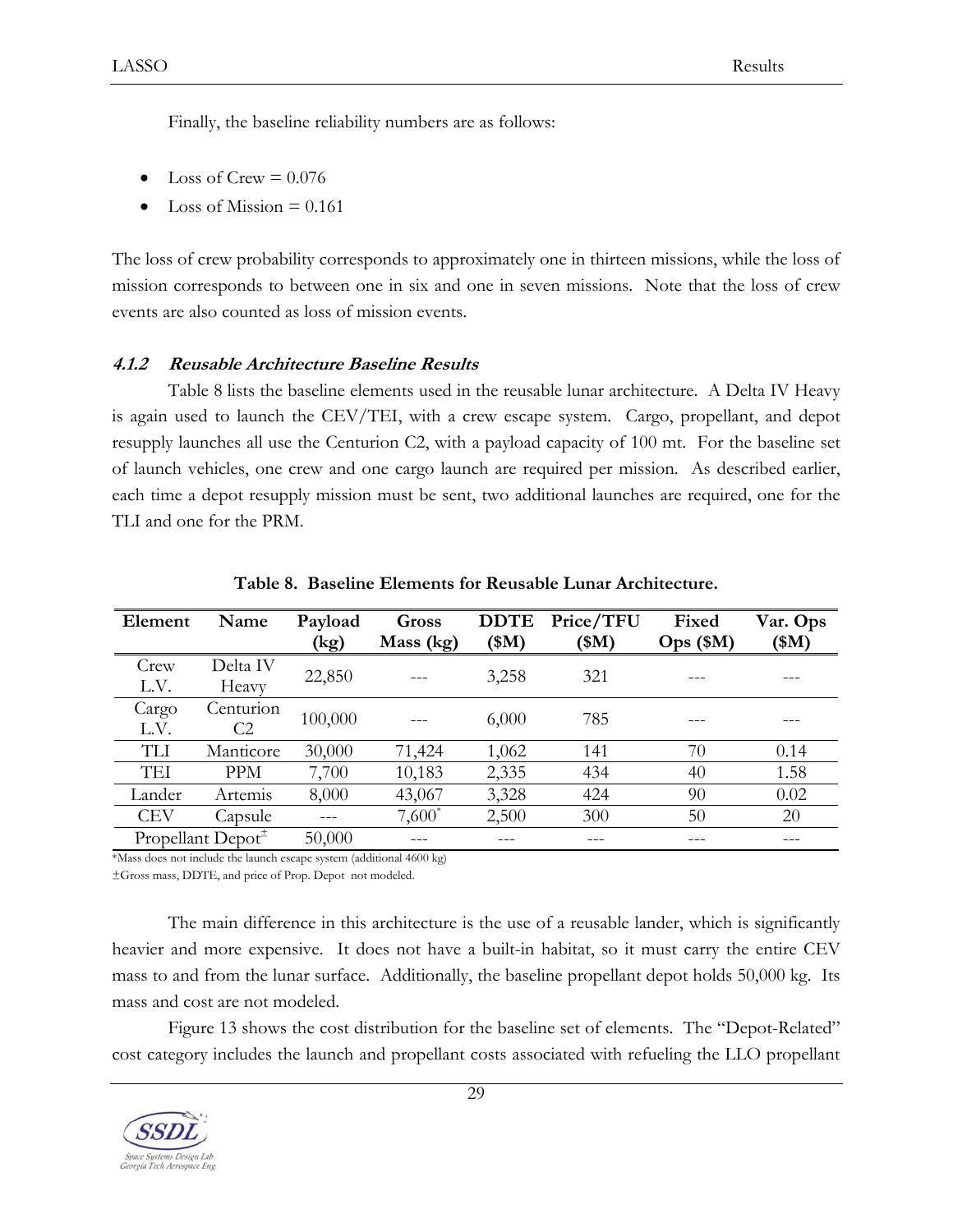Finally, the baseline reliability numbers are as follows:

- Loss of Crew = 0.076
- Loss of Mission = 0.161

The loss of crew probability corresponds to approximately one in thirteen missions, while the loss of mission corresponds to between one in six and one in seven missions. Note that the loss of crew events are also counted as loss of mission events.

#### *4.1.2 Reusable Architecture Baseline Results*

Table 8 lists the baseline elements used in the reusable lunar architecture. A Delta IV Heavy is again used to launch the CEV/TEI, with a crew escape system. Cargo, propellant, and depot resupply launches all use the Centurion C2, with a payload capacity of 100 mt. For the baseline set of launch vehicles, one crew and one cargo launch are required per mission. As described earlier, each time a depot resupply mission must be sent, two additional launches are required, one for the TLI and one for the PRM.

**Table 8. Baseline Elements for Reusable Lunar Architecture.**

| Element | Name | Payload (kg) | Gross Mass (kg) | DDTE ($M) | Price/TFU ($M) | Fixed Ops ($M) | Var. Ops ($M) |
|---|---|---|---|---|---|---|---|
| Crew L.V. | Delta IV Heavy | 22,850 | --- | 3,258 | 321 | --- | --- |
| Cargo L.V. | Centurion C2 | 100,000 | --- | 6,000 | 785 | --- | --- |
| TLI | Manticore | 30,000 | 71,424 | 1,062 | 141 | 70 | 0.14 |
| TEI | PPM | 7,700 | 10,183 | 2,335 | 434 | 40 | 1.58 |
| Lander | Artemis | 8,000 | 43,067 | 3,328 | 424 | 90 | 0.02 |
| CEV | Capsule | --- | 7,600* | 2,500 | 300 | 50 | 20 |
| Propellant Depot± | | 50,000 | --- | --- | --- | --- | --- |

*Mass does not include the launch escape system (additional 4600 kg)

±Gross mass, DDTE, and price of Prop. Depot not modeled.

The main difference in this architecture is the use of a reusable lander, which is significantly heavier and more expensive. It does not have a built-in habitat, so it must carry the entire CEV mass to and from the lunar surface. Additionally, the baseline propellant depot holds 50,000 kg. Its mass and cost are not modeled.

Figure 13 shows the cost distribution for the baseline set of elements. The "Depot-Related" cost category includes the launch and propellant costs associated with refueling the LLO propellant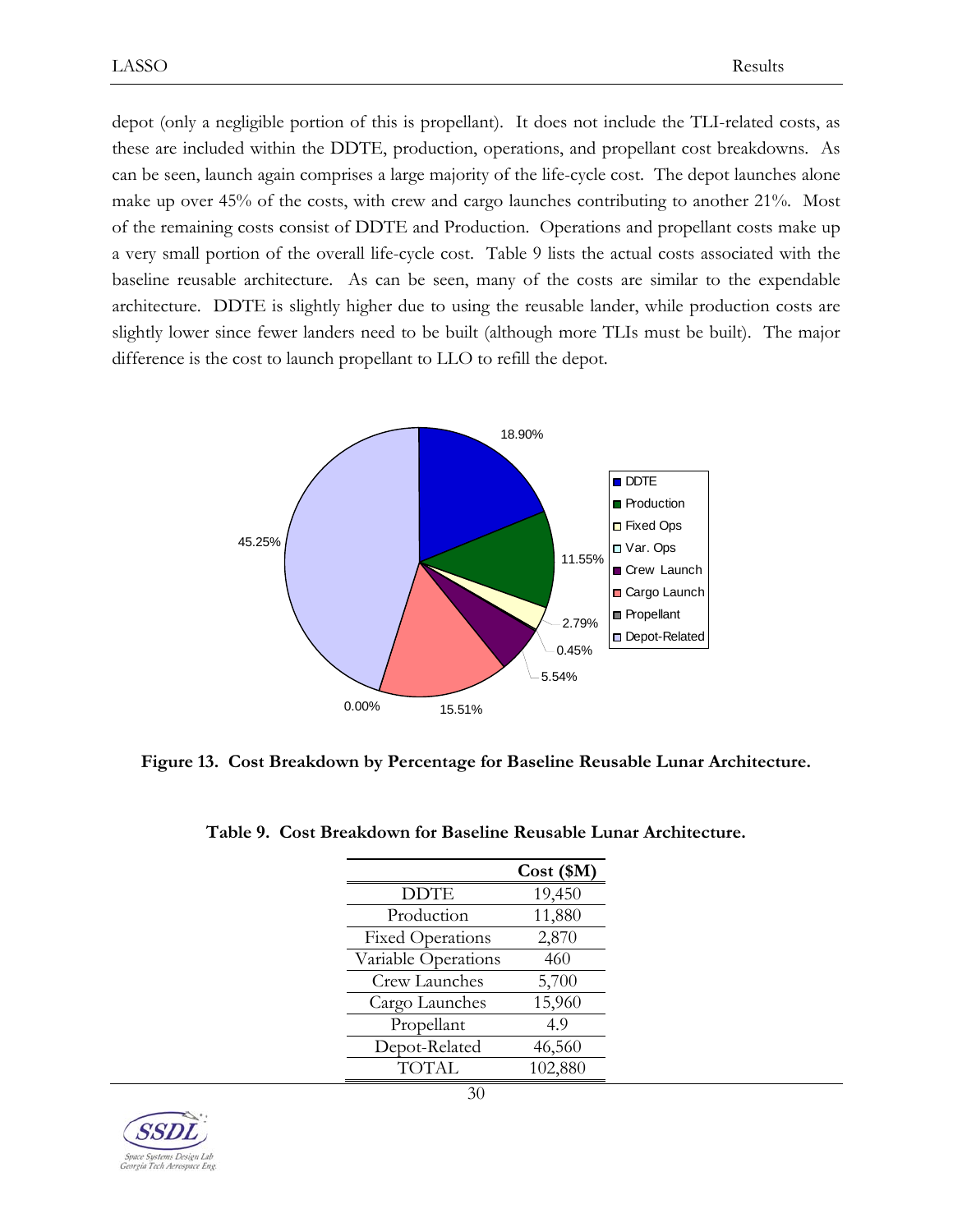depot (only a negligible portion of this is propellant). It does not include the TLI-related costs, as these are included within the DDTE, production, operations, and propellant cost breakdowns. As can be seen, launch again comprises a large majority of the life-cycle cost. The depot launches alone make up over 45% of the costs, with crew and cargo launches contributing to another 21%. Most of the remaining costs consist of DDTE and Production. Operations and propellant costs make up a very small portion of the overall life-cycle cost. Table 9 lists the actual costs associated with the baseline reusable architecture. As can be seen, many of the costs are similar to the expendable architecture. DDTE is slightly higher due to using the reusable lander, while production costs are slightly lower since fewer landers need to be built (although more TLIs must be built). The major difference is the cost to launch propellant to LLO to refill the depot.

**Figure 13. Cost Breakdown by Percentage for Baseline Reusable Lunar Architecture.**

**Table 9. Cost Breakdown for Baseline Reusable Lunar Architecture.**

| | Cost ($M) |
|---|---|
| DDTE | 19,450 |
| Production | 11,880 |
| Fixed Operations | 2,870 |
| Variable Operations | 460 |
| Crew Launches | 5,700 |
| Cargo Launches | 15,960 |
| Propellant | 4.9 |
| Depot-Related | 46,560 |
| TOTAL | 102,880 |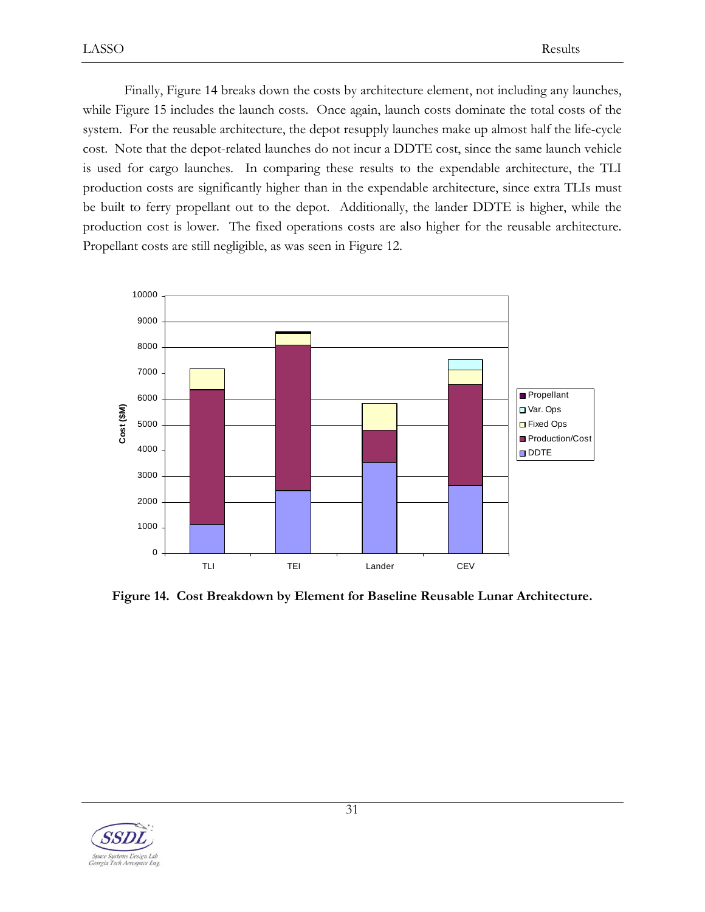Finally, Figure 14 breaks down the costs by architecture element, not including any launches, while Figure 15 includes the launch costs. Once again, launch costs dominate the total costs of the system. For the reusable architecture, the depot resupply launches make up almost half the life-cycle cost. Note that the depot-related launches do not incur a DDTE cost, since the same launch vehicle is used for cargo launches. In comparing these results to the expendable architecture, the TLI production costs are significantly higher than in the expendable architecture, since extra TLIs must be built to ferry propellant out to the depot. Additionally, the lander DDTE is higher, while the production cost is lower. The fixed operations costs are also higher for the reusable architecture. Propellant costs are still negligible, as was seen in Figure 12.

**Figure 14. Cost Breakdown by Element for Baseline Reusable Lunar Architecture.**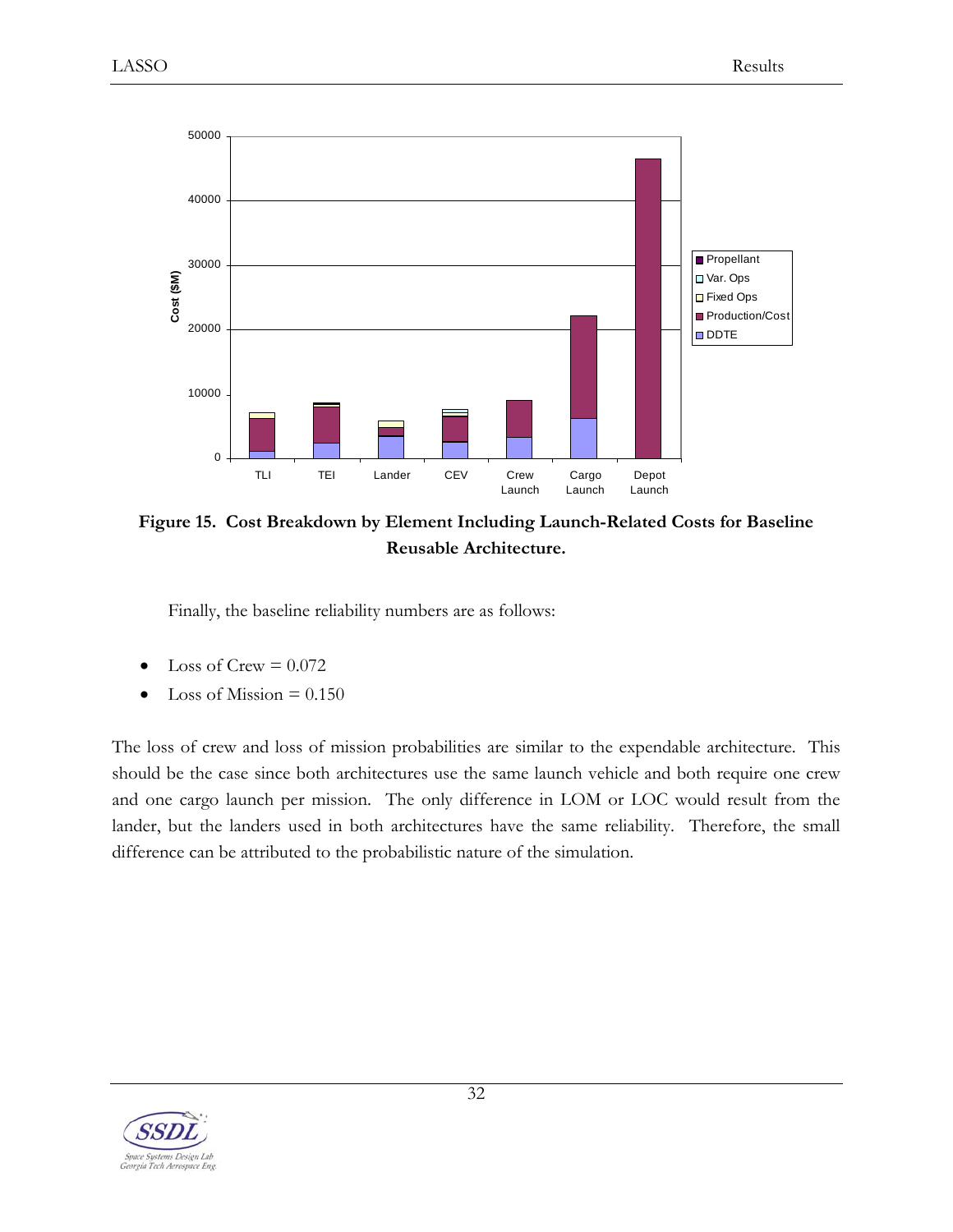**Figure 15. Cost Breakdown by Element Including Launch-Related Costs for Baseline Reusable Architecture.**

Finally, the baseline reliability numbers are as follows:

- Loss of Crew = 0.072
- Loss of Mission = 0.150

The loss of crew and loss of mission probabilities are similar to the expendable architecture. This should be the case since both architectures use the same launch vehicle and both require one crew and one cargo launch per mission. The only difference in LOM or LOC would result from the lander, but the landers used in both architectures have the same reliability. Therefore, the small difference can be attributed to the probabilistic nature of the simulation.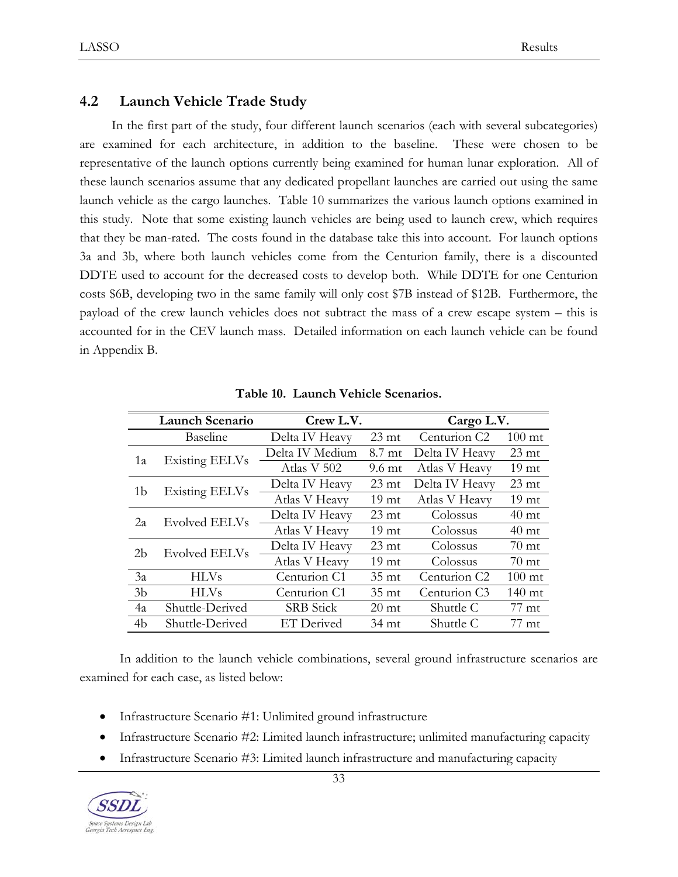## 4.2 Launch Vehicle Trade Study

In the first part of the study, four different launch scenarios (each with several subcategories) are examined for each architecture, in addition to the baseline. These were chosen to be representative of the launch options currently being examined for human lunar exploration. All of these launch scenarios assume that any dedicated propellant launches are carried out using the same launch vehicle as the cargo launches. Table 10 summarizes the various launch options examined in this study. Note that some existing launch vehicles are being used to launch crew, which requires that they be man-rated. The costs found in the database take this into account. For launch options 3a and 3b, where both launch vehicles come from the Centurion family, there is a discounted DDTE used to account for the decreased costs to develop both. While DDTE for one Centurion costs $6B, developing two in the same family will only cost $7B instead of $12B. Furthermore, the payload of the crew launch vehicles does not subtract the mass of a crew escape system – this is accounted for in the CEV launch mass. Detailed information on each launch vehicle can be found in Appendix B.

**Table 10. Launch Vehicle Scenarios.**

| | Launch Scenario | Crew L.V. | | Cargo L.V. | |
|---|---|---|---|---|---|
| | Baseline | Delta IV Heavy | 23 mt | Centurion C2 | 100 mt |
| 1a | Existing EELVs | Delta IV Medium | 8.7 mt | Delta IV Heavy | 23 mt |
| | | Atlas V 502 | 9.6 mt | Atlas V Heavy | 19 mt |
| 1b | Existing EELVs | Delta IV Heavy | 23 mt | Delta IV Heavy | 23 mt |
| | | Atlas V Heavy | 19 mt | Atlas V Heavy | 19 mt |
| 2a | Evolved EELVs | Delta IV Heavy | 23 mt | Colossus | 40 mt |
| | | Atlas V Heavy | 19 mt | Colossus | 40 mt |
| 2b | Evolved EELVs | Delta IV Heavy | 23 mt | Colossus | 70 mt |
| | | Atlas V Heavy | 19 mt | Colossus | 70 mt |
| 3a | HLVs | Centurion C1 | 35 mt | Centurion C2 | 100 mt |
| 3b | HLVs | Centurion C1 | 35 mt | Centurion C3 | 140 mt |
| 4a | Shuttle-Derived | SRB Stick | 20 mt | Shuttle C | 77 mt |
| 4b | Shuttle-Derived | ET Derived | 34 mt | Shuttle C | 77 mt |

In addition to the launch vehicle combinations, several ground infrastructure scenarios are examined for each case, as listed below:

- Infrastructure Scenario #1: Unlimited ground infrastructure
- Infrastructure Scenario #2: Limited launch infrastructure; unlimited manufacturing capacity
- Infrastructure Scenario #3: Limited launch infrastructure and manufacturing capacity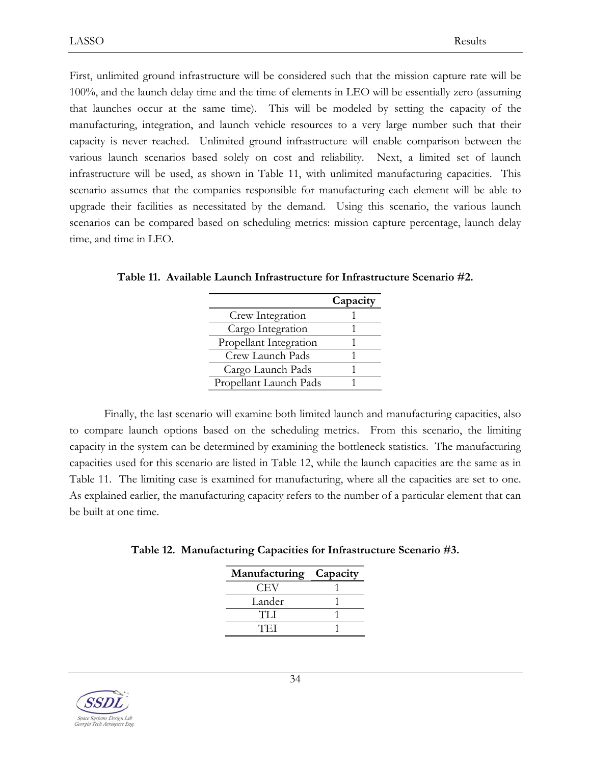First, unlimited ground infrastructure will be considered such that the mission capture rate will be 100%, and the launch delay time and the time of elements in LEO will be essentially zero (assuming that launches occur at the same time). This will be modeled by setting the capacity of the manufacturing, integration, and launch vehicle resources to a very large number such that their capacity is never reached. Unlimited ground infrastructure will enable comparison between the various launch scenarios based solely on cost and reliability. Next, a limited set of launch infrastructure will be used, as shown in Table 11, with unlimited manufacturing capacities. This scenario assumes that the companies responsible for manufacturing each element will be able to upgrade their facilities as necessitated by the demand. Using this scenario, the various launch scenarios can be compared based on scheduling metrics: mission capture percentage, launch delay time, and time in LEO.

**Table 11. Available Launch Infrastructure for Infrastructure Scenario #2.**

| | Capacity |
|---|---|
| Crew Integration | 1 |
| Cargo Integration | 1 |
| Propellant Integration | 1 |
| Crew Launch Pads | 1 |
| Cargo Launch Pads | 1 |
| Propellant Launch Pads | 1 |

Finally, the last scenario will examine both limited launch and manufacturing capacities, also to compare launch options based on the scheduling metrics. From this scenario, the limiting capacity in the system can be determined by examining the bottleneck statistics. The manufacturing capacities used for this scenario are listed in Table 12, while the launch capacities are the same as in Table 11. The limiting case is examined for manufacturing, where all the capacities are set to one. As explained earlier, the manufacturing capacity refers to the number of a particular element that can be built at one time.

**Table 12. Manufacturing Capacities for Infrastructure Scenario #3.**

| Manufacturing | Capacity |
|---|---|
| CEV | 1 |
| Lander | 1 |
| TLI | 1 |
| TEI | 1 |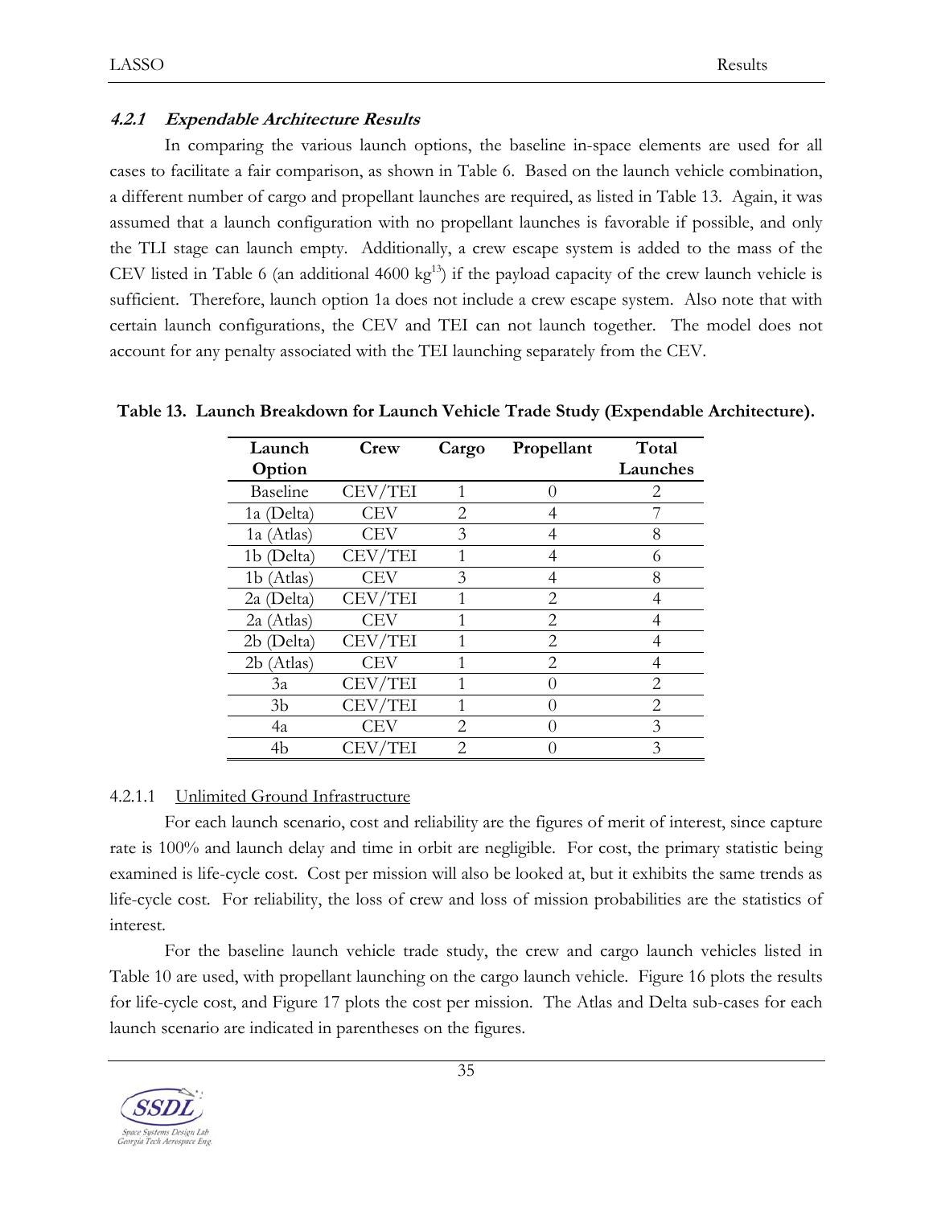### *4.2.1 Expendable Architecture Results*

In comparing the various launch options, the baseline in-space elements are used for all cases to facilitate a fair comparison, as shown in Table 6. Based on the launch vehicle combination, a different number of cargo and propellant launches are required, as listed in Table 13. Again, it was assumed that a launch configuration with no propellant launches is favorable if possible, and only the TLI stage can launch empty. Additionally, a crew escape system is added to the mass of the CEV listed in Table 6 (an additional 4600 kg[13]) if the payload capacity of the crew launch vehicle is sufficient. Therefore, launch option 1a does not include a crew escape system. Also note that with certain launch configurations, the CEV and TEI can not launch together. The model does not account for any penalty associated with the TEI launching separately from the CEV.

**Table 13. Launch Breakdown for Launch Vehicle Trade Study (Expendable Architecture).**

| Launch Option | Crew | Cargo | Propellant | Total Launches |
|---|---|---|---|---|
| Baseline | CEV/TEI | 1 | 0 | 2 |
| 1a (Delta) | CEV | 2 | 4 | 7 |
| 1a (Atlas) | CEV | 3 | 4 | 8 |
| 1b (Delta) | CEV/TEI | 1 | 4 | 6 |
| 1b (Atlas) | CEV | 3 | 4 | 8 |
| 2a (Delta) | CEV/TEI | 1 | 2 | 4 |
| 2a (Atlas) | CEV | 1 | 2 | 4 |
| 2b (Delta) | CEV/TEI | 1 | 2 | 4 |
| 2b (Atlas) | CEV | 1 | 2 | 4 |
| 3a | CEV/TEI | 1 | 0 | 2 |
| 3b | CEV/TEI | 1 | 0 | 2 |
| 4a | CEV | 2 | 0 | 3 |
| 4b | CEV/TEI | 2 | 0 | 3 |

#### 4.2.1.1 Unlimited Ground Infrastructure

For each launch scenario, cost and reliability are the figures of merit of interest, since capture rate is 100% and launch delay and time in orbit are negligible. For cost, the primary statistic being examined is life-cycle cost. Cost per mission will also be looked at, but it exhibits the same trends as life-cycle cost. For reliability, the loss of crew and loss of mission probabilities are the statistics of interest.

For the baseline launch vehicle trade study, the crew and cargo launch vehicles listed in Table 10 are used, with propellant launching on the cargo launch vehicle. Figure 16 plots the results for life-cycle cost, and Figure 17 plots the cost per mission. The Atlas and Delta sub-cases for each launch scenario are indicated in parentheses on the figures.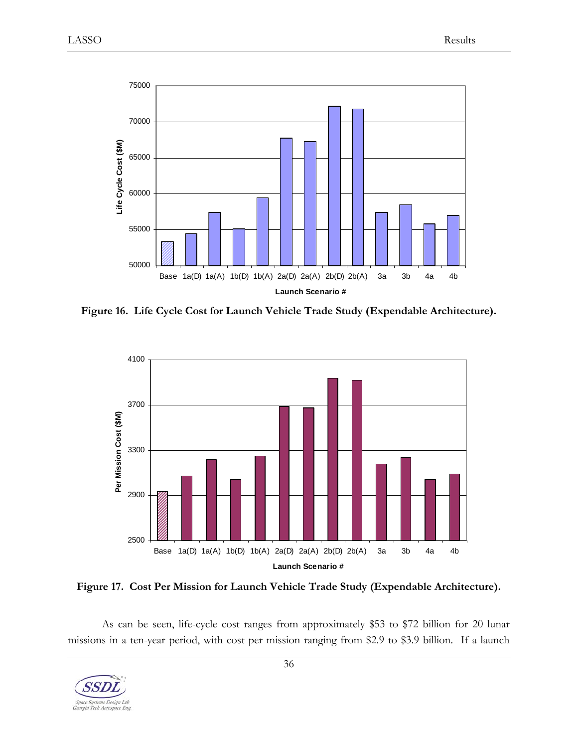Figure 16. Life Cycle Cost for Launch Vehicle Trade Study (Expendable Architecture).

Figure 17. Cost Per Mission for Launch Vehicle Trade Study (Expendable Architecture).

As can be seen, life-cycle cost ranges from approximately $53 to $72 billion for 20 lunar missions in a ten-year period, with cost per mission ranging from $2.9 to $3.9 billion. If a launch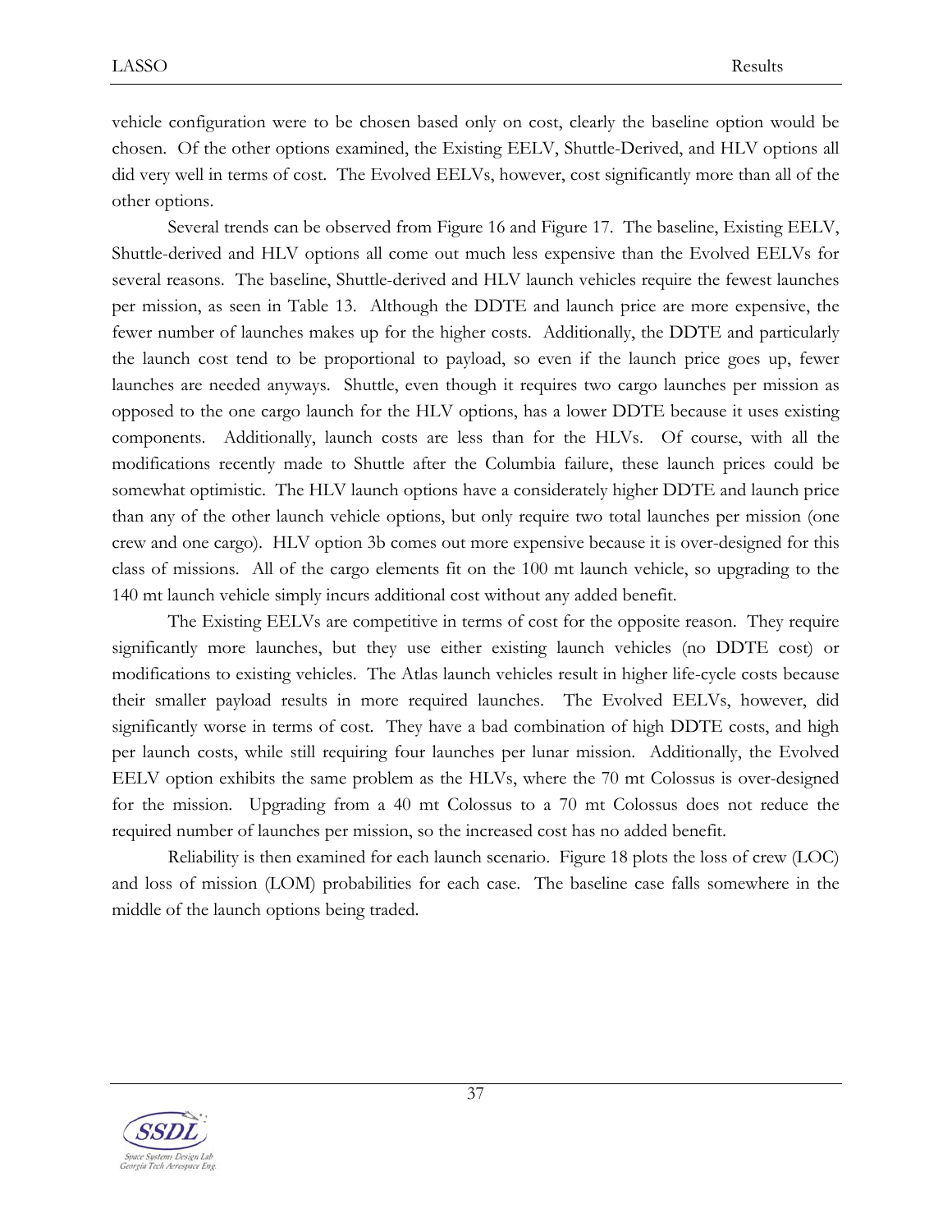vehicle configuration were to be chosen based only on cost, clearly the baseline option would be chosen. Of the other options examined, the Existing EELV, Shuttle-Derived, and HLV options all did very well in terms of cost. The Evolved EELVs, however, cost significantly more than all of the other options.

Several trends can be observed from Figure 16 and Figure 17. The baseline, Existing EELV, Shuttle-derived and HLV options all come out much less expensive than the Evolved EELVs for several reasons. The baseline, Shuttle-derived and HLV launch vehicles require the fewest launches per mission, as seen in Table 13. Although the DDTE and launch price are more expensive, the fewer number of launches makes up for the higher costs. Additionally, the DDTE and particularly the launch cost tend to be proportional to payload, so even if the launch price goes up, fewer launches are needed anyways. Shuttle, even though it requires two cargo launches per mission as opposed to the one cargo launch for the HLV options, has a lower DDTE because it uses existing components. Additionally, launch costs are less than for the HLVs. Of course, with all the modifications recently made to Shuttle after the Columbia failure, these launch prices could be somewhat optimistic. The HLV launch options have a considerately higher DDTE and launch price than any of the other launch vehicle options, but only require two total launches per mission (one crew and one cargo). HLV option 3b comes out more expensive because it is over-designed for this class of missions. All of the cargo elements fit on the 100 mt launch vehicle, so upgrading to the 140 mt launch vehicle simply incurs additional cost without any added benefit.

The Existing EELVs are competitive in terms of cost for the opposite reason. They require significantly more launches, but they use either existing launch vehicles (no DDTE cost) or modifications to existing vehicles. The Atlas launch vehicles result in higher life-cycle costs because their smaller payload results in more required launches. The Evolved EELVs, however, did significantly worse in terms of cost. They have a bad combination of high DDTE costs, and high per launch costs, while still requiring four launches per lunar mission. Additionally, the Evolved EELV option exhibits the same problem as the HLVs, where the 70 mt Colossus is over-designed for the mission. Upgrading from a 40 mt Colossus to a 70 mt Colossus does not reduce the required number of launches per mission, so the increased cost has no added benefit.

Reliability is then examined for each launch scenario. Figure 18 plots the loss of crew (LOC) and loss of mission (LOM) probabilities for each case. The baseline case falls somewhere in the middle of the launch options being traded.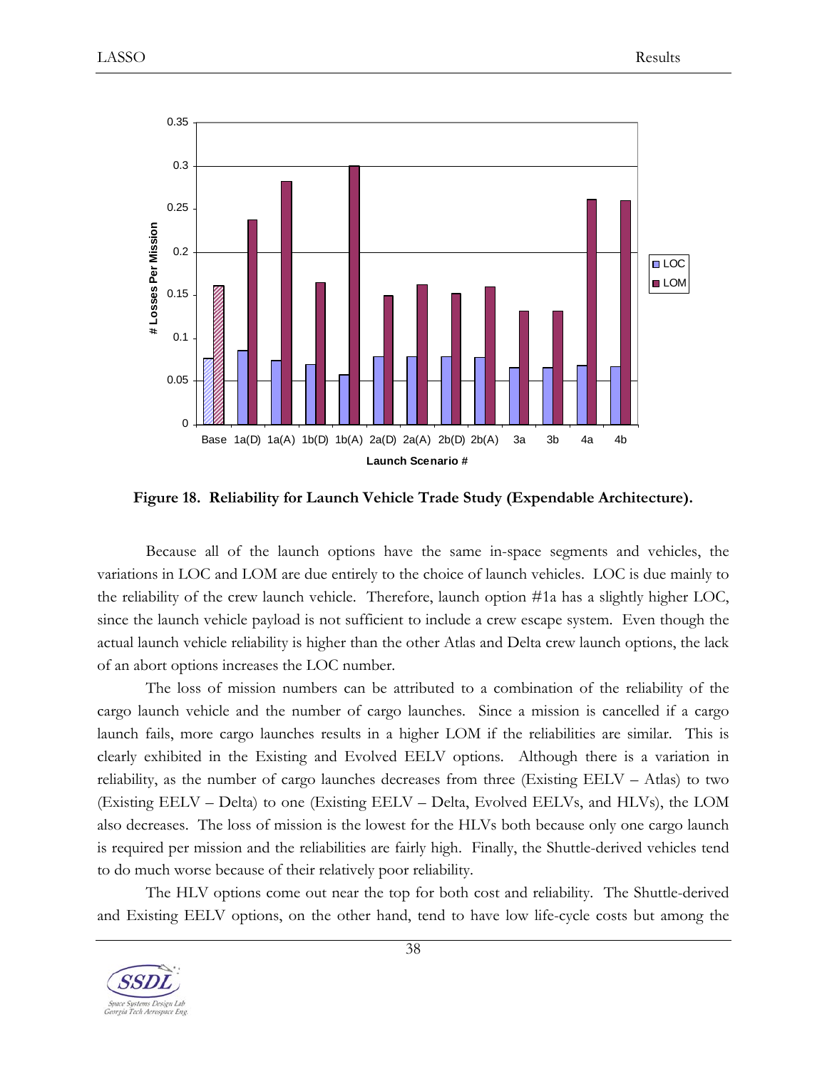**Figure 18. Reliability for Launch Vehicle Trade Study (Expendable Architecture).**

Because all of the launch options have the same in-space segments and vehicles, the variations in LOC and LOM are due entirely to the choice of launch vehicles. LOC is due mainly to the reliability of the crew launch vehicle. Therefore, launch option #1a has a slightly higher LOC, since the launch vehicle payload is not sufficient to include a crew escape system. Even though the actual launch vehicle reliability is higher than the other Atlas and Delta crew launch options, the lack of an abort options increases the LOC number.

The loss of mission numbers can be attributed to a combination of the reliability of the cargo launch vehicle and the number of cargo launches. Since a mission is cancelled if a cargo launch fails, more cargo launches results in a higher LOM if the reliabilities are similar. This is clearly exhibited in the Existing and Evolved EELV options. Although there is a variation in reliability, as the number of cargo launches decreases from three (Existing EELV – Atlas) to two (Existing EELV – Delta) to one (Existing EELV – Delta, Evolved EELVs, and HLVs), the LOM also decreases. The loss of mission is the lowest for the HLVs both because only one cargo launch is required per mission and the reliabilities are fairly high. Finally, the Shuttle-derived vehicles tend to do much worse because of their relatively poor reliability.

The HLV options come out near the top for both cost and reliability. The Shuttle-derived and Existing EELV options, on the other hand, tend to have low life-cycle costs but among the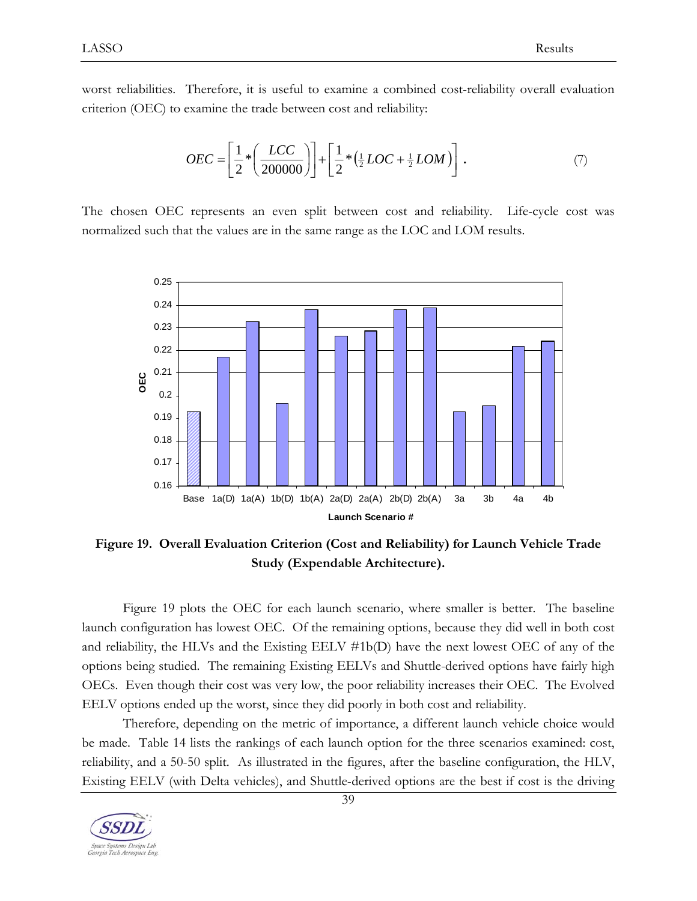worst reliabilities. Therefore, it is useful to examine a combined cost-reliability overall evaluation criterion (OEC) to examine the trade between cost and reliability:

$$OEC = \left[\frac{1}{2} * \left(\frac{LCC}{200000}\right)\right] + \left[\frac{1}{2} * \left(\tfrac{1}{2} LOC + \tfrac{1}{2} LOM\right)\right] . \qquad (7)$$

The chosen OEC represents an even split between cost and reliability. Life-cycle cost was normalized such that the values are in the same range as the LOC and LOM results.

**Figure 19. Overall Evaluation Criterion (Cost and Reliability) for Launch Vehicle Trade Study (Expendable Architecture).**

Figure 19 plots the OEC for each launch scenario, where smaller is better. The baseline launch configuration has lowest OEC. Of the remaining options, because they did well in both cost and reliability, the HLVs and the Existing EELV #1b(D) have the next lowest OEC of any of the options being studied. The remaining Existing EELVs and Shuttle-derived options have fairly high OECs. Even though their cost was very low, the poor reliability increases their OEC. The Evolved EELV options ended up the worst, since they did poorly in both cost and reliability.

Therefore, depending on the metric of importance, a different launch vehicle choice would be made. Table 14 lists the rankings of each launch option for the three scenarios examined: cost, reliability, and a 50-50 split. As illustrated in the figures, after the baseline configuration, the HLV, Existing EELV (with Delta vehicles), and Shuttle-derived options are the best if cost is the driving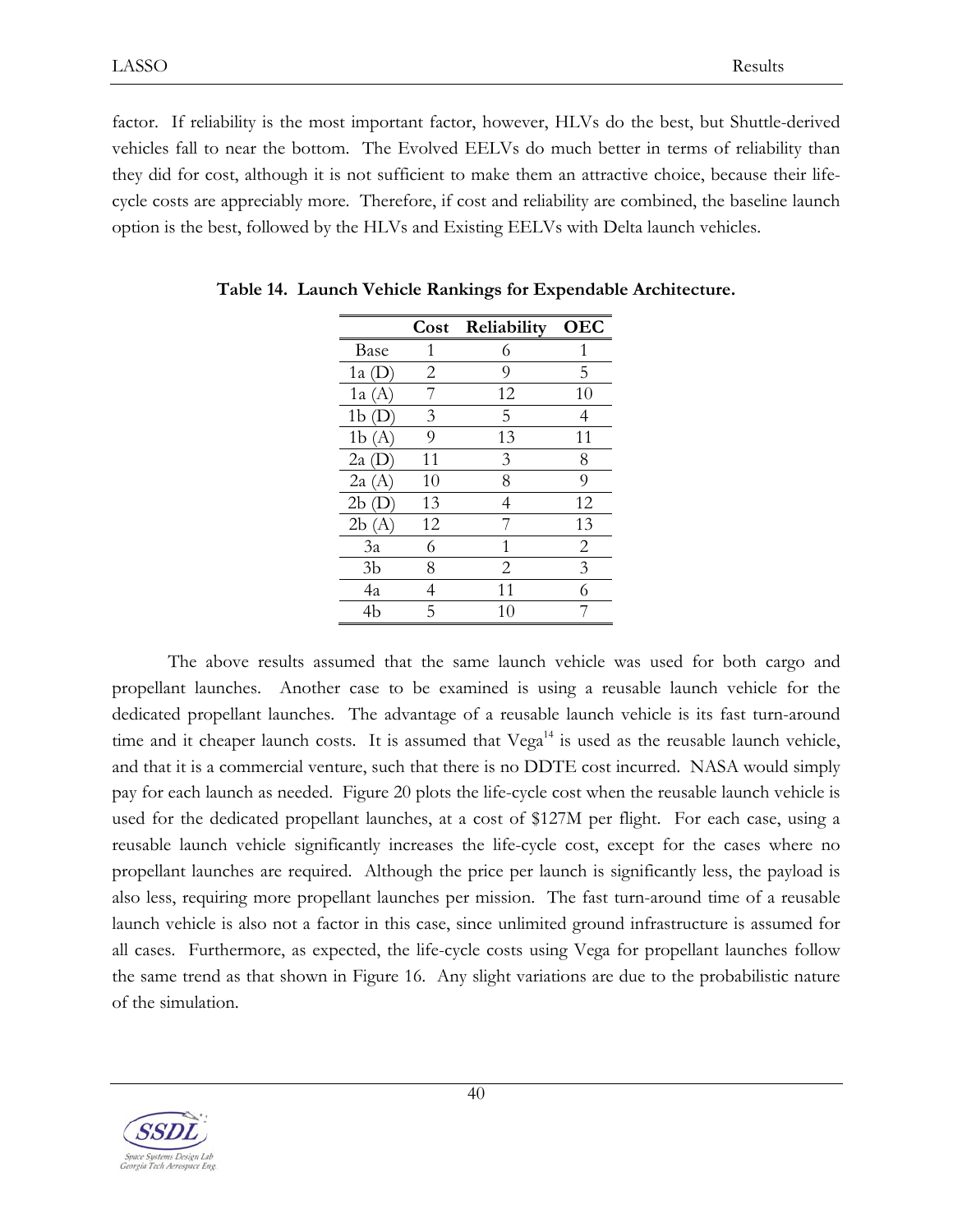factor. If reliability is the most important factor, however, HLVs do the best, but Shuttle-derived vehicles fall to near the bottom. The Evolved EELVs do much better in terms of reliability than they did for cost, although it is not sufficient to make them an attractive choice, because their life-cycle costs are appreciably more. Therefore, if cost and reliability are combined, the baseline launch option is the best, followed by the HLVs and Existing EELVs with Delta launch vehicles.

**Table 14. Launch Vehicle Rankings for Expendable Architecture.**

| | Cost | Reliability | OEC |
|---|---|---|---|
| Base | 1 | 6 | 1 |
| 1a (D) | 2 | 9 | 5 |
| 1a (A) | 7 | 12 | 10 |
| 1b (D) | 3 | 5 | 4 |
| 1b (A) | 9 | 13 | 11 |
| 2a (D) | 11 | 3 | 8 |
| 2a (A) | 10 | 8 | 9 |
| 2b (D) | 13 | 4 | 12 |
| 2b (A) | 12 | 7 | 13 |
| 3a | 6 | 1 | 2 |
| 3b | 8 | 2 | 3 |
| 4a | 4 | 11 | 6 |
| 4b | 5 | 10 | 7 |

The above results assumed that the same launch vehicle was used for both cargo and propellant launches. Another case to be examined is using a reusable launch vehicle for the dedicated propellant launches. The advantage of a reusable launch vehicle is its fast turn-around time and it cheaper launch costs. It is assumed that Vega[14] is used as the reusable launch vehicle, and that it is a commercial venture, such that there is no DDTE cost incurred. NASA would simply pay for each launch as needed. Figure 20 plots the life-cycle cost when the reusable launch vehicle is used for the dedicated propellant launches, at a cost of $127M per flight. For each case, using a reusable launch vehicle significantly increases the life-cycle cost, except for the cases where no propellant launches are required. Although the price per launch is significantly less, the payload is also less, requiring more propellant launches per mission. The fast turn-around time of a reusable launch vehicle is also not a factor in this case, since unlimited ground infrastructure is assumed for all cases. Furthermore, as expected, the life-cycle costs using Vega for propellant launches follow the same trend as that shown in Figure 16. Any slight variations are due to the probabilistic nature of the simulation.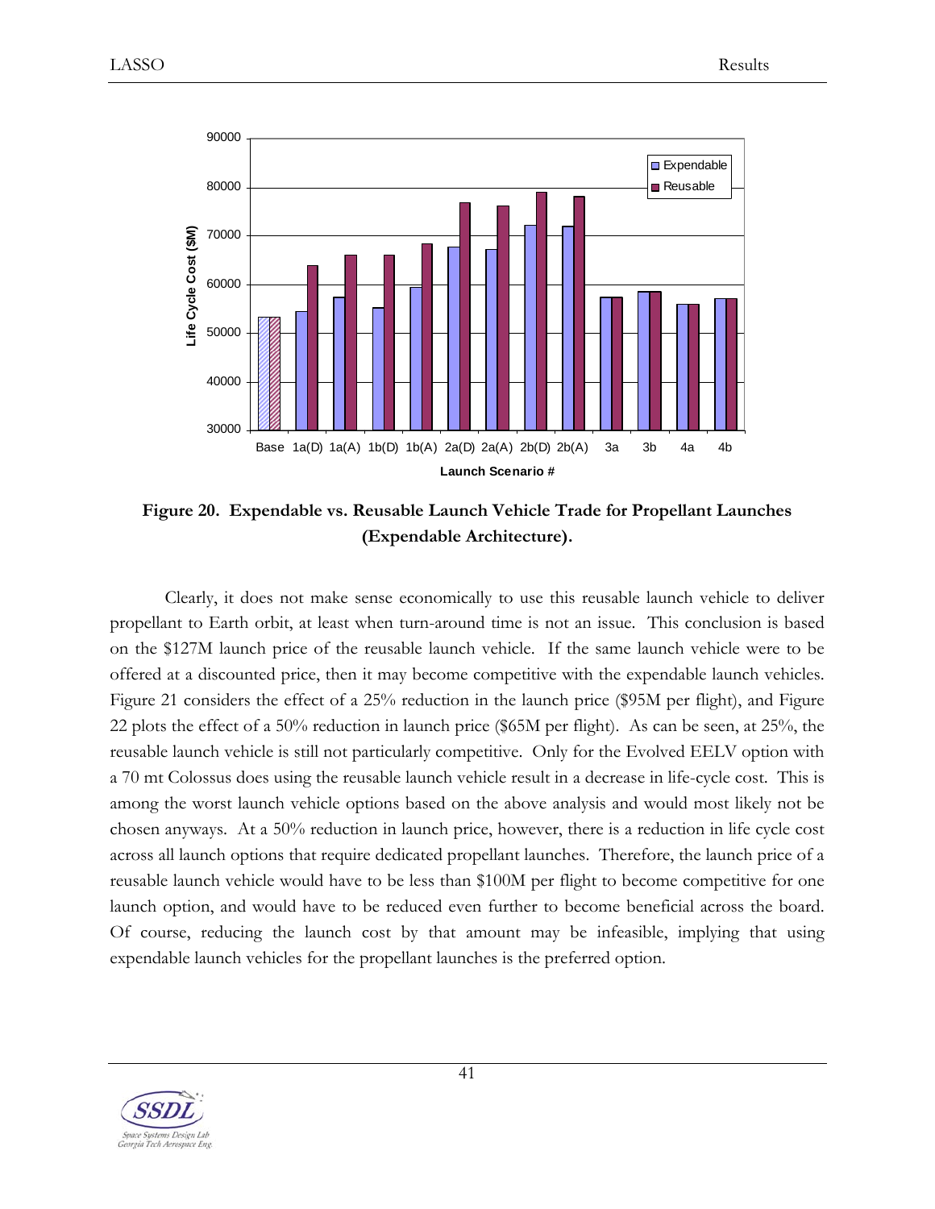**Figure 20. Expendable vs. Reusable Launch Vehicle Trade for Propellant Launches (Expendable Architecture).**

Clearly, it does not make sense economically to use this reusable launch vehicle to deliver propellant to Earth orbit, at least when turn-around time is not an issue. This conclusion is based on the \$127M launch price of the reusable launch vehicle. If the same launch vehicle were to be offered at a discounted price, then it may become competitive with the expendable launch vehicles. Figure 21 considers the effect of a 25% reduction in the launch price (\$95M per flight), and Figure 22 plots the effect of a 50% reduction in launch price (\$65M per flight). As can be seen, at 25%, the reusable launch vehicle is still not particularly competitive. Only for the Evolved EELV option with a 70 mt Colossus does using the reusable launch vehicle result in a decrease in life-cycle cost. This is among the worst launch vehicle options based on the above analysis and would most likely not be chosen anyways. At a 50% reduction in launch price, however, there is a reduction in life cycle cost across all launch options that require dedicated propellant launches. Therefore, the launch price of a reusable launch vehicle would have to be less than \$100M per flight to become competitive for one launch option, and would have to be reduced even further to become beneficial across the board. Of course, reducing the launch cost by that amount may be infeasible, implying that using expendable launch vehicles for the propellant launches is the preferred option.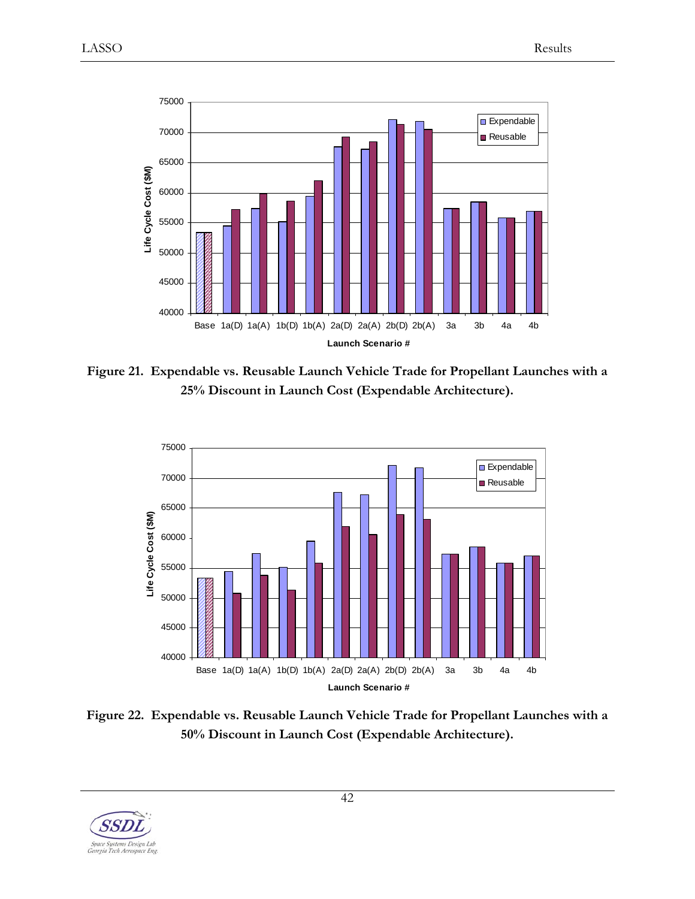Figure 21. Expendable vs. Reusable Launch Vehicle Trade for Propellant Launches with a 25% Discount in Launch Cost (Expendable Architecture).

Figure 22. Expendable vs. Reusable Launch Vehicle Trade for Propellant Launches with a 50% Discount in Launch Cost (Expendable Architecture).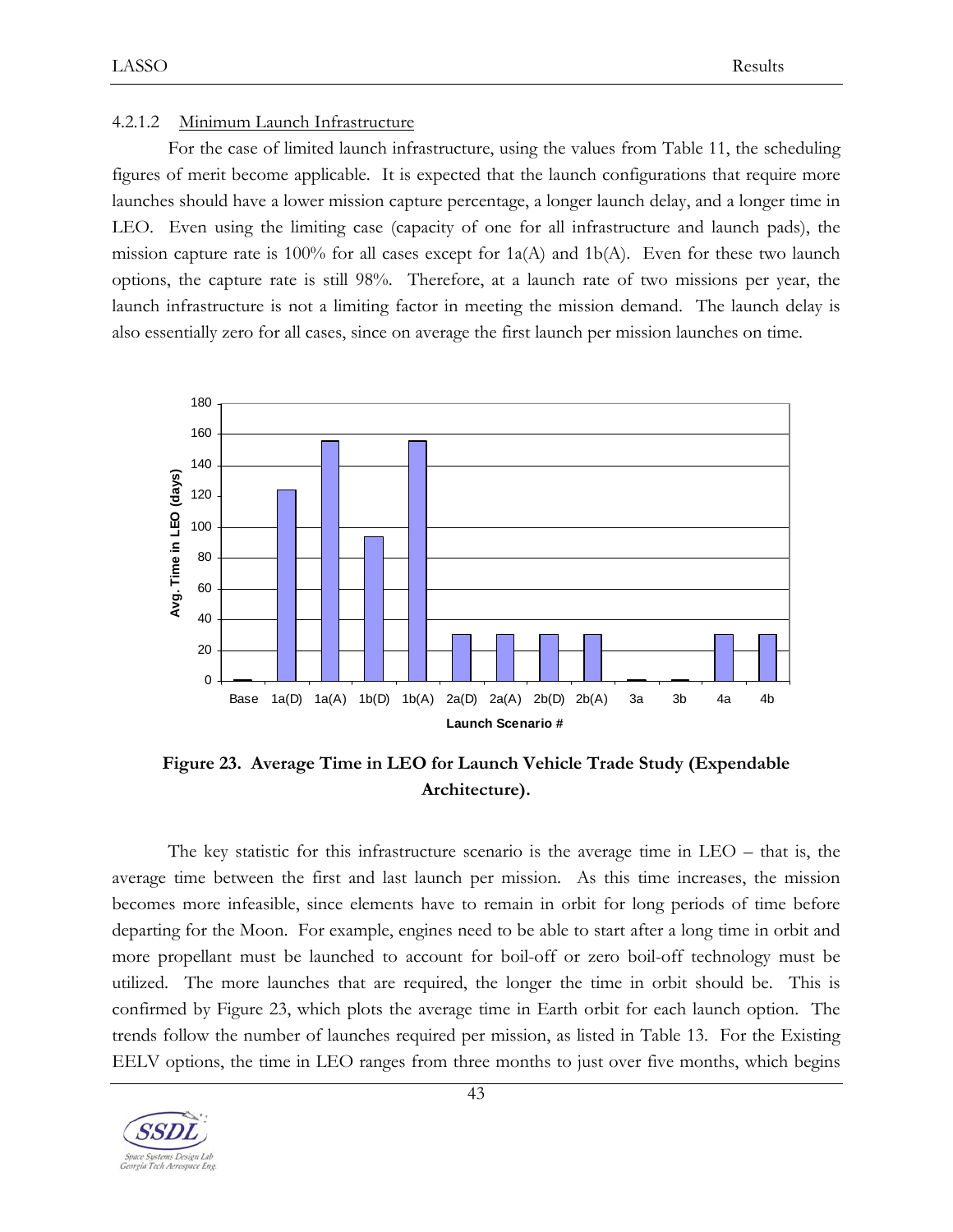#### 4.2.1.2 Minimum Launch Infrastructure

For the case of limited launch infrastructure, using the values from Table 11, the scheduling figures of merit become applicable. It is expected that the launch configurations that require more launches should have a lower mission capture percentage, a longer launch delay, and a longer time in LEO. Even using the limiting case (capacity of one for all infrastructure and launch pads), the mission capture rate is 100% for all cases except for 1a(A) and 1b(A). Even for these two launch options, the capture rate is still 98%. Therefore, at a launch rate of two missions per year, the launch infrastructure is not a limiting factor in meeting the mission demand. The launch delay is also essentially zero for all cases, since on average the first launch per mission launches on time.

**Figure 23. Average Time in LEO for Launch Vehicle Trade Study (Expendable Architecture).**

The key statistic for this infrastructure scenario is the average time in LEO – that is, the average time between the first and last launch per mission. As this time increases, the mission becomes more infeasible, since elements have to remain in orbit for long periods of time before departing for the Moon. For example, engines need to be able to start after a long time in orbit and more propellant must be launched to account for boil-off or zero boil-off technology must be utilized. The more launches that are required, the longer the time in orbit should be. This is confirmed by Figure 23, which plots the average time in Earth orbit for each launch option. The trends follow the number of launches required per mission, as listed in Table 13. For the Existing EELV options, the time in LEO ranges from three months to just over five months, which begins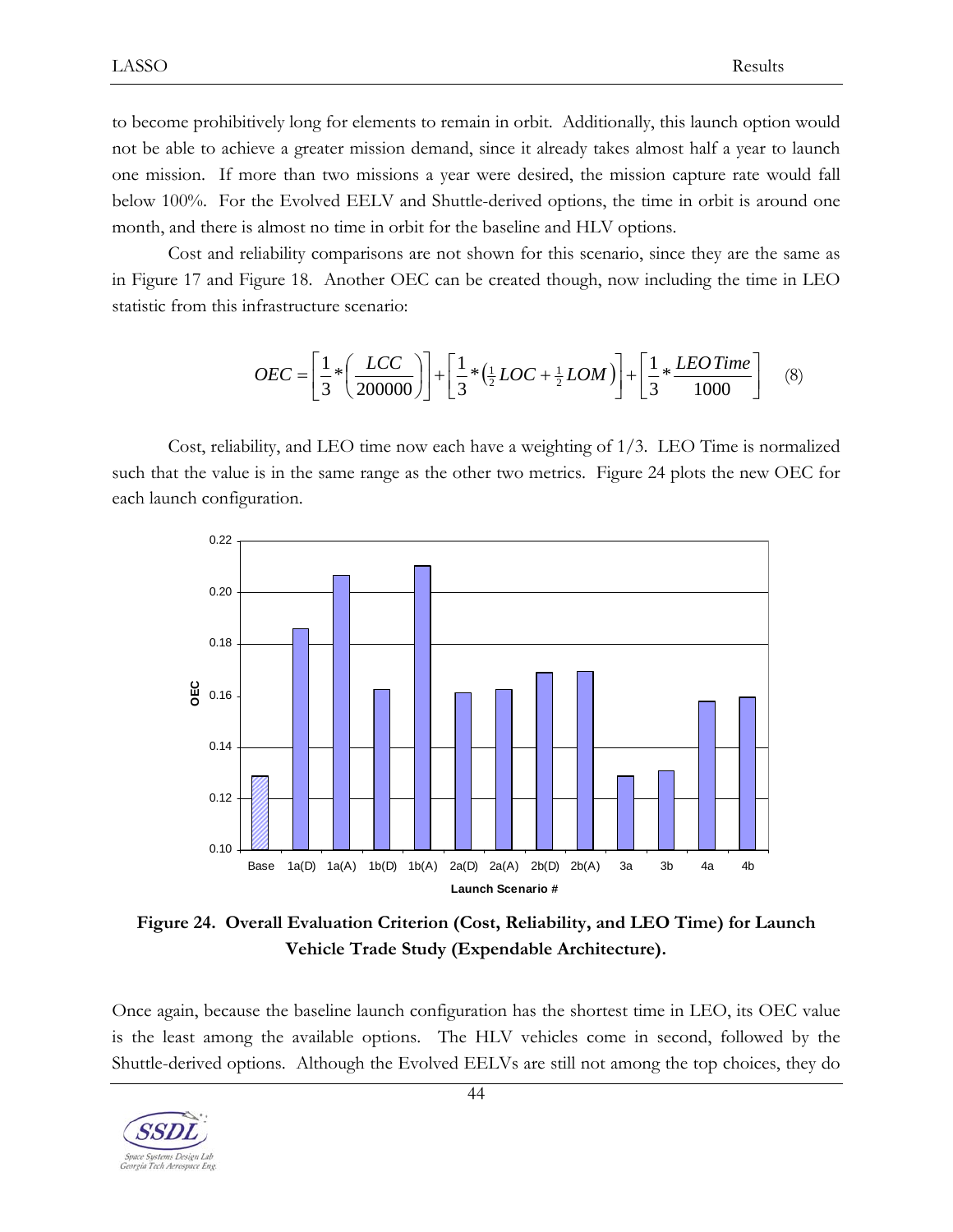to become prohibitively long for elements to remain in orbit. Additionally, this launch option would not be able to achieve a greater mission demand, since it already takes almost half a year to launch one mission. If more than two missions a year were desired, the mission capture rate would fall below 100%. For the Evolved EELV and Shuttle-derived options, the time in orbit is around one month, and there is almost no time in orbit for the baseline and HLV options.

Cost and reliability comparisons are not shown for this scenario, since they are the same as in Figure 17 and Figure 18. Another OEC can be created though, now including the time in LEO statistic from this infrastructure scenario:

$$OEC = \left[\frac{1}{3} * \left(\frac{LCC}{200000}\right)\right] + \left[\frac{1}{3} * \left(\tfrac{1}{2} LOC + \tfrac{1}{2} LOM\right)\right] + \left[\frac{1}{3} * \frac{LEO\,Time}{1000}\right] \quad (8)$$

Cost, reliability, and LEO time now each have a weighting of 1/3. LEO Time is normalized such that the value is in the same range as the other two metrics. Figure 24 plots the new OEC for each launch configuration.

**Figure 24. Overall Evaluation Criterion (Cost, Reliability, and LEO Time) for Launch Vehicle Trade Study (Expendable Architecture).**

Once again, because the baseline launch configuration has the shortest time in LEO, its OEC value is the least among the available options. The HLV vehicles come in second, followed by the Shuttle-derived options. Although the Evolved EELVs are still not among the top choices, they do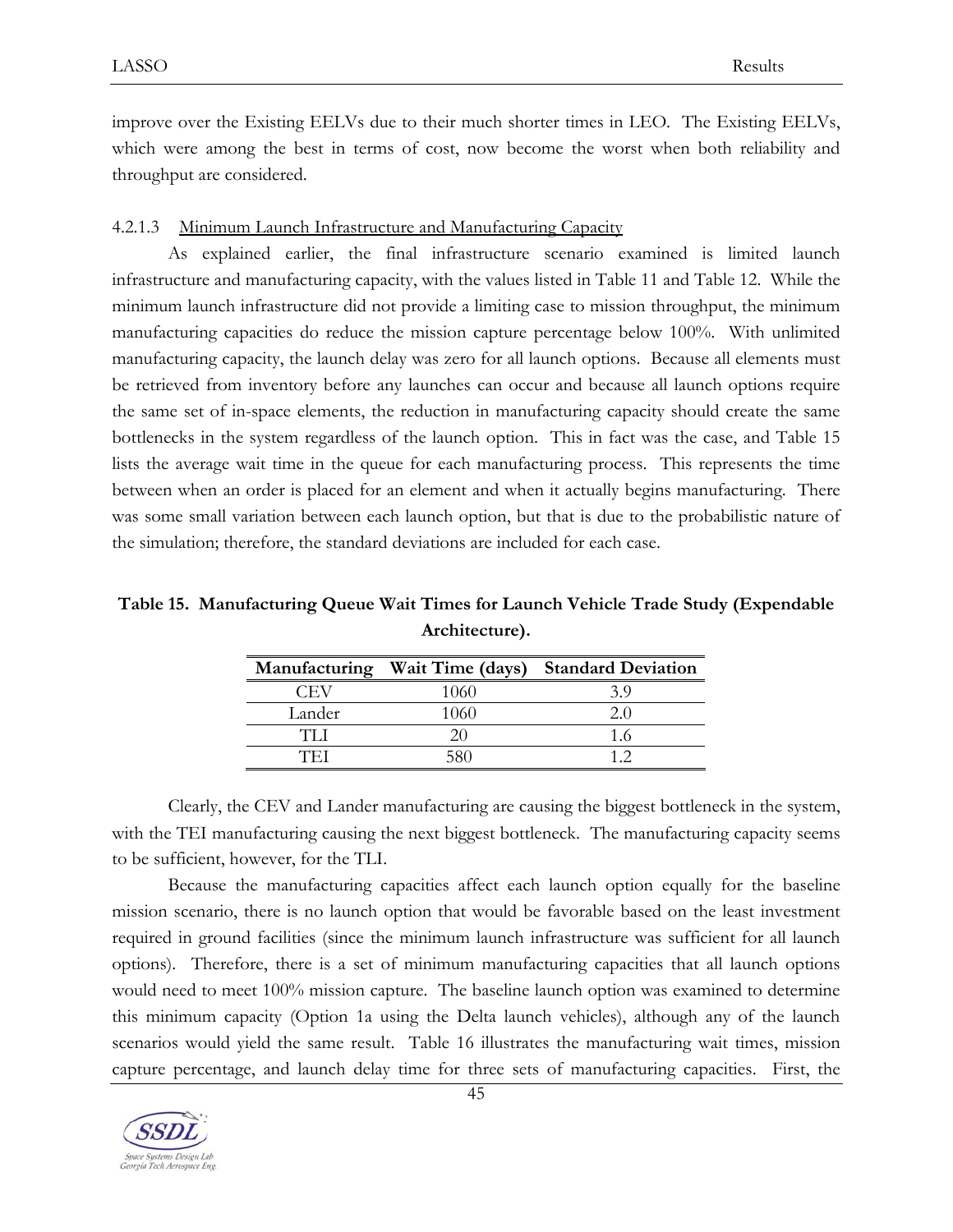improve over the Existing EELVs due to their much shorter times in LEO. The Existing EELVs, which were among the best in terms of cost, now become the worst when both reliability and throughput are considered.

#### 4.2.1.3 Minimum Launch Infrastructure and Manufacturing Capacity

As explained earlier, the final infrastructure scenario examined is limited launch infrastructure and manufacturing capacity, with the values listed in Table 11 and Table 12. While the minimum launch infrastructure did not provide a limiting case to mission throughput, the minimum manufacturing capacities do reduce the mission capture percentage below 100%. With unlimited manufacturing capacity, the launch delay was zero for all launch options. Because all elements must be retrieved from inventory before any launches can occur and because all launch options require the same set of in-space elements, the reduction in manufacturing capacity should create the same bottlenecks in the system regardless of the launch option. This in fact was the case, and Table 15 lists the average wait time in the queue for each manufacturing process. This represents the time between when an order is placed for an element and when it actually begins manufacturing. There was some small variation between each launch option, but that is due to the probabilistic nature of the simulation; therefore, the standard deviations are included for each case.

**Table 15. Manufacturing Queue Wait Times for Launch Vehicle Trade Study (Expendable Architecture).**

| Manufacturing | Wait Time (days) | Standard Deviation |
|---|---|---|
| CEV | 1060 | 3.9 |
| Lander | 1060 | 2.0 |
| TLI | 20 | 1.6 |
| TEI | 580 | 1.2 |

Clearly, the CEV and Lander manufacturing are causing the biggest bottleneck in the system, with the TEI manufacturing causing the next biggest bottleneck. The manufacturing capacity seems to be sufficient, however, for the TLI.

Because the manufacturing capacities affect each launch option equally for the baseline mission scenario, there is no launch option that would be favorable based on the least investment required in ground facilities (since the minimum launch infrastructure was sufficient for all launch options). Therefore, there is a set of minimum manufacturing capacities that all launch options would need to meet 100% mission capture. The baseline launch option was examined to determine this minimum capacity (Option 1a using the Delta launch vehicles), although any of the launch scenarios would yield the same result. Table 16 illustrates the manufacturing wait times, mission capture percentage, and launch delay time for three sets of manufacturing capacities. First, the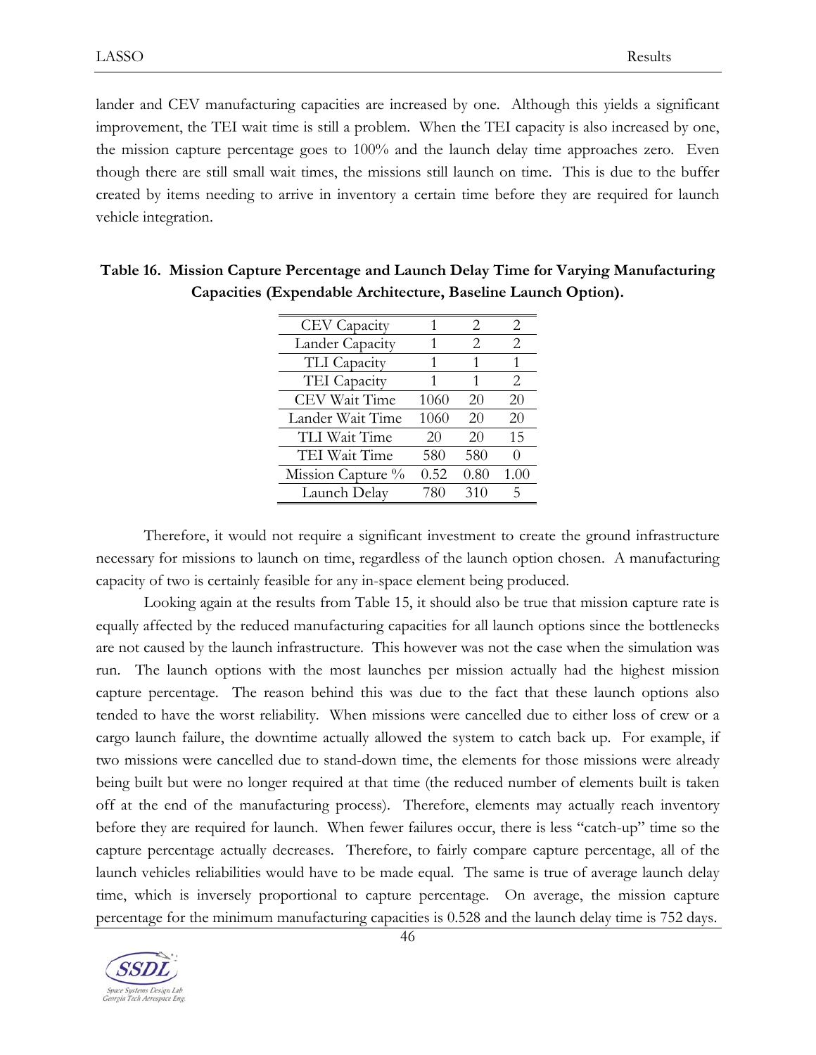lander and CEV manufacturing capacities are increased by one. Although this yields a significant improvement, the TEI wait time is still a problem. When the TEI capacity is also increased by one, the mission capture percentage goes to 100% and the launch delay time approaches zero. Even though there are still small wait times, the missions still launch on time. This is due to the buffer created by items needing to arrive in inventory a certain time before they are required for launch vehicle integration.

**Table 16. Mission Capture Percentage and Launch Delay Time for Varying Manufacturing Capacities (Expendable Architecture, Baseline Launch Option).**

| CEV Capacity | 1 | 2 | 2 |
|---|---|---|---|
| Lander Capacity | 1 | 2 | 2 |
| TLI Capacity | 1 | 1 | 1 |
| TEI Capacity | 1 | 1 | 2 |
| CEV Wait Time | 1060 | 20 | 20 |
| Lander Wait Time | 1060 | 20 | 20 |
| TLI Wait Time | 20 | 20 | 15 |
| TEI Wait Time | 580 | 580 | 0 |
| Mission Capture % | 0.52 | 0.80 | 1.00 |
| Launch Delay | 780 | 310 | 5 |

Therefore, it would not require a significant investment to create the ground infrastructure necessary for missions to launch on time, regardless of the launch option chosen. A manufacturing capacity of two is certainly feasible for any in-space element being produced.

Looking again at the results from Table 15, it should also be true that mission capture rate is equally affected by the reduced manufacturing capacities for all launch options since the bottlenecks are not caused by the launch infrastructure. This however was not the case when the simulation was run. The launch options with the most launches per mission actually had the highest mission capture percentage. The reason behind this was due to the fact that these launch options also tended to have the worst reliability. When missions were cancelled due to either loss of crew or a cargo launch failure, the downtime actually allowed the system to catch back up. For example, if two missions were cancelled due to stand-down time, the elements for those missions were already being built but were no longer required at that time (the reduced number of elements built is taken off at the end of the manufacturing process). Therefore, elements may actually reach inventory before they are required for launch. When fewer failures occur, there is less "catch-up" time so the capture percentage actually decreases. Therefore, to fairly compare capture percentage, all of the launch vehicles reliabilities would have to be made equal. The same is true of average launch delay time, which is inversely proportional to capture percentage. On average, the mission capture percentage for the minimum manufacturing capacities is 0.528 and the launch delay time is 752 days.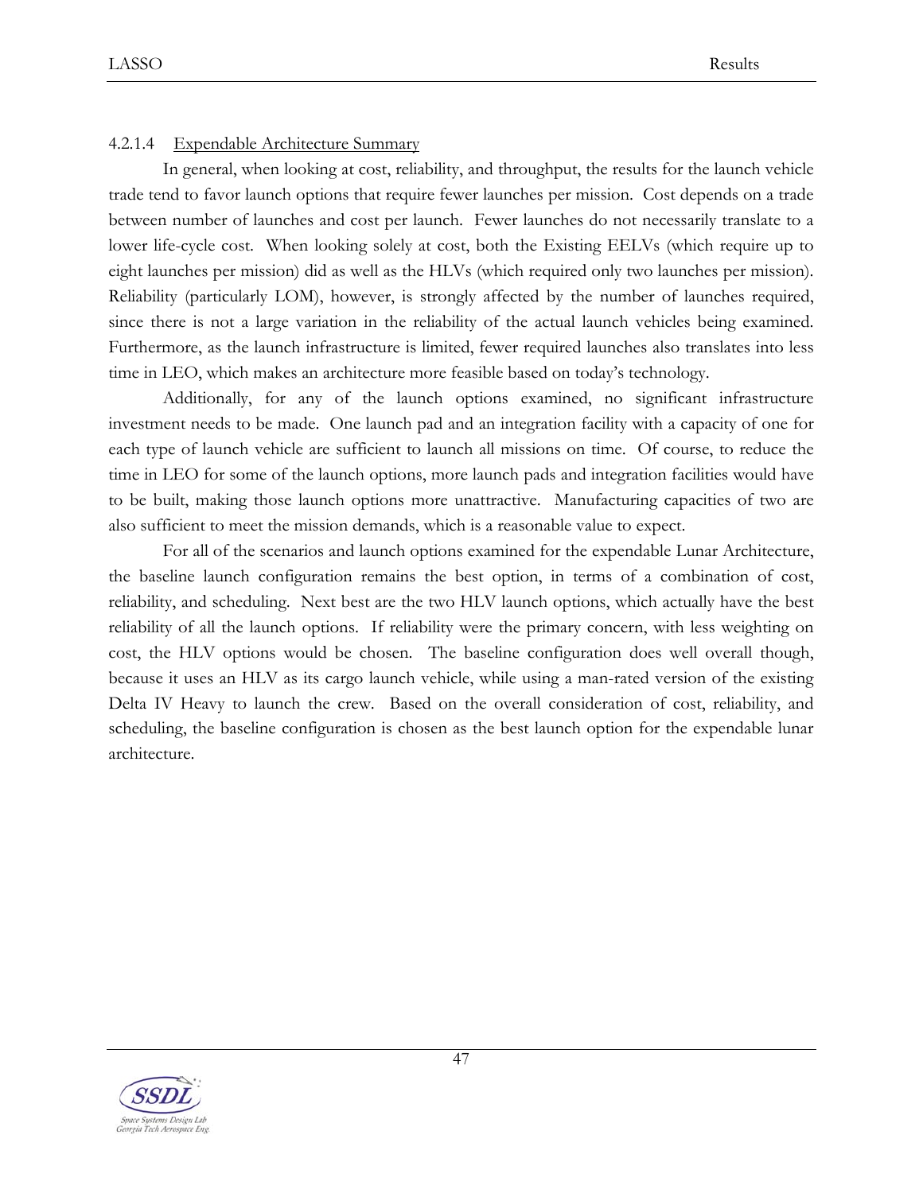#### 4.2.1.4 Expendable Architecture Summary

In general, when looking at cost, reliability, and throughput, the results for the launch vehicle trade tend to favor launch options that require fewer launches per mission. Cost depends on a trade between number of launches and cost per launch. Fewer launches do not necessarily translate to a lower life-cycle cost. When looking solely at cost, both the Existing EELVs (which require up to eight launches per mission) did as well as the HLVs (which required only two launches per mission). Reliability (particularly LOM), however, is strongly affected by the number of launches required, since there is not a large variation in the reliability of the actual launch vehicles being examined. Furthermore, as the launch infrastructure is limited, fewer required launches also translates into less time in LEO, which makes an architecture more feasible based on today's technology.

Additionally, for any of the launch options examined, no significant infrastructure investment needs to be made. One launch pad and an integration facility with a capacity of one for each type of launch vehicle are sufficient to launch all missions on time. Of course, to reduce the time in LEO for some of the launch options, more launch pads and integration facilities would have to be built, making those launch options more unattractive. Manufacturing capacities of two are also sufficient to meet the mission demands, which is a reasonable value to expect.

For all of the scenarios and launch options examined for the expendable Lunar Architecture, the baseline launch configuration remains the best option, in terms of a combination of cost, reliability, and scheduling. Next best are the two HLV launch options, which actually have the best reliability of all the launch options. If reliability were the primary concern, with less weighting on cost, the HLV options would be chosen. The baseline configuration does well overall though, because it uses an HLV as its cargo launch vehicle, while using a man-rated version of the existing Delta IV Heavy to launch the crew. Based on the overall consideration of cost, reliability, and scheduling, the baseline configuration is chosen as the best launch option for the expendable lunar architecture.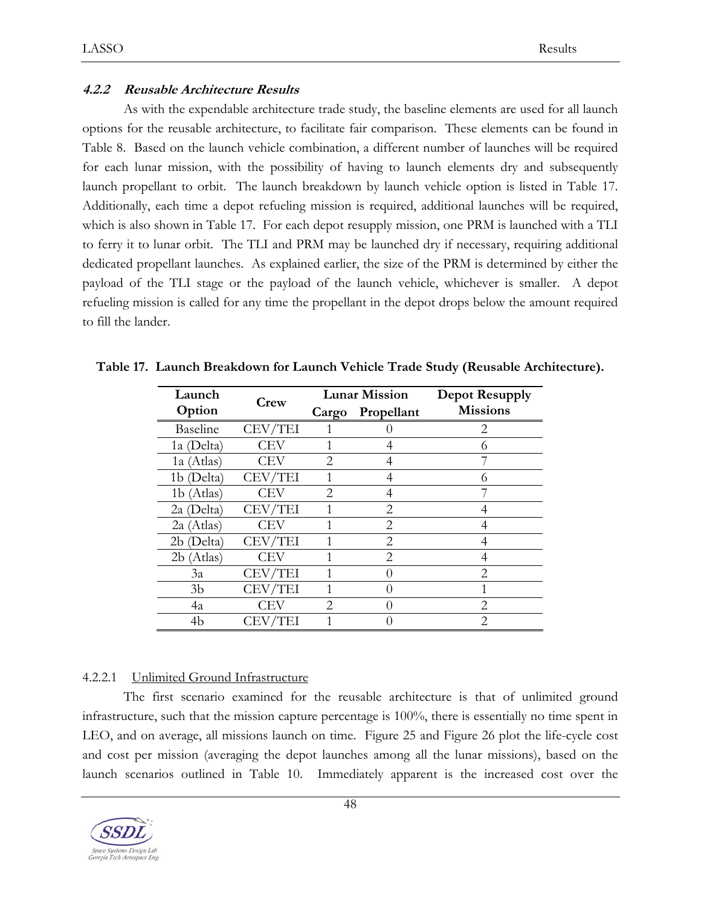#### *4.2.2 Reusable Architecture Results*

As with the expendable architecture trade study, the baseline elements are used for all launch options for the reusable architecture, to facilitate fair comparison. These elements can be found in Table 8. Based on the launch vehicle combination, a different number of launches will be required for each lunar mission, with the possibility of having to launch elements dry and subsequently launch propellant to orbit. The launch breakdown by launch vehicle option is listed in Table 17. Additionally, each time a depot refueling mission is required, additional launches will be required, which is also shown in Table 17. For each depot resupply mission, one PRM is launched with a TLI to ferry it to lunar orbit. The TLI and PRM may be launched dry if necessary, requiring additional dedicated propellant launches. As explained earlier, the size of the PRM is determined by either the payload of the TLI stage or the payload of the launch vehicle, whichever is smaller. A depot refueling mission is called for any time the propellant in the depot drops below the amount required to fill the lander.

**Table 17. Launch Breakdown for Launch Vehicle Trade Study (Reusable Architecture).**

| Launch Option | Crew | Lunar Mission | | Depot Resupply Missions |
|---|---|---|---|---|
| | | Cargo | Propellant | |
| Baseline | CEV/TEI | 1 | 0 | 2 |
| 1a (Delta) | CEV | 1 | 4 | 6 |
| 1a (Atlas) | CEV | 2 | 4 | 7 |
| 1b (Delta) | CEV/TEI | 1 | 4 | 6 |
| 1b (Atlas) | CEV | 2 | 4 | 7 |
| 2a (Delta) | CEV/TEI | 1 | 2 | 4 |
| 2a (Atlas) | CEV | 1 | 2 | 4 |
| 2b (Delta) | CEV/TEI | 1 | 2 | 4 |
| 2b (Atlas) | CEV | 1 | 2 | 4 |
| 3a | CEV/TEI | 1 | 0 | 2 |
| 3b | CEV/TEI | 1 | 0 | 1 |
| 4a | CEV | 2 | 0 | 2 |
| 4b | CEV/TEI | 1 | 0 | 2 |

4.2.2.1 Unlimited Ground Infrastructure

The first scenario examined for the reusable architecture is that of unlimited ground infrastructure, such that the mission capture percentage is 100%, there is essentially no time spent in LEO, and on average, all missions launch on time. Figure 25 and Figure 26 plot the life-cycle cost and cost per mission (averaging the depot launches among all the lunar missions), based on the launch scenarios outlined in Table 10. Immediately apparent is the increased cost over the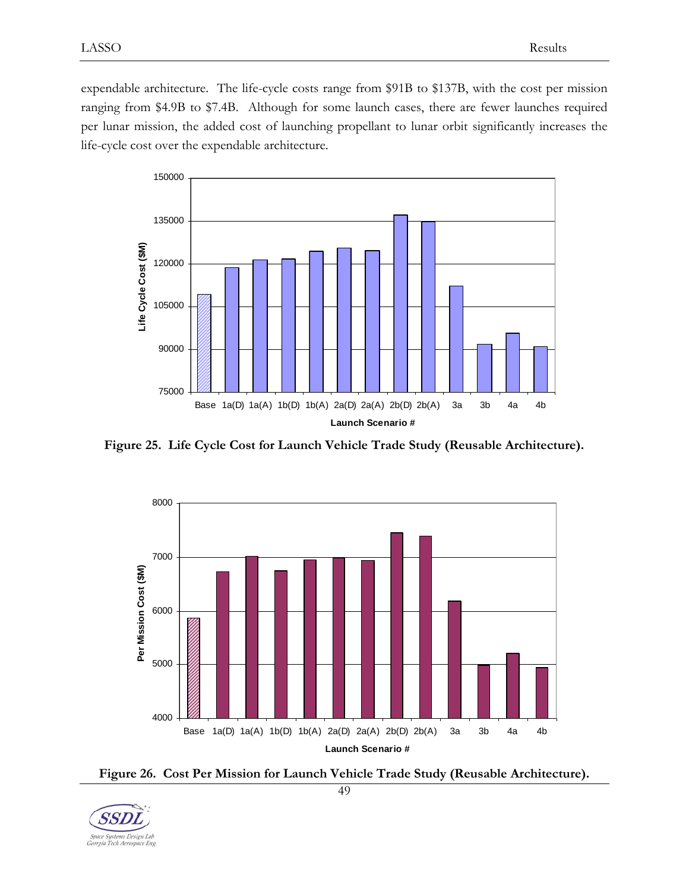expendable architecture. The life-cycle costs range from $91B to $137B, with the cost per mission ranging from $4.9B to $7.4B. Although for some launch cases, there are fewer launches required per lunar mission, the added cost of launching propellant to lunar orbit significantly increases the life-cycle cost over the expendable architecture.

**Figure 25. Life Cycle Cost for Launch Vehicle Trade Study (Reusable Architecture).**

**Figure 26. Cost Per Mission for Launch Vehicle Trade Study (Reusable Architecture).**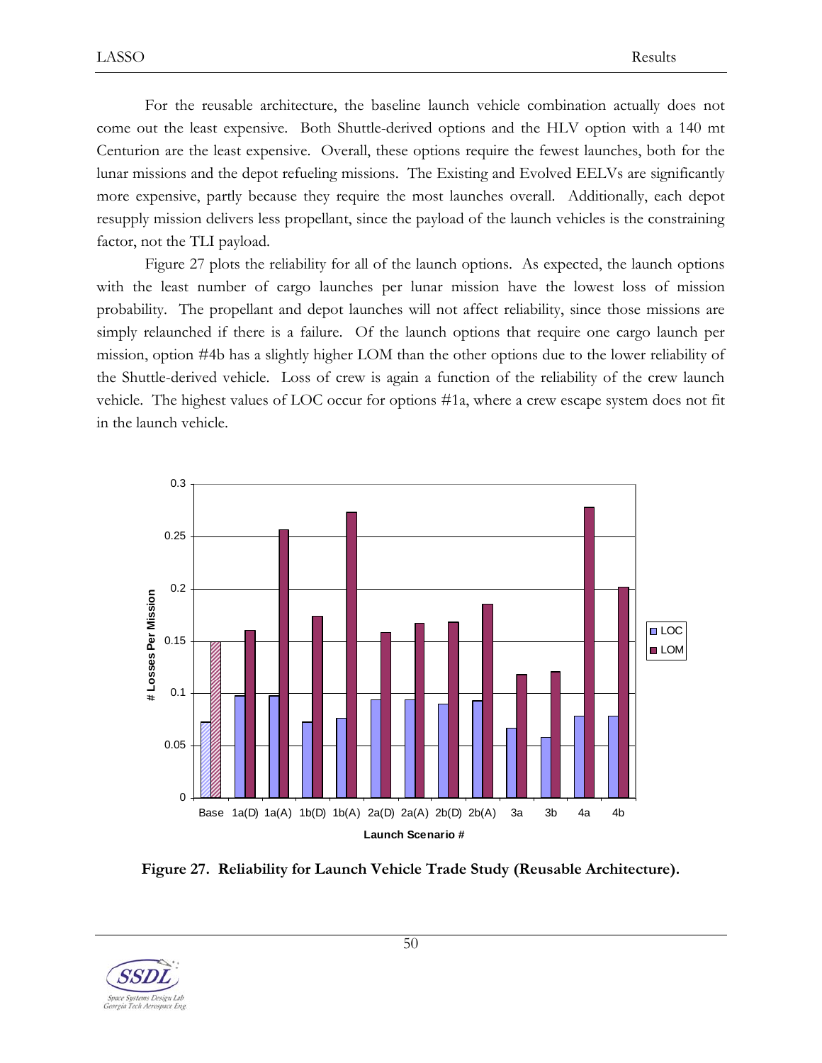For the reusable architecture, the baseline launch vehicle combination actually does not come out the least expensive. Both Shuttle-derived options and the HLV option with a 140 mt Centurion are the least expensive. Overall, these options require the fewest launches, both for the lunar missions and the depot refueling missions. The Existing and Evolved EELVs are significantly more expensive, partly because they require the most launches overall. Additionally, each depot resupply mission delivers less propellant, since the payload of the launch vehicles is the constraining factor, not the TLI payload.

Figure 27 plots the reliability for all of the launch options. As expected, the launch options with the least number of cargo launches per lunar mission have the lowest loss of mission probability. The propellant and depot launches will not affect reliability, since those missions are simply relaunched if there is a failure. Of the launch options that require one cargo launch per mission, option #4b has a slightly higher LOM than the other options due to the lower reliability of the Shuttle-derived vehicle. Loss of crew is again a function of the reliability of the crew launch vehicle. The highest values of LOC occur for options #1a, where a crew escape system does not fit in the launch vehicle.

**Figure 27. Reliability for Launch Vehicle Trade Study (Reusable Architecture).**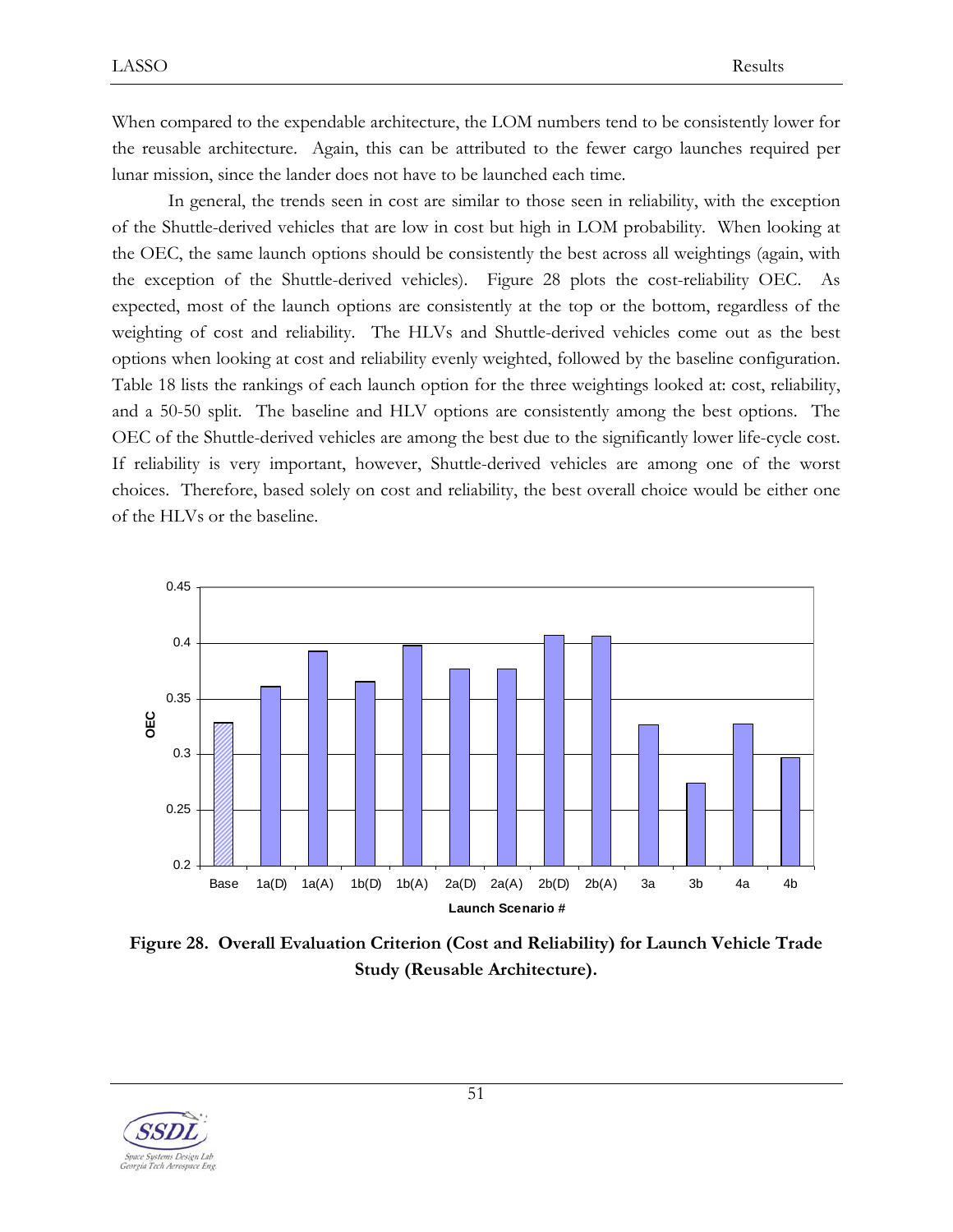When compared to the expendable architecture, the LOM numbers tend to be consistently lower for the reusable architecture. Again, this can be attributed to the fewer cargo launches required per lunar mission, since the lander does not have to be launched each time.

In general, the trends seen in cost are similar to those seen in reliability, with the exception of the Shuttle-derived vehicles that are low in cost but high in LOM probability. When looking at the OEC, the same launch options should be consistently the best across all weightings (again, with the exception of the Shuttle-derived vehicles). Figure 28 plots the cost-reliability OEC. As expected, most of the launch options are consistently at the top or the bottom, regardless of the weighting of cost and reliability. The HLVs and Shuttle-derived vehicles come out as the best options when looking at cost and reliability evenly weighted, followed by the baseline configuration. Table 18 lists the rankings of each launch option for the three weightings looked at: cost, reliability, and a 50-50 split. The baseline and HLV options are consistently among the best options. The OEC of the Shuttle-derived vehicles are among the best due to the significantly lower life-cycle cost. If reliability is very important, however, Shuttle-derived vehicles are among one of the worst choices. Therefore, based solely on cost and reliability, the best overall choice would be either one of the HLVs or the baseline.

**Figure 28. Overall Evaluation Criterion (Cost and Reliability) for Launch Vehicle Trade Study (Reusable Architecture).**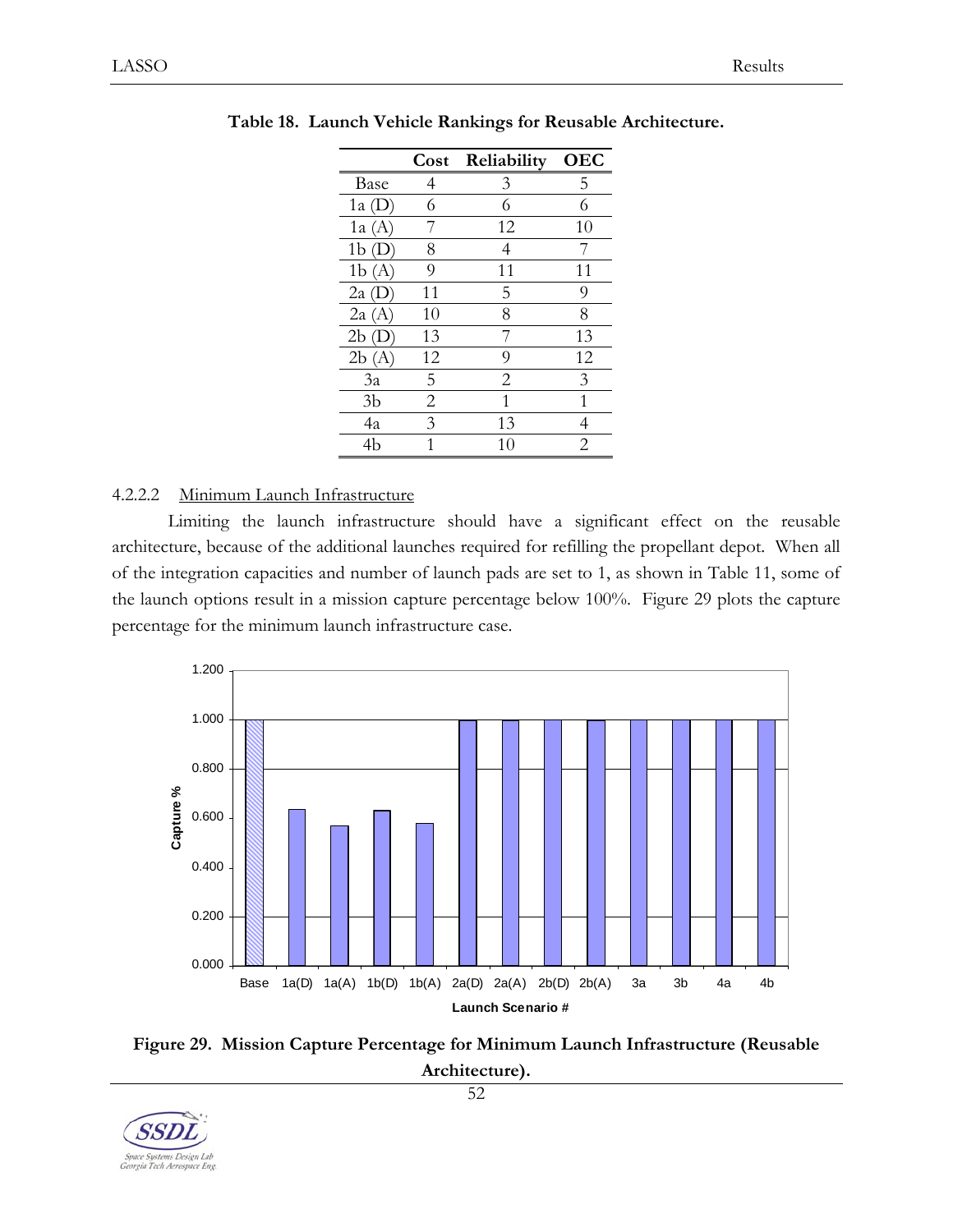**Table 18. Launch Vehicle Rankings for Reusable Architecture.**

| | Cost | Reliability | OEC |
|---|---|---|---|
| Base | 4 | 3 | 5 |
| 1a (D) | 6 | 6 | 6 |
| 1a (A) | 7 | 12 | 10 |
| 1b (D) | 8 | 4 | 7 |
| 1b (A) | 9 | 11 | 11 |
| 2a (D) | 11 | 5 | 9 |
| 2a (A) | 10 | 8 | 8 |
| 2b (D) | 13 | 7 | 13 |
| 2b (A) | 12 | 9 | 12 |
| 3a | 5 | 2 | 3 |
| 3b | 2 | 1 | 1 |
| 4a | 3 | 13 | 4 |
| 4b | 1 | 10 | 2 |

#### 4.2.2.2 Minimum Launch Infrastructure

Limiting the launch infrastructure should have a significant effect on the reusable architecture, because of the additional launches required for refilling the propellant depot. When all of the integration capacities and number of launch pads are set to 1, as shown in Table 11, some of the launch options result in a mission capture percentage below 100%. Figure 29 plots the capture percentage for the minimum launch infrastructure case.

**Figure 29. Mission Capture Percentage for Minimum Launch Infrastructure (Reusable Architecture).**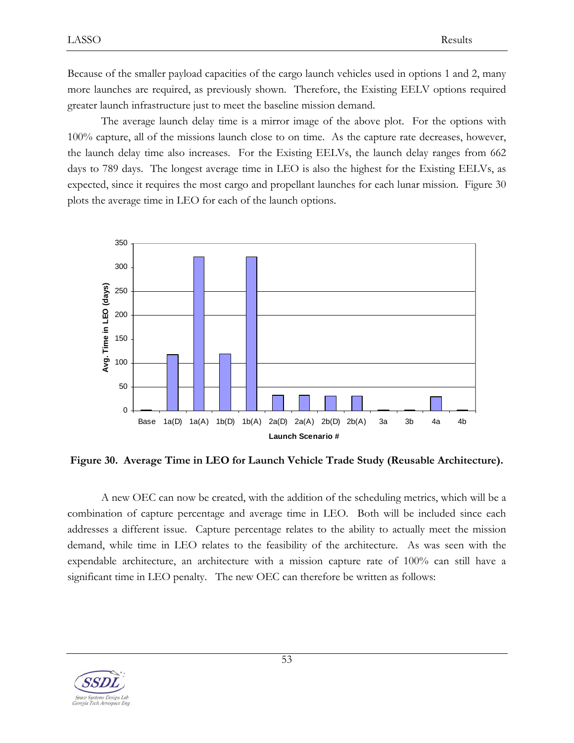Because of the smaller payload capacities of the cargo launch vehicles used in options 1 and 2, many more launches are required, as previously shown. Therefore, the Existing EELV options required greater launch infrastructure just to meet the baseline mission demand.

The average launch delay time is a mirror image of the above plot. For the options with 100% capture, all of the missions launch close to on time. As the capture rate decreases, however, the launch delay time also increases. For the Existing EELVs, the launch delay ranges from 662 days to 789 days. The longest average time in LEO is also the highest for the Existing EELVs, as expected, since it requires the most cargo and propellant launches for each lunar mission. Figure 30 plots the average time in LEO for each of the launch options.

**Figure 30. Average Time in LEO for Launch Vehicle Trade Study (Reusable Architecture).**

A new OEC can now be created, with the addition of the scheduling metrics, which will be a combination of capture percentage and average time in LEO. Both will be included since each addresses a different issue. Capture percentage relates to the ability to actually meet the mission demand, while time in LEO relates to the feasibility of the architecture. As was seen with the expendable architecture, an architecture with a mission capture rate of 100% can still have a significant time in LEO penalty. The new OEC can therefore be written as follows: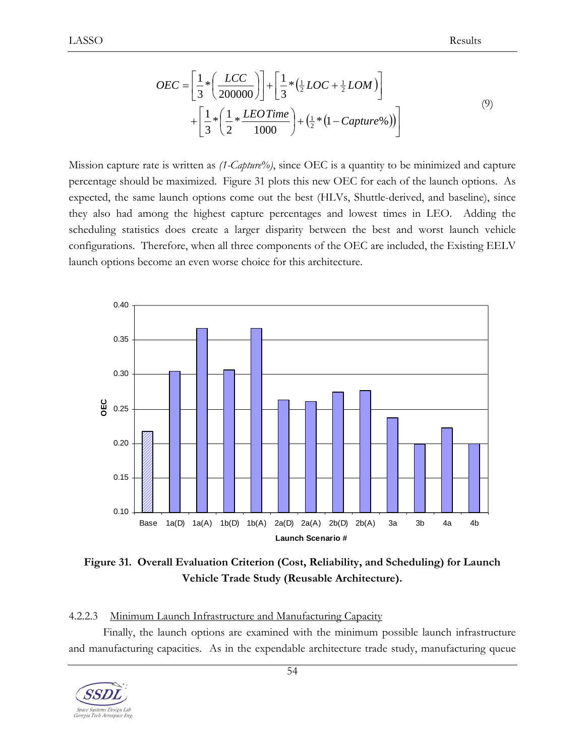$$OEC = \left[\frac{1}{3}*\left(\frac{LCC}{200000}\right)\right] + \left[\frac{1}{3}*\left(\tfrac{1}{2}LOC + \tfrac{1}{2}LOM\right)\right] + \left[\frac{1}{3}*\left(\frac{1}{2}*\frac{LEO\,Time}{1000}\right) + \left(\tfrac{1}{2}*\left(1 - Capture\%\right)\right)\right] \tag{9}$$

Mission capture rate is written as *(1-Capture%)*, since OEC is a quantity to be minimized and capture percentage should be maximized. Figure 31 plots this new OEC for each of the launch options. As expected, the same launch options come out the best (HLVs, Shuttle-derived, and baseline), since they also had among the highest capture percentages and lowest times in LEO. Adding the scheduling statistics does create a larger disparity between the best and worst launch vehicle configurations. Therefore, when all three components of the OEC are included, the Existing EELV launch options become an even worse choice for this architecture.

**Figure 31. Overall Evaluation Criterion (Cost, Reliability, and Scheduling) for Launch Vehicle Trade Study (Reusable Architecture).**

#### 4.2.2.3 Minimum Launch Infrastructure and Manufacturing Capacity

Finally, the launch options are examined with the minimum possible launch infrastructure and manufacturing capacities. As in the expendable architecture trade study, manufacturing queue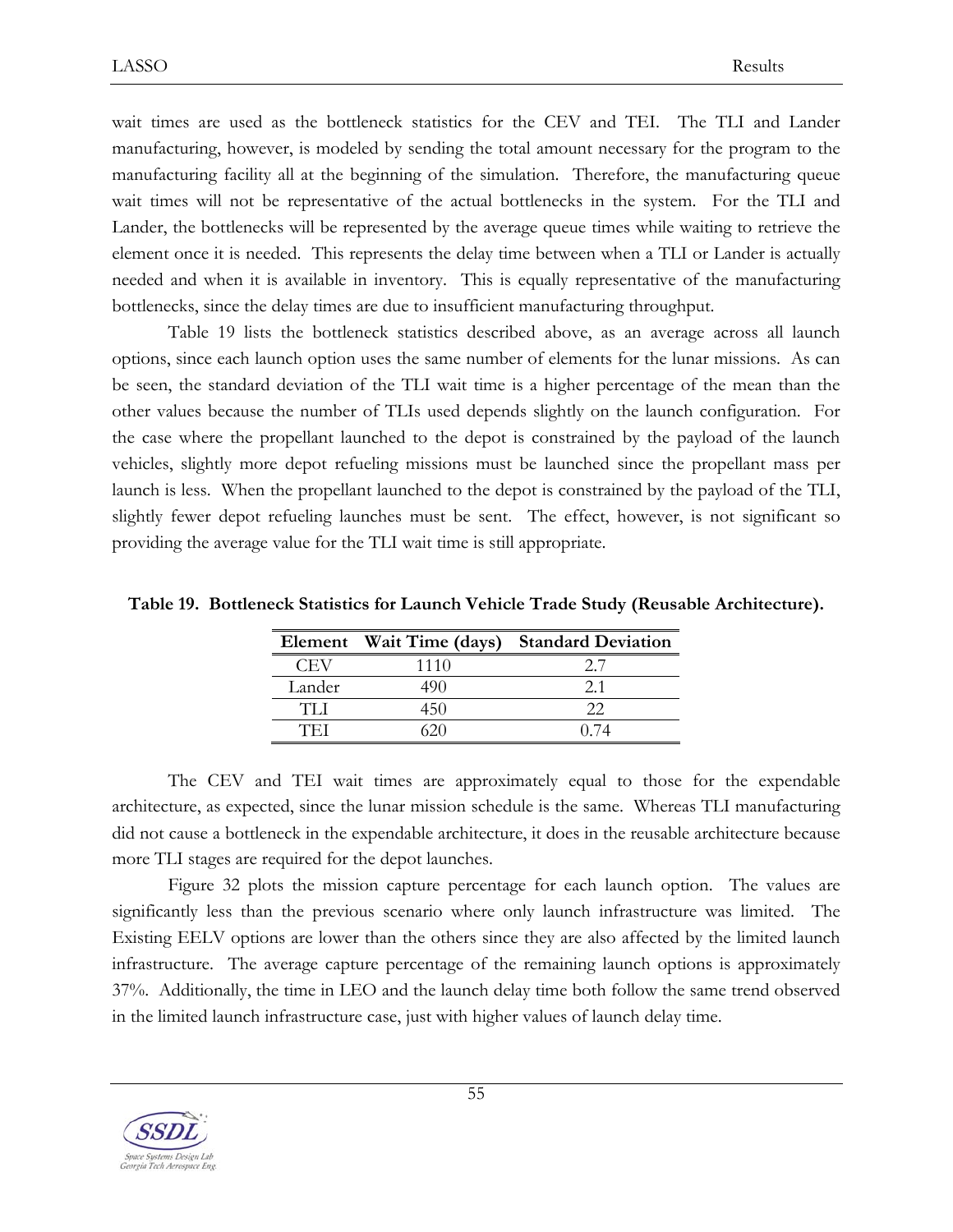wait times are used as the bottleneck statistics for the CEV and TEI. The TLI and Lander manufacturing, however, is modeled by sending the total amount necessary for the program to the manufacturing facility all at the beginning of the simulation. Therefore, the manufacturing queue wait times will not be representative of the actual bottlenecks in the system. For the TLI and Lander, the bottlenecks will be represented by the average queue times while waiting to retrieve the element once it is needed. This represents the delay time between when a TLI or Lander is actually needed and when it is available in inventory. This is equally representative of the manufacturing bottlenecks, since the delay times are due to insufficient manufacturing throughput.

Table 19 lists the bottleneck statistics described above, as an average across all launch options, since each launch option uses the same number of elements for the lunar missions. As can be seen, the standard deviation of the TLI wait time is a higher percentage of the mean than the other values because the number of TLIs used depends slightly on the launch configuration. For the case where the propellant launched to the depot is constrained by the payload of the launch vehicles, slightly more depot refueling missions must be launched since the propellant mass per launch is less. When the propellant launched to the depot is constrained by the payload of the TLI, slightly fewer depot refueling launches must be sent. The effect, however, is not significant so providing the average value for the TLI wait time is still appropriate.

**Table 19. Bottleneck Statistics for Launch Vehicle Trade Study (Reusable Architecture).**

| Element | Wait Time (days) | Standard Deviation |
|---|---|---|
| CEV | 1110 | 2.7 |
| Lander | 490 | 2.1 |
| TLI | 450 | 22 |
| TEI | 620 | 0.74 |

The CEV and TEI wait times are approximately equal to those for the expendable architecture, as expected, since the lunar mission schedule is the same. Whereas TLI manufacturing did not cause a bottleneck in the expendable architecture, it does in the reusable architecture because more TLI stages are required for the depot launches.

Figure 32 plots the mission capture percentage for each launch option. The values are significantly less than the previous scenario where only launch infrastructure was limited. The Existing EELV options are lower than the others since they are also affected by the limited launch infrastructure. The average capture percentage of the remaining launch options is approximately 37%. Additionally, the time in LEO and the launch delay time both follow the same trend observed in the limited launch infrastructure case, just with higher values of launch delay time.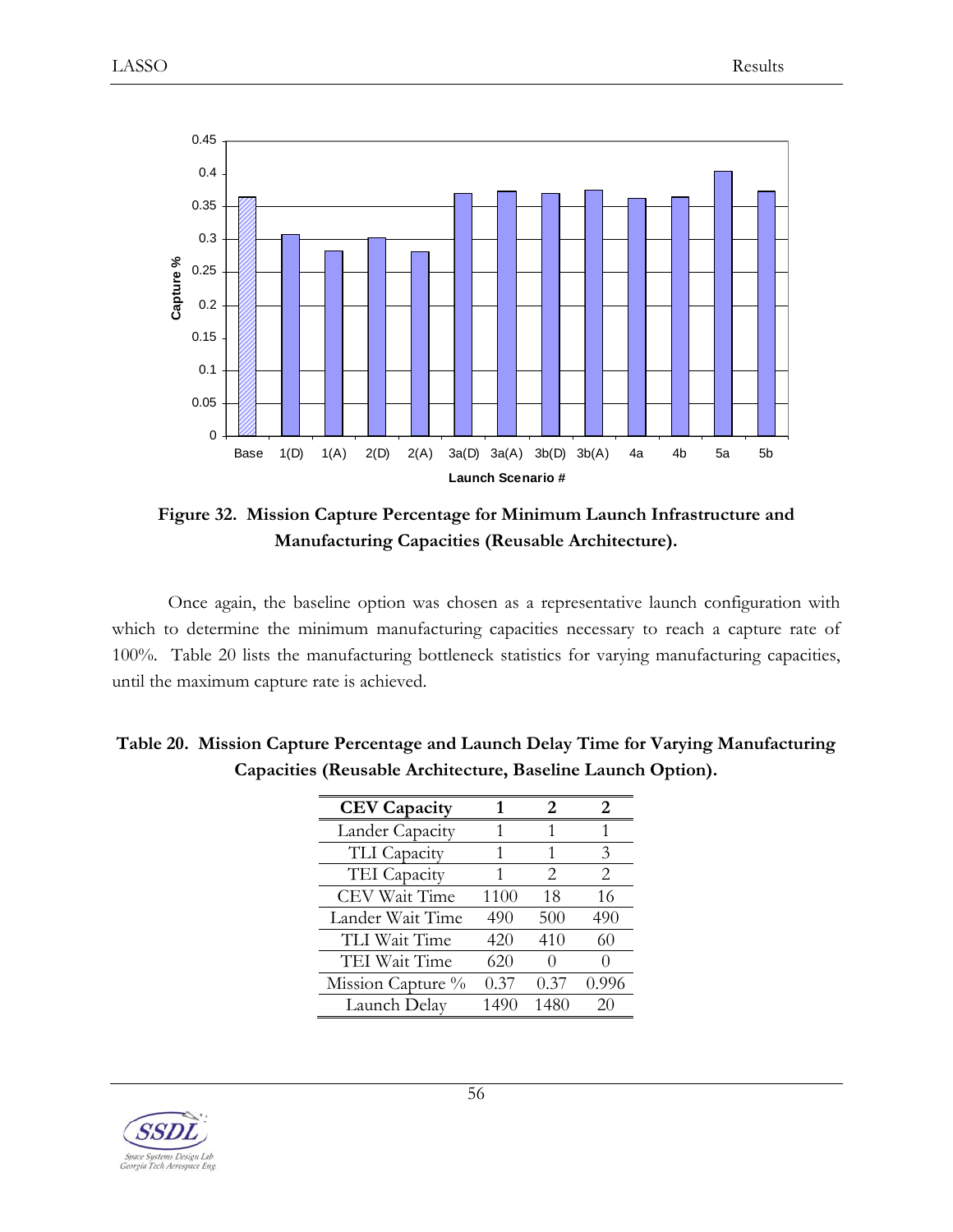**Figure 32. Mission Capture Percentage for Minimum Launch Infrastructure and Manufacturing Capacities (Reusable Architecture).**

Once again, the baseline option was chosen as a representative launch configuration with which to determine the minimum manufacturing capacities necessary to reach a capture rate of 100%. Table 20 lists the manufacturing bottleneck statistics for varying manufacturing capacities, until the maximum capture rate is achieved.

**Table 20. Mission Capture Percentage and Launch Delay Time for Varying Manufacturing Capacities (Reusable Architecture, Baseline Launch Option).**

| CEV Capacity | 1 | 2 | 2 |
|---|---|---|---|
| Lander Capacity | 1 | 1 | 1 |
| TLI Capacity | 1 | 1 | 3 |
| TEI Capacity | 1 | 2 | 2 |
| CEV Wait Time | 1100 | 18 | 16 |
| Lander Wait Time | 490 | 500 | 490 |
| TLI Wait Time | 420 | 410 | 60 |
| TEI Wait Time | 620 | 0 | 0 |
| Mission Capture % | 0.37 | 0.37 | 0.996 |
| Launch Delay | 1490 | 1480 | 20 |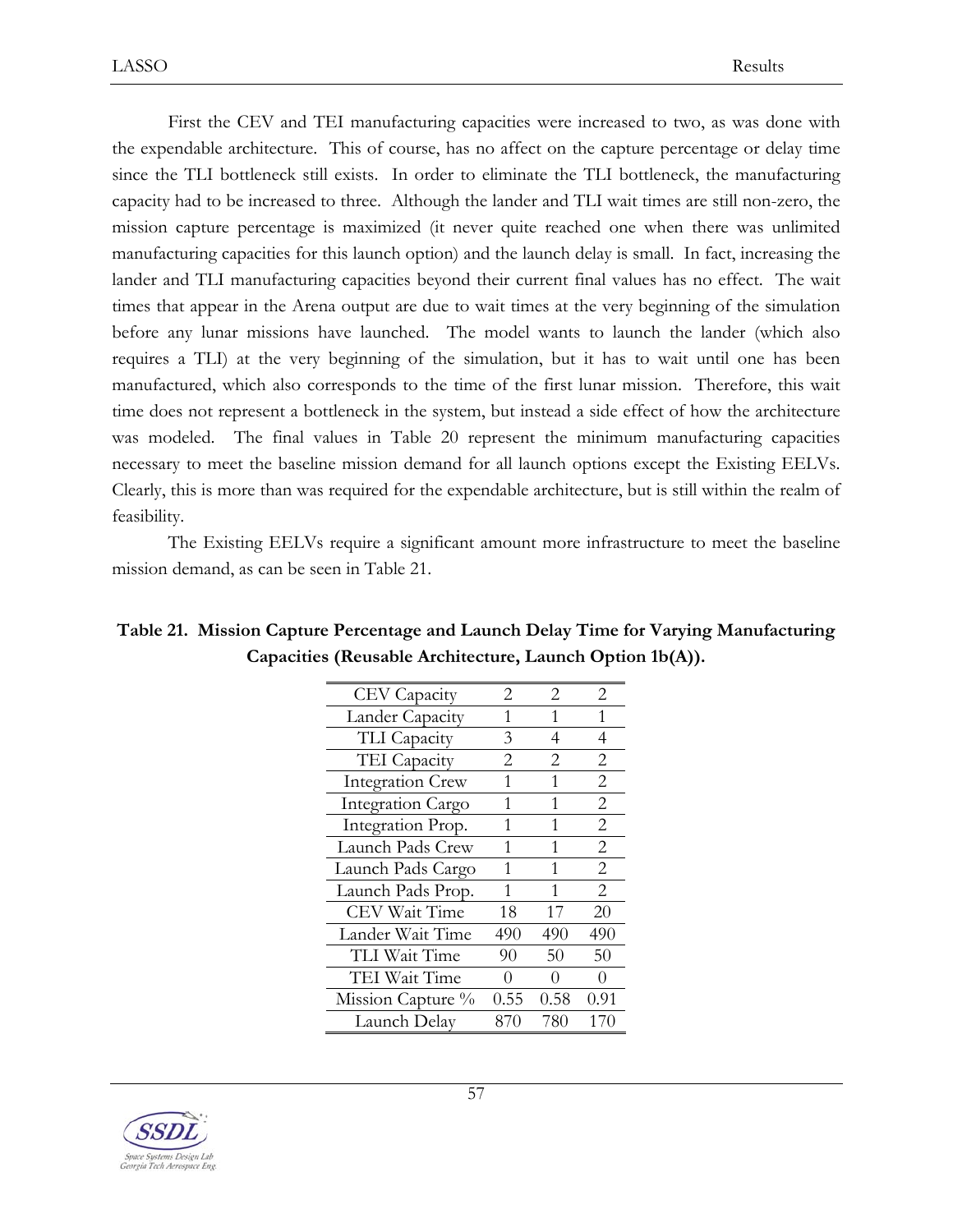First the CEV and TEI manufacturing capacities were increased to two, as was done with the expendable architecture. This of course, has no affect on the capture percentage or delay time since the TLI bottleneck still exists. In order to eliminate the TLI bottleneck, the manufacturing capacity had to be increased to three. Although the lander and TLI wait times are still non-zero, the mission capture percentage is maximized (it never quite reached one when there was unlimited manufacturing capacities for this launch option) and the launch delay is small. In fact, increasing the lander and TLI manufacturing capacities beyond their current final values has no effect. The wait times that appear in the Arena output are due to wait times at the very beginning of the simulation before any lunar missions have launched. The model wants to launch the lander (which also requires a TLI) at the very beginning of the simulation, but it has to wait until one has been manufactured, which also corresponds to the time of the first lunar mission. Therefore, this wait time does not represent a bottleneck in the system, but instead a side effect of how the architecture was modeled. The final values in Table 20 represent the minimum manufacturing capacities necessary to meet the baseline mission demand for all launch options except the Existing EELVs. Clearly, this is more than was required for the expendable architecture, but is still within the realm of feasibility.

The Existing EELVs require a significant amount more infrastructure to meet the baseline mission demand, as can be seen in Table 21.

**Table 21. Mission Capture Percentage and Launch Delay Time for Varying Manufacturing Capacities (Reusable Architecture, Launch Option 1b(A)).**

| | | | |
|---|---|---|---|
| CEV Capacity | 2 | 2 | 2 |
| Lander Capacity | 1 | 1 | 1 |
| TLI Capacity | 3 | 4 | 4 |
| TEI Capacity | 2 | 2 | 2 |
| Integration Crew | 1 | 1 | 2 |
| Integration Cargo | 1 | 1 | 2 |
| Integration Prop. | 1 | 1 | 2 |
| Launch Pads Crew | 1 | 1 | 2 |
| Launch Pads Cargo | 1 | 1 | 2 |
| Launch Pads Prop. | 1 | 1 | 2 |
| CEV Wait Time | 18 | 17 | 20 |
| Lander Wait Time | 490 | 490 | 490 |
| TLI Wait Time | 90 | 50 | 50 |
| TEI Wait Time | 0 | 0 | 0 |
| Mission Capture % | 0.55 | 0.58 | 0.91 |
| Launch Delay | 870 | 780 | 170 |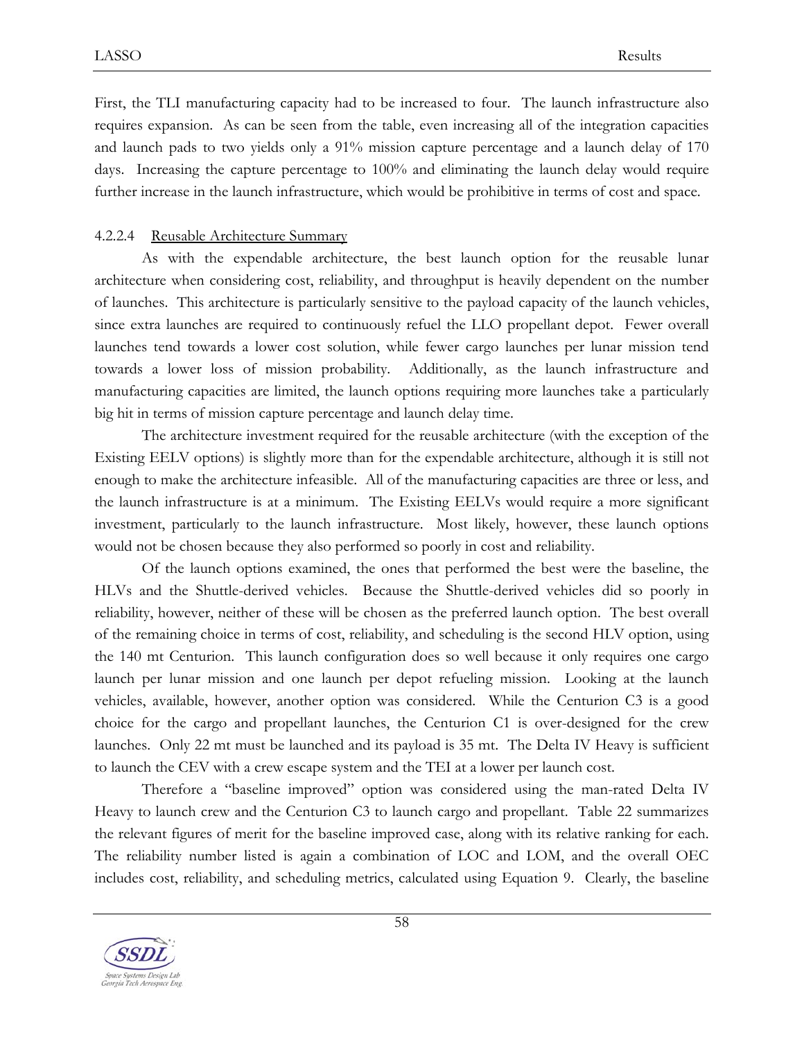First, the TLI manufacturing capacity had to be increased to four. The launch infrastructure also requires expansion. As can be seen from the table, even increasing all of the integration capacities and launch pads to two yields only a 91% mission capture percentage and a launch delay of 170 days. Increasing the capture percentage to 100% and eliminating the launch delay would require further increase in the launch infrastructure, which would be prohibitive in terms of cost and space.

#### 4.2.2.4 Reusable Architecture Summary

As with the expendable architecture, the best launch option for the reusable lunar architecture when considering cost, reliability, and throughput is heavily dependent on the number of launches. This architecture is particularly sensitive to the payload capacity of the launch vehicles, since extra launches are required to continuously refuel the LLO propellant depot. Fewer overall launches tend towards a lower cost solution, while fewer cargo launches per lunar mission tend towards a lower loss of mission probability. Additionally, as the launch infrastructure and manufacturing capacities are limited, the launch options requiring more launches take a particularly big hit in terms of mission capture percentage and launch delay time.

The architecture investment required for the reusable architecture (with the exception of the Existing EELV options) is slightly more than for the expendable architecture, although it is still not enough to make the architecture infeasible. All of the manufacturing capacities are three or less, and the launch infrastructure is at a minimum. The Existing EELVs would require a more significant investment, particularly to the launch infrastructure. Most likely, however, these launch options would not be chosen because they also performed so poorly in cost and reliability.

Of the launch options examined, the ones that performed the best were the baseline, the HLVs and the Shuttle-derived vehicles. Because the Shuttle-derived vehicles did so poorly in reliability, however, neither of these will be chosen as the preferred launch option. The best overall of the remaining choice in terms of cost, reliability, and scheduling is the second HLV option, using the 140 mt Centurion. This launch configuration does so well because it only requires one cargo launch per lunar mission and one launch per depot refueling mission. Looking at the launch vehicles, available, however, another option was considered. While the Centurion C3 is a good choice for the cargo and propellant launches, the Centurion C1 is over-designed for the crew launches. Only 22 mt must be launched and its payload is 35 mt. The Delta IV Heavy is sufficient to launch the CEV with a crew escape system and the TEI at a lower per launch cost.

Therefore a "baseline improved" option was considered using the man-rated Delta IV Heavy to launch crew and the Centurion C3 to launch cargo and propellant. Table 22 summarizes the relevant figures of merit for the baseline improved case, along with its relative ranking for each. The reliability number listed is again a combination of LOC and LOM, and the overall OEC includes cost, reliability, and scheduling metrics, calculated using Equation 9. Clearly, the baseline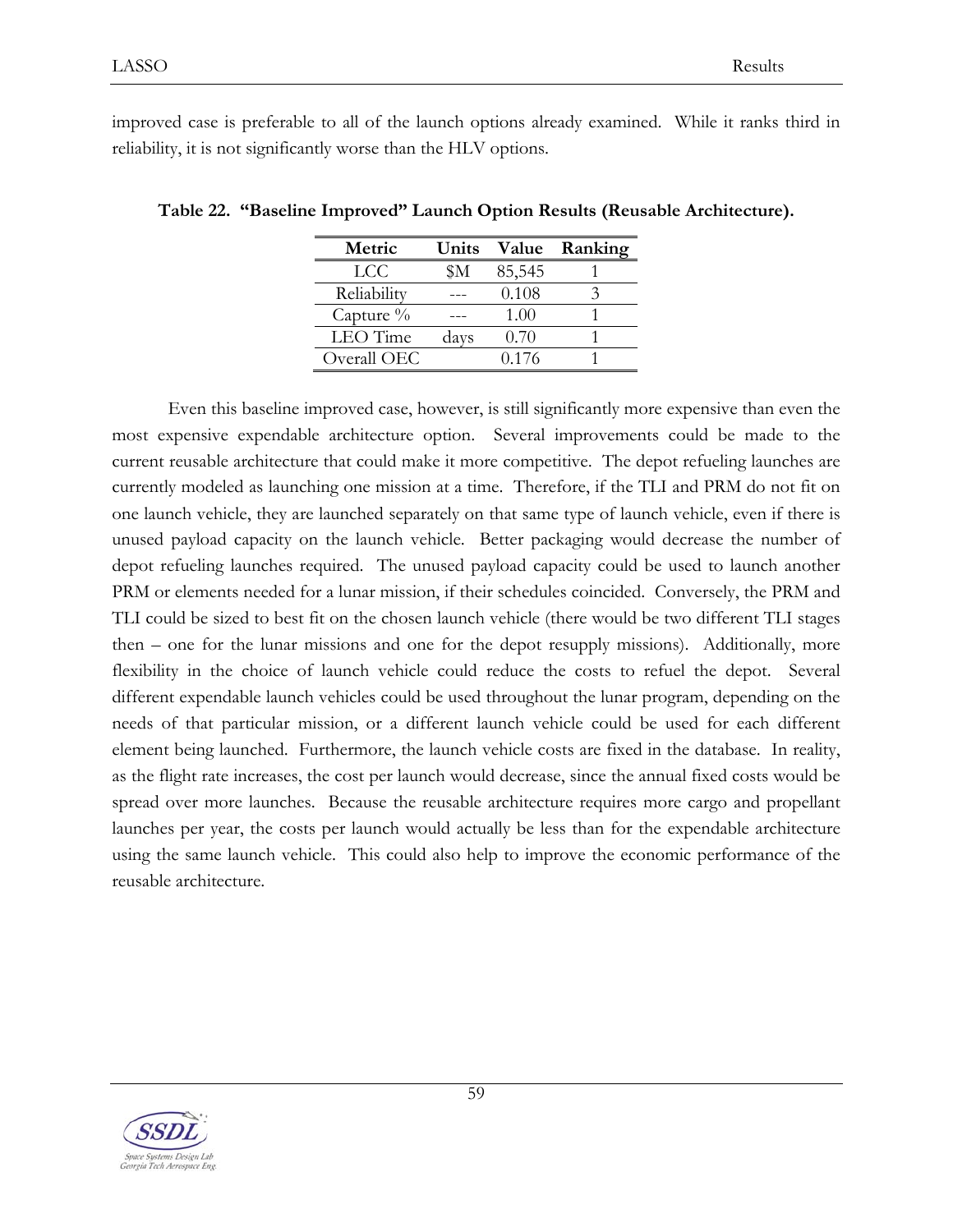improved case is preferable to all of the launch options already examined. While it ranks third in reliability, it is not significantly worse than the HLV options.

**Table 22. "Baseline Improved" Launch Option Results (Reusable Architecture).**

| Metric | Units | Value | Ranking |
|---|---|---|---|
| LCC | $M | 85,545 | 1 |
| Reliability | --- | 0.108 | 3 |
| Capture % | --- | 1.00 | 1 |
| LEO Time | days | 0.70 | 1 |
| Overall OEC | | 0.176 | 1 |

Even this baseline improved case, however, is still significantly more expensive than even the most expensive expendable architecture option. Several improvements could be made to the current reusable architecture that could make it more competitive. The depot refueling launches are currently modeled as launching one mission at a time. Therefore, if the TLI and PRM do not fit on one launch vehicle, they are launched separately on that same type of launch vehicle, even if there is unused payload capacity on the launch vehicle. Better packaging would decrease the number of depot refueling launches required. The unused payload capacity could be used to launch another PRM or elements needed for a lunar mission, if their schedules coincided. Conversely, the PRM and TLI could be sized to best fit on the chosen launch vehicle (there would be two different TLI stages then – one for the lunar missions and one for the depot resupply missions). Additionally, more flexibility in the choice of launch vehicle could reduce the costs to refuel the depot. Several different expendable launch vehicles could be used throughout the lunar program, depending on the needs of that particular mission, or a different launch vehicle could be used for each different element being launched. Furthermore, the launch vehicle costs are fixed in the database. In reality, as the flight rate increases, the cost per launch would decrease, since the annual fixed costs would be spread over more launches. Because the reusable architecture requires more cargo and propellant launches per year, the costs per launch would actually be less than for the expendable architecture using the same launch vehicle. This could also help to improve the economic performance of the reusable architecture.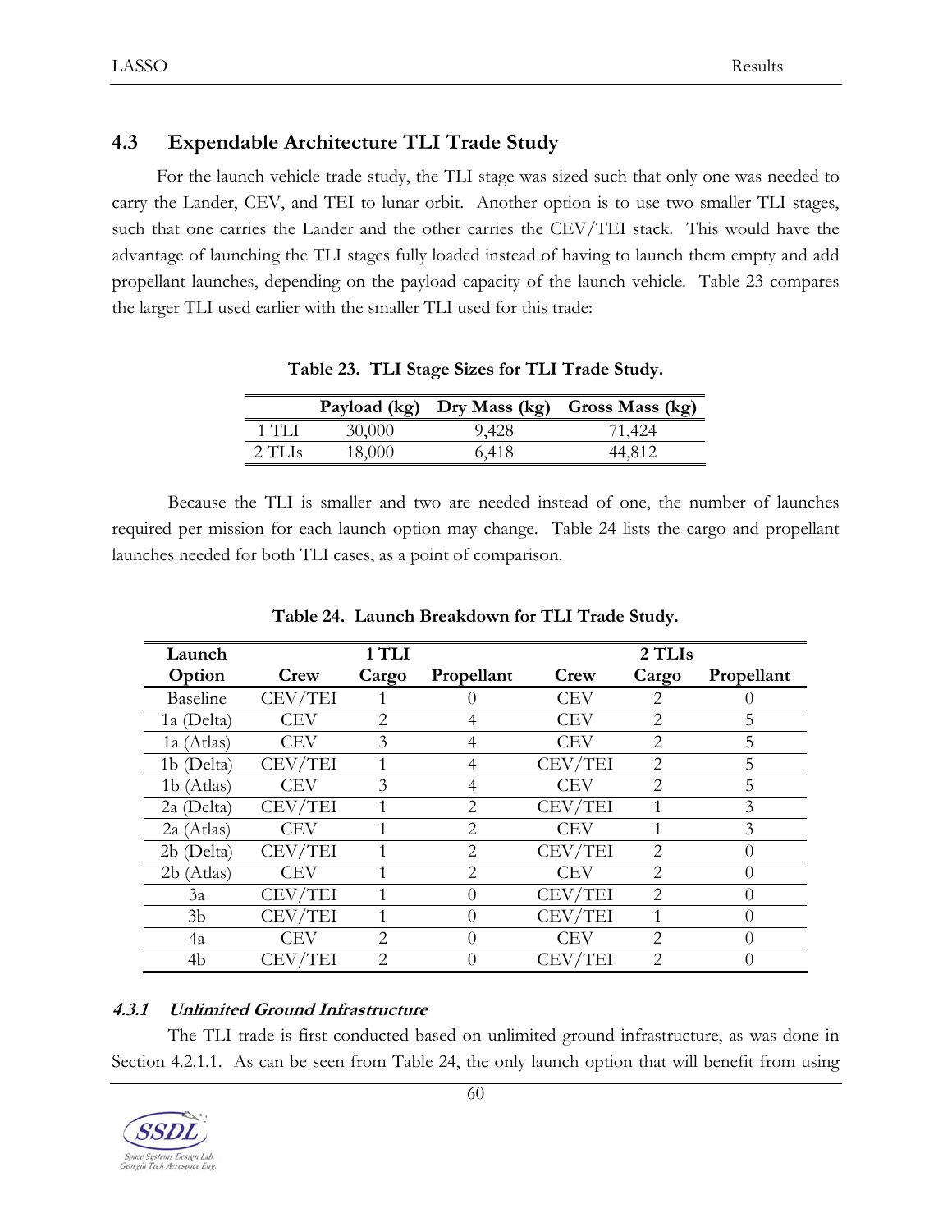## 4.3 Expendable Architecture TLI Trade Study

For the launch vehicle trade study, the TLI stage was sized such that only one was needed to carry the Lander, CEV, and TEI to lunar orbit. Another option is to use two smaller TLI stages, such that one carries the Lander and the other carries the CEV/TEI stack. This would have the advantage of launching the TLI stages fully loaded instead of having to launch them empty and add propellant launches, depending on the payload capacity of the launch vehicle. Table 23 compares the larger TLI used earlier with the smaller TLI used for this trade:

**Table 23. TLI Stage Sizes for TLI Trade Study.**

| | Payload (kg) | Dry Mass (kg) | Gross Mass (kg) |
|---|---|---|---|
| 1 TLI | 30,000 | 9,428 | 71,424 |
| 2 TLIs | 18,000 | 6,418 | 44,812 |

Because the TLI is smaller and two are needed instead of one, the number of launches required per mission for each launch option may change. Table 24 lists the cargo and propellant launches needed for both TLI cases, as a point of comparison.

**Table 24. Launch Breakdown for TLI Trade Study.**

| Launch | | 1 TLI | | | 2 TLIs | |
|---|---|---|---|---|---|---|
| Option | Crew | Cargo | Propellant | Crew | Cargo | Propellant |
| Baseline | CEV/TEI | 1 | 0 | CEV | 2 | 0 |
| 1a (Delta) | CEV | 2 | 4 | CEV | 2 | 5 |
| 1a (Atlas) | CEV | 3 | 4 | CEV | 2 | 5 |
| 1b (Delta) | CEV/TEI | 1 | 4 | CEV/TEI | 2 | 5 |
| 1b (Atlas) | CEV | 3 | 4 | CEV | 2 | 5 |
| 2a (Delta) | CEV/TEI | 1 | 2 | CEV/TEI | 1 | 3 |
| 2a (Atlas) | CEV | 1 | 2 | CEV | 1 | 3 |
| 2b (Delta) | CEV/TEI | 1 | 2 | CEV/TEI | 2 | 0 |
| 2b (Atlas) | CEV | 1 | 2 | CEV | 2 | 0 |
| 3a | CEV/TEI | 1 | 0 | CEV/TEI | 2 | 0 |
| 3b | CEV/TEI | 1 | 0 | CEV/TEI | 1 | 0 |
| 4a | CEV | 2 | 0 | CEV | 2 | 0 |
| 4b | CEV/TEI | 2 | 0 | CEV/TEI | 2 | 0 |

### 4.3.1 *Unlimited Ground Infrastructure*

The TLI trade is first conducted based on unlimited ground infrastructure, as was done in Section 4.2.1.1. As can be seen from Table 24, the only launch option that will benefit from using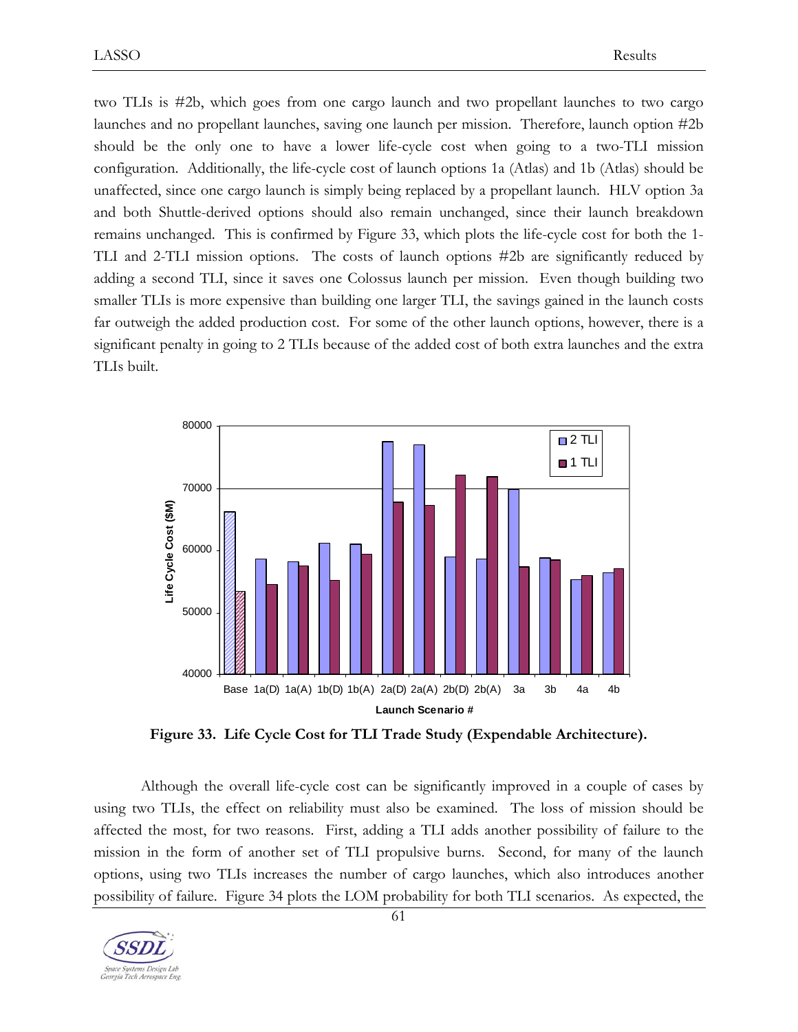two TLIs is #2b, which goes from one cargo launch and two propellant launches to two cargo launches and no propellant launches, saving one launch per mission. Therefore, launch option #2b should be the only one to have a lower life-cycle cost when going to a two-TLI mission configuration. Additionally, the life-cycle cost of launch options 1a (Atlas) and 1b (Atlas) should be unaffected, since one cargo launch is simply being replaced by a propellant launch. HLV option 3a and both Shuttle-derived options should also remain unchanged, since their launch breakdown remains unchanged. This is confirmed by Figure 33, which plots the life-cycle cost for both the 1-TLI and 2-TLI mission options. The costs of launch options #2b are significantly reduced by adding a second TLI, since it saves one Colossus launch per mission. Even though building two smaller TLIs is more expensive than building one larger TLI, the savings gained in the launch costs far outweigh the added production cost. For some of the other launch options, however, there is a significant penalty in going to 2 TLIs because of the added cost of both extra launches and the extra TLIs built.

**Figure 33. Life Cycle Cost for TLI Trade Study (Expendable Architecture).**

Although the overall life-cycle cost can be significantly improved in a couple of cases by using two TLIs, the effect on reliability must also be examined. The loss of mission should be affected the most, for two reasons. First, adding a TLI adds another possibility of failure to the mission in the form of another set of TLI propulsive burns. Second, for many of the launch options, using two TLIs increases the number of cargo launches, which also introduces another possibility of failure. Figure 34 plots the LOM probability for both TLI scenarios. As expected, the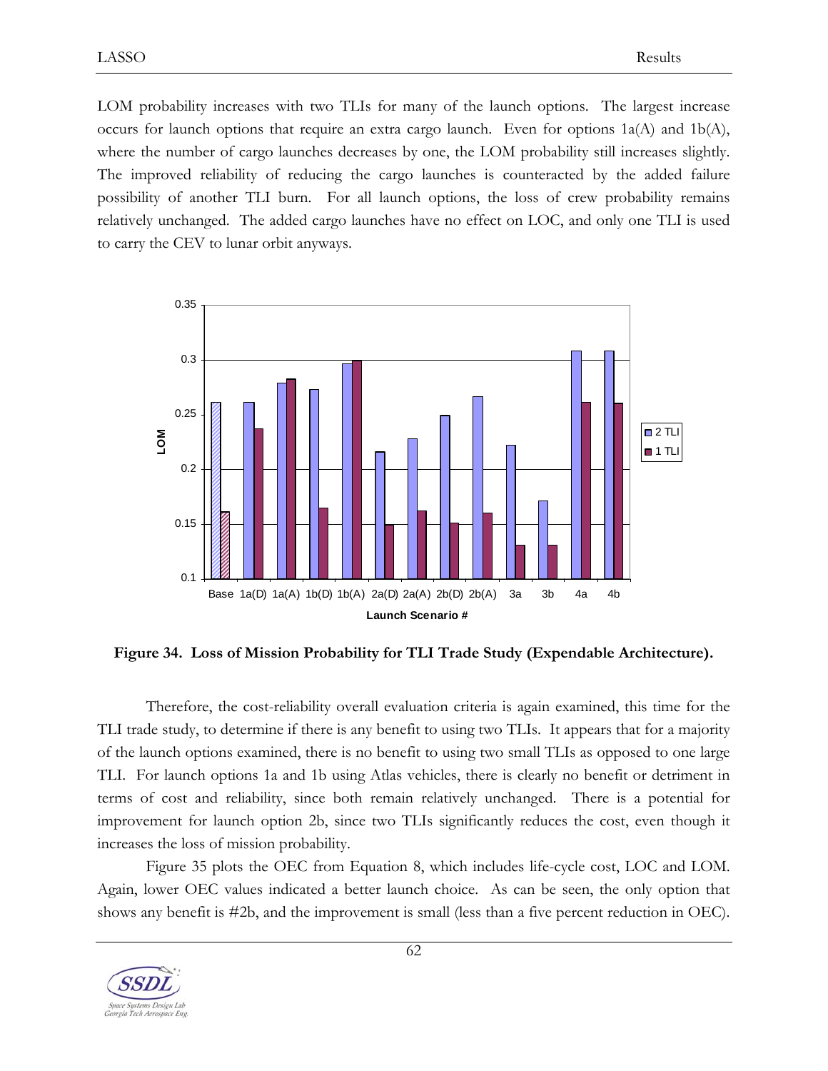LOM probability increases with two TLIs for many of the launch options. The largest increase occurs for launch options that require an extra cargo launch. Even for options 1a(A) and 1b(A), where the number of cargo launches decreases by one, the LOM probability still increases slightly. The improved reliability of reducing the cargo launches is counteracted by the added failure possibility of another TLI burn. For all launch options, the loss of crew probability remains relatively unchanged. The added cargo launches have no effect on LOC, and only one TLI is used to carry the CEV to lunar orbit anyways.

**Figure 34. Loss of Mission Probability for TLI Trade Study (Expendable Architecture).**

Therefore, the cost-reliability overall evaluation criteria is again examined, this time for the TLI trade study, to determine if there is any benefit to using two TLIs. It appears that for a majority of the launch options examined, there is no benefit to using two small TLIs as opposed to one large TLI. For launch options 1a and 1b using Atlas vehicles, there is clearly no benefit or detriment in terms of cost and reliability, since both remain relatively unchanged. There is a potential for improvement for launch option 2b, since two TLIs significantly reduces the cost, even though it increases the loss of mission probability.

Figure 35 plots the OEC from Equation 8, which includes life-cycle cost, LOC and LOM. Again, lower OEC values indicated a better launch choice. As can be seen, the only option that shows any benefit is #2b, and the improvement is small (less than a five percent reduction in OEC).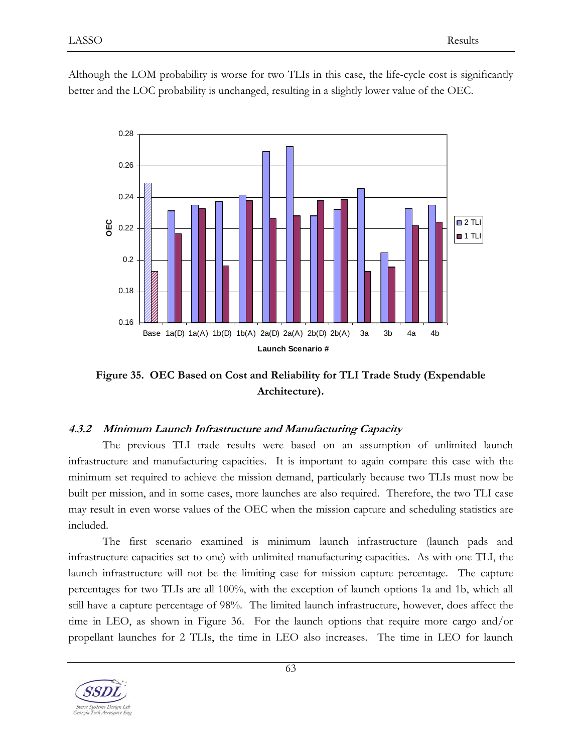Although the LOM probability is worse for two TLIs in this case, the life-cycle cost is significantly better and the LOC probability is unchanged, resulting in a slightly lower value of the OEC.

**Figure 35. OEC Based on Cost and Reliability for TLI Trade Study (Expendable Architecture).**

#### *4.3.2 Minimum Launch Infrastructure and Manufacturing Capacity*

The previous TLI trade results were based on an assumption of unlimited launch infrastructure and manufacturing capacities. It is important to again compare this case with the minimum set required to achieve the mission demand, particularly because two TLIs must now be built per mission, and in some cases, more launches are also required. Therefore, the two TLI case may result in even worse values of the OEC when the mission capture and scheduling statistics are included.

The first scenario examined is minimum launch infrastructure (launch pads and infrastructure capacities set to one) with unlimited manufacturing capacities. As with one TLI, the launch infrastructure will not be the limiting case for mission capture percentage. The capture percentages for two TLIs are all 100%, with the exception of launch options 1a and 1b, which all still have a capture percentage of 98%. The limited launch infrastructure, however, does affect the time in LEO, as shown in Figure 36. For the launch options that require more cargo and/or propellant launches for 2 TLIs, the time in LEO also increases. The time in LEO for launch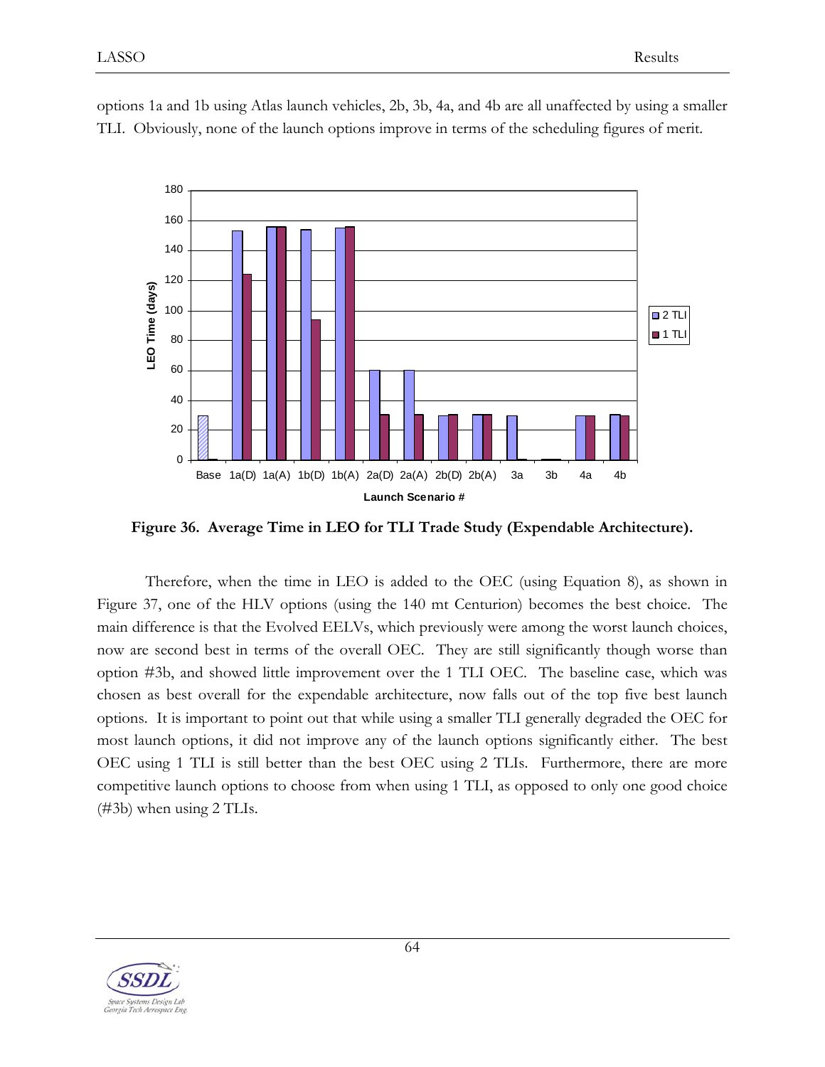options 1a and 1b using Atlas launch vehicles, 2b, 3b, 4a, and 4b are all unaffected by using a smaller TLI. Obviously, none of the launch options improve in terms of the scheduling figures of merit.

**Figure 36. Average Time in LEO for TLI Trade Study (Expendable Architecture).**

Therefore, when the time in LEO is added to the OEC (using Equation 8), as shown in Figure 37, one of the HLV options (using the 140 mt Centurion) becomes the best choice. The main difference is that the Evolved EELVs, which previously were among the worst launch choices, now are second best in terms of the overall OEC. They are still significantly though worse than option #3b, and showed little improvement over the 1 TLI OEC. The baseline case, which was chosen as best overall for the expendable architecture, now falls out of the top five best launch options. It is important to point out that while using a smaller TLI generally degraded the OEC for most launch options, it did not improve any of the launch options significantly either. The best OEC using 1 TLI is still better than the best OEC using 2 TLIs. Furthermore, there are more competitive launch options to choose from when using 1 TLI, as opposed to only one good choice (#3b) when using 2 TLIs.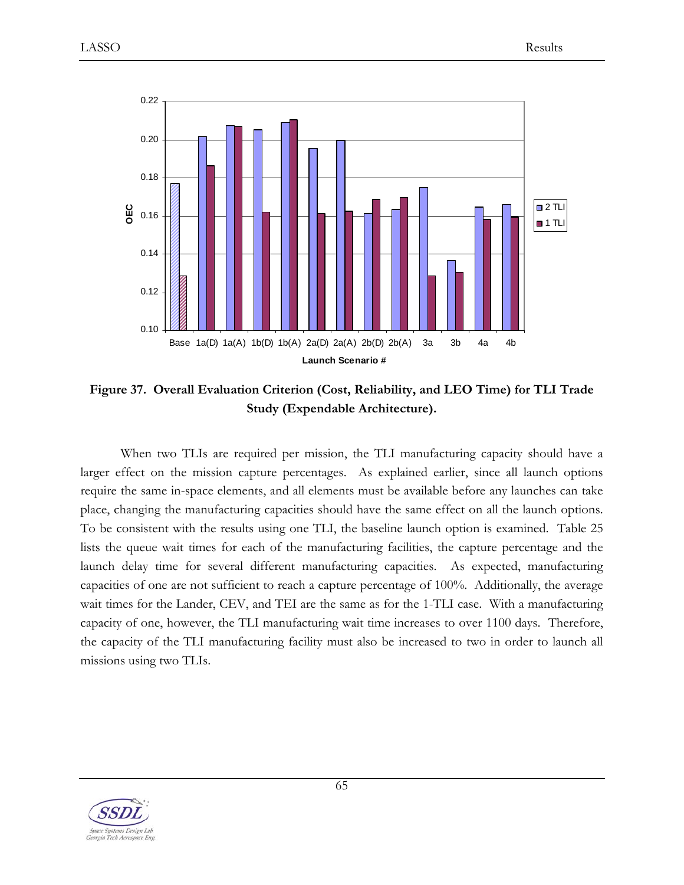**Figure 37. Overall Evaluation Criterion (Cost, Reliability, and LEO Time) for TLI Trade Study (Expendable Architecture).**

When two TLIs are required per mission, the TLI manufacturing capacity should have a larger effect on the mission capture percentages. As explained earlier, since all launch options require the same in-space elements, and all elements must be available before any launches can take place, changing the manufacturing capacities should have the same effect on all the launch options. To be consistent with the results using one TLI, the baseline launch option is examined. Table 25 lists the queue wait times for each of the manufacturing facilities, the capture percentage and the launch delay time for several different manufacturing capacities. As expected, manufacturing capacities of one are not sufficient to reach a capture percentage of 100%. Additionally, the average wait times for the Lander, CEV, and TEI are the same as for the 1-TLI case. With a manufacturing capacity of one, however, the TLI manufacturing wait time increases to over 1100 days. Therefore, the capacity of the TLI manufacturing facility must also be increased to two in order to launch all missions using two TLIs.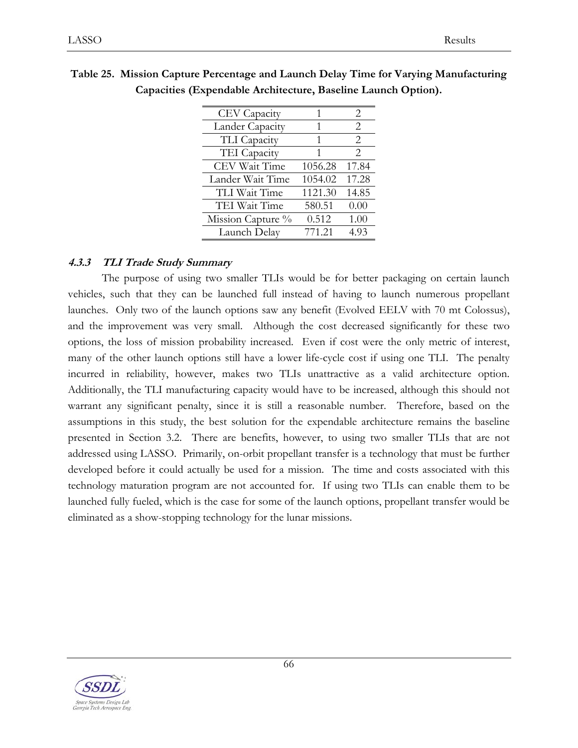**Table 25. Mission Capture Percentage and Launch Delay Time for Varying Manufacturing Capacities (Expendable Architecture, Baseline Launch Option).**

| CEV Capacity | 1 | 2 |
|---|---|---|
| Lander Capacity | 1 | 2 |
| TLI Capacity | 1 | 2 |
| TEI Capacity | 1 | 2 |
| CEV Wait Time | 1056.28 | 17.84 |
| Lander Wait Time | 1054.02 | 17.28 |
| TLI Wait Time | 1121.30 | 14.85 |
| TEI Wait Time | 580.51 | 0.00 |
| Mission Capture % | 0.512 | 1.00 |
| Launch Delay | 771.21 | 4.93 |

#### *4.3.3 TLI Trade Study Summary*

The purpose of using two smaller TLIs would be for better packaging on certain launch vehicles, such that they can be launched full instead of having to launch numerous propellant launches. Only two of the launch options saw any benefit (Evolved EELV with 70 mt Colossus), and the improvement was very small. Although the cost decreased significantly for these two options, the loss of mission probability increased. Even if cost were the only metric of interest, many of the other launch options still have a lower life-cycle cost if using one TLI. The penalty incurred in reliability, however, makes two TLIs unattractive as a valid architecture option. Additionally, the TLI manufacturing capacity would have to be increased, although this should not warrant any significant penalty, since it is still a reasonable number. Therefore, based on the assumptions in this study, the best solution for the expendable architecture remains the baseline presented in Section 3.2. There are benefits, however, to using two smaller TLIs that are not addressed using LASSO. Primarily, on-orbit propellant transfer is a technology that must be further developed before it could actually be used for a mission. The time and costs associated with this technology maturation program are not accounted for. If using two TLIs can enable them to be launched fully fueled, which is the case for some of the launch options, propellant transfer would be eliminated as a show-stopping technology for the lunar missions.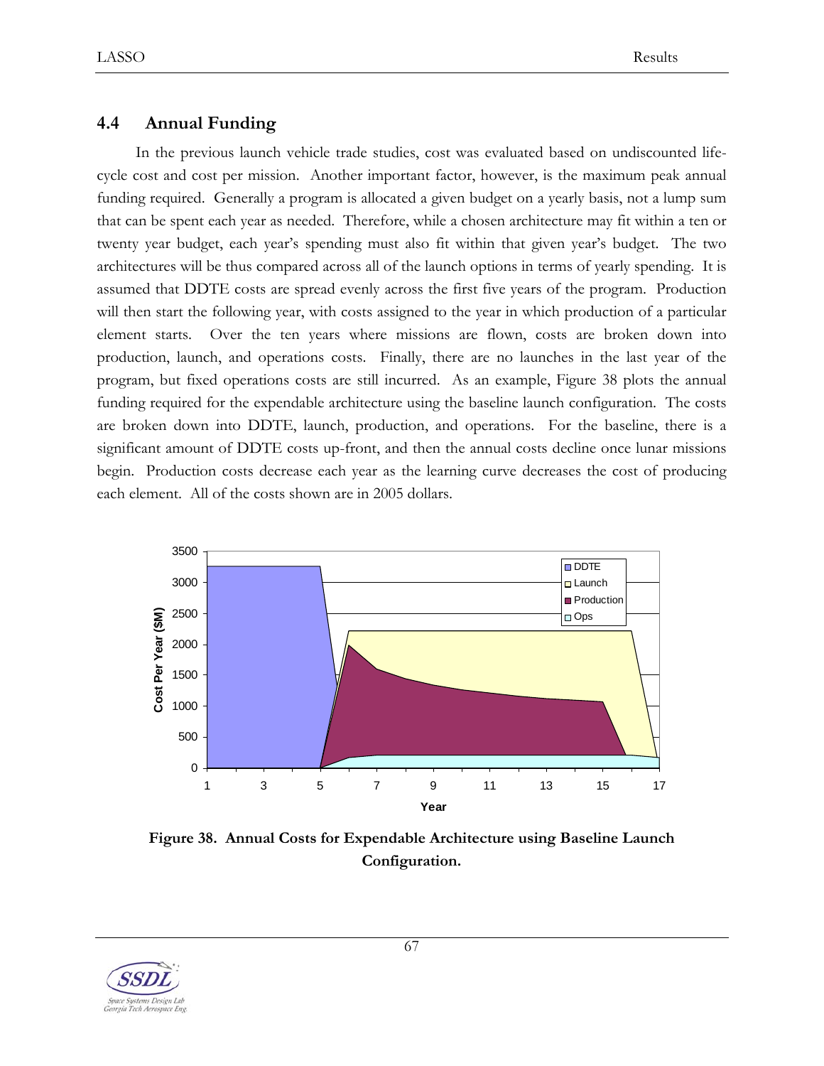## 4.4 Annual Funding

In the previous launch vehicle trade studies, cost was evaluated based on undiscounted life-cycle cost and cost per mission. Another important factor, however, is the maximum peak annual funding required. Generally a program is allocated a given budget on a yearly basis, not a lump sum that can be spent each year as needed. Therefore, while a chosen architecture may fit within a ten or twenty year budget, each year's spending must also fit within that given year's budget. The two architectures will be thus compared across all of the launch options in terms of yearly spending. It is assumed that DDTE costs are spread evenly across the first five years of the program. Production will then start the following year, with costs assigned to the year in which production of a particular element starts. Over the ten years where missions are flown, costs are broken down into production, launch, and operations costs. Finally, there are no launches in the last year of the program, but fixed operations costs are still incurred. As an example, Figure 38 plots the annual funding required for the expendable architecture using the baseline launch configuration. The costs are broken down into DDTE, launch, production, and operations. For the baseline, there is a significant amount of DDTE costs up-front, and then the annual costs decline once lunar missions begin. Production costs decrease each year as the learning curve decreases the cost of producing each element. All of the costs shown are in 2005 dollars.

**Figure 38. Annual Costs for Expendable Architecture using Baseline Launch Configuration.**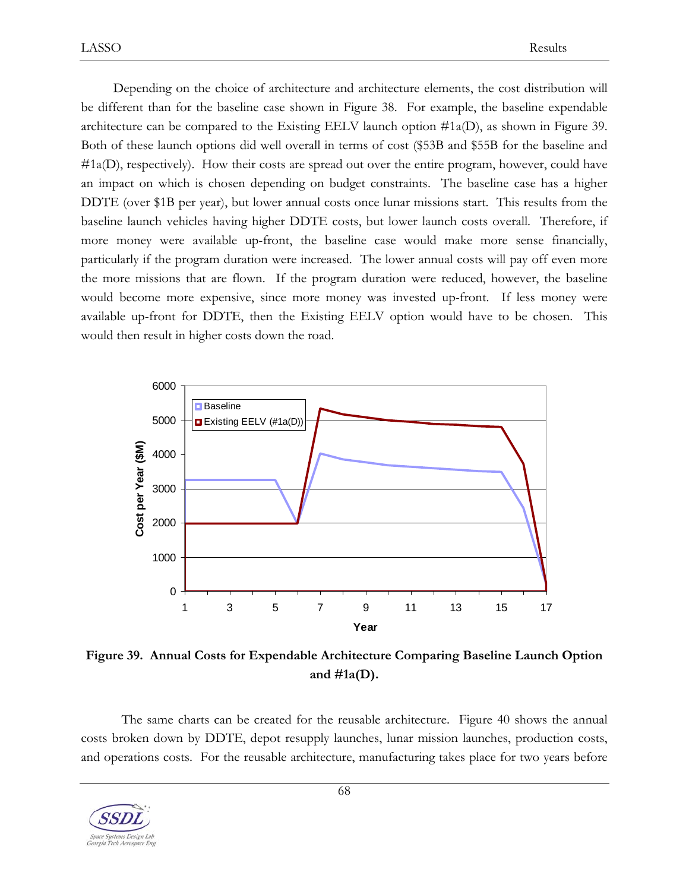Depending on the choice of architecture and architecture elements, the cost distribution will be different than for the baseline case shown in Figure 38. For example, the baseline expendable architecture can be compared to the Existing EELV launch option #1a(D), as shown in Figure 39. Both of these launch options did well overall in terms of cost ($53B and $55B for the baseline and #1a(D), respectively). How their costs are spread out over the entire program, however, could have an impact on which is chosen depending on budget constraints. The baseline case has a higher DDTE (over $1B per year), but lower annual costs once lunar missions start. This results from the baseline launch vehicles having higher DDTE costs, but lower launch costs overall. Therefore, if more money were available up-front, the baseline case would make more sense financially, particularly if the program duration were increased. The lower annual costs will pay off even more the more missions that are flown. If the program duration were reduced, however, the baseline would become more expensive, since more money was invested up-front. If less money were available up-front for DDTE, then the Existing EELV option would have to be chosen. This would then result in higher costs down the road.

**Figure 39. Annual Costs for Expendable Architecture Comparing Baseline Launch Option and #1a(D).**

The same charts can be created for the reusable architecture. Figure 40 shows the annual costs broken down by DDTE, depot resupply launches, lunar mission launches, production costs, and operations costs. For the reusable architecture, manufacturing takes place for two years before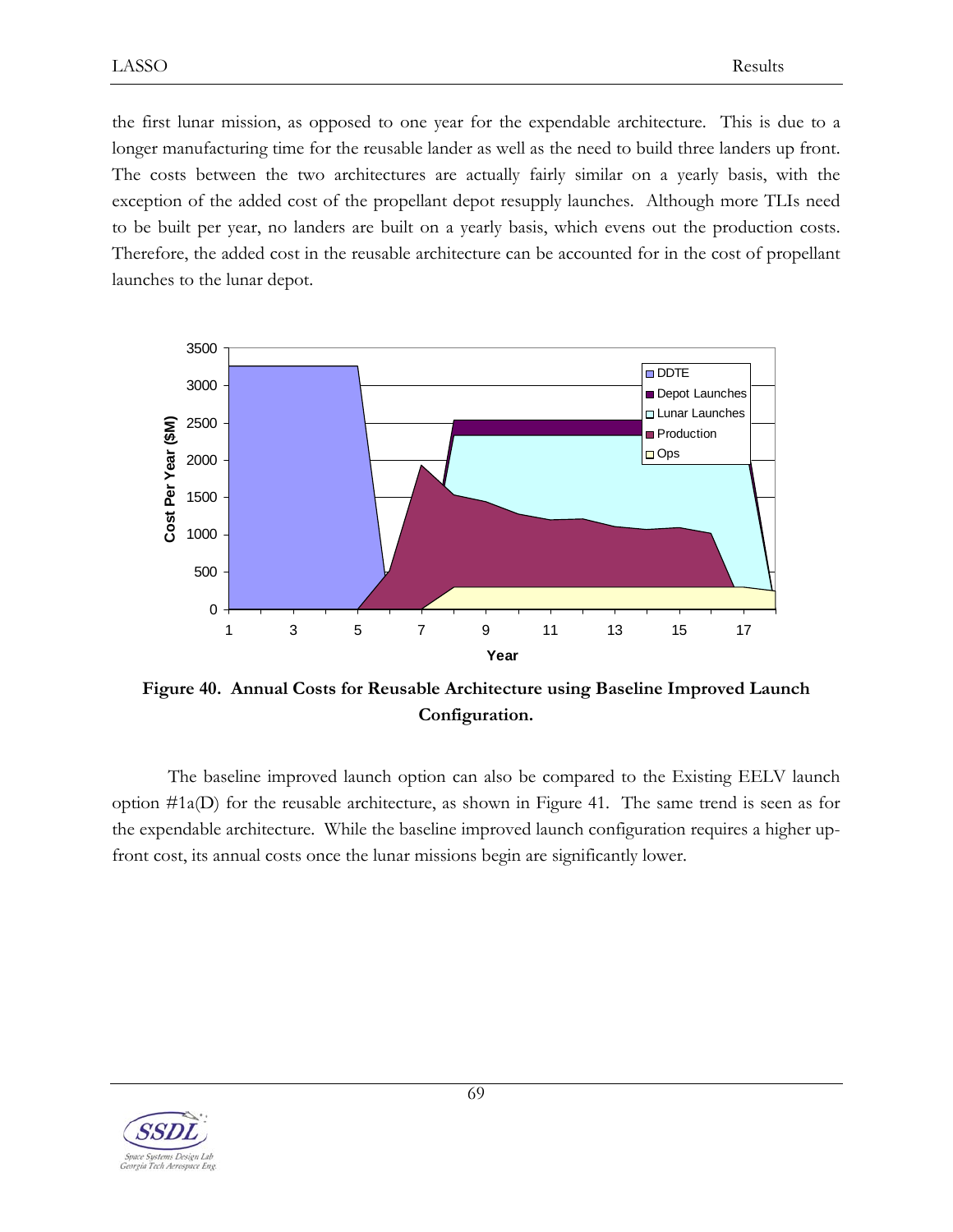the first lunar mission, as opposed to one year for the expendable architecture. This is due to a longer manufacturing time for the reusable lander as well as the need to build three landers up front. The costs between the two architectures are actually fairly similar on a yearly basis, with the exception of the added cost of the propellant depot resupply launches. Although more TLIs need to be built per year, no landers are built on a yearly basis, which evens out the production costs. Therefore, the added cost in the reusable architecture can be accounted for in the cost of propellant launches to the lunar depot.

**Figure 40. Annual Costs for Reusable Architecture using Baseline Improved Launch Configuration.**

The baseline improved launch option can also be compared to the Existing EELV launch option #1a(D) for the reusable architecture, as shown in Figure 41. The same trend is seen as for the expendable architecture. While the baseline improved launch configuration requires a higher up-front cost, its annual costs once the lunar missions begin are significantly lower.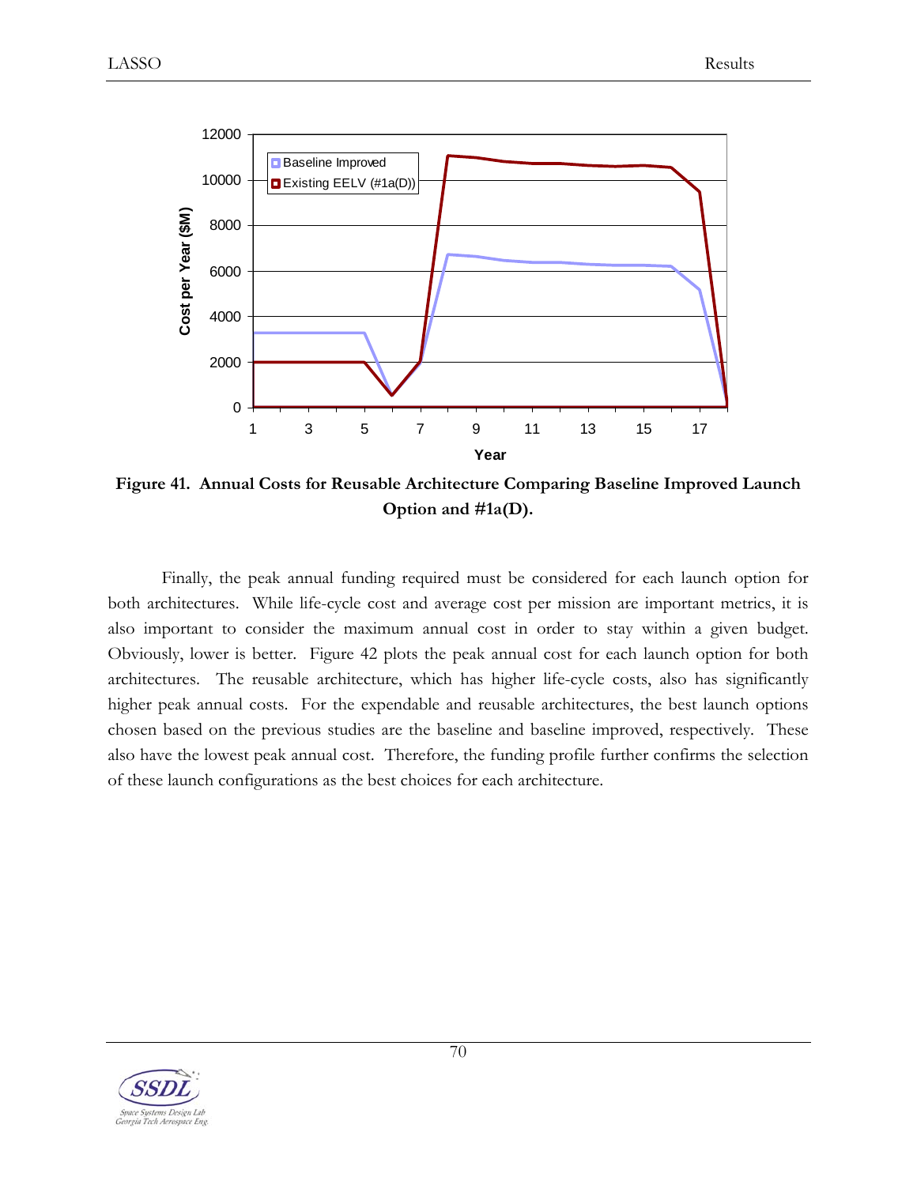**Figure 41. Annual Costs for Reusable Architecture Comparing Baseline Improved Launch Option and #1a(D).**

Finally, the peak annual funding required must be considered for each launch option for both architectures. While life-cycle cost and average cost per mission are important metrics, it is also important to consider the maximum annual cost in order to stay within a given budget. Obviously, lower is better. Figure 42 plots the peak annual cost for each launch option for both architectures. The reusable architecture, which has higher life-cycle costs, also has significantly higher peak annual costs. For the expendable and reusable architectures, the best launch options chosen based on the previous studies are the baseline and baseline improved, respectively. These also have the lowest peak annual cost. Therefore, the funding profile further confirms the selection of these launch configurations as the best choices for each architecture.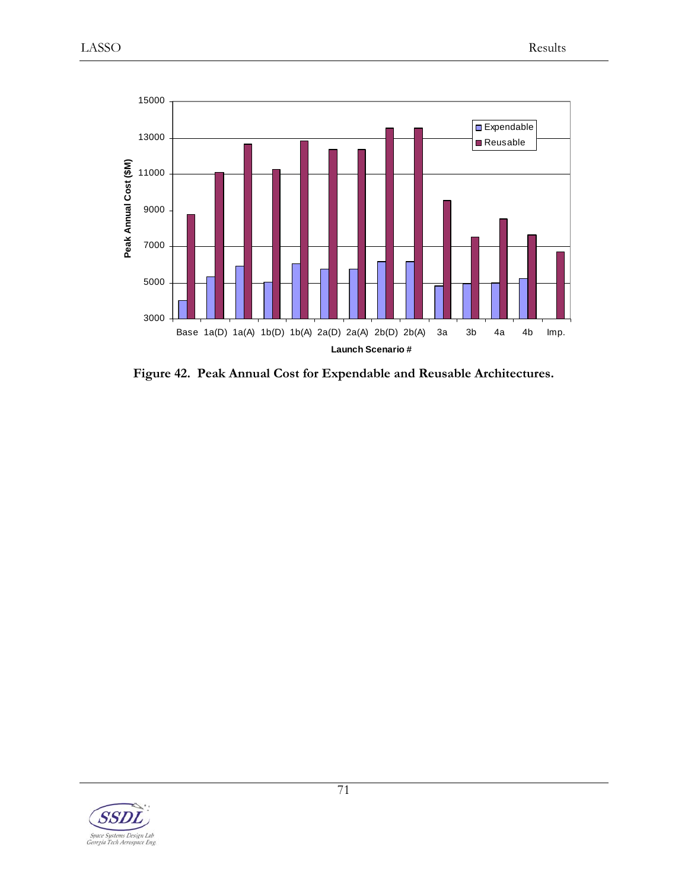Figure 42. Peak Annual Cost for Expendable and Reusable Architectures.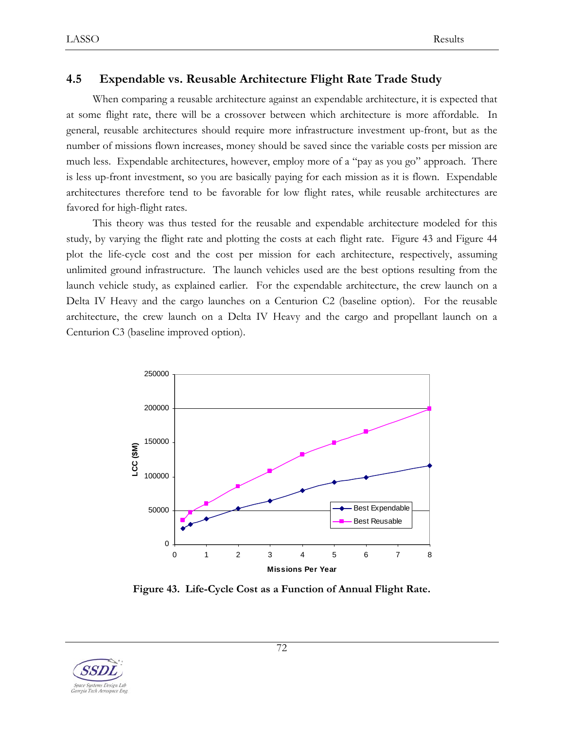## 4.5 Expendable vs. Reusable Architecture Flight Rate Trade Study

When comparing a reusable architecture against an expendable architecture, it is expected that at some flight rate, there will be a crossover between which architecture is more affordable. In general, reusable architectures should require more infrastructure investment up-front, but as the number of missions flown increases, money should be saved since the variable costs per mission are much less. Expendable architectures, however, employ more of a "pay as you go" approach. There is less up-front investment, so you are basically paying for each mission as it is flown. Expendable architectures therefore tend to be favorable for low flight rates, while reusable architectures are favored for high-flight rates.

This theory was thus tested for the reusable and expendable architecture modeled for this study, by varying the flight rate and plotting the costs at each flight rate. Figure 43 and Figure 44 plot the life-cycle cost and the cost per mission for each architecture, respectively, assuming unlimited ground infrastructure. The launch vehicles used are the best options resulting from the launch vehicle study, as explained earlier. For the expendable architecture, the crew launch on a Delta IV Heavy and the cargo launches on a Centurion C2 (baseline option). For the reusable architecture, the crew launch on a Delta IV Heavy and the cargo and propellant launch on a Centurion C3 (baseline improved option).

**Figure 43. Life-Cycle Cost as a Function of Annual Flight Rate.**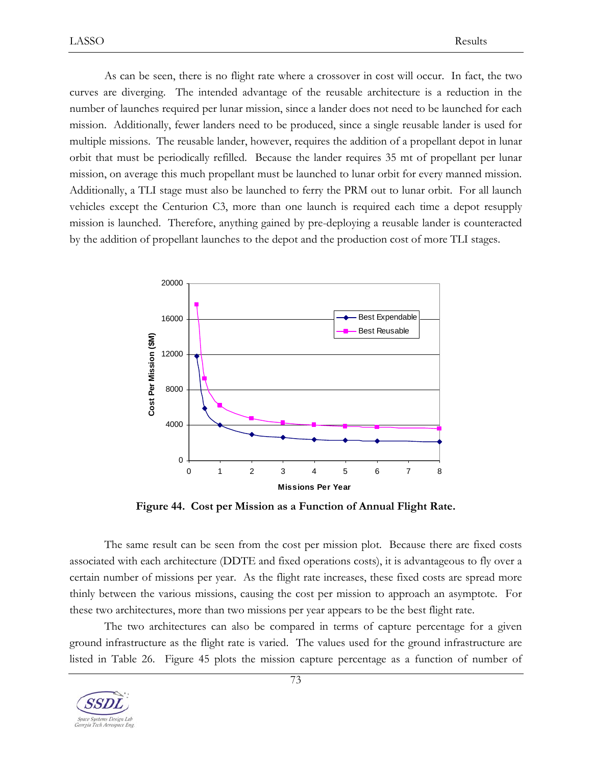As can be seen, there is no flight rate where a crossover in cost will occur. In fact, the two curves are diverging. The intended advantage of the reusable architecture is a reduction in the number of launches required per lunar mission, since a lander does not need to be launched for each mission. Additionally, fewer landers need to be produced, since a single reusable lander is used for multiple missions. The reusable lander, however, requires the addition of a propellant depot in lunar orbit that must be periodically refilled. Because the lander requires 35 mt of propellant per lunar mission, on average this much propellant must be launched to lunar orbit for every manned mission. Additionally, a TLI stage must also be launched to ferry the PRM out to lunar orbit. For all launch vehicles except the Centurion C3, more than one launch is required each time a depot resupply mission is launched. Therefore, anything gained by pre-deploying a reusable lander is counteracted by the addition of propellant launches to the depot and the production cost of more TLI stages.

**Figure 44. Cost per Mission as a Function of Annual Flight Rate.**

The same result can be seen from the cost per mission plot. Because there are fixed costs associated with each architecture (DDTE and fixed operations costs), it is advantageous to fly over a certain number of missions per year. As the flight rate increases, these fixed costs are spread more thinly between the various missions, causing the cost per mission to approach an asymptote. For these two architectures, more than two missions per year appears to be the best flight rate.

The two architectures can also be compared in terms of capture percentage for a given ground infrastructure as the flight rate is varied. The values used for the ground infrastructure are listed in Table 26. Figure 45 plots the mission capture percentage as a function of number of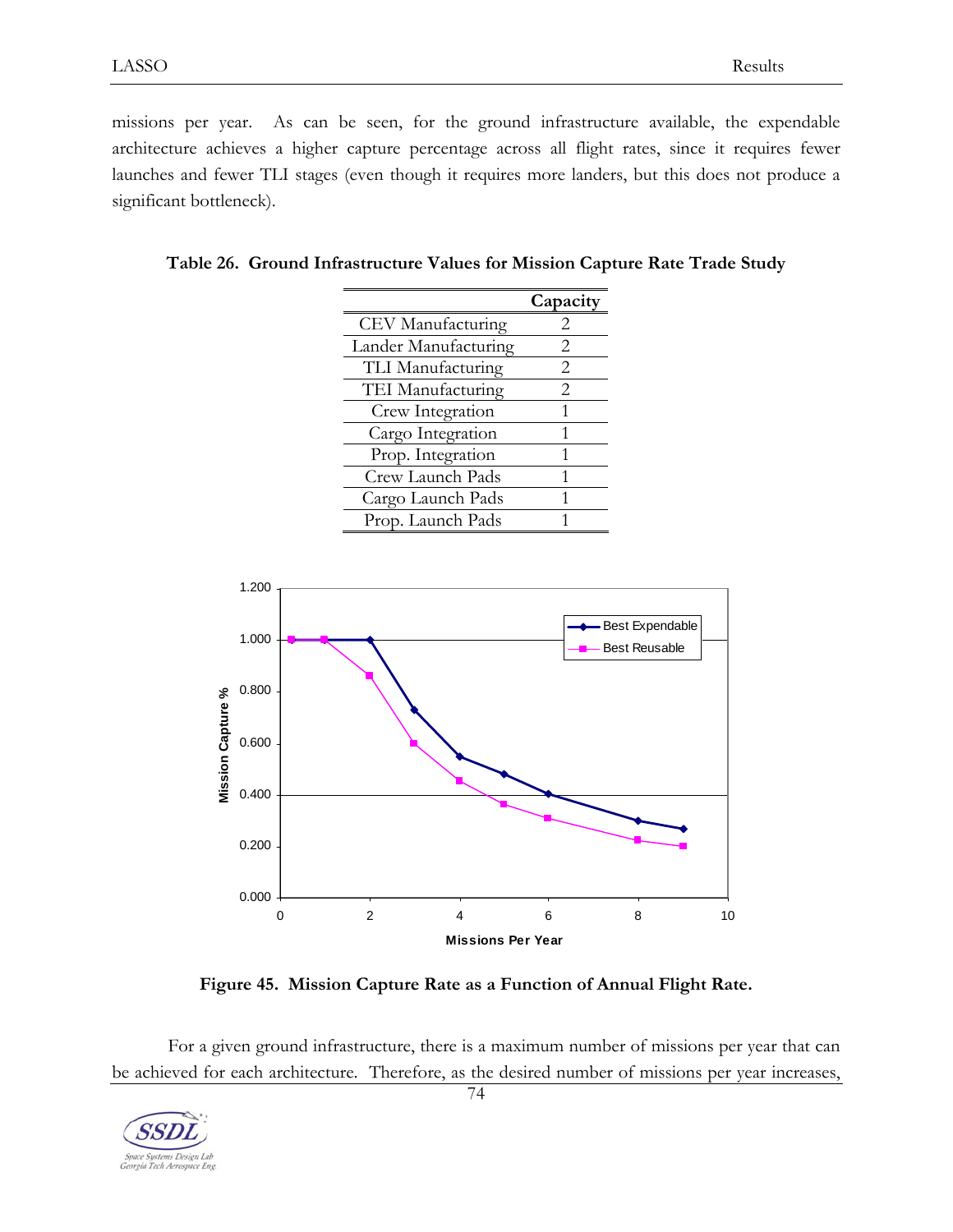missions per year. As can be seen, for the ground infrastructure available, the expendable architecture achieves a higher capture percentage across all flight rates, since it requires fewer launches and fewer TLI stages (even though it requires more landers, but this does not produce a significant bottleneck).

**Table 26. Ground Infrastructure Values for Mission Capture Rate Trade Study**

| | Capacity |
|---|---|
| CEV Manufacturing | 2 |
| Lander Manufacturing | 2 |
| TLI Manufacturing | 2 |
| TEI Manufacturing | 2 |
| Crew Integration | 1 |
| Cargo Integration | 1 |
| Prop. Integration | 1 |
| Crew Launch Pads | 1 |
| Cargo Launch Pads | 1 |
| Prop. Launch Pads | 1 |

**Figure 45. Mission Capture Rate as a Function of Annual Flight Rate.**

For a given ground infrastructure, there is a maximum number of missions per year that can be achieved for each architecture. Therefore, as the desired number of missions per year increases,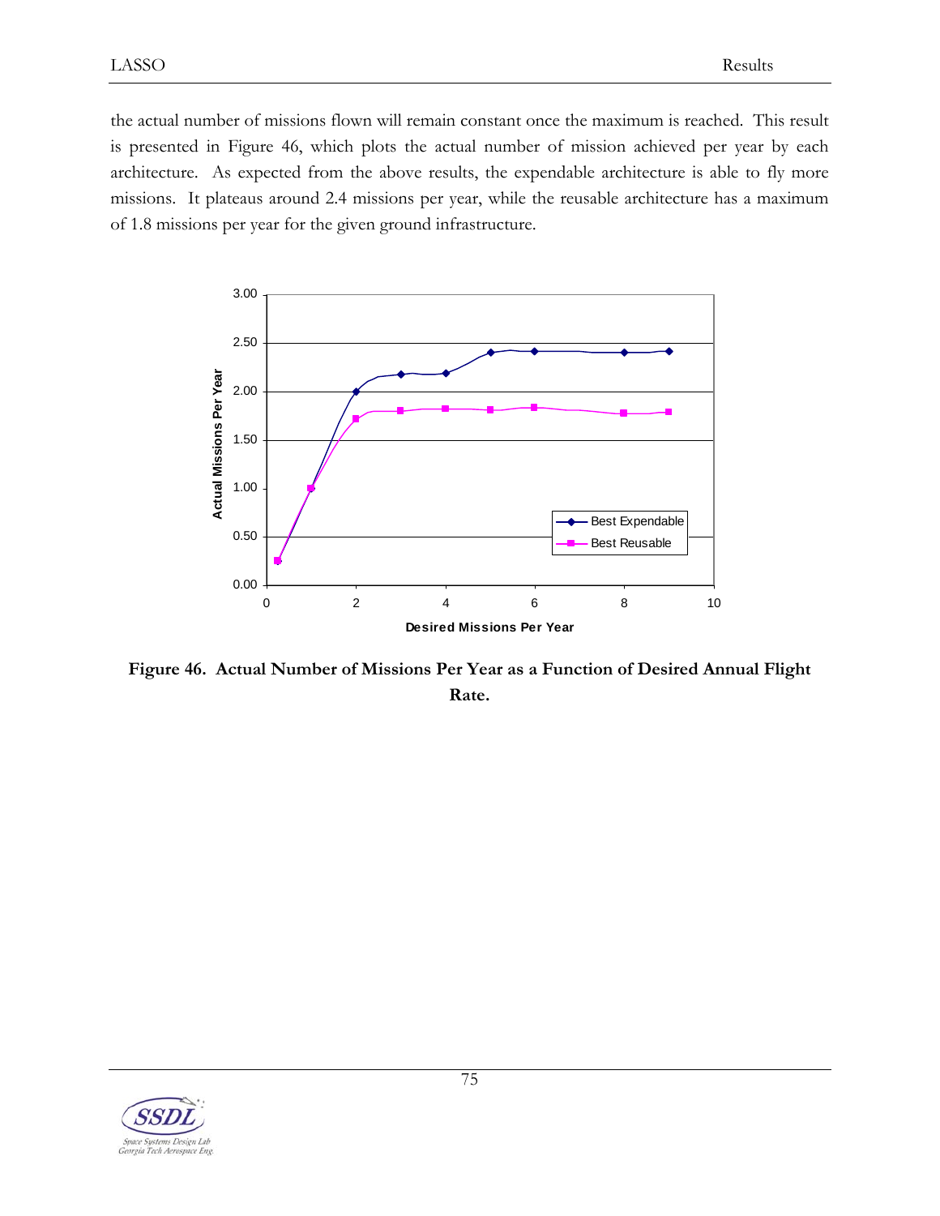the actual number of missions flown will remain constant once the maximum is reached. This result is presented in Figure 46, which plots the actual number of mission achieved per year by each architecture. As expected from the above results, the expendable architecture is able to fly more missions. It plateaus around 2.4 missions per year, while the reusable architecture has a maximum of 1.8 missions per year for the given ground infrastructure.

**Figure 46. Actual Number of Missions Per Year as a Function of Desired Annual Flight Rate.**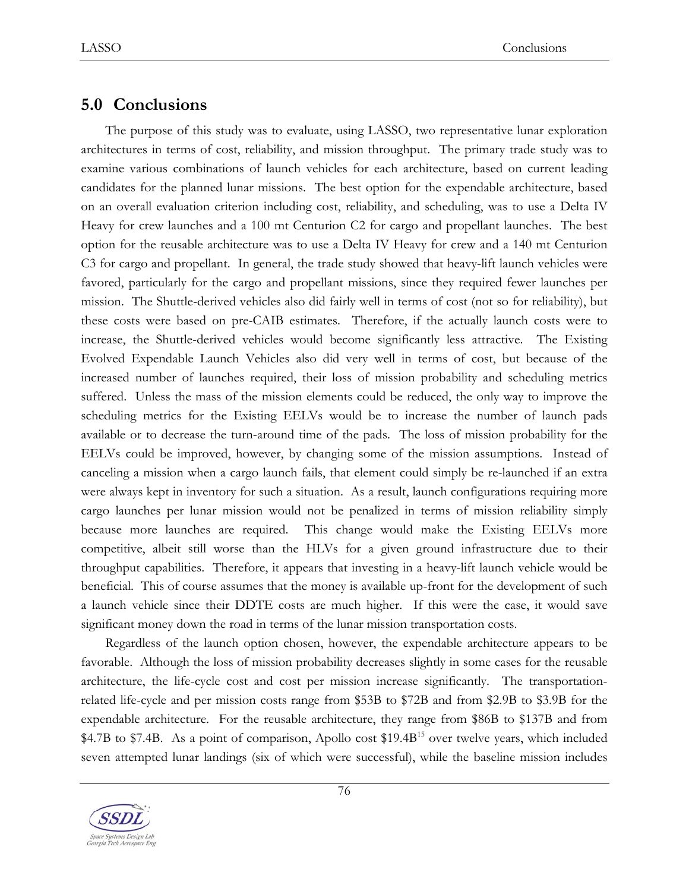## 5.0 Conclusions

The purpose of this study was to evaluate, using LASSO, two representative lunar exploration architectures in terms of cost, reliability, and mission throughput. The primary trade study was to examine various combinations of launch vehicles for each architecture, based on current leading candidates for the planned lunar missions. The best option for the expendable architecture, based on an overall evaluation criterion including cost, reliability, and scheduling, was to use a Delta IV Heavy for crew launches and a 100 mt Centurion C2 for cargo and propellant launches. The best option for the reusable architecture was to use a Delta IV Heavy for crew and a 140 mt Centurion C3 for cargo and propellant. In general, the trade study showed that heavy-lift launch vehicles were favored, particularly for the cargo and propellant missions, since they required fewer launches per mission. The Shuttle-derived vehicles also did fairly well in terms of cost (not so for reliability), but these costs were based on pre-CAIB estimates. Therefore, if the actually launch costs were to increase, the Shuttle-derived vehicles would become significantly less attractive. The Existing Evolved Expendable Launch Vehicles also did very well in terms of cost, but because of the increased number of launches required, their loss of mission probability and scheduling metrics suffered. Unless the mass of the mission elements could be reduced, the only way to improve the scheduling metrics for the Existing EELVs would be to increase the number of launch pads available or to decrease the turn-around time of the pads. The loss of mission probability for the EELVs could be improved, however, by changing some of the mission assumptions. Instead of canceling a mission when a cargo launch fails, that element could simply be re-launched if an extra were always kept in inventory for such a situation. As a result, launch configurations requiring more cargo launches per lunar mission would not be penalized in terms of mission reliability simply because more launches are required. This change would make the Existing EELVs more competitive, albeit still worse than the HLVs for a given ground infrastructure due to their throughput capabilities. Therefore, it appears that investing in a heavy-lift launch vehicle would be beneficial. This of course assumes that the money is available up-front for the development of such a launch vehicle since their DDTE costs are much higher. If this were the case, it would save significant money down the road in terms of the lunar mission transportation costs.

Regardless of the launch option chosen, however, the expendable architecture appears to be favorable. Although the loss of mission probability decreases slightly in some cases for the reusable architecture, the life-cycle cost and cost per mission increase significantly. The transportation-related life-cycle and per mission costs range from \$53B to \$72B and from \$2.9B to \$3.9B for the expendable architecture. For the reusable architecture, they range from \$86B to \$137B and from \$4.7B to \$7.4B. As a point of comparison, Apollo cost \$19.4B[15] over twelve years, which included seven attempted lunar landings (six of which were successful), while the baseline mission includes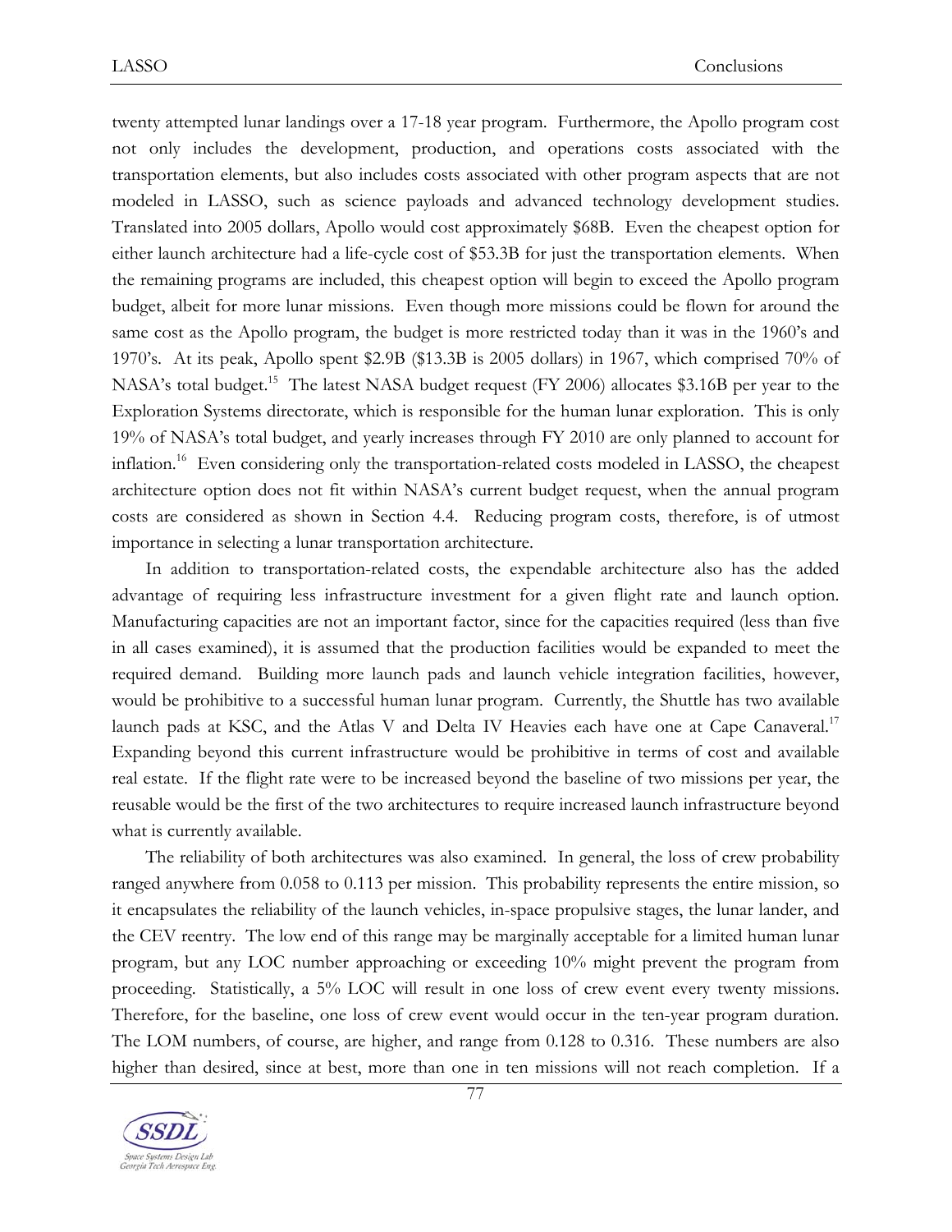twenty attempted lunar landings over a 17-18 year program. Furthermore, the Apollo program cost not only includes the development, production, and operations costs associated with the transportation elements, but also includes costs associated with other program aspects that are not modeled in LASSO, such as science payloads and advanced technology development studies. Translated into 2005 dollars, Apollo would cost approximately $68B. Even the cheapest option for either launch architecture had a life-cycle cost of $53.3B for just the transportation elements. When the remaining programs are included, this cheapest option will begin to exceed the Apollo program budget, albeit for more lunar missions. Even though more missions could be flown for around the same cost as the Apollo program, the budget is more restricted today than it was in the 1960's and 1970's. At its peak, Apollo spent $2.9B ($13.3B is 2005 dollars) in 1967, which comprised 70% of NASA's total budget.[15] The latest NASA budget request (FY 2006) allocates $3.16B per year to the Exploration Systems directorate, which is responsible for the human lunar exploration. This is only 19% of NASA's total budget, and yearly increases through FY 2010 are only planned to account for inflation.[16] Even considering only the transportation-related costs modeled in LASSO, the cheapest architecture option does not fit within NASA's current budget request, when the annual program costs are considered as shown in Section 4.4. Reducing program costs, therefore, is of utmost importance in selecting a lunar transportation architecture.

In addition to transportation-related costs, the expendable architecture also has the added advantage of requiring less infrastructure investment for a given flight rate and launch option. Manufacturing capacities are not an important factor, since for the capacities required (less than five in all cases examined), it is assumed that the production facilities would be expanded to meet the required demand. Building more launch pads and launch vehicle integration facilities, however, would be prohibitive to a successful human lunar program. Currently, the Shuttle has two available launch pads at KSC, and the Atlas V and Delta IV Heavies each have one at Cape Canaveral.[17] Expanding beyond this current infrastructure would be prohibitive in terms of cost and available real estate. If the flight rate were to be increased beyond the baseline of two missions per year, the reusable would be the first of the two architectures to require increased launch infrastructure beyond what is currently available.

The reliability of both architectures was also examined. In general, the loss of crew probability ranged anywhere from 0.058 to 0.113 per mission. This probability represents the entire mission, so it encapsulates the reliability of the launch vehicles, in-space propulsive stages, the lunar lander, and the CEV reentry. The low end of this range may be marginally acceptable for a limited human lunar program, but any LOC number approaching or exceeding 10% might prevent the program from proceeding. Statistically, a 5% LOC will result in one loss of crew event every twenty missions. Therefore, for the baseline, one loss of crew event would occur in the ten-year program duration. The LOM numbers, of course, are higher, and range from 0.128 to 0.316. These numbers are also higher than desired, since at best, more than one in ten missions will not reach completion. If a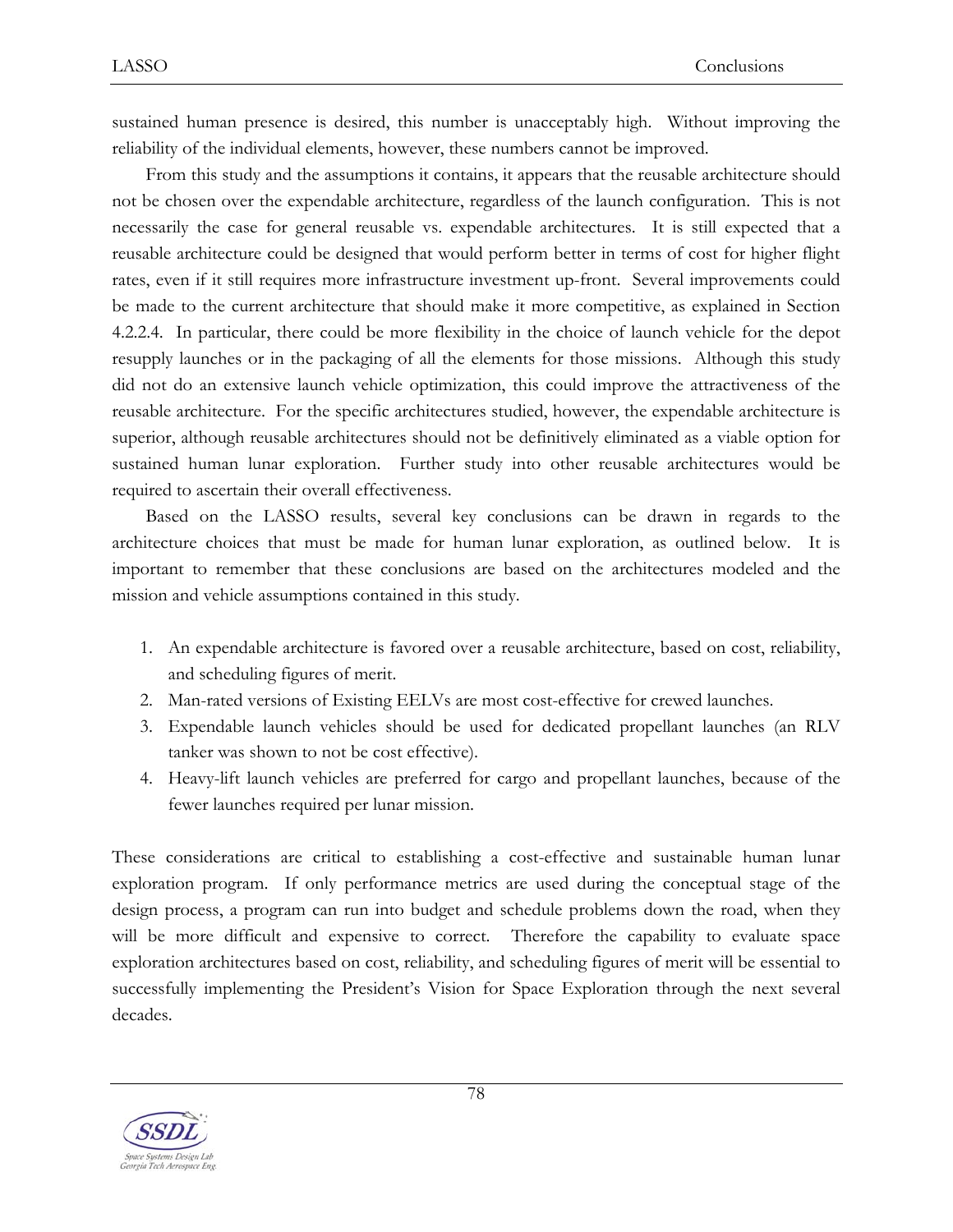sustained human presence is desired, this number is unacceptably high. Without improving the reliability of the individual elements, however, these numbers cannot be improved.

From this study and the assumptions it contains, it appears that the reusable architecture should not be chosen over the expendable architecture, regardless of the launch configuration. This is not necessarily the case for general reusable vs. expendable architectures. It is still expected that a reusable architecture could be designed that would perform better in terms of cost for higher flight rates, even if it still requires more infrastructure investment up-front. Several improvements could be made to the current architecture that should make it more competitive, as explained in Section 4.2.2.4. In particular, there could be more flexibility in the choice of launch vehicle for the depot resupply launches or in the packaging of all the elements for those missions. Although this study did not do an extensive launch vehicle optimization, this could improve the attractiveness of the reusable architecture. For the specific architectures studied, however, the expendable architecture is superior, although reusable architectures should not be definitively eliminated as a viable option for sustained human lunar exploration. Further study into other reusable architectures would be required to ascertain their overall effectiveness.

Based on the LASSO results, several key conclusions can be drawn in regards to the architecture choices that must be made for human lunar exploration, as outlined below. It is important to remember that these conclusions are based on the architectures modeled and the mission and vehicle assumptions contained in this study.

1. An expendable architecture is favored over a reusable architecture, based on cost, reliability, and scheduling figures of merit.
2. Man-rated versions of Existing EELVs are most cost-effective for crewed launches.
3. Expendable launch vehicles should be used for dedicated propellant launches (an RLV tanker was shown to not be cost effective).
4. Heavy-lift launch vehicles are preferred for cargo and propellant launches, because of the fewer launches required per lunar mission.

These considerations are critical to establishing a cost-effective and sustainable human lunar exploration program. If only performance metrics are used during the conceptual stage of the design process, a program can run into budget and schedule problems down the road, when they will be more difficult and expensive to correct. Therefore the capability to evaluate space exploration architectures based on cost, reliability, and scheduling figures of merit will be essential to successfully implementing the President's Vision for Space Exploration through the next several decades.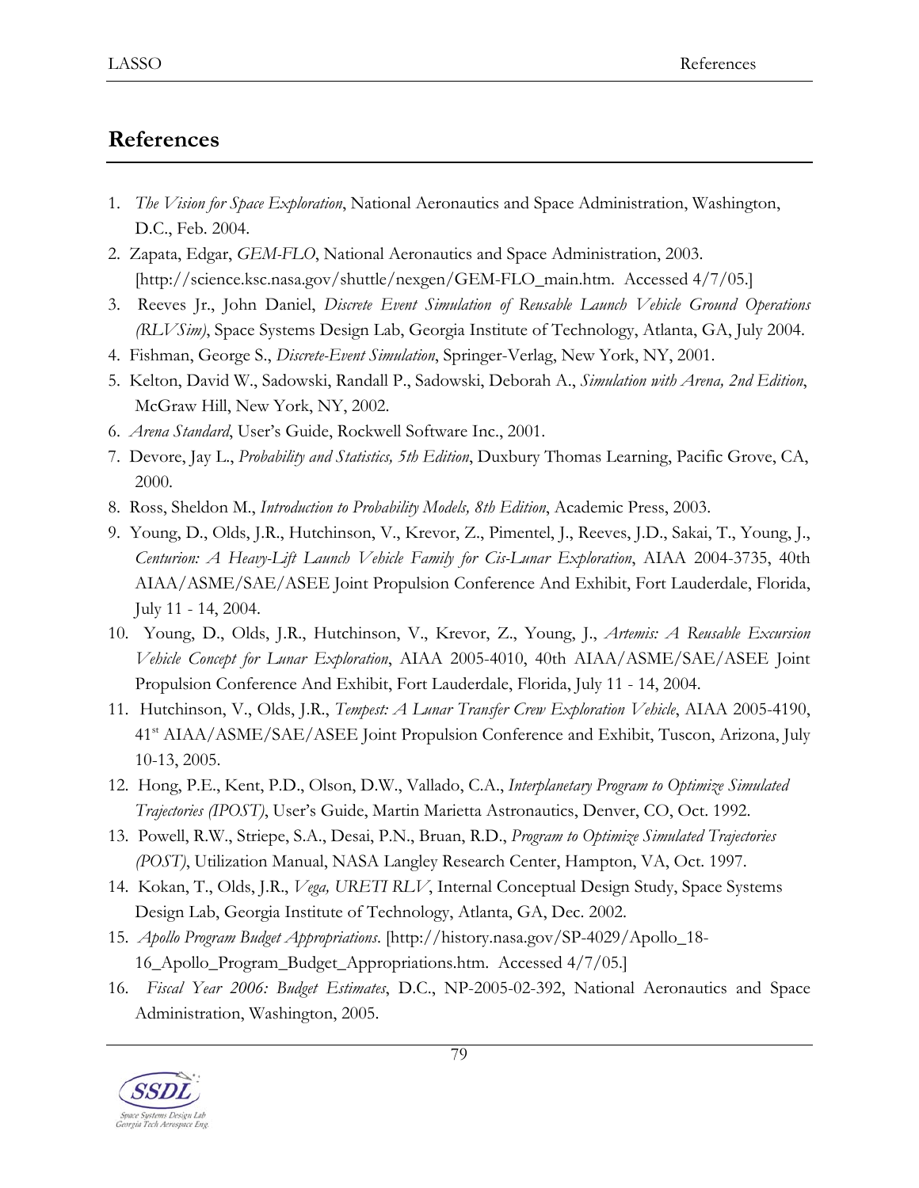# References

1. *The Vision for Space Exploration*, National Aeronautics and Space Administration, Washington, D.C., Feb. 2004.
2. Zapata, Edgar, *GEM-FLO*, National Aeronautics and Space Administration, 2003. [http://science.ksc.nasa.gov/shuttle/nexgen/GEM-FLO_main.htm. Accessed 4/7/05.]
3. Reeves Jr., John Daniel, *Discrete Event Simulation of Reusable Launch Vehicle Ground Operations (RLVSim)*, Space Systems Design Lab, Georgia Institute of Technology, Atlanta, GA, July 2004.
4. Fishman, George S., *Discrete-Event Simulation*, Springer-Verlag, New York, NY, 2001.
5. Kelton, David W., Sadowski, Randall P., Sadowski, Deborah A., *Simulation with Arena, 2nd Edition*, McGraw Hill, New York, NY, 2002.
6. *Arena Standard*, User's Guide, Rockwell Software Inc., 2001.
7. Devore, Jay L., *Probability and Statistics, 5th Edition*, Duxbury Thomas Learning, Pacific Grove, CA, 2000.
8. Ross, Sheldon M., *Introduction to Probability Models, 8th Edition*, Academic Press, 2003.
9. Young, D., Olds, J.R., Hutchinson, V., Krevor, Z., Pimentel, J., Reeves, J.D., Sakai, T., Young, J., *Centurion: A Heavy-Lift Launch Vehicle Family for Cis-Lunar Exploration*, AIAA 2004-3735, 40th AIAA/ASME/SAE/ASEE Joint Propulsion Conference And Exhibit, Fort Lauderdale, Florida, July 11 - 14, 2004.
10. Young, D., Olds, J.R., Hutchinson, V., Krevor, Z., Young, J., *Artemis: A Reusable Excursion Vehicle Concept for Lunar Exploration*, AIAA 2005-4010, 40th AIAA/ASME/SAE/ASEE Joint Propulsion Conference And Exhibit, Fort Lauderdale, Florida, July 11 - 14, 2004.
11. Hutchinson, V., Olds, J.R., *Tempest: A Lunar Transfer Crew Exploration Vehicle*, AIAA 2005-4190, 41st AIAA/ASME/SAE/ASEE Joint Propulsion Conference and Exhibit, Tuscon, Arizona, July 10-13, 2005.
12. Hong, P.E., Kent, P.D., Olson, D.W., Vallado, C.A., *Interplanetary Program to Optimize Simulated Trajectories (IPOST)*, User's Guide, Martin Marietta Astronautics, Denver, CO, Oct. 1992.
13. Powell, R.W., Striepe, S.A., Desai, P.N., Bruan, R.D., *Program to Optimize Simulated Trajectories (POST)*, Utilization Manual, NASA Langley Research Center, Hampton, VA, Oct. 1997.
14. Kokan, T., Olds, J.R., *Vega, URETI RLV*, Internal Conceptual Design Study, Space Systems Design Lab, Georgia Institute of Technology, Atlanta, GA, Dec. 2002.
15. *Apollo Program Budget Appropriations*. [http://history.nasa.gov/SP-4029/Apollo_18-16_Apollo_Program_Budget_Appropriations.htm. Accessed 4/7/05.]
16. *Fiscal Year 2006: Budget Estimates*, D.C., NP-2005-02-392, National Aeronautics and Space Administration, Washington, 2005.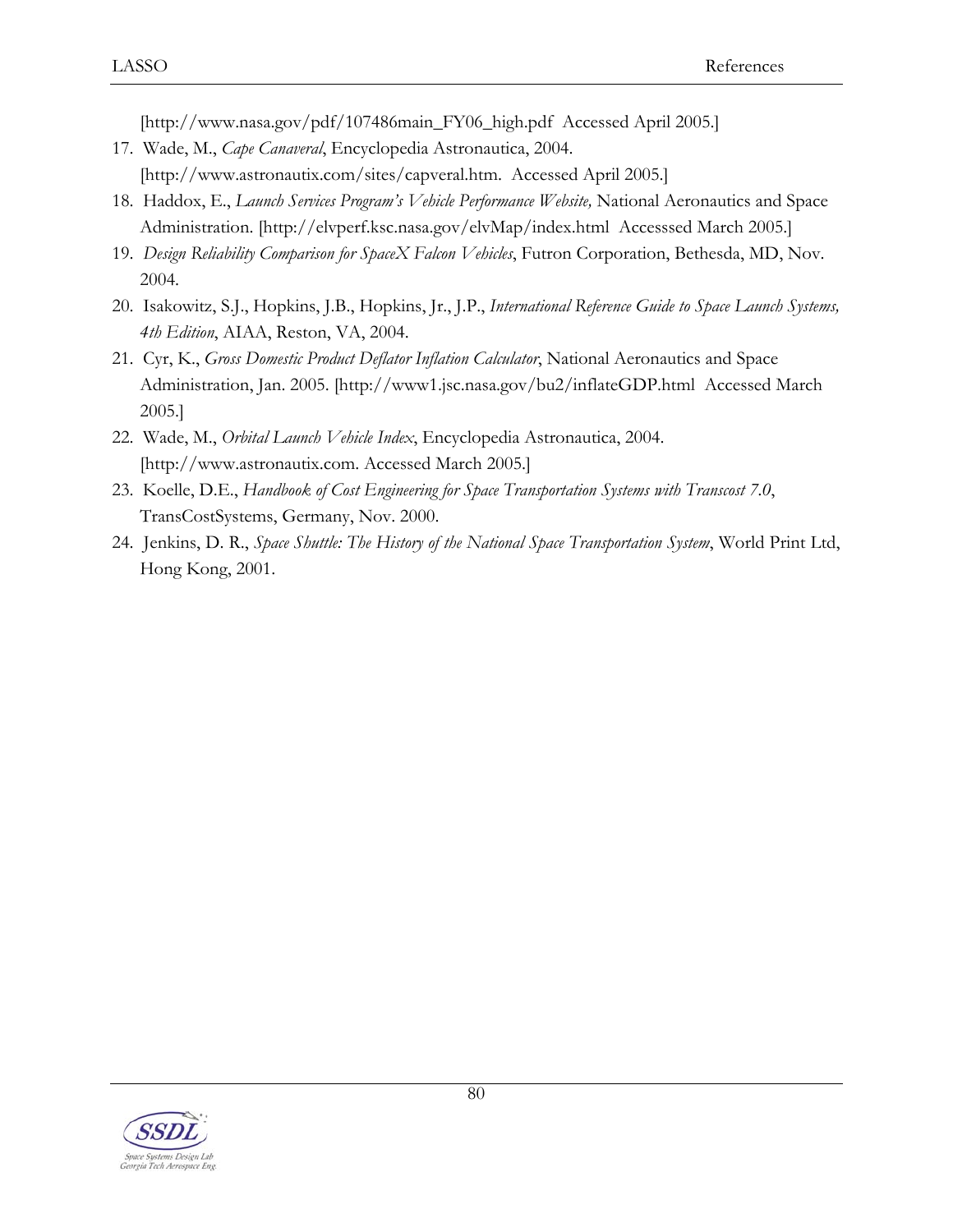[http://www.nasa.gov/pdf/107486main_FY06_high.pdf  Accessed April 2005.]

17. Wade, M., *Cape Canaveral*, Encyclopedia Astronautica, 2004. [http://www.astronautix.com/sites/capveral.htm.  Accessed April 2005.]
18. Haddox, E., *Launch Services Program's Vehicle Performance Website,* National Aeronautics and Space Administration. [http://elvperf.ksc.nasa.gov/elvMap/index.html  Accesssed March 2005.]
19. *Design Reliability Comparison for SpaceX Falcon Vehicles*, Futron Corporation, Bethesda, MD, Nov. 2004.
20. Isakowitz, S.J., Hopkins, J.B., Hopkins, Jr., J.P., *International Reference Guide to Space Launch Systems, 4th Edition*, AIAA, Reston, VA, 2004.
21. Cyr, K., *Gross Domestic Product Deflator Inflation Calculator*, National Aeronautics and Space Administration, Jan. 2005. [http://www1.jsc.nasa.gov/bu2/inflateGDP.html  Accessed March 2005.]
22. Wade, M., *Orbital Launch Vehicle Index*, Encyclopedia Astronautica, 2004. [http://www.astronautix.com. Accessed March 2005.]
23. Koelle, D.E., *Handbook of Cost Engineering for Space Transportation Systems with Transcost 7.0*, TransCostSystems, Germany, Nov. 2000.
24. Jenkins, D. R., *Space Shuttle: The History of the National Space Transportation System*, World Print Ltd, Hong Kong, 2001.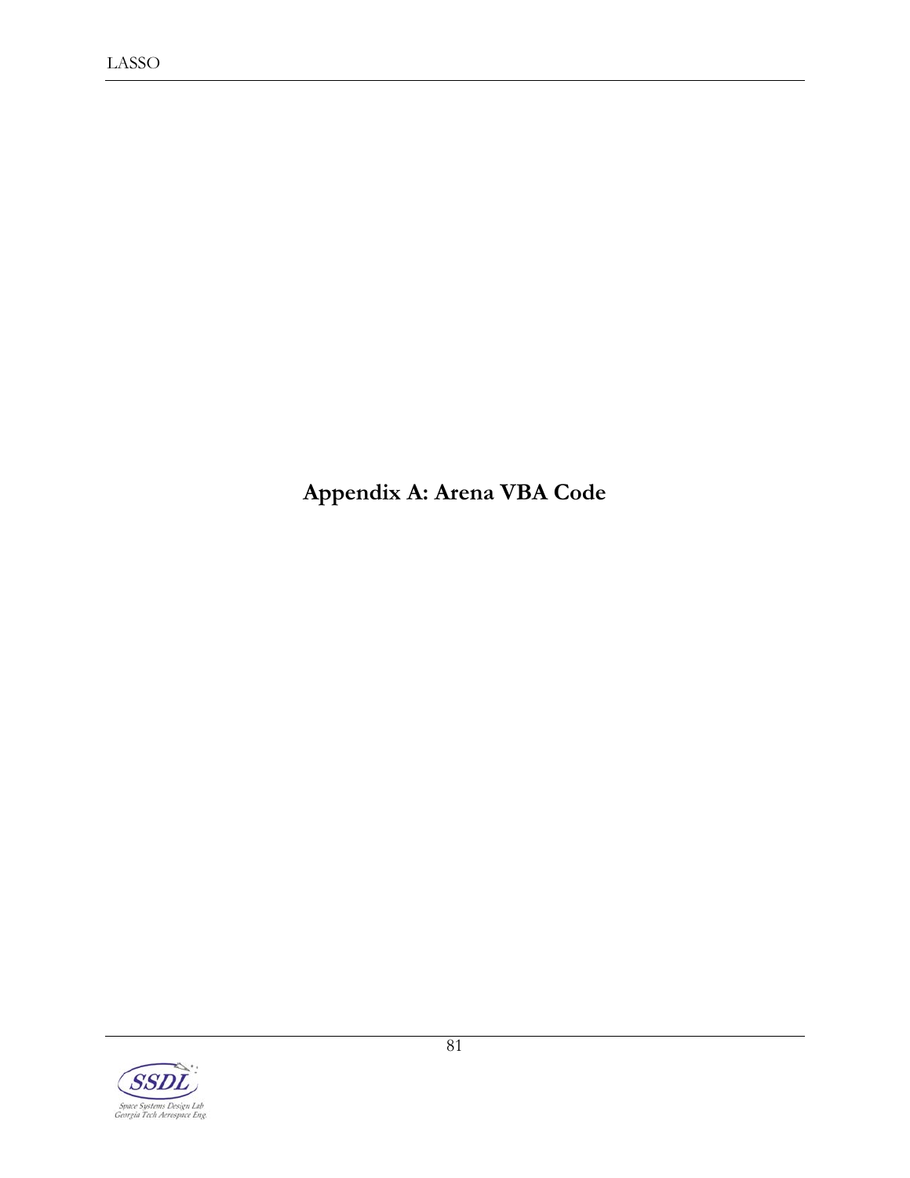# Appendix A: Arena VBA Code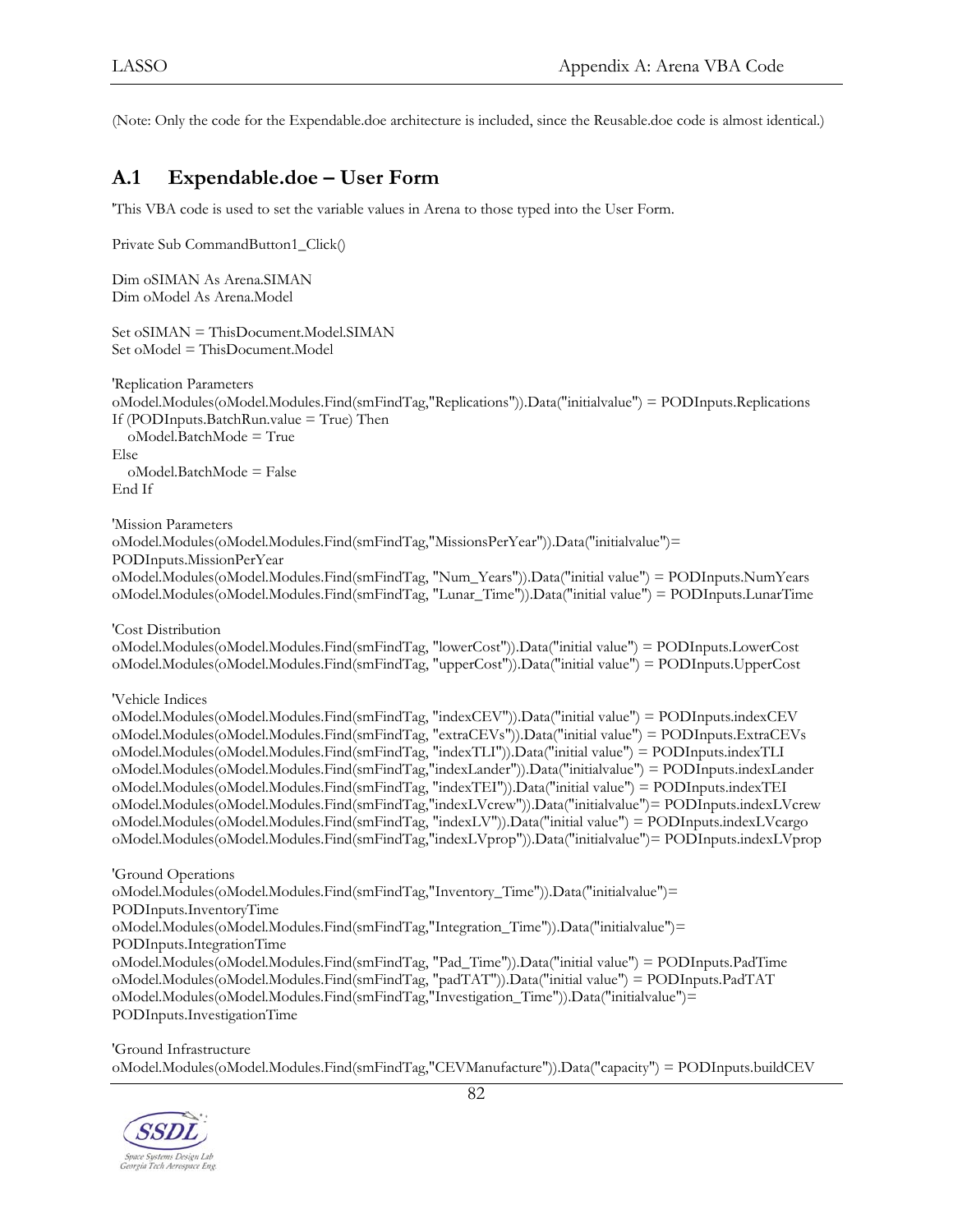(Note: Only the code for the Expendable.doe architecture is included, since the Reusable.doe code is almost identical.)

## A.1 Expendable.doe – User Form

```
'This VBA code is used to set the variable values in Arena to those typed into the User Form.

Private Sub CommandButton1_Click()

Dim oSIMAN As Arena.SIMAN
Dim oModel As Arena.Model

Set oSIMAN = ThisDocument.Model.SIMAN
Set oModel = ThisDocument.Model

'Replication Parameters
oModel.Modules(oModel.Modules.Find(smFindTag,"Replications")).Data("initialvalue") = PODInputs.Replications
If (PODInputs.BatchRun.value = True) Then
   oModel.BatchMode = True
Else
   oModel.BatchMode = False
End If

'Mission Parameters
oModel.Modules(oModel.Modules.Find(smFindTag,"MissionsPerYear")).Data("initialvalue")=
PODInputs.MissionPerYear
oModel.Modules(oModel.Modules.Find(smFindTag, "Num_Years")).Data("initial value") = PODInputs.NumYears
oModel.Modules(oModel.Modules.Find(smFindTag, "Lunar_Time")).Data("initial value") = PODInputs.LunarTime

'Cost Distribution
oModel.Modules(oModel.Modules.Find(smFindTag, "lowerCost")).Data("initial value") = PODInputs.LowerCost
oModel.Modules(oModel.Modules.Find(smFindTag, "upperCost")).Data("initial value") = PODInputs.UpperCost

'Vehicle Indices
oModel.Modules(oModel.Modules.Find(smFindTag, "indexCEV")).Data("initial value") = PODInputs.indexCEV
oModel.Modules(oModel.Modules.Find(smFindTag, "extraCEVs")).Data("initial value") = PODInputs.ExtraCEVs
oModel.Modules(oModel.Modules.Find(smFindTag, "indexTLI")).Data("initial value") = PODInputs.indexTLI
oModel.Modules(oModel.Modules.Find(smFindTag,"indexLander")).Data("initialvalue") = PODInputs.indexLander
oModel.Modules(oModel.Modules.Find(smFindTag, "indexTEI")).Data("initial value") = PODInputs.indexTEI
oModel.Modules(oModel.Modules.Find(smFindTag,"indexLVcrew")).Data("initialvalue")= PODInputs.indexLVcrew
oModel.Modules(oModel.Modules.Find(smFindTag, "indexLV")).Data("initial value") = PODInputs.indexLVcargo
oModel.Modules(oModel.Modules.Find(smFindTag,"indexLVprop")).Data("initialvalue")= PODInputs.indexLVprop

'Ground Operations
oModel.Modules(oModel.Modules.Find(smFindTag,"Inventory_Time")).Data("initialvalue")=
PODInputs.InventoryTime
oModel.Modules(oModel.Modules.Find(smFindTag,"Integration_Time")).Data("initialvalue")=
PODInputs.IntegrationTime
oModel.Modules(oModel.Modules.Find(smFindTag, "Pad_Time")).Data("initial value") = PODInputs.PadTime
oModel.Modules(oModel.Modules.Find(smFindTag, "padTAT")).Data("initial value") = PODInputs.PadTAT
oModel.Modules(oModel.Modules.Find(smFindTag,"Investigation_Time")).Data("initialvalue")=
PODInputs.InvestigationTime

'Ground Infrastructure
oModel.Modules(oModel.Modules.Find(smFindTag,"CEVManufacture")).Data("capacity") = PODInputs.buildCEV
```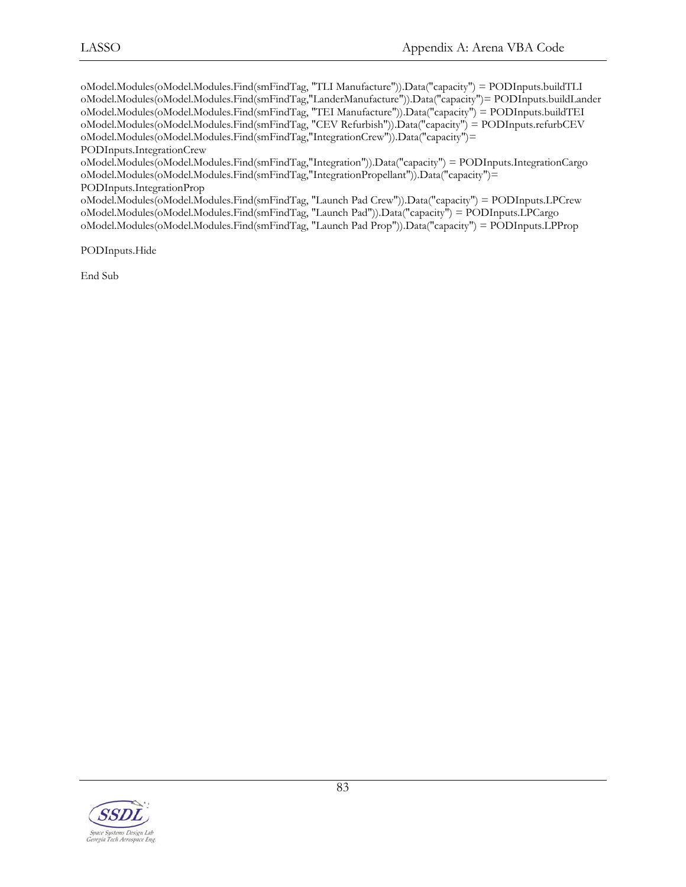```
oModel.Modules(oModel.Modules.Find(smFindTag, "TLI Manufacture")).Data("capacity") = PODInputs.buildTLI
oModel.Modules(oModel.Modules.Find(smFindTag,"LanderManufacture")).Data("capacity")= PODInputs.buildLander
oModel.Modules(oModel.Modules.Find(smFindTag, "TEI Manufacture")).Data("capacity") = PODInputs.buildTEI
oModel.Modules(oModel.Modules.Find(smFindTag, "CEV Refurbish")).Data("capacity") = PODInputs.refurbCEV
oModel.Modules(oModel.Modules.Find(smFindTag,"IntegrationCrew")).Data("capacity")=
PODInputs.IntegrationCrew
oModel.Modules(oModel.Modules.Find(smFindTag,"Integration")).Data("capacity") = PODInputs.IntegrationCargo
oModel.Modules(oModel.Modules.Find(smFindTag,"IntegrationPropellant")).Data("capacity")=
PODInputs.IntegrationProp
oModel.Modules(oModel.Modules.Find(smFindTag, "Launch Pad Crew")).Data("capacity") = PODInputs.LPCrew
oModel.Modules(oModel.Modules.Find(smFindTag, "Launch Pad")).Data("capacity") = PODInputs.LPCargo
oModel.Modules(oModel.Modules.Find(smFindTag, "Launch Pad Prop")).Data("capacity") = PODInputs.LPProp

PODInputs.Hide

End Sub
```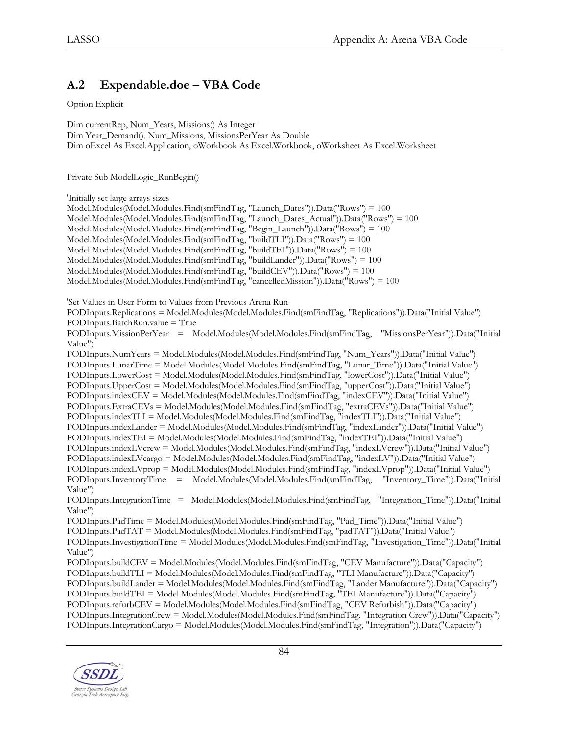## A.2 Expendable.doe – VBA Code

```
Option Explicit

Dim currentRep, Num_Years, Missions() As Integer
Dim Year_Demand(), Num_Missions, MissionsPerYear As Double
Dim oExcel As Excel.Application, oWorkbook As Excel.Workbook, oWorksheet As Excel.Worksheet


Private Sub ModelLogic_RunBegin()

'Initially set large arrays sizes
Model.Modules(Model.Modules.Find(smFindTag, "Launch_Dates")).Data("Rows") = 100
Model.Modules(Model.Modules.Find(smFindTag, "Launch_Dates_Actual")).Data("Rows") = 100
Model.Modules(Model.Modules.Find(smFindTag, "Begin_Launch")).Data("Rows") = 100
Model.Modules(Model.Modules.Find(smFindTag, "buildTLI")).Data("Rows") = 100
Model.Modules(Model.Modules.Find(smFindTag, "buildTEI")).Data("Rows") = 100
Model.Modules(Model.Modules.Find(smFindTag, "buildLander")).Data("Rows") = 100
Model.Modules(Model.Modules.Find(smFindTag, "buildCEV")).Data("Rows") = 100
Model.Modules(Model.Modules.Find(smFindTag, "cancelledMission")).Data("Rows") = 100

'Set Values in User Form to Values from Previous Arena Run
PODInputs.Replications = Model.Modules(Model.Modules.Find(smFindTag, "Replications")).Data("Initial Value")
PODInputs.BatchRun.value = True
PODInputs.MissionPerYear = Model.Modules(Model.Modules.Find(smFindTag, "MissionsPerYear")).Data("Initial Value")
PODInputs.NumYears = Model.Modules(Model.Modules.Find(smFindTag, "Num_Years")).Data("Initial Value")
PODInputs.LunarTime = Model.Modules(Model.Modules.Find(smFindTag, "Lunar_Time")).Data("Initial Value")
PODInputs.LowerCost = Model.Modules(Model.Modules.Find(smFindTag, "lowerCost")).Data("Initial Value")
PODInputs.UpperCost = Model.Modules(Model.Modules.Find(smFindTag, "upperCost")).Data("Initial Value")
PODInputs.indexCEV = Model.Modules(Model.Modules.Find(smFindTag, "indexCEV")).Data("Initial Value")
PODInputs.ExtraCEVs = Model.Modules(Model.Modules.Find(smFindTag, "extraCEVs")).Data("Initial Value")
PODInputs.indexTLI = Model.Modules(Model.Modules.Find(smFindTag, "indexTLI")).Data("Initial Value")
PODInputs.indexLander = Model.Modules(Model.Modules.Find(smFindTag, "indexLander")).Data("Initial Value")
PODInputs.indexTEI = Model.Modules(Model.Modules.Find(smFindTag, "indexTEI")).Data("Initial Value")
PODInputs.indexLVcrew = Model.Modules(Model.Modules.Find(smFindTag, "indexLVcrew")).Data("Initial Value")
PODInputs.indexLVcargo = Model.Modules(Model.Modules.Find(smFindTag, "indexLV")).Data("Initial Value")
PODInputs.indexLVprop = Model.Modules(Model.Modules.Find(smFindTag, "indexLVprop")).Data("Initial Value")
PODInputs.InventoryTime = Model.Modules(Model.Modules.Find(smFindTag, "Inventory_Time")).Data("Initial Value")
PODInputs.IntegrationTime = Model.Modules(Model.Modules.Find(smFindTag, "Integration_Time")).Data("Initial Value")
PODInputs.PadTime = Model.Modules(Model.Modules.Find(smFindTag, "Pad_Time")).Data("Initial Value")
PODInputs.PadTAT = Model.Modules(Model.Modules.Find(smFindTag, "padTAT")).Data("Initial Value")
PODInputs.InvestigationTime = Model.Modules(Model.Modules.Find(smFindTag, "Investigation_Time")).Data("Initial Value")
PODInputs.buildCEV = Model.Modules(Model.Modules.Find(smFindTag, "CEV Manufacture")).Data("Capacity")
PODInputs.buildTLI = Model.Modules(Model.Modules.Find(smFindTag, "TLI Manufacture")).Data("Capacity")
PODInputs.buildLander = Model.Modules(Model.Modules.Find(smFindTag, "Lander Manufacture")).Data("Capacity")
PODInputs.buildTEI = Model.Modules(Model.Modules.Find(smFindTag, "TEI Manufacture")).Data("Capacity")
PODInputs.refurbCEV = Model.Modules(Model.Modules.Find(smFindTag, "CEV Refurbish")).Data("Capacity")
PODInputs.IntegrationCrew = Model.Modules(Model.Modules.Find(smFindTag, "Integration Crew")).Data("Capacity")
PODInputs.IntegrationCargo = Model.Modules(Model.Modules.Find(smFindTag, "Integration")).Data("Capacity")
```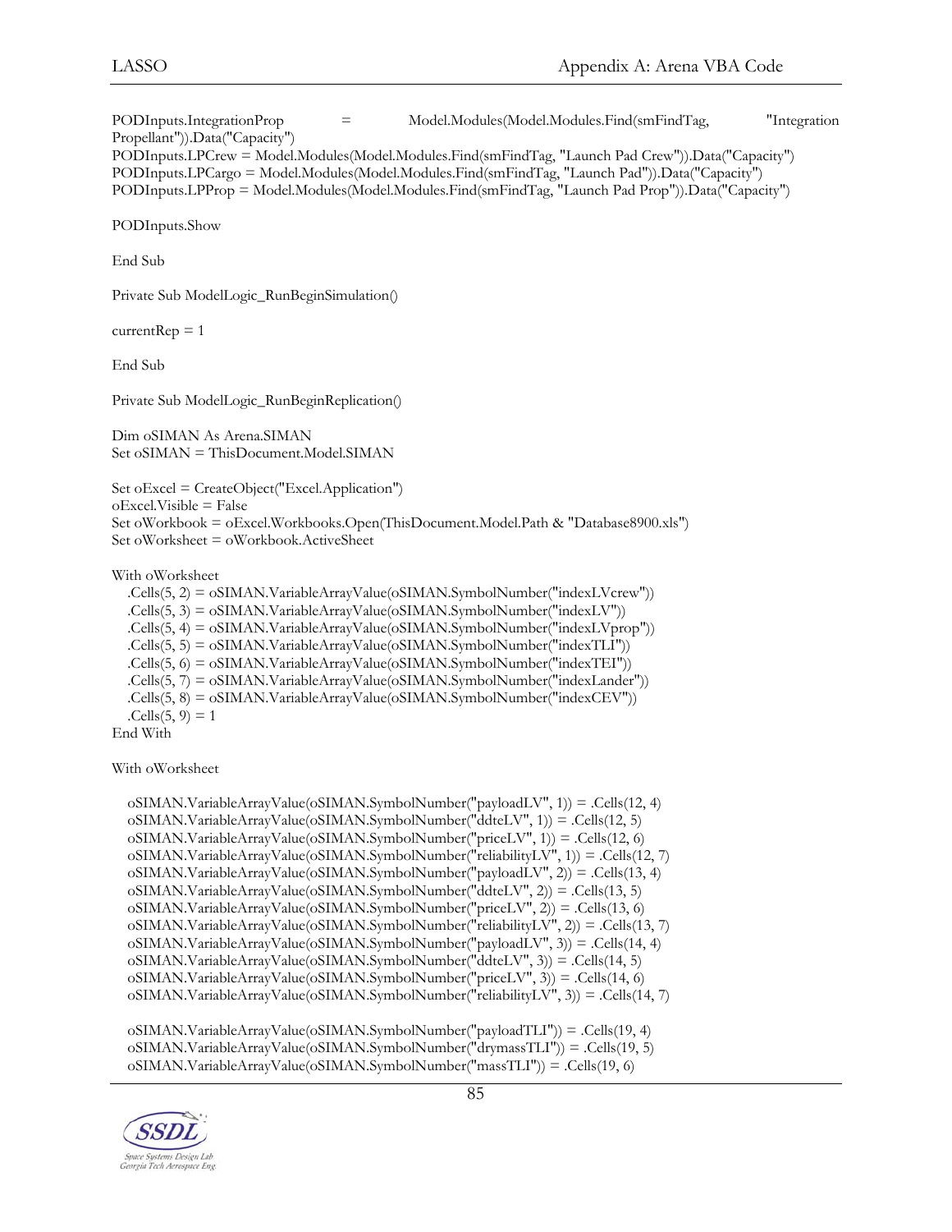```
PODInputs.IntegrationProp = Model.Modules(Model.Modules.Find(smFindTag, "Integration Propellant")).Data("Capacity")
PODInputs.LPCrew = Model.Modules(Model.Modules.Find(smFindTag, "Launch Pad Crew")).Data("Capacity")
PODInputs.LPCargo = Model.Modules(Model.Modules.Find(smFindTag, "Launch Pad")).Data("Capacity")
PODInputs.LPProp = Model.Modules(Model.Modules.Find(smFindTag, "Launch Pad Prop")).Data("Capacity")

PODInputs.Show

End Sub

Private Sub ModelLogic_RunBeginSimulation()

currentRep = 1

End Sub

Private Sub ModelLogic_RunBeginReplication()

Dim oSIMAN As Arena.SIMAN
Set oSIMAN = ThisDocument.Model.SIMAN

Set oExcel = CreateObject("Excel.Application")
oExcel.Visible = False
Set oWorkbook = oExcel.Workbooks.Open(ThisDocument.Model.Path & "Database8900.xls")
Set oWorksheet = oWorkbook.ActiveSheet

With oWorksheet
    .Cells(5, 2) = oSIMAN.VariableArrayValue(oSIMAN.SymbolNumber("indexLVcrew"))
    .Cells(5, 3) = oSIMAN.VariableArrayValue(oSIMAN.SymbolNumber("indexLV"))
    .Cells(5, 4) = oSIMAN.VariableArrayValue(oSIMAN.SymbolNumber("indexLVprop"))
    .Cells(5, 5) = oSIMAN.VariableArrayValue(oSIMAN.SymbolNumber("indexTLI"))
    .Cells(5, 6) = oSIMAN.VariableArrayValue(oSIMAN.SymbolNumber("indexTEI"))
    .Cells(5, 7) = oSIMAN.VariableArrayValue(oSIMAN.SymbolNumber("indexLander"))
    .Cells(5, 8) = oSIMAN.VariableArrayValue(oSIMAN.SymbolNumber("indexCEV"))
    .Cells(5, 9) = 1
End With

With oWorksheet

    oSIMAN.VariableArrayValue(oSIMAN.SymbolNumber("payloadLV", 1)) = .Cells(12, 4)
    oSIMAN.VariableArrayValue(oSIMAN.SymbolNumber("ddteLV", 1)) = .Cells(12, 5)
    oSIMAN.VariableArrayValue(oSIMAN.SymbolNumber("priceLV", 1)) = .Cells(12, 6)
    oSIMAN.VariableArrayValue(oSIMAN.SymbolNumber("reliabilityLV", 1)) = .Cells(12, 7)
    oSIMAN.VariableArrayValue(oSIMAN.SymbolNumber("payloadLV", 2)) = .Cells(13, 4)
    oSIMAN.VariableArrayValue(oSIMAN.SymbolNumber("ddteLV", 2)) = .Cells(13, 5)
    oSIMAN.VariableArrayValue(oSIMAN.SymbolNumber("priceLV", 2)) = .Cells(13, 6)
    oSIMAN.VariableArrayValue(oSIMAN.SymbolNumber("reliabilityLV", 2)) = .Cells(13, 7)
    oSIMAN.VariableArrayValue(oSIMAN.SymbolNumber("payloadLV", 3)) = .Cells(14, 4)
    oSIMAN.VariableArrayValue(oSIMAN.SymbolNumber("ddteLV", 3)) = .Cells(14, 5)
    oSIMAN.VariableArrayValue(oSIMAN.SymbolNumber("priceLV", 3)) = .Cells(14, 6)
    oSIMAN.VariableArrayValue(oSIMAN.SymbolNumber("reliabilityLV", 3)) = .Cells(14, 7)

    oSIMAN.VariableArrayValue(oSIMAN.SymbolNumber("payloadTLI")) = .Cells(19, 4)
    oSIMAN.VariableArrayValue(oSIMAN.SymbolNumber("drymassTLI")) = .Cells(19, 5)
    oSIMAN.VariableArrayValue(oSIMAN.SymbolNumber("massTLI")) = .Cells(19, 6)
```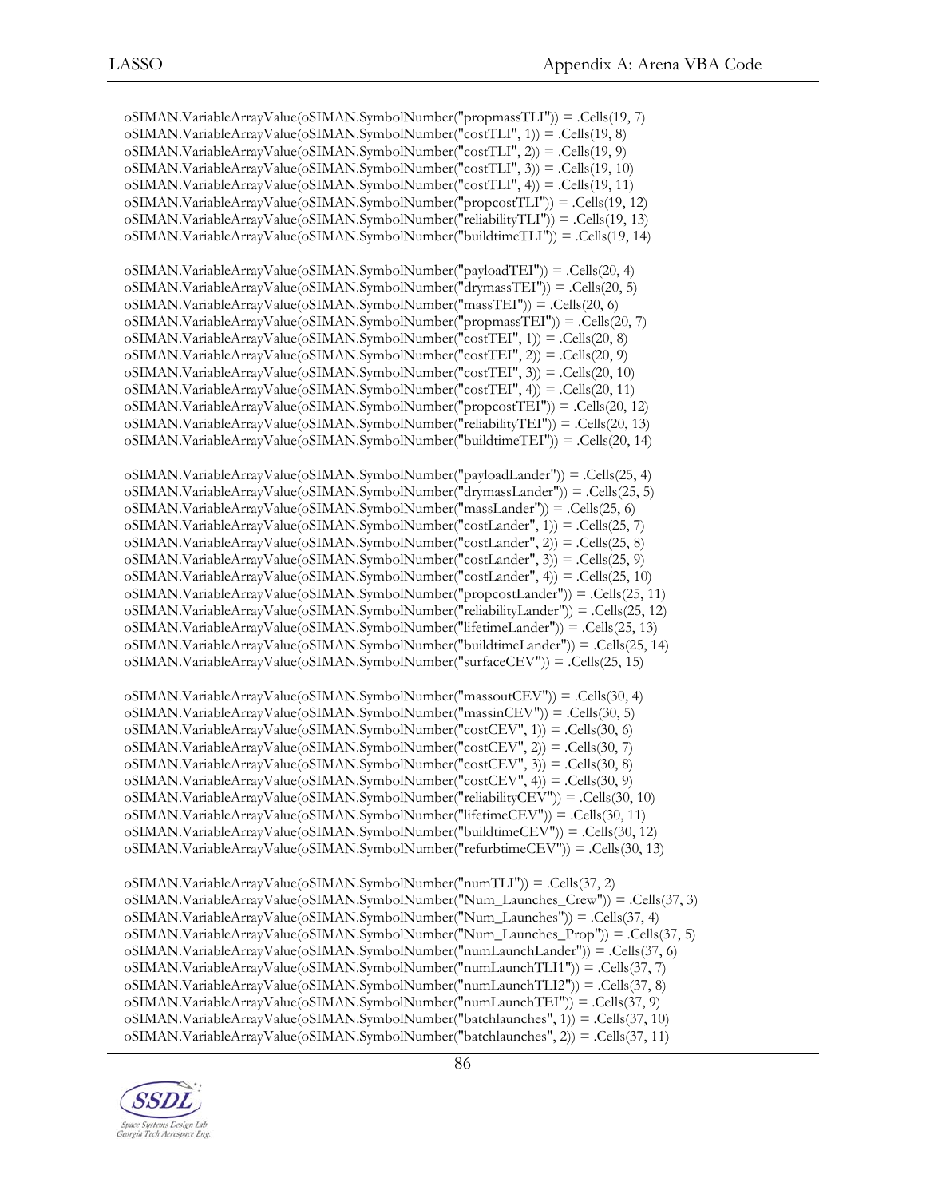```
oSIMAN.VariableArrayValue(oSIMAN.SymbolNumber("propmassTLI")) = .Cells(19, 7)
oSIMAN.VariableArrayValue(oSIMAN.SymbolNumber("costTLI", 1)) = .Cells(19, 8)
oSIMAN.VariableArrayValue(oSIMAN.SymbolNumber("costTLI", 2)) = .Cells(19, 9)
oSIMAN.VariableArrayValue(oSIMAN.SymbolNumber("costTLI", 3)) = .Cells(19, 10)
oSIMAN.VariableArrayValue(oSIMAN.SymbolNumber("costTLI", 4)) = .Cells(19, 11)
oSIMAN.VariableArrayValue(oSIMAN.SymbolNumber("propcostTLI")) = .Cells(19, 12)
oSIMAN.VariableArrayValue(oSIMAN.SymbolNumber("reliabilityTLI")) = .Cells(19, 13)
oSIMAN.VariableArrayValue(oSIMAN.SymbolNumber("buildtimeTLI")) = .Cells(19, 14)

oSIMAN.VariableArrayValue(oSIMAN.SymbolNumber("payloadTEI")) = .Cells(20, 4)
oSIMAN.VariableArrayValue(oSIMAN.SymbolNumber("drymassTEI")) = .Cells(20, 5)
oSIMAN.VariableArrayValue(oSIMAN.SymbolNumber("massTEI")) = .Cells(20, 6)
oSIMAN.VariableArrayValue(oSIMAN.SymbolNumber("propmassTEI")) = .Cells(20, 7)
oSIMAN.VariableArrayValue(oSIMAN.SymbolNumber("costTEI", 1)) = .Cells(20, 8)
oSIMAN.VariableArrayValue(oSIMAN.SymbolNumber("costTEI", 2)) = .Cells(20, 9)
oSIMAN.VariableArrayValue(oSIMAN.SymbolNumber("costTEI", 3)) = .Cells(20, 10)
oSIMAN.VariableArrayValue(oSIMAN.SymbolNumber("costTEI", 4)) = .Cells(20, 11)
oSIMAN.VariableArrayValue(oSIMAN.SymbolNumber("propcostTEI")) = .Cells(20, 12)
oSIMAN.VariableArrayValue(oSIMAN.SymbolNumber("reliabilityTEI")) = .Cells(20, 13)
oSIMAN.VariableArrayValue(oSIMAN.SymbolNumber("buildtimeTEI")) = .Cells(20, 14)

oSIMAN.VariableArrayValue(oSIMAN.SymbolNumber("payloadLander")) = .Cells(25, 4)
oSIMAN.VariableArrayValue(oSIMAN.SymbolNumber("drymassLander")) = .Cells(25, 5)
oSIMAN.VariableArrayValue(oSIMAN.SymbolNumber("massLander")) = .Cells(25, 6)
oSIMAN.VariableArrayValue(oSIMAN.SymbolNumber("costLander", 1)) = .Cells(25, 7)
oSIMAN.VariableArrayValue(oSIMAN.SymbolNumber("costLander", 2)) = .Cells(25, 8)
oSIMAN.VariableArrayValue(oSIMAN.SymbolNumber("costLander", 3)) = .Cells(25, 9)
oSIMAN.VariableArrayValue(oSIMAN.SymbolNumber("costLander", 4)) = .Cells(25, 10)
oSIMAN.VariableArrayValue(oSIMAN.SymbolNumber("propcostLander")) = .Cells(25, 11)
oSIMAN.VariableArrayValue(oSIMAN.SymbolNumber("reliabilityLander")) = .Cells(25, 12)
oSIMAN.VariableArrayValue(oSIMAN.SymbolNumber("lifetimeLander")) = .Cells(25, 13)
oSIMAN.VariableArrayValue(oSIMAN.SymbolNumber("buildtimeLander")) = .Cells(25, 14)
oSIMAN.VariableArrayValue(oSIMAN.SymbolNumber("surfaceCEV")) = .Cells(25, 15)

oSIMAN.VariableArrayValue(oSIMAN.SymbolNumber("massoutCEV")) = .Cells(30, 4)
oSIMAN.VariableArrayValue(oSIMAN.SymbolNumber("massinCEV")) = .Cells(30, 5)
oSIMAN.VariableArrayValue(oSIMAN.SymbolNumber("costCEV", 1)) = .Cells(30, 6)
oSIMAN.VariableArrayValue(oSIMAN.SymbolNumber("costCEV", 2)) = .Cells(30, 7)
oSIMAN.VariableArrayValue(oSIMAN.SymbolNumber("costCEV", 3)) = .Cells(30, 8)
oSIMAN.VariableArrayValue(oSIMAN.SymbolNumber("costCEV", 4)) = .Cells(30, 9)
oSIMAN.VariableArrayValue(oSIMAN.SymbolNumber("reliabilityCEV")) = .Cells(30, 10)
oSIMAN.VariableArrayValue(oSIMAN.SymbolNumber("lifetimeCEV")) = .Cells(30, 11)
oSIMAN.VariableArrayValue(oSIMAN.SymbolNumber("buildtimeCEV")) = .Cells(30, 12)
oSIMAN.VariableArrayValue(oSIMAN.SymbolNumber("refurbtimeCEV")) = .Cells(30, 13)

oSIMAN.VariableArrayValue(oSIMAN.SymbolNumber("numTLI")) = .Cells(37, 2)
oSIMAN.VariableArrayValue(oSIMAN.SymbolNumber("Num_Launches_Crew")) = .Cells(37, 3)
oSIMAN.VariableArrayValue(oSIMAN.SymbolNumber("Num_Launches")) = .Cells(37, 4)
oSIMAN.VariableArrayValue(oSIMAN.SymbolNumber("Num_Launches_Prop")) = .Cells(37, 5)
oSIMAN.VariableArrayValue(oSIMAN.SymbolNumber("numLaunchLander")) = .Cells(37, 6)
oSIMAN.VariableArrayValue(oSIMAN.SymbolNumber("numLaunchTLI1")) = .Cells(37, 7)
oSIMAN.VariableArrayValue(oSIMAN.SymbolNumber("numLaunchTLI2")) = .Cells(37, 8)
oSIMAN.VariableArrayValue(oSIMAN.SymbolNumber("numLaunchTEI")) = .Cells(37, 9)
oSIMAN.VariableArrayValue(oSIMAN.SymbolNumber("batchlaunches", 1)) = .Cells(37, 10)
oSIMAN.VariableArrayValue(oSIMAN.SymbolNumber("batchlaunches", 2)) = .Cells(37, 11)
```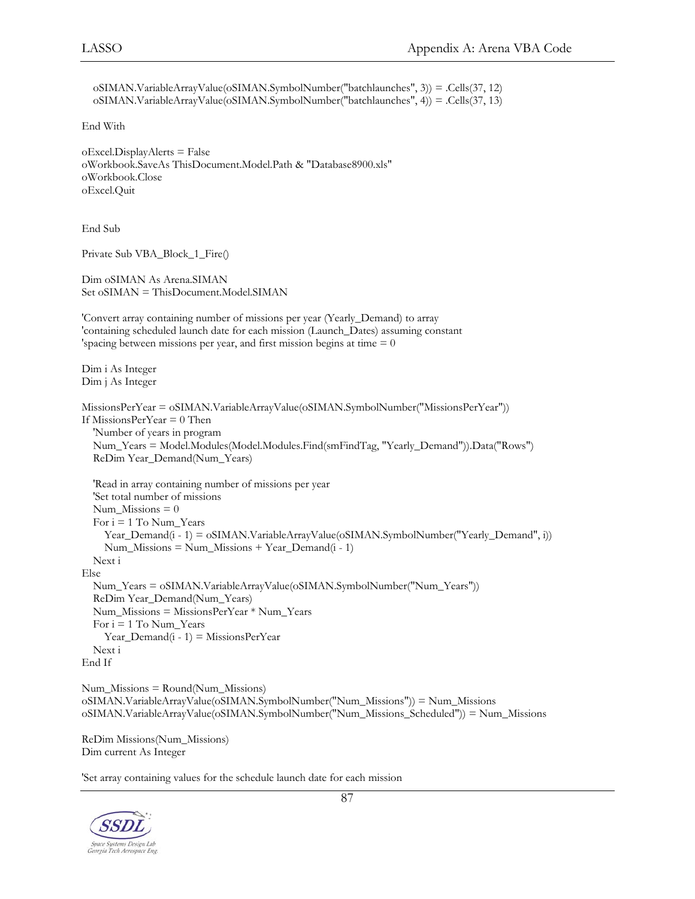```
   oSIMAN.VariableArrayValue(oSIMAN.SymbolNumber("batchlaunches", 3)) = .Cells(37, 12)
   oSIMAN.VariableArrayValue(oSIMAN.SymbolNumber("batchlaunches", 4)) = .Cells(37, 13)

End With

oExcel.DisplayAlerts = False
oWorkbook.SaveAs ThisDocument.Model.Path & "Database8900.xls"
oWorkbook.Close
oExcel.Quit


End Sub

Private Sub VBA_Block_1_Fire()

Dim oSIMAN As Arena.SIMAN
Set oSIMAN = ThisDocument.Model.SIMAN

'Convert array containing number of missions per year (Yearly_Demand) to array
'containing scheduled launch date for each mission (Launch_Dates) assuming constant
'spacing between missions per year, and first mission begins at time = 0

Dim i As Integer
Dim j As Integer

MissionsPerYear = oSIMAN.VariableArrayValue(oSIMAN.SymbolNumber("MissionsPerYear"))
If MissionsPerYear = 0 Then
   'Number of years in program
   Num_Years = Model.Modules(Model.Modules.Find(smFindTag, "Yearly_Demand")).Data("Rows")
   ReDim Year_Demand(Num_Years)

   'Read in array containing number of missions per year
   'Set total number of missions
   Num_Missions = 0
   For i = 1 To Num_Years
      Year_Demand(i - 1) = oSIMAN.VariableArrayValue(oSIMAN.SymbolNumber("Yearly_Demand", i))
      Num_Missions = Num_Missions + Year_Demand(i - 1)
   Next i
Else
   Num_Years = oSIMAN.VariableArrayValue(oSIMAN.SymbolNumber("Num_Years"))
   ReDim Year_Demand(Num_Years)
   Num_Missions = MissionsPerYear * Num_Years
   For i = 1 To Num_Years
      Year_Demand(i - 1) = MissionsPerYear
   Next i
End If

Num_Missions = Round(Num_Missions)
oSIMAN.VariableArrayValue(oSIMAN.SymbolNumber("Num_Missions")) = Num_Missions
oSIMAN.VariableArrayValue(oSIMAN.SymbolNumber("Num_Missions_Scheduled")) = Num_Missions

ReDim Missions(Num_Missions)
Dim current As Integer

'Set array containing values for the schedule launch date for each mission
```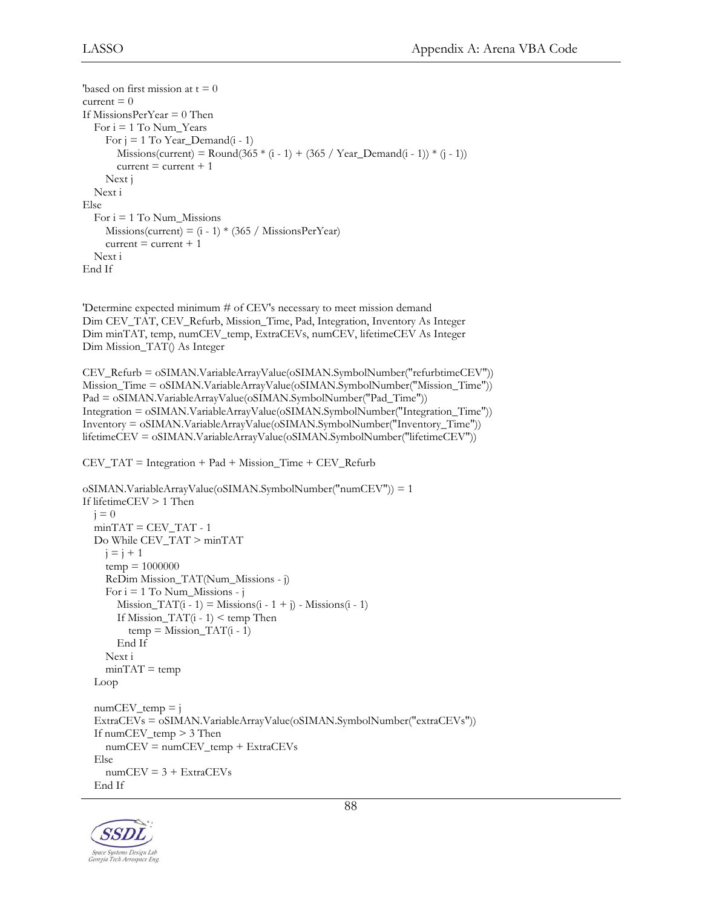```
'based on first mission at t = 0
current = 0
If MissionsPerYear = 0 Then
   For i = 1 To Num_Years
      For j = 1 To Year_Demand(i - 1)
         Missions(current) = Round(365 * (i - 1) + (365 / Year_Demand(i - 1)) * (j - 1))
         current = current + 1
      Next j
   Next i
Else
   For i = 1 To Num_Missions
      Missions(current) = (i - 1) * (365 / MissionsPerYear)
      current = current + 1
   Next i
End If


'Determine expected minimum # of CEV's necessary to meet mission demand
Dim CEV_TAT, CEV_Refurb, Mission_Time, Pad, Integration, Inventory As Integer
Dim minTAT, temp, numCEV_temp, ExtraCEVs, numCEV, lifetimeCEV As Integer
Dim Mission_TAT() As Integer

CEV_Refurb = oSIMAN.VariableArrayValue(oSIMAN.SymbolNumber("refurbtimeCEV"))
Mission_Time = oSIMAN.VariableArrayValue(oSIMAN.SymbolNumber("Mission_Time"))
Pad = oSIMAN.VariableArrayValue(oSIMAN.SymbolNumber("Pad_Time"))
Integration = oSIMAN.VariableArrayValue(oSIMAN.SymbolNumber("Integration_Time"))
Inventory = oSIMAN.VariableArrayValue(oSIMAN.SymbolNumber("Inventory_Time"))
lifetimeCEV = oSIMAN.VariableArrayValue(oSIMAN.SymbolNumber("lifetimeCEV"))

CEV_TAT = Integration + Pad + Mission_Time + CEV_Refurb

oSIMAN.VariableArrayValue(oSIMAN.SymbolNumber("numCEV")) = 1
If lifetimeCEV > 1 Then
   j = 0
   minTAT = CEV_TAT - 1
   Do While CEV_TAT > minTAT
      j = j + 1
      temp = 1000000
      ReDim Mission_TAT(Num_Missions - j)
      For i = 1 To Num_Missions - j
         Mission_TAT(i - 1) = Missions(i - 1 + j) - Missions(i - 1)
         If Mission_TAT(i - 1) < temp Then
            temp = Mission_TAT(i - 1)
         End If
      Next i
      minTAT = temp
   Loop

   numCEV_temp = j
   ExtraCEVs = oSIMAN.VariableArrayValue(oSIMAN.SymbolNumber("extraCEVs"))
   If numCEV_temp > 3 Then
      numCEV = numCEV_temp + ExtraCEVs
   Else
      numCEV = 3 + ExtraCEVs
   End If
```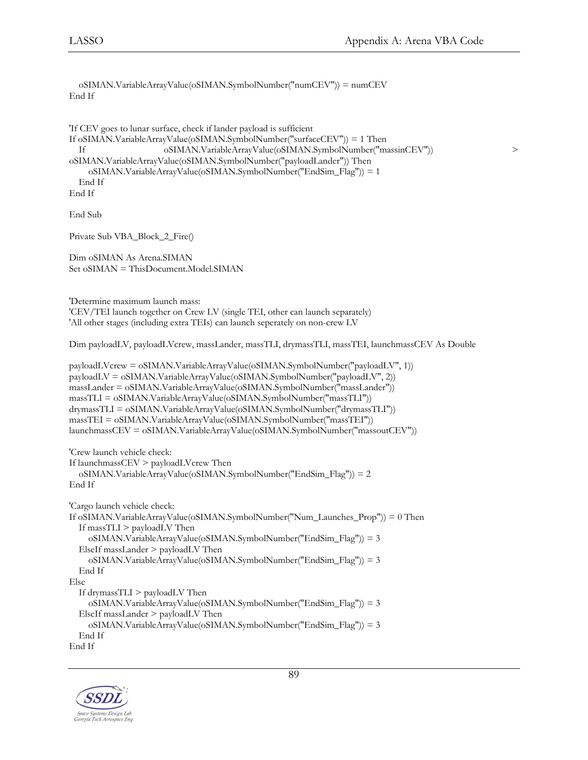```
    oSIMAN.VariableArrayValue(oSIMAN.SymbolNumber("numCEV")) = numCEV
End If


'If CEV goes to lunar surface, check if lander payload is sufficient
If oSIMAN.VariableArrayValue(oSIMAN.SymbolNumber("surfaceCEV")) = 1 Then
    If oSIMAN.VariableArrayValue(oSIMAN.SymbolNumber("massinCEV")) > oSIMAN.VariableArrayValue(oSIMAN.SymbolNumber("payloadLander")) Then
        oSIMAN.VariableArrayValue(oSIMAN.SymbolNumber("EndSim_Flag")) = 1
    End If
End If

End Sub

Private Sub VBA_Block_2_Fire()

Dim oSIMAN As Arena.SIMAN
Set oSIMAN = ThisDocument.Model.SIMAN


'Determine maximum launch mass:
'CEV/TEI launch together on Crew LV (single TEI, other can launch separately)
'All other stages (including extra TEIs) can launch seperately on non-crew LV

Dim payloadLV, payloadLVcrew, massLander, massTLI, drymassTLI, massTEI, launchmassCEV As Double

payloadLVcrew = oSIMAN.VariableArrayValue(oSIMAN.SymbolNumber("payloadLV", 1))
payloadLV = oSIMAN.VariableArrayValue(oSIMAN.SymbolNumber("payloadLV", 2))
massLander = oSIMAN.VariableArrayValue(oSIMAN.SymbolNumber("massLander"))
massTLI = oSIMAN.VariableArrayValue(oSIMAN.SymbolNumber("massTLI"))
drymassTLI = oSIMAN.VariableArrayValue(oSIMAN.SymbolNumber("drymassTLI"))
massTEI = oSIMAN.VariableArrayValue(oSIMAN.SymbolNumber("massTEI"))
launchmassCEV = oSIMAN.VariableArrayValue(oSIMAN.SymbolNumber("massoutCEV"))

'Crew launch vehicle check:
If launchmassCEV > payloadLVcrew Then
    oSIMAN.VariableArrayValue(oSIMAN.SymbolNumber("EndSim_Flag")) = 2
End If

'Cargo launch vehicle check:
If oSIMAN.VariableArrayValue(oSIMAN.SymbolNumber("Num_Launches_Prop")) = 0 Then
    If massTLI > payloadLV Then
        oSIMAN.VariableArrayValue(oSIMAN.SymbolNumber("EndSim_Flag")) = 3
    ElseIf massLander > payloadLV Then
        oSIMAN.VariableArrayValue(oSIMAN.SymbolNumber("EndSim_Flag")) = 3
    End If
Else
    If drymassTLI > payloadLV Then
        oSIMAN.VariableArrayValue(oSIMAN.SymbolNumber("EndSim_Flag")) = 3
    ElseIf massLander > payloadLV Then
        oSIMAN.VariableArrayValue(oSIMAN.SymbolNumber("EndSim_Flag")) = 3
    End If
End If
```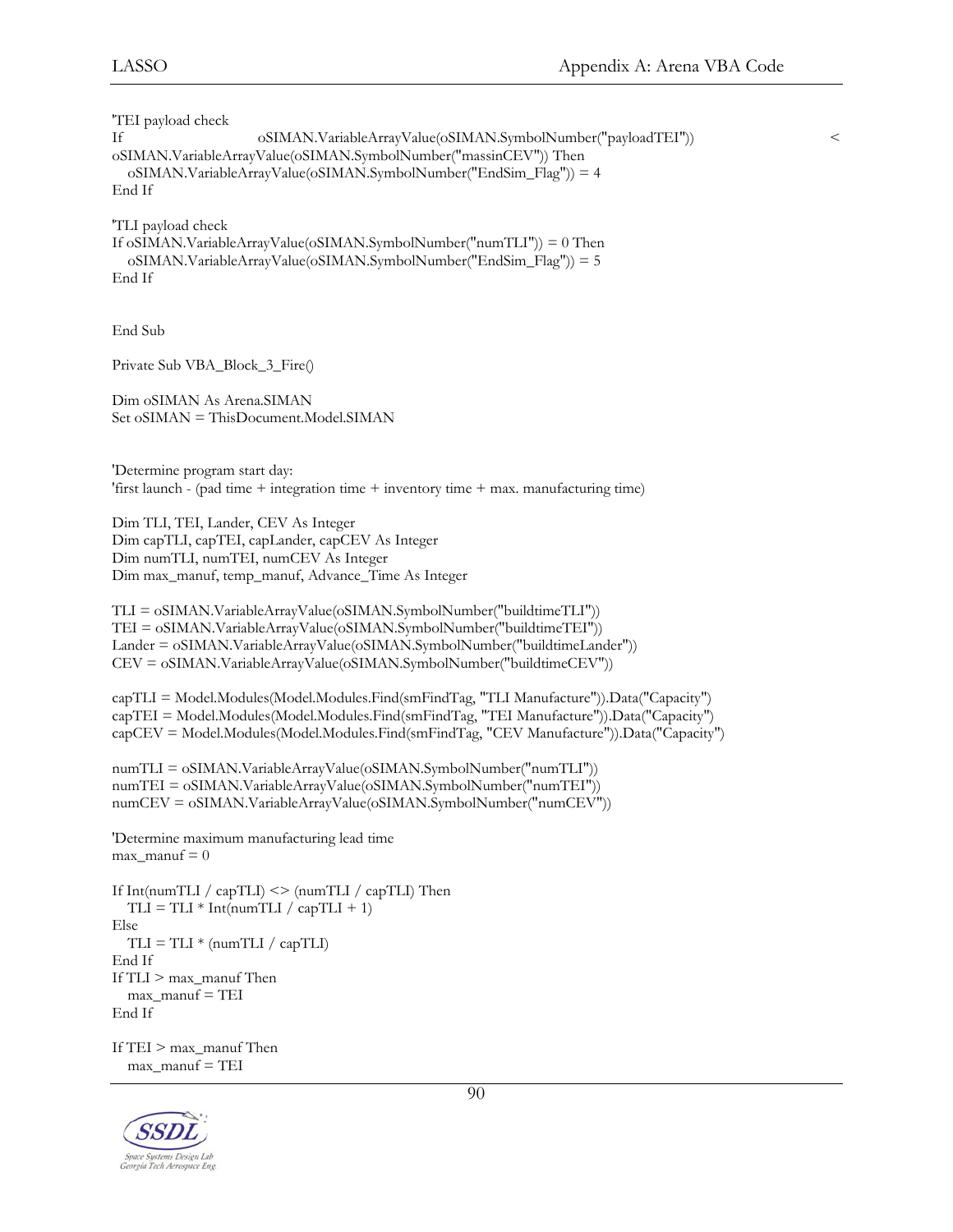```
'TEI payload check
If oSIMAN.VariableArrayValue(oSIMAN.SymbolNumber("payloadTEI")) < oSIMAN.VariableArrayValue(oSIMAN.SymbolNumber("massinCEV")) Then
   oSIMAN.VariableArrayValue(oSIMAN.SymbolNumber("EndSim_Flag")) = 4
End If

'TLI payload check
If oSIMAN.VariableArrayValue(oSIMAN.SymbolNumber("numTLI")) = 0 Then
   oSIMAN.VariableArrayValue(oSIMAN.SymbolNumber("EndSim_Flag")) = 5
End If


End Sub

Private Sub VBA_Block_3_Fire()

Dim oSIMAN As Arena.SIMAN
Set oSIMAN = ThisDocument.Model.SIMAN


'Determine program start day:
'first launch - (pad time + integration time + inventory time + max. manufacturing time)

Dim TLI, TEI, Lander, CEV As Integer
Dim capTLI, capTEI, capLander, capCEV As Integer
Dim numTLI, numTEI, numCEV As Integer
Dim max_manuf, temp_manuf, Advance_Time As Integer

TLI = oSIMAN.VariableArrayValue(oSIMAN.SymbolNumber("buildtimeTLI"))
TEI = oSIMAN.VariableArrayValue(oSIMAN.SymbolNumber("buildtimeTEI"))
Lander = oSIMAN.VariableArrayValue(oSIMAN.SymbolNumber("buildtimeLander"))
CEV = oSIMAN.VariableArrayValue(oSIMAN.SymbolNumber("buildtimeCEV"))

capTLI = Model.Modules(Model.Modules.Find(smFindTag, "TLI Manufacture")).Data("Capacity")
capTEI = Model.Modules(Model.Modules.Find(smFindTag, "TEI Manufacture")).Data("Capacity")
capCEV = Model.Modules(Model.Modules.Find(smFindTag, "CEV Manufacture")).Data("Capacity")

numTLI = oSIMAN.VariableArrayValue(oSIMAN.SymbolNumber("numTLI"))
numTEI = oSIMAN.VariableArrayValue(oSIMAN.SymbolNumber("numTEI"))
numCEV = oSIMAN.VariableArrayValue(oSIMAN.SymbolNumber("numCEV"))

'Determine maximum manufacturing lead time
max_manuf = 0

If Int(numTLI / capTLI) <> (numTLI / capTLI) Then
   TLI = TLI * Int(numTLI / capTLI + 1)
Else
   TLI = TLI * (numTLI / capTLI)
End If
If TLI > max_manuf Then
   max_manuf = TEI
End If

If TEI > max_manuf Then
   max_manuf = TEI
```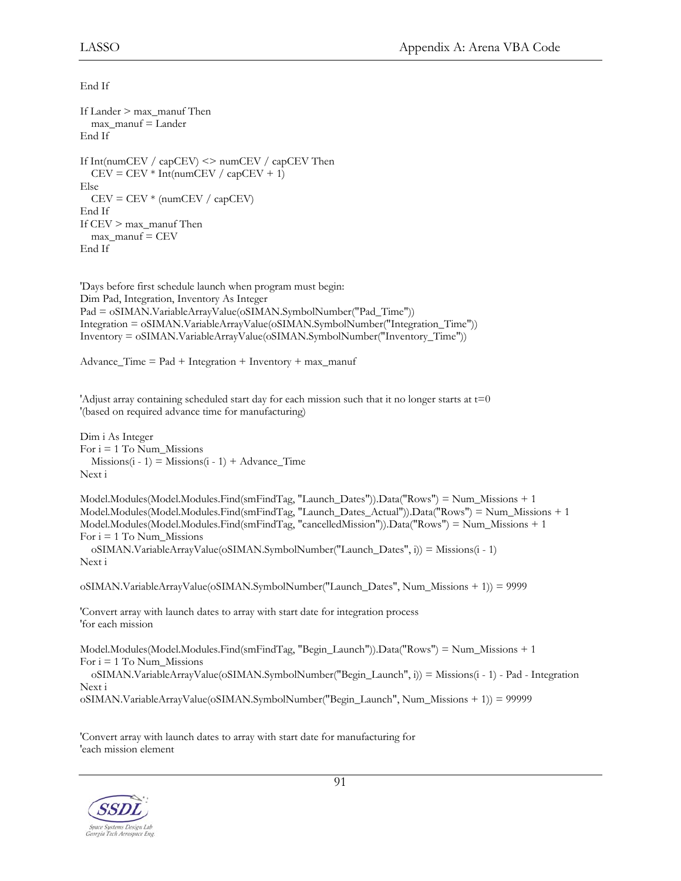```
End If

If Lander > max_manuf Then
   max_manuf = Lander
End If

If Int(numCEV / capCEV) <> numCEV / capCEV Then
   CEV = CEV * Int(numCEV / capCEV + 1)
Else
   CEV = CEV * (numCEV / capCEV)
End If
If CEV > max_manuf Then
   max_manuf = CEV
End If


'Days before first schedule launch when program must begin:
Dim Pad, Integration, Inventory As Integer
Pad = oSIMAN.VariableArrayValue(oSIMAN.SymbolNumber("Pad_Time"))
Integration = oSIMAN.VariableArrayValue(oSIMAN.SymbolNumber("Integration_Time"))
Inventory = oSIMAN.VariableArrayValue(oSIMAN.SymbolNumber("Inventory_Time"))

Advance_Time = Pad + Integration + Inventory + max_manuf


'Adjust array containing scheduled start day for each mission such that it no longer starts at t=0
'(based on required advance time for manufacturing)

Dim i As Integer
For i = 1 To Num_Missions
   Missions(i - 1) = Missions(i - 1) + Advance_Time
Next i

Model.Modules(Model.Modules.Find(smFindTag, "Launch_Dates")).Data("Rows") = Num_Missions + 1
Model.Modules(Model.Modules.Find(smFindTag, "Launch_Dates_Actual")).Data("Rows") = Num_Missions + 1
Model.Modules(Model.Modules.Find(smFindTag, "cancelledMission")).Data("Rows") = Num_Missions + 1
For i = 1 To Num_Missions
   oSIMAN.VariableArrayValue(oSIMAN.SymbolNumber("Launch_Dates", i)) = Missions(i - 1)
Next i

oSIMAN.VariableArrayValue(oSIMAN.SymbolNumber("Launch_Dates", Num_Missions + 1)) = 9999

'Convert array with launch dates to array with start date for integration process
'for each mission

Model.Modules(Model.Modules.Find(smFindTag, "Begin_Launch")).Data("Rows") = Num_Missions + 1
For i = 1 To Num_Missions
   oSIMAN.VariableArrayValue(oSIMAN.SymbolNumber("Begin_Launch", i)) = Missions(i - 1) - Pad - Integration
Next i
oSIMAN.VariableArrayValue(oSIMAN.SymbolNumber("Begin_Launch", Num_Missions + 1)) = 99999


'Convert array with launch dates to array with start date for manufacturing for
'each mission element
```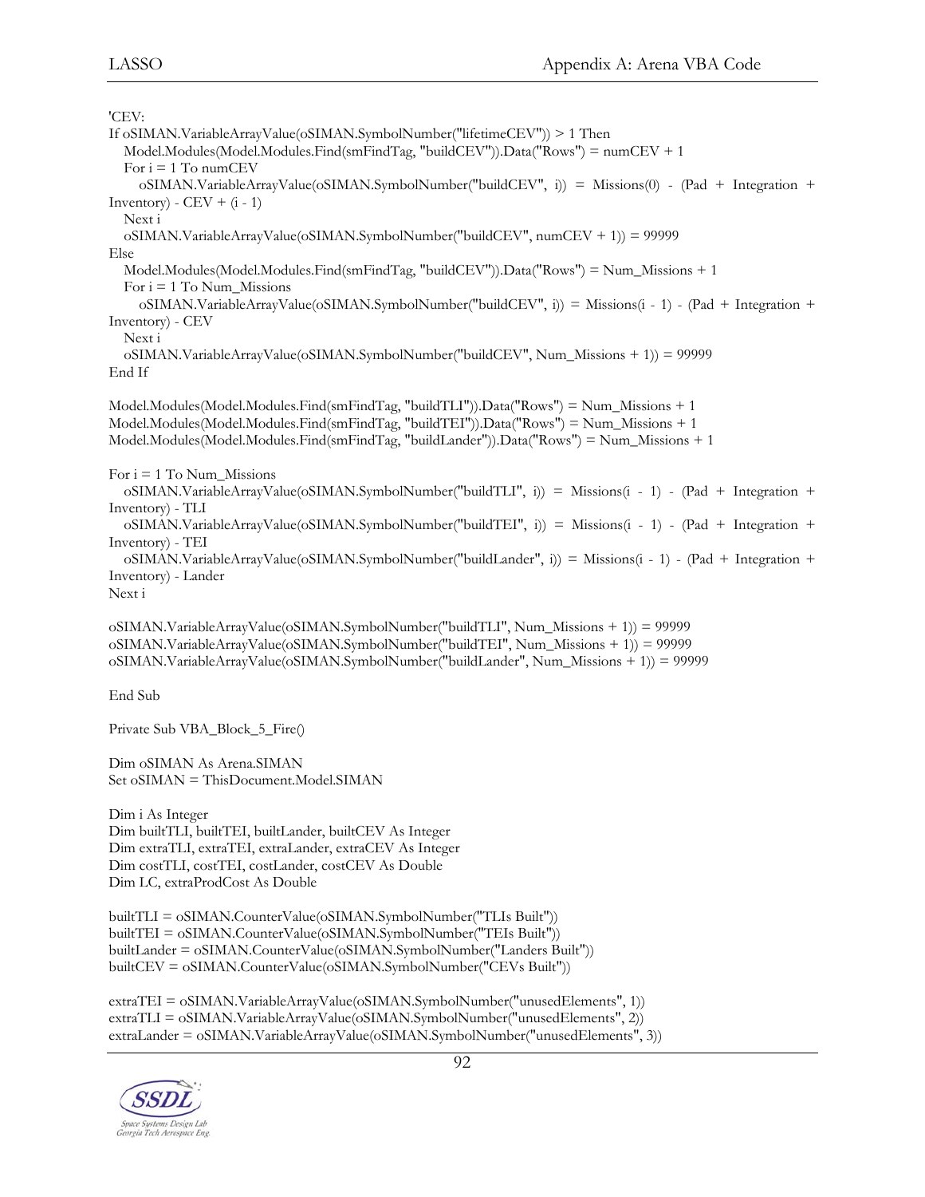```
'CEV:
If oSIMAN.VariableArrayValue(oSIMAN.SymbolNumber("lifetimeCEV")) > 1 Then
   Model.Modules(Model.Modules.Find(smFindTag, "buildCEV")).Data("Rows") = numCEV + 1
   For i = 1 To numCEV
      oSIMAN.VariableArrayValue(oSIMAN.SymbolNumber("buildCEV", i)) = Missions(0) - (Pad + Integration + Inventory) - CEV + (i - 1)
   Next i
   oSIMAN.VariableArrayValue(oSIMAN.SymbolNumber("buildCEV", numCEV + 1)) = 99999
Else
   Model.Modules(Model.Modules.Find(smFindTag, "buildCEV")).Data("Rows") = Num_Missions + 1
   For i = 1 To Num_Missions
      oSIMAN.VariableArrayValue(oSIMAN.SymbolNumber("buildCEV", i)) = Missions(i - 1) - (Pad + Integration + Inventory) - CEV
   Next i
   oSIMAN.VariableArrayValue(oSIMAN.SymbolNumber("buildCEV", Num_Missions + 1)) = 99999
End If

Model.Modules(Model.Modules.Find(smFindTag, "buildTLI")).Data("Rows") = Num_Missions + 1
Model.Modules(Model.Modules.Find(smFindTag, "buildTEI")).Data("Rows") = Num_Missions + 1
Model.Modules(Model.Modules.Find(smFindTag, "buildLander")).Data("Rows") = Num_Missions + 1

For i = 1 To Num_Missions
   oSIMAN.VariableArrayValue(oSIMAN.SymbolNumber("buildTLI", i)) = Missions(i - 1) - (Pad + Integration + Inventory) - TLI
   oSIMAN.VariableArrayValue(oSIMAN.SymbolNumber("buildTEI", i)) = Missions(i - 1) - (Pad + Integration + Inventory) - TEI
   oSIMAN.VariableArrayValue(oSIMAN.SymbolNumber("buildLander", i)) = Missions(i - 1) - (Pad + Integration + Inventory) - Lander
Next i

oSIMAN.VariableArrayValue(oSIMAN.SymbolNumber("buildTLI", Num_Missions + 1)) = 99999
oSIMAN.VariableArrayValue(oSIMAN.SymbolNumber("buildTEI", Num_Missions + 1)) = 99999
oSIMAN.VariableArrayValue(oSIMAN.SymbolNumber("buildLander", Num_Missions + 1)) = 99999

End Sub

Private Sub VBA_Block_5_Fire()

Dim oSIMAN As Arena.SIMAN
Set oSIMAN = ThisDocument.Model.SIMAN

Dim i As Integer
Dim builtTLI, builtTEI, builtLander, builtCEV As Integer
Dim extraTLI, extraTEI, extraLander, extraCEV As Integer
Dim costTLI, costTEI, costLander, costCEV As Double
Dim LC, extraProdCost As Double

builtTLI = oSIMAN.CounterValue(oSIMAN.SymbolNumber("TLIs Built"))
builtTEI = oSIMAN.CounterValue(oSIMAN.SymbolNumber("TEIs Built"))
builtLander = oSIMAN.CounterValue(oSIMAN.SymbolNumber("Landers Built"))
builtCEV = oSIMAN.CounterValue(oSIMAN.SymbolNumber("CEVs Built"))

extraTEI = oSIMAN.VariableArrayValue(oSIMAN.SymbolNumber("unusedElements", 1))
extraTLI = oSIMAN.VariableArrayValue(oSIMAN.SymbolNumber("unusedElements", 2))
extraLander = oSIMAN.VariableArrayValue(oSIMAN.SymbolNumber("unusedElements", 3))
```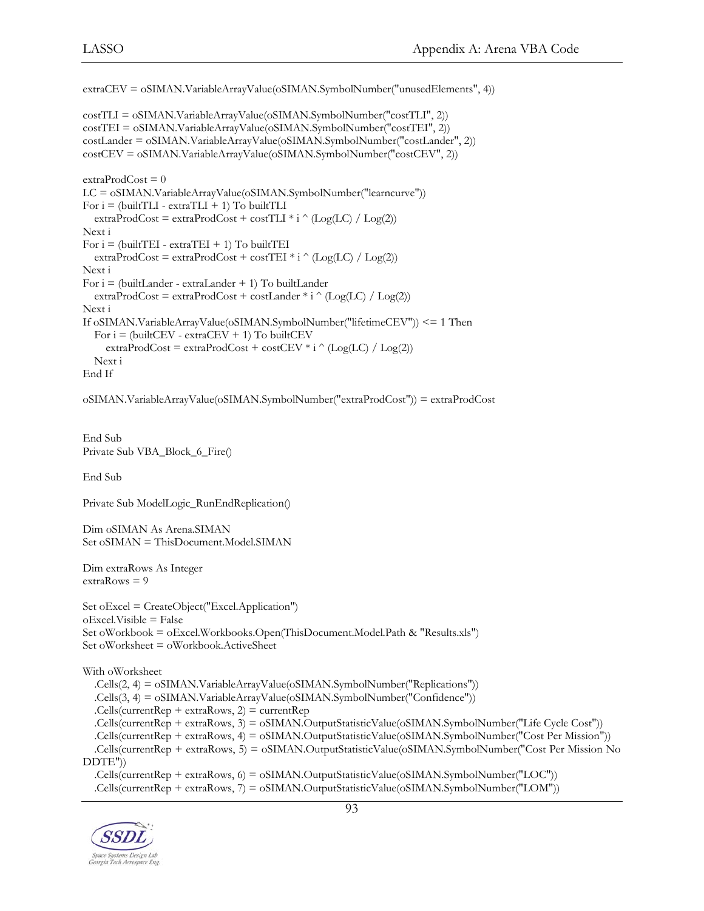```
extraCEV = oSIMAN.VariableArrayValue(oSIMAN.SymbolNumber("unusedElements", 4))

costTLI = oSIMAN.VariableArrayValue(oSIMAN.SymbolNumber("costTLI", 2))
costTEI = oSIMAN.VariableArrayValue(oSIMAN.SymbolNumber("costTEI", 2))
costLander = oSIMAN.VariableArrayValue(oSIMAN.SymbolNumber("costLander", 2))
costCEV = oSIMAN.VariableArrayValue(oSIMAN.SymbolNumber("costCEV", 2))

extraProdCost = 0
LC = oSIMAN.VariableArrayValue(oSIMAN.SymbolNumber("learncurve"))
For i = (builtTLI - extraTLI + 1) To builtTLI
   extraProdCost = extraProdCost + costTLI * i ^ (Log(LC) / Log(2))
Next i
For i = (builtTEI - extraTEI + 1) To builtTEI
   extraProdCost = extraProdCost + costTEI * i ^ (Log(LC) / Log(2))
Next i
For i = (builtLander - extraLander + 1) To builtLander
   extraProdCost = extraProdCost + costLander * i ^ (Log(LC) / Log(2))
Next i
If oSIMAN.VariableArrayValue(oSIMAN.SymbolNumber("lifetimeCEV")) <= 1 Then
   For i = (builtCEV - extraCEV + 1) To builtCEV
      extraProdCost = extraProdCost + costCEV * i ^ (Log(LC) / Log(2))
   Next i
End If

oSIMAN.VariableArrayValue(oSIMAN.SymbolNumber("extraProdCost")) = extraProdCost


End Sub
Private Sub VBA_Block_6_Fire()

End Sub

Private Sub ModelLogic_RunEndReplication()

Dim oSIMAN As Arena.SIMAN
Set oSIMAN = ThisDocument.Model.SIMAN

Dim extraRows As Integer
extraRows = 9

Set oExcel = CreateObject("Excel.Application")
oExcel.Visible = False
Set oWorkbook = oExcel.Workbooks.Open(ThisDocument.Model.Path & "Results.xls")
Set oWorksheet = oWorkbook.ActiveSheet

With oWorksheet
   .Cells(2, 4) = oSIMAN.VariableArrayValue(oSIMAN.SymbolNumber("Replications"))
   .Cells(3, 4) = oSIMAN.VariableArrayValue(oSIMAN.SymbolNumber("Confidence"))
   .Cells(currentRep + extraRows, 2) = currentRep
   .Cells(currentRep + extraRows, 3) = oSIMAN.OutputStatisticValue(oSIMAN.SymbolNumber("Life Cycle Cost"))
   .Cells(currentRep + extraRows, 4) = oSIMAN.OutputStatisticValue(oSIMAN.SymbolNumber("Cost Per Mission"))
   .Cells(currentRep + extraRows, 5) = oSIMAN.OutputStatisticValue(oSIMAN.SymbolNumber("Cost Per Mission No 
DDTE"))
   .Cells(currentRep + extraRows, 6) = oSIMAN.OutputStatisticValue(oSIMAN.SymbolNumber("LOC"))
   .Cells(currentRep + extraRows, 7) = oSIMAN.OutputStatisticValue(oSIMAN.SymbolNumber("LOM"))
```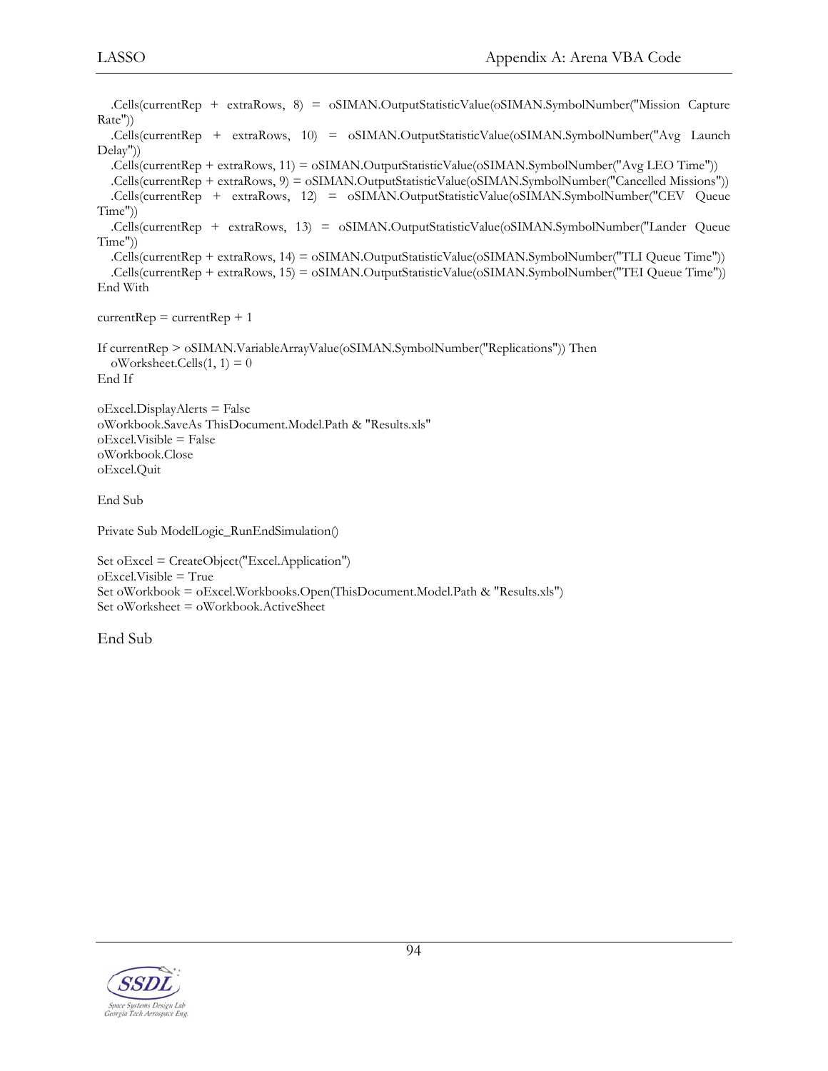```
    .Cells(currentRep + extraRows, 8) = oSIMAN.OutputStatisticValue(oSIMAN.SymbolNumber("Mission Capture Rate"))
    .Cells(currentRep + extraRows, 10) = oSIMAN.OutputStatisticValue(oSIMAN.SymbolNumber("Avg Launch Delay"))
    .Cells(currentRep + extraRows, 11) = oSIMAN.OutputStatisticValue(oSIMAN.SymbolNumber("Avg LEO Time"))
    .Cells(currentRep + extraRows, 9) = oSIMAN.OutputStatisticValue(oSIMAN.SymbolNumber("Cancelled Missions"))
    .Cells(currentRep + extraRows, 12) = oSIMAN.OutputStatisticValue(oSIMAN.SymbolNumber("CEV Queue Time"))
    .Cells(currentRep + extraRows, 13) = oSIMAN.OutputStatisticValue(oSIMAN.SymbolNumber("Lander Queue Time"))
    .Cells(currentRep + extraRows, 14) = oSIMAN.OutputStatisticValue(oSIMAN.SymbolNumber("TLI Queue Time"))
    .Cells(currentRep + extraRows, 15) = oSIMAN.OutputStatisticValue(oSIMAN.SymbolNumber("TEI Queue Time"))
End With

currentRep = currentRep + 1

If currentRep > oSIMAN.VariableArrayValue(oSIMAN.SymbolNumber("Replications")) Then
    oWorksheet.Cells(1, 1) = 0
End If

oExcel.DisplayAlerts = False
oWorkbook.SaveAs ThisDocument.Model.Path & "Results.xls"
oExcel.Visible = False
oWorkbook.Close
oExcel.Quit

End Sub

Private Sub ModelLogic_RunEndSimulation()

Set oExcel = CreateObject("Excel.Application")
oExcel.Visible = True
Set oWorkbook = oExcel.Workbooks.Open(ThisDocument.Model.Path & "Results.xls")
Set oWorksheet = oWorkbook.ActiveSheet

End Sub
```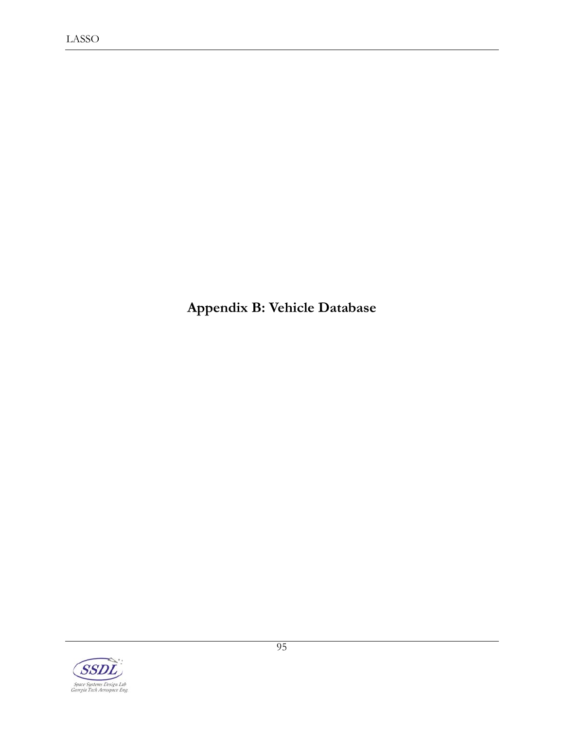# Appendix B: Vehicle Database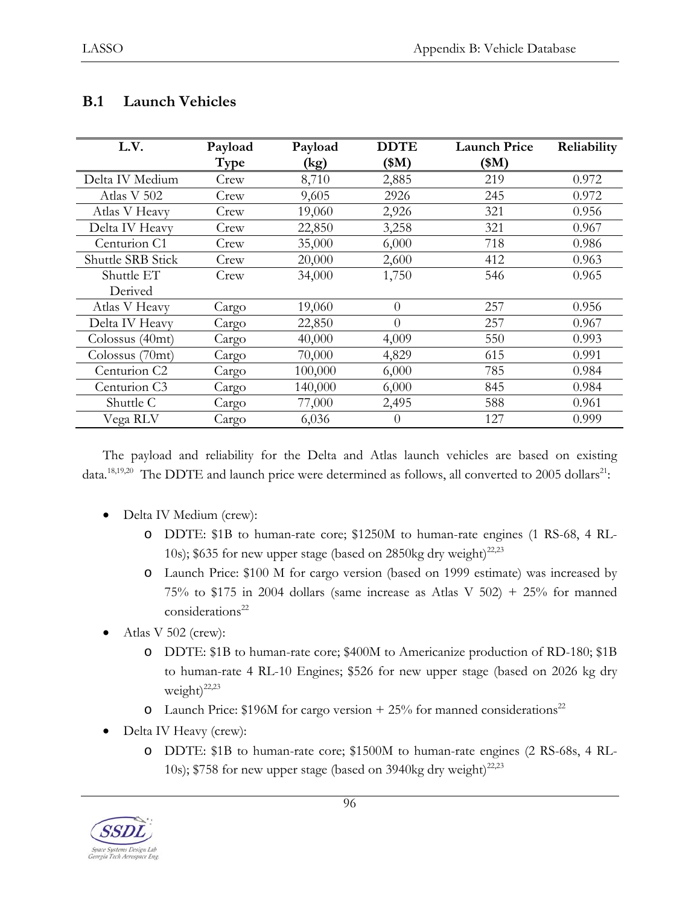## B.1 Launch Vehicles

| L.V. | Payload Type | Payload (kg) | DDTE ($M) | Launch Price ($M) | Reliability |
|---|---|---|---|---|---|
| Delta IV Medium | Crew | 8,710 | 2,885 | 219 | 0.972 |
| Atlas V 502 | Crew | 9,605 | 2926 | 245 | 0.972 |
| Atlas V Heavy | Crew | 19,060 | 2,926 | 321 | 0.956 |
| Delta IV Heavy | Crew | 22,850 | 3,258 | 321 | 0.967 |
| Centurion C1 | Crew | 35,000 | 6,000 | 718 | 0.986 |
| Shuttle SRB Stick | Crew | 20,000 | 2,600 | 412 | 0.963 |
| Shuttle ET Derived | Crew | 34,000 | 1,750 | 546 | 0.965 |
| Atlas V Heavy | Cargo | 19,060 | 0 | 257 | 0.956 |
| Delta IV Heavy | Cargo | 22,850 | 0 | 257 | 0.967 |
| Colossus (40mt) | Cargo | 40,000 | 4,009 | 550 | 0.993 |
| Colossus (70mt) | Cargo | 70,000 | 4,829 | 615 | 0.991 |
| Centurion C2 | Cargo | 100,000 | 6,000 | 785 | 0.984 |
| Centurion C3 | Cargo | 140,000 | 6,000 | 845 | 0.984 |
| Shuttle C | Cargo | 77,000 | 2,495 | 588 | 0.961 |
| Vega RLV | Cargo | 6,036 | 0 | 127 | 0.999 |

The payload and reliability for the Delta and Atlas launch vehicles are based on existing data.[18,19,20] The DDTE and launch price were determined as follows, all converted to 2005 dollars[21]:

- Delta IV Medium (crew):
  - DDTE: $1B to human-rate core; $1250M to human-rate engines (1 RS-68, 4 RL-10s); $635 for new upper stage (based on 2850kg dry weight)[22,23]
  - Launch Price: $100 M for cargo version (based on 1999 estimate) was increased by 75% to $175 in 2004 dollars (same increase as Atlas V 502) + 25% for manned considerations[22]
- Atlas V 502 (crew):
  - DDTE: $1B to human-rate core; $400M to Americanize production of RD-180; $1B to human-rate 4 RL-10 Engines; $526 for new upper stage (based on 2026 kg dry weight)[22,23]
  - Launch Price: $196M for cargo version + 25% for manned considerations[22]
- Delta IV Heavy (crew):
  - DDTE: $1B to human-rate core; $1500M to human-rate engines (2 RS-68s, 4 RL-10s); $758 for new upper stage (based on 3940kg dry weight)[22,23]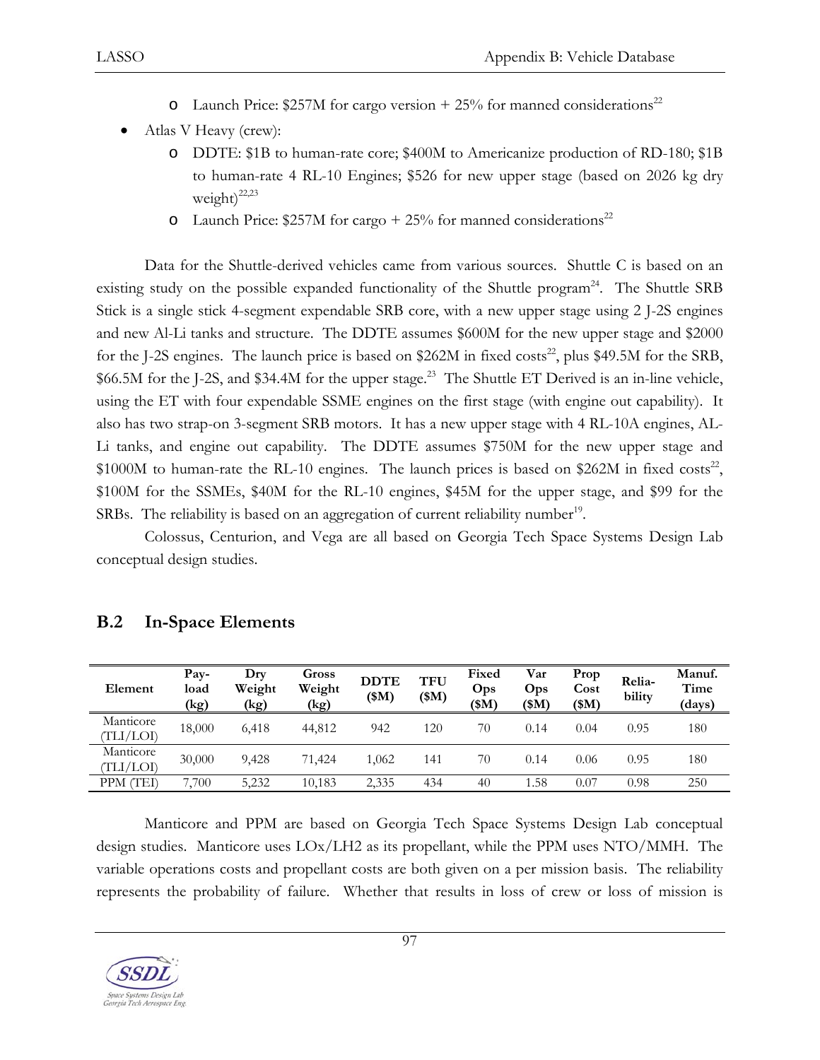- Launch Price: $257M for cargo version + 25% for manned considerations[22]
- Atlas V Heavy (crew):
  - DDTE: $1B to human-rate core; $400M to Americanize production of RD-180; $1B to human-rate 4 RL-10 Engines; $526 for new upper stage (based on 2026 kg dry weight)[22,23]
  - Launch Price: $257M for cargo + 25% for manned considerations[22]

Data for the Shuttle-derived vehicles came from various sources. Shuttle C is based on an existing study on the possible expanded functionality of the Shuttle program[24]. The Shuttle SRB Stick is a single stick 4-segment expendable SRB core, with a new upper stage using 2 J-2S engines and new Al-Li tanks and structure. The DDTE assumes $600M for the new upper stage and $2000 for the J-2S engines. The launch price is based on $262M in fixed costs[22], plus $49.5M for the SRB, $66.5M for the J-2S, and $34.4M for the upper stage.[23] The Shuttle ET Derived is an in-line vehicle, using the ET with four expendable SSME engines on the first stage (with engine out capability). It also has two strap-on 3-segment SRB motors. It has a new upper stage with 4 RL-10A engines, AL-Li tanks, and engine out capability. The DDTE assumes $750M for the new upper stage and $1000M to human-rate the RL-10 engines. The launch prices is based on $262M in fixed costs[22], $100M for the SSMEs, $40M for the RL-10 engines, $45M for the upper stage, and $99 for the SRBs. The reliability is based on an aggregation of current reliability number[19].

Colossus, Centurion, and Vega are all based on Georgia Tech Space Systems Design Lab conceptual design studies.

## B.2 In-Space Elements

| Element | Pay-load (kg) | Dry Weight (kg) | Gross Weight (kg) | DDTE ($M) | TFU ($M) | Fixed Ops ($M) | Var Ops ($M) | Prop Cost ($M) | Relia-bility | Manuf. Time (days) |
|---|---|---|---|---|---|---|---|---|---|---|
| Manticore (TLI/LOI) | 18,000 | 6,418 | 44,812 | 942 | 120 | 70 | 0.14 | 0.04 | 0.95 | 180 |
| Manticore (TLI/LOI) | 30,000 | 9,428 | 71,424 | 1,062 | 141 | 70 | 0.14 | 0.06 | 0.95 | 180 |
| PPM (TEI) | 7,700 | 5,232 | 10,183 | 2,335 | 434 | 40 | 1.58 | 0.07 | 0.98 | 250 |

Manticore and PPM are based on Georgia Tech Space Systems Design Lab conceptual design studies. Manticore uses LOx/LH2 as its propellant, while the PPM uses NTO/MMH. The variable operations costs and propellant costs are both given on a per mission basis. The reliability represents the probability of failure. Whether that results in loss of crew or loss of mission is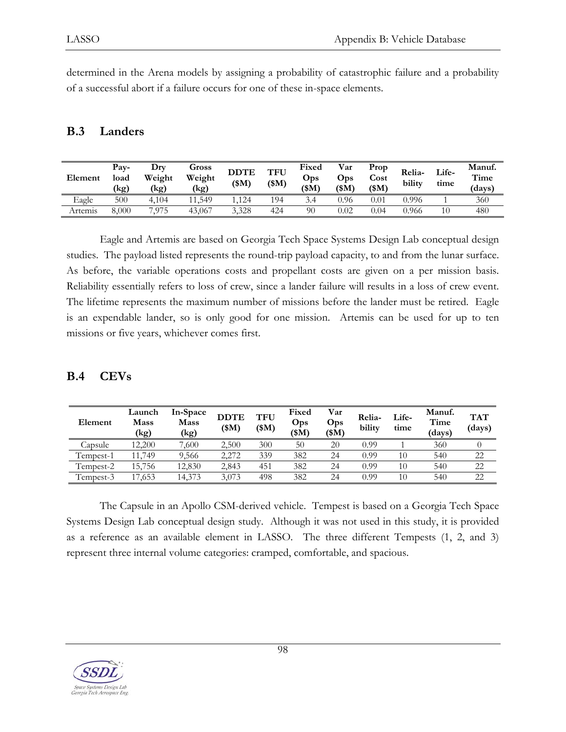determined in the Arena models by assigning a probability of catastrophic failure and a probability of a successful abort if a failure occurs for one of these in-space elements.

## B.3 Landers

| Element | Pay-load (kg) | Dry Weight (kg) | Gross Weight (kg) | DDTE ($M) | TFU ($M) | Fixed Ops ($M) | Var Ops ($M) | Prop Cost ($M) | Relia-bility | Life-time | Manuf. Time (days) |
|---|---|---|---|---|---|---|---|---|---|---|---|
| Eagle | 500 | 4,104 | 11,549 | 1,124 | 194 | 3.4 | 0.96 | 0.01 | 0.996 | 1 | 360 |
| Artemis | 8,000 | 7,975 | 43,067 | 3,328 | 424 | 90 | 0.02 | 0.04 | 0.966 | 10 | 480 |

Eagle and Artemis are based on Georgia Tech Space Systems Design Lab conceptual design studies. The payload listed represents the round-trip payload capacity, to and from the lunar surface. As before, the variable operations costs and propellant costs are given on a per mission basis. Reliability essentially refers to loss of crew, since a lander failure will results in a loss of crew event. The lifetime represents the maximum number of missions before the lander must be retired. Eagle is an expendable lander, so is only good for one mission. Artemis can be used for up to ten missions or five years, whichever comes first.

## B.4 CEVs

| Element | Launch Mass (kg) | In-Space Mass (kg) | DDTE ($M) | TFU ($M) | Fixed Ops ($M) | Var Ops ($M) | Relia-bility | Life-time | Manuf. Time (days) | TAT (days) |
|---|---|---|---|---|---|---|---|---|---|---|
| Capsule | 12,200 | 7,600 | 2,500 | 300 | 50 | 20 | 0.99 | 1 | 360 | 0 |
| Tempest-1 | 11,749 | 9,566 | 2,272 | 339 | 382 | 24 | 0.99 | 10 | 540 | 22 |
| Tempest-2 | 15,756 | 12,830 | 2,843 | 451 | 382 | 24 | 0.99 | 10 | 540 | 22 |
| Tempest-3 | 17,653 | 14,373 | 3,073 | 498 | 382 | 24 | 0.99 | 10 | 540 | 22 |

The Capsule in an Apollo CSM-derived vehicle. Tempest is based on a Georgia Tech Space Systems Design Lab conceptual design study. Although it was not used in this study, it is provided as a reference as an available element in LASSO. The three different Tempests (1, 2, and 3) represent three internal volume categories: cramped, comfortable, and spacious.